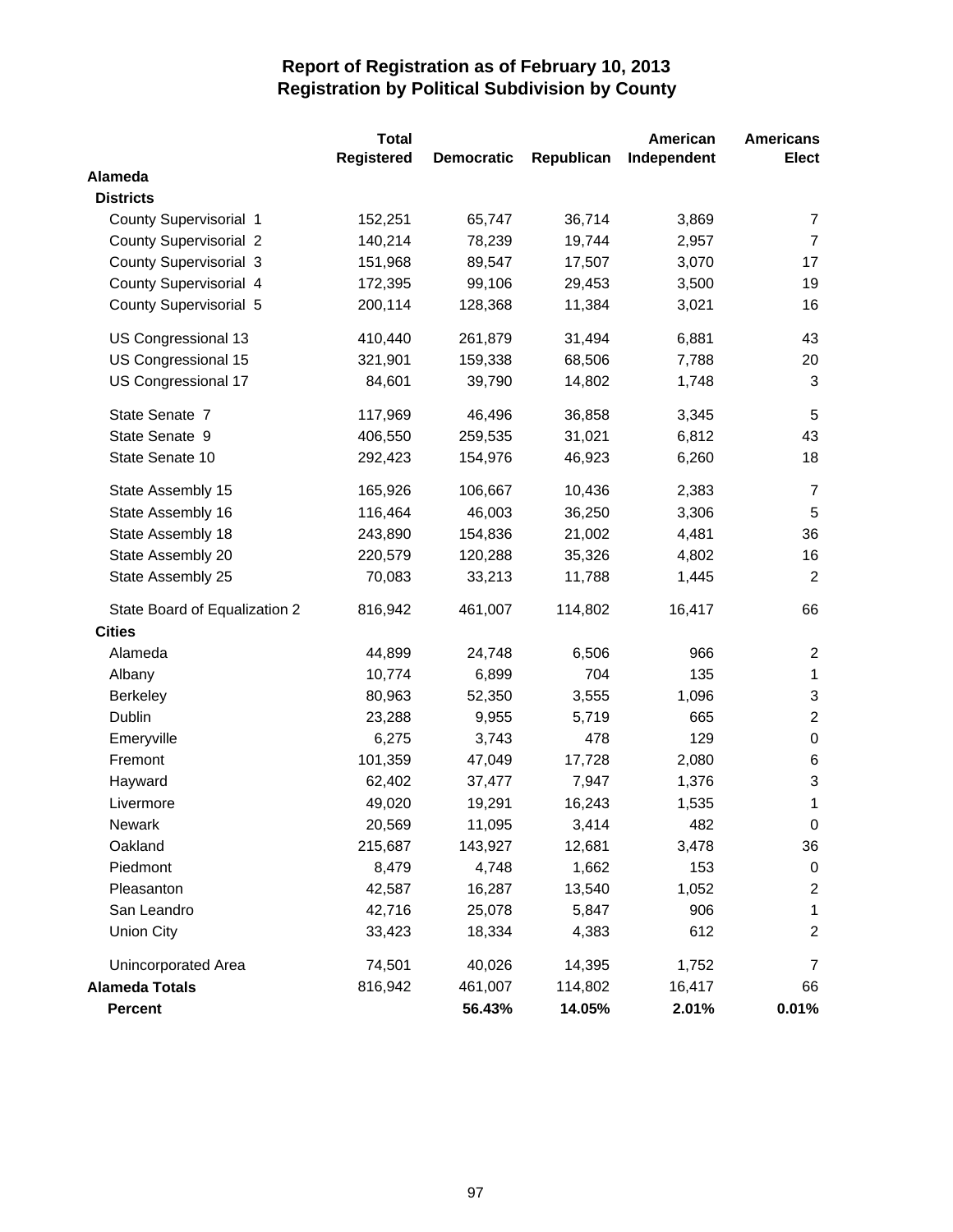# Report of Registration as of February 10, 2013
## Registration by Political Subdivision by County

| | Total Registered | Democratic | Republican | American Independent | Americans Elect |
|---|---|---|---|---|---|
| **Alameda** | | | | | |
| **Districts** | | | | | |
| County Supervisorial 1 | 152,251 | 65,747 | 36,714 | 3,869 | 7 |
| County Supervisorial 2 | 140,214 | 78,239 | 19,744 | 2,957 | 7 |
| County Supervisorial 3 | 151,968 | 89,547 | 17,507 | 3,070 | 17 |
| County Supervisorial 4 | 172,395 | 99,106 | 29,453 | 3,500 | 19 |
| County Supervisorial 5 | 200,114 | 128,368 | 11,384 | 3,021 | 16 |
| US Congressional 13 | 410,440 | 261,879 | 31,494 | 6,881 | 43 |
| US Congressional 15 | 321,901 | 159,338 | 68,506 | 7,788 | 20 |
| US Congressional 17 | 84,601 | 39,790 | 14,802 | 1,748 | 3 |
| State Senate 7 | 117,969 | 46,496 | 36,858 | 3,345 | 5 |
| State Senate 9 | 406,550 | 259,535 | 31,021 | 6,812 | 43 |
| State Senate 10 | 292,423 | 154,976 | 46,923 | 6,260 | 18 |
| State Assembly 15 | 165,926 | 106,667 | 10,436 | 2,383 | 7 |
| State Assembly 16 | 116,464 | 46,003 | 36,250 | 3,306 | 5 |
| State Assembly 18 | 243,890 | 154,836 | 21,002 | 4,481 | 36 |
| State Assembly 20 | 220,579 | 120,288 | 35,326 | 4,802 | 16 |
| State Assembly 25 | 70,083 | 33,213 | 11,788 | 1,445 | 2 |
| State Board of Equalization 2 | 816,942 | 461,007 | 114,802 | 16,417 | 66 |
| **Cities** | | | | | |
| Alameda | 44,899 | 24,748 | 6,506 | 966 | 2 |
| Albany | 10,774 | 6,899 | 704 | 135 | 1 |
| Berkeley | 80,963 | 52,350 | 3,555 | 1,096 | 3 |
| Dublin | 23,288 | 9,955 | 5,719 | 665 | 2 |
| Emeryville | 6,275 | 3,743 | 478 | 129 | 0 |
| Fremont | 101,359 | 47,049 | 17,728 | 2,080 | 6 |
| Hayward | 62,402 | 37,477 | 7,947 | 1,376 | 3 |
| Livermore | 49,020 | 19,291 | 16,243 | 1,535 | 1 |
| Newark | 20,569 | 11,095 | 3,414 | 482 | 0 |
| Oakland | 215,687 | 143,927 | 12,681 | 3,478 | 36 |
| Piedmont | 8,479 | 4,748 | 1,662 | 153 | 0 |
| Pleasanton | 42,587 | 16,287 | 13,540 | 1,052 | 2 |
| San Leandro | 42,716 | 25,078 | 5,847 | 906 | 1 |
| Union City | 33,423 | 18,334 | 4,383 | 612 | 2 |
| Unincorporated Area | 74,501 | 40,026 | 14,395 | 1,752 | 7 |
| **Alameda Totals** | 816,942 | 461,007 | 114,802 | 16,417 | 66 |
| **Percent** | | **56.43%** | **14.05%** | **2.01%** | **0.01%** |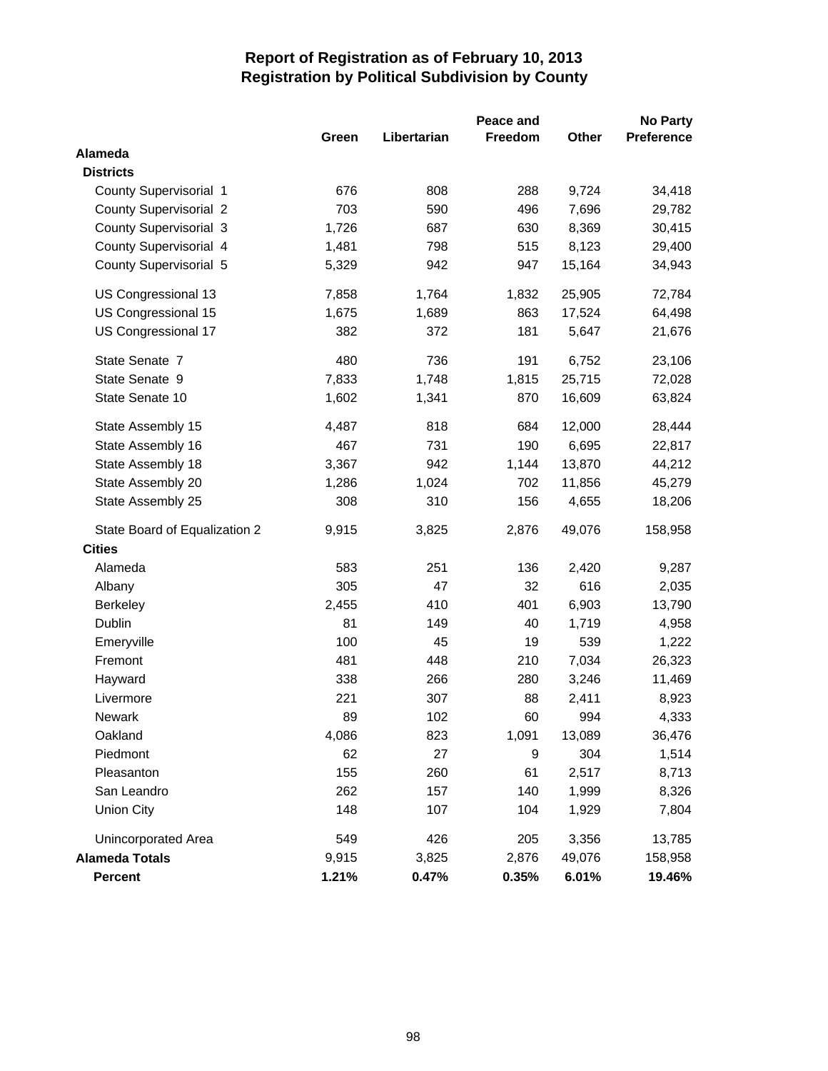# Report of Registration as of February 10, 2013
## Registration by Political Subdivision by County

| | Green | Libertarian | Peace and Freedom | Other | No Party Preference |
|---|---|---|---|---|---|
| **Alameda** | | | | | |
| **Districts** | | | | | |
| County Supervisorial 1 | 676 | 808 | 288 | 9,724 | 34,418 |
| County Supervisorial 2 | 703 | 590 | 496 | 7,696 | 29,782 |
| County Supervisorial 3 | 1,726 | 687 | 630 | 8,369 | 30,415 |
| County Supervisorial 4 | 1,481 | 798 | 515 | 8,123 | 29,400 |
| County Supervisorial 5 | 5,329 | 942 | 947 | 15,164 | 34,943 |
| US Congressional 13 | 7,858 | 1,764 | 1,832 | 25,905 | 72,784 |
| US Congressional 15 | 1,675 | 1,689 | 863 | 17,524 | 64,498 |
| US Congressional 17 | 382 | 372 | 181 | 5,647 | 21,676 |
| State Senate 7 | 480 | 736 | 191 | 6,752 | 23,106 |
| State Senate 9 | 7,833 | 1,748 | 1,815 | 25,715 | 72,028 |
| State Senate 10 | 1,602 | 1,341 | 870 | 16,609 | 63,824 |
| State Assembly 15 | 4,487 | 818 | 684 | 12,000 | 28,444 |
| State Assembly 16 | 467 | 731 | 190 | 6,695 | 22,817 |
| State Assembly 18 | 3,367 | 942 | 1,144 | 13,870 | 44,212 |
| State Assembly 20 | 1,286 | 1,024 | 702 | 11,856 | 45,279 |
| State Assembly 25 | 308 | 310 | 156 | 4,655 | 18,206 |
| State Board of Equalization 2 | 9,915 | 3,825 | 2,876 | 49,076 | 158,958 |
| **Cities** | | | | | |
| Alameda | 583 | 251 | 136 | 2,420 | 9,287 |
| Albany | 305 | 47 | 32 | 616 | 2,035 |
| Berkeley | 2,455 | 410 | 401 | 6,903 | 13,790 |
| Dublin | 81 | 149 | 40 | 1,719 | 4,958 |
| Emeryville | 100 | 45 | 19 | 539 | 1,222 |
| Fremont | 481 | 448 | 210 | 7,034 | 26,323 |
| Hayward | 338 | 266 | 280 | 3,246 | 11,469 |
| Livermore | 221 | 307 | 88 | 2,411 | 8,923 |
| Newark | 89 | 102 | 60 | 994 | 4,333 |
| Oakland | 4,086 | 823 | 1,091 | 13,089 | 36,476 |
| Piedmont | 62 | 27 | 9 | 304 | 1,514 |
| Pleasanton | 155 | 260 | 61 | 2,517 | 8,713 |
| San Leandro | 262 | 157 | 140 | 1,999 | 8,326 |
| Union City | 148 | 107 | 104 | 1,929 | 7,804 |
| Unincorporated Area | 549 | 426 | 205 | 3,356 | 13,785 |
| **Alameda Totals** | 9,915 | 3,825 | 2,876 | 49,076 | 158,958 |
| **Percent** | **1.21%** | **0.47%** | **0.35%** | **6.01%** | **19.46%** |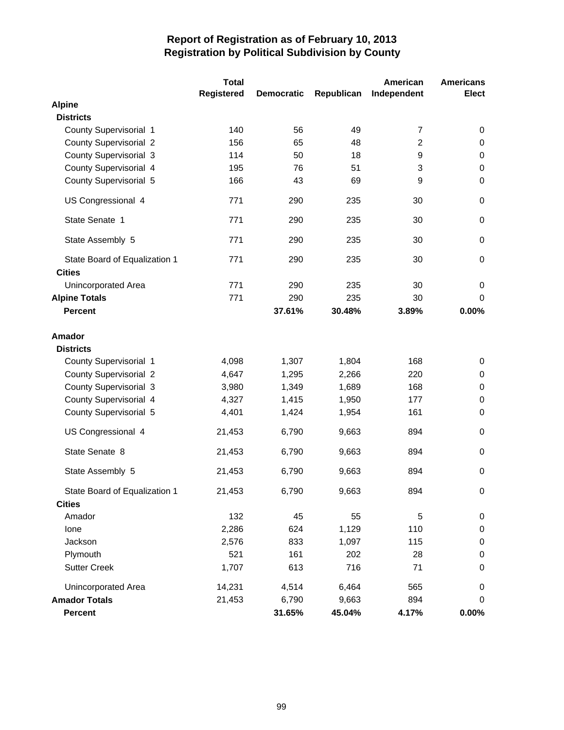# Report of Registration as of February 10, 2013
## Registration by Political Subdivision by County

| | Total Registered | Democratic | Republican | American Independent | Americans Elect |
|---|---|---|---|---|---|
| **Alpine** | | | | | |
| **Districts** | | | | | |
| County Supervisorial 1 | 140 | 56 | 49 | 7 | 0 |
| County Supervisorial 2 | 156 | 65 | 48 | 2 | 0 |
| County Supervisorial 3 | 114 | 50 | 18 | 9 | 0 |
| County Supervisorial 4 | 195 | 76 | 51 | 3 | 0 |
| County Supervisorial 5 | 166 | 43 | 69 | 9 | 0 |
| US Congressional 4 | 771 | 290 | 235 | 30 | 0 |
| State Senate 1 | 771 | 290 | 235 | 30 | 0 |
| State Assembly 5 | 771 | 290 | 235 | 30 | 0 |
| State Board of Equalization 1 | 771 | 290 | 235 | 30 | 0 |
| **Cities** | | | | | |
| Unincorporated Area | 771 | 290 | 235 | 30 | 0 |
| **Alpine Totals** | 771 | 290 | 235 | 30 | 0 |
| **Percent** | | **37.61%** | **30.48%** | **3.89%** | **0.00%** |
| **Amador** | | | | | |
| **Districts** | | | | | |
| County Supervisorial 1 | 4,098 | 1,307 | 1,804 | 168 | 0 |
| County Supervisorial 2 | 4,647 | 1,295 | 2,266 | 220 | 0 |
| County Supervisorial 3 | 3,980 | 1,349 | 1,689 | 168 | 0 |
| County Supervisorial 4 | 4,327 | 1,415 | 1,950 | 177 | 0 |
| County Supervisorial 5 | 4,401 | 1,424 | 1,954 | 161 | 0 |
| US Congressional 4 | 21,453 | 6,790 | 9,663 | 894 | 0 |
| State Senate 8 | 21,453 | 6,790 | 9,663 | 894 | 0 |
| State Assembly 5 | 21,453 | 6,790 | 9,663 | 894 | 0 |
| State Board of Equalization 1 | 21,453 | 6,790 | 9,663 | 894 | 0 |
| **Cities** | | | | | |
| Amador | 132 | 45 | 55 | 5 | 0 |
| Ione | 2,286 | 624 | 1,129 | 110 | 0 |
| Jackson | 2,576 | 833 | 1,097 | 115 | 0 |
| Plymouth | 521 | 161 | 202 | 28 | 0 |
| Sutter Creek | 1,707 | 613 | 716 | 71 | 0 |
| Unincorporated Area | 14,231 | 4,514 | 6,464 | 565 | 0 |
| **Amador Totals** | 21,453 | 6,790 | 9,663 | 894 | 0 |
| **Percent** | | **31.65%** | **45.04%** | **4.17%** | **0.00%** |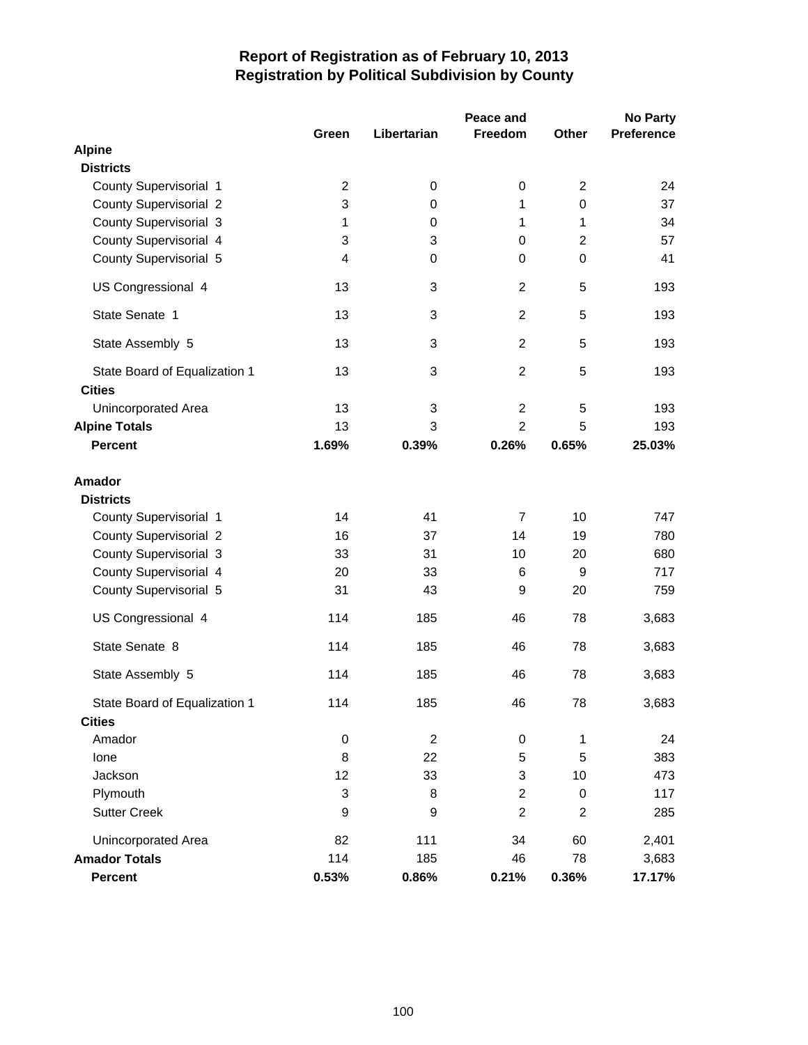# Report of Registration as of February 10, 2013
## Registration by Political Subdivision by County

| | Green | Libertarian | Peace and Freedom | Other | No Party Preference |
|---|---|---|---|---|---|
| **Alpine** | | | | | |
| **Districts** | | | | | |
| County Supervisorial 1 | 2 | 0 | 0 | 2 | 24 |
| County Supervisorial 2 | 3 | 0 | 1 | 0 | 37 |
| County Supervisorial 3 | 1 | 0 | 1 | 1 | 34 |
| County Supervisorial 4 | 3 | 3 | 0 | 2 | 57 |
| County Supervisorial 5 | 4 | 0 | 0 | 0 | 41 |
| US Congressional 4 | 13 | 3 | 2 | 5 | 193 |
| State Senate 1 | 13 | 3 | 2 | 5 | 193 |
| State Assembly 5 | 13 | 3 | 2 | 5 | 193 |
| State Board of Equalization 1 | 13 | 3 | 2 | 5 | 193 |
| **Cities** | | | | | |
| Unincorporated Area | 13 | 3 | 2 | 5 | 193 |
| **Alpine Totals** | 13 | 3 | 2 | 5 | 193 |
| **Percent** | **1.69%** | **0.39%** | **0.26%** | **0.65%** | **25.03%** |
| **Amador** | | | | | |
| **Districts** | | | | | |
| County Supervisorial 1 | 14 | 41 | 7 | 10 | 747 |
| County Supervisorial 2 | 16 | 37 | 14 | 19 | 780 |
| County Supervisorial 3 | 33 | 31 | 10 | 20 | 680 |
| County Supervisorial 4 | 20 | 33 | 6 | 9 | 717 |
| County Supervisorial 5 | 31 | 43 | 9 | 20 | 759 |
| US Congressional 4 | 114 | 185 | 46 | 78 | 3,683 |
| State Senate 8 | 114 | 185 | 46 | 78 | 3,683 |
| State Assembly 5 | 114 | 185 | 46 | 78 | 3,683 |
| State Board of Equalization 1 | 114 | 185 | 46 | 78 | 3,683 |
| **Cities** | | | | | |
| Amador | 0 | 2 | 0 | 1 | 24 |
| Ione | 8 | 22 | 5 | 5 | 383 |
| Jackson | 12 | 33 | 3 | 10 | 473 |
| Plymouth | 3 | 8 | 2 | 0 | 117 |
| Sutter Creek | 9 | 9 | 2 | 2 | 285 |
| Unincorporated Area | 82 | 111 | 34 | 60 | 2,401 |
| **Amador Totals** | 114 | 185 | 46 | 78 | 3,683 |
| **Percent** | **0.53%** | **0.86%** | **0.21%** | **0.36%** | **17.17%** |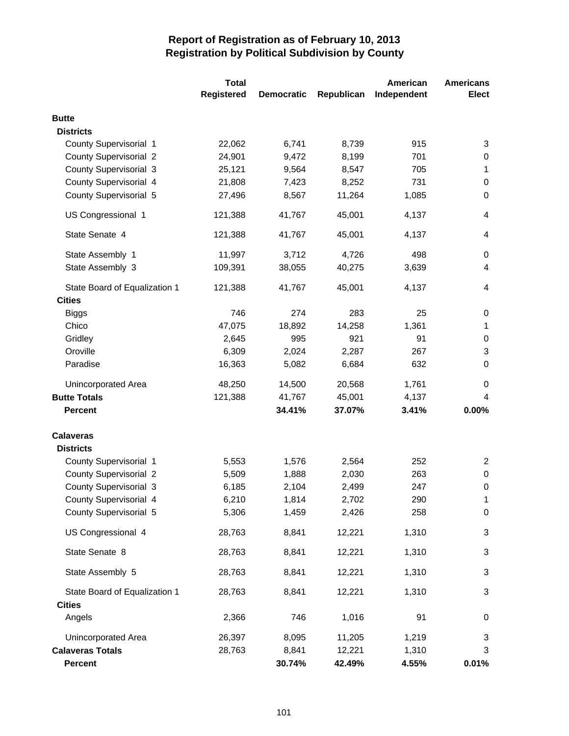# Report of Registration as of February 10, 2013
## Registration by Political Subdivision by County

| | Total Registered | Democratic | Republican | American Independent | Americans Elect |
|---|---|---|---|---|---|
| **Butte** | | | | | |
| **Districts** | | | | | |
| County Supervisorial 1 | 22,062 | 6,741 | 8,739 | 915 | 3 |
| County Supervisorial 2 | 24,901 | 9,472 | 8,199 | 701 | 0 |
| County Supervisorial 3 | 25,121 | 9,564 | 8,547 | 705 | 1 |
| County Supervisorial 4 | 21,808 | 7,423 | 8,252 | 731 | 0 |
| County Supervisorial 5 | 27,496 | 8,567 | 11,264 | 1,085 | 0 |
| US Congressional 1 | 121,388 | 41,767 | 45,001 | 4,137 | 4 |
| State Senate 4 | 121,388 | 41,767 | 45,001 | 4,137 | 4 |
| State Assembly 1 | 11,997 | 3,712 | 4,726 | 498 | 0 |
| State Assembly 3 | 109,391 | 38,055 | 40,275 | 3,639 | 4 |
| State Board of Equalization 1 | 121,388 | 41,767 | 45,001 | 4,137 | 4 |
| **Cities** | | | | | |
| Biggs | 746 | 274 | 283 | 25 | 0 |
| Chico | 47,075 | 18,892 | 14,258 | 1,361 | 1 |
| Gridley | 2,645 | 995 | 921 | 91 | 0 |
| Oroville | 6,309 | 2,024 | 2,287 | 267 | 3 |
| Paradise | 16,363 | 5,082 | 6,684 | 632 | 0 |
| Unincorporated Area | 48,250 | 14,500 | 20,568 | 1,761 | 0 |
| **Butte Totals** | 121,388 | 41,767 | 45,001 | 4,137 | 4 |
| **Percent** | | **34.41%** | **37.07%** | **3.41%** | **0.00%** |
| **Calaveras** | | | | | |
| **Districts** | | | | | |
| County Supervisorial 1 | 5,553 | 1,576 | 2,564 | 252 | 2 |
| County Supervisorial 2 | 5,509 | 1,888 | 2,030 | 263 | 0 |
| County Supervisorial 3 | 6,185 | 2,104 | 2,499 | 247 | 0 |
| County Supervisorial 4 | 6,210 | 1,814 | 2,702 | 290 | 1 |
| County Supervisorial 5 | 5,306 | 1,459 | 2,426 | 258 | 0 |
| US Congressional 4 | 28,763 | 8,841 | 12,221 | 1,310 | 3 |
| State Senate 8 | 28,763 | 8,841 | 12,221 | 1,310 | 3 |
| State Assembly 5 | 28,763 | 8,841 | 12,221 | 1,310 | 3 |
| State Board of Equalization 1 | 28,763 | 8,841 | 12,221 | 1,310 | 3 |
| **Cities** | | | | | |
| Angels | 2,366 | 746 | 1,016 | 91 | 0 |
| Unincorporated Area | 26,397 | 8,095 | 11,205 | 1,219 | 3 |
| **Calaveras Totals** | 28,763 | 8,841 | 12,221 | 1,310 | 3 |
| **Percent** | | **30.74%** | **42.49%** | **4.55%** | **0.01%** |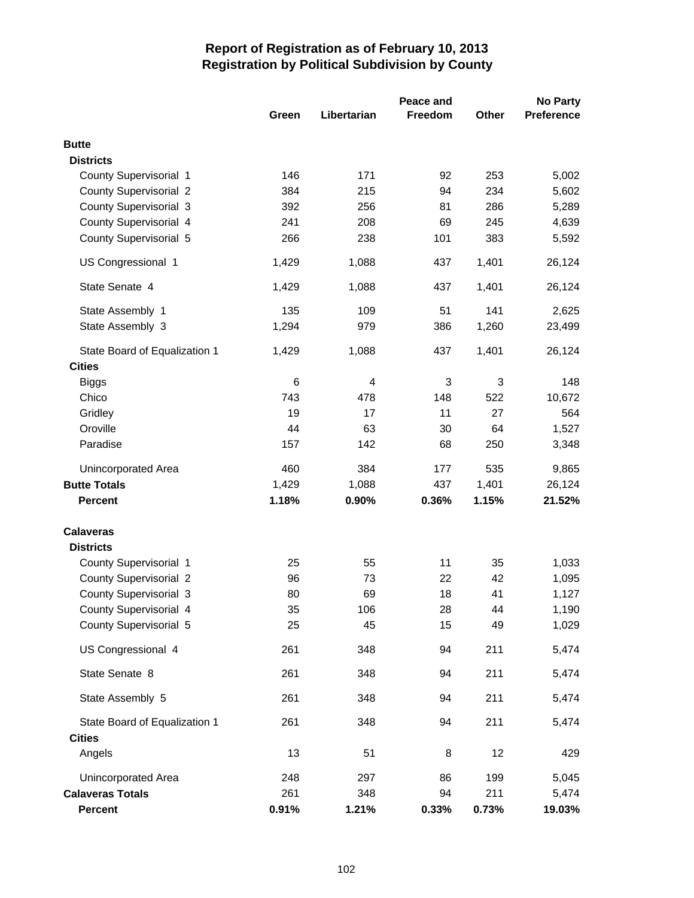# Report of Registration as of February 10, 2013
## Registration by Political Subdivision by County

| | Green | Libertarian | Peace and Freedom | Other | No Party Preference |
|---|---|---|---|---|---|
| **Butte** | | | | | |
| **Districts** | | | | | |
| County Supervisorial 1 | 146 | 171 | 92 | 253 | 5,002 |
| County Supervisorial 2 | 384 | 215 | 94 | 234 | 5,602 |
| County Supervisorial 3 | 392 | 256 | 81 | 286 | 5,289 |
| County Supervisorial 4 | 241 | 208 | 69 | 245 | 4,639 |
| County Supervisorial 5 | 266 | 238 | 101 | 383 | 5,592 |
| US Congressional 1 | 1,429 | 1,088 | 437 | 1,401 | 26,124 |
| State Senate 4 | 1,429 | 1,088 | 437 | 1,401 | 26,124 |
| State Assembly 1 | 135 | 109 | 51 | 141 | 2,625 |
| State Assembly 3 | 1,294 | 979 | 386 | 1,260 | 23,499 |
| State Board of Equalization 1 | 1,429 | 1,088 | 437 | 1,401 | 26,124 |
| **Cities** | | | | | |
| Biggs | 6 | 4 | 3 | 3 | 148 |
| Chico | 743 | 478 | 148 | 522 | 10,672 |
| Gridley | 19 | 17 | 11 | 27 | 564 |
| Oroville | 44 | 63 | 30 | 64 | 1,527 |
| Paradise | 157 | 142 | 68 | 250 | 3,348 |
| Unincorporated Area | 460 | 384 | 177 | 535 | 9,865 |
| **Butte Totals** | 1,429 | 1,088 | 437 | 1,401 | 26,124 |
| **Percent** | **1.18%** | **0.90%** | **0.36%** | **1.15%** | **21.52%** |
| **Calaveras** | | | | | |
| **Districts** | | | | | |
| County Supervisorial 1 | 25 | 55 | 11 | 35 | 1,033 |
| County Supervisorial 2 | 96 | 73 | 22 | 42 | 1,095 |
| County Supervisorial 3 | 80 | 69 | 18 | 41 | 1,127 |
| County Supervisorial 4 | 35 | 106 | 28 | 44 | 1,190 |
| County Supervisorial 5 | 25 | 45 | 15 | 49 | 1,029 |
| US Congressional 4 | 261 | 348 | 94 | 211 | 5,474 |
| State Senate 8 | 261 | 348 | 94 | 211 | 5,474 |
| State Assembly 5 | 261 | 348 | 94 | 211 | 5,474 |
| State Board of Equalization 1 | 261 | 348 | 94 | 211 | 5,474 |
| **Cities** | | | | | |
| Angels | 13 | 51 | 8 | 12 | 429 |
| Unincorporated Area | 248 | 297 | 86 | 199 | 5,045 |
| **Calaveras Totals** | 261 | 348 | 94 | 211 | 5,474 |
| **Percent** | **0.91%** | **1.21%** | **0.33%** | **0.73%** | **19.03%** |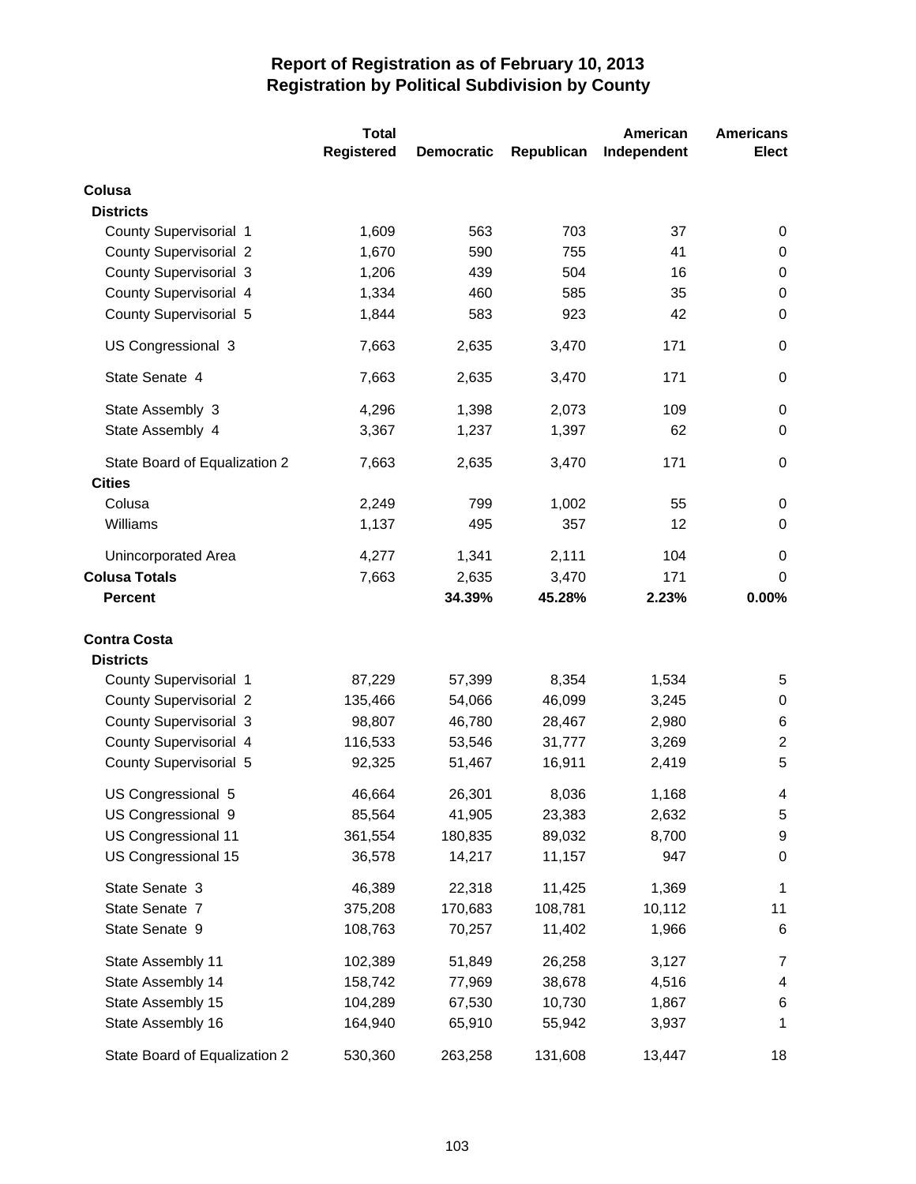# Report of Registration as of February 10, 2013
## Registration by Political Subdivision by County

| | Total Registered | Democratic | Republican | American Independent | Americans Elect |
|---|---|---|---|---|---|
| **Colusa** | | | | | |
| **Districts** | | | | | |
| County Supervisorial 1 | 1,609 | 563 | 703 | 37 | 0 |
| County Supervisorial 2 | 1,670 | 590 | 755 | 41 | 0 |
| County Supervisorial 3 | 1,206 | 439 | 504 | 16 | 0 |
| County Supervisorial 4 | 1,334 | 460 | 585 | 35 | 0 |
| County Supervisorial 5 | 1,844 | 583 | 923 | 42 | 0 |
| US Congressional 3 | 7,663 | 2,635 | 3,470 | 171 | 0 |
| State Senate 4 | 7,663 | 2,635 | 3,470 | 171 | 0 |
| State Assembly 3 | 4,296 | 1,398 | 2,073 | 109 | 0 |
| State Assembly 4 | 3,367 | 1,237 | 1,397 | 62 | 0 |
| State Board of Equalization 2 | 7,663 | 2,635 | 3,470 | 171 | 0 |
| **Cities** | | | | | |
| Colusa | 2,249 | 799 | 1,002 | 55 | 0 |
| Williams | 1,137 | 495 | 357 | 12 | 0 |
| Unincorporated Area | 4,277 | 1,341 | 2,111 | 104 | 0 |
| **Colusa Totals** | 7,663 | 2,635 | 3,470 | 171 | 0 |
| **Percent** | | **34.39%** | **45.28%** | **2.23%** | **0.00%** |
| **Contra Costa** | | | | | |
| **Districts** | | | | | |
| County Supervisorial 1 | 87,229 | 57,399 | 8,354 | 1,534 | 5 |
| County Supervisorial 2 | 135,466 | 54,066 | 46,099 | 3,245 | 0 |
| County Supervisorial 3 | 98,807 | 46,780 | 28,467 | 2,980 | 6 |
| County Supervisorial 4 | 116,533 | 53,546 | 31,777 | 3,269 | 2 |
| County Supervisorial 5 | 92,325 | 51,467 | 16,911 | 2,419 | 5 |
| US Congressional 5 | 46,664 | 26,301 | 8,036 | 1,168 | 4 |
| US Congressional 9 | 85,564 | 41,905 | 23,383 | 2,632 | 5 |
| US Congressional 11 | 361,554 | 180,835 | 89,032 | 8,700 | 9 |
| US Congressional 15 | 36,578 | 14,217 | 11,157 | 947 | 0 |
| State Senate 3 | 46,389 | 22,318 | 11,425 | 1,369 | 1 |
| State Senate 7 | 375,208 | 170,683 | 108,781 | 10,112 | 11 |
| State Senate 9 | 108,763 | 70,257 | 11,402 | 1,966 | 6 |
| State Assembly 11 | 102,389 | 51,849 | 26,258 | 3,127 | 7 |
| State Assembly 14 | 158,742 | 77,969 | 38,678 | 4,516 | 4 |
| State Assembly 15 | 104,289 | 67,530 | 10,730 | 1,867 | 6 |
| State Assembly 16 | 164,940 | 65,910 | 55,942 | 3,937 | 1 |
| State Board of Equalization 2 | 530,360 | 263,258 | 131,608 | 13,447 | 18 |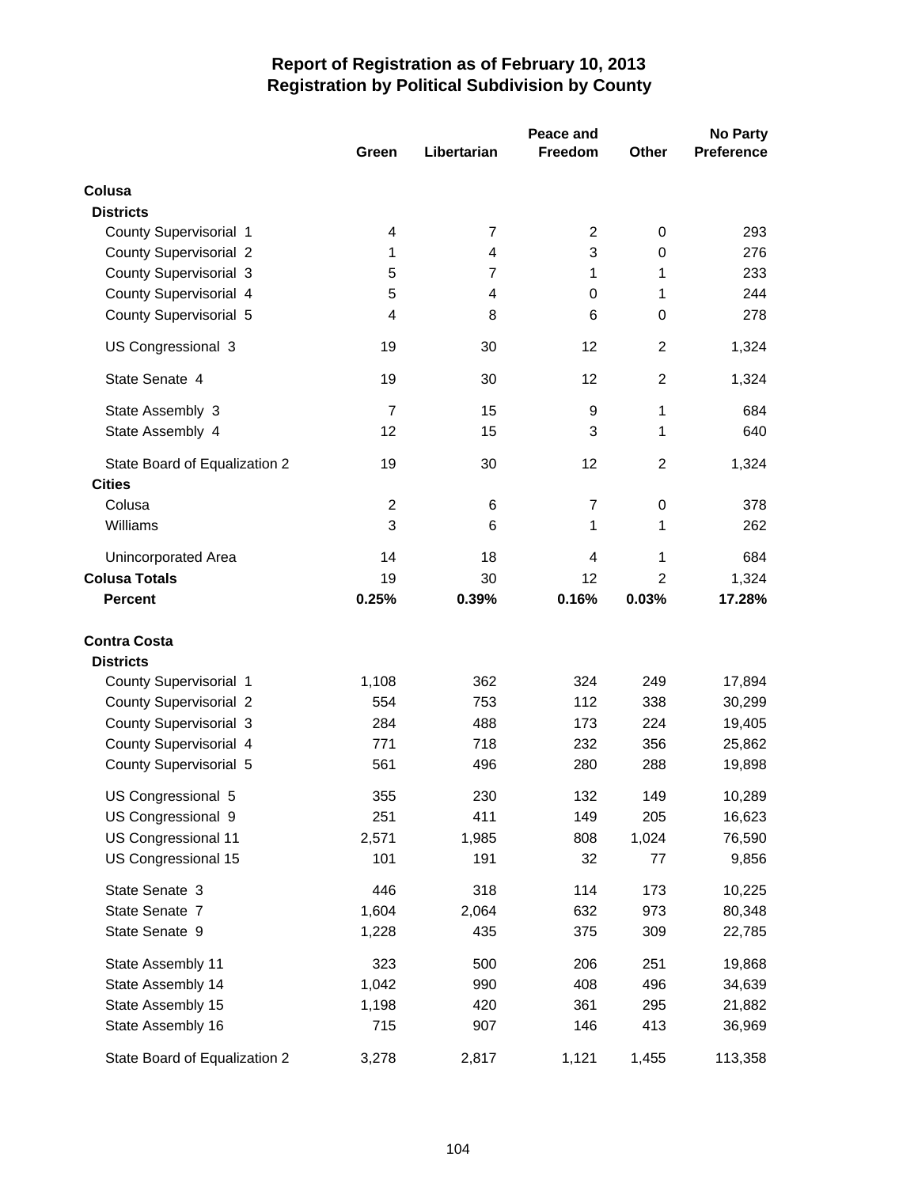# Report of Registration as of February 10, 2013
## Registration by Political Subdivision by County

| | Green | Libertarian | Peace and Freedom | Other | No Party Preference |
|---|---|---|---|---|---|
| **Colusa** | | | | | |
| **Districts** | | | | | |
| County Supervisorial 1 | 4 | 7 | 2 | 0 | 293 |
| County Supervisorial 2 | 1 | 4 | 3 | 0 | 276 |
| County Supervisorial 3 | 5 | 7 | 1 | 1 | 233 |
| County Supervisorial 4 | 5 | 4 | 0 | 1 | 244 |
| County Supervisorial 5 | 4 | 8 | 6 | 0 | 278 |
| US Congressional 3 | 19 | 30 | 12 | 2 | 1,324 |
| State Senate 4 | 19 | 30 | 12 | 2 | 1,324 |
| State Assembly 3 | 7 | 15 | 9 | 1 | 684 |
| State Assembly 4 | 12 | 15 | 3 | 1 | 640 |
| State Board of Equalization 2 | 19 | 30 | 12 | 2 | 1,324 |
| **Cities** | | | | | |
| Colusa | 2 | 6 | 7 | 0 | 378 |
| Williams | 3 | 6 | 1 | 1 | 262 |
| Unincorporated Area | 14 | 18 | 4 | 1 | 684 |
| **Colusa Totals** | 19 | 30 | 12 | 2 | 1,324 |
| **Percent** | **0.25%** | **0.39%** | **0.16%** | **0.03%** | **17.28%** |
| **Contra Costa** | | | | | |
| **Districts** | | | | | |
| County Supervisorial 1 | 1,108 | 362 | 324 | 249 | 17,894 |
| County Supervisorial 2 | 554 | 753 | 112 | 338 | 30,299 |
| County Supervisorial 3 | 284 | 488 | 173 | 224 | 19,405 |
| County Supervisorial 4 | 771 | 718 | 232 | 356 | 25,862 |
| County Supervisorial 5 | 561 | 496 | 280 | 288 | 19,898 |
| US Congressional 5 | 355 | 230 | 132 | 149 | 10,289 |
| US Congressional 9 | 251 | 411 | 149 | 205 | 16,623 |
| US Congressional 11 | 2,571 | 1,985 | 808 | 1,024 | 76,590 |
| US Congressional 15 | 101 | 191 | 32 | 77 | 9,856 |
| State Senate 3 | 446 | 318 | 114 | 173 | 10,225 |
| State Senate 7 | 1,604 | 2,064 | 632 | 973 | 80,348 |
| State Senate 9 | 1,228 | 435 | 375 | 309 | 22,785 |
| State Assembly 11 | 323 | 500 | 206 | 251 | 19,868 |
| State Assembly 14 | 1,042 | 990 | 408 | 496 | 34,639 |
| State Assembly 15 | 1,198 | 420 | 361 | 295 | 21,882 |
| State Assembly 16 | 715 | 907 | 146 | 413 | 36,969 |
| State Board of Equalization 2 | 3,278 | 2,817 | 1,121 | 1,455 | 113,358 |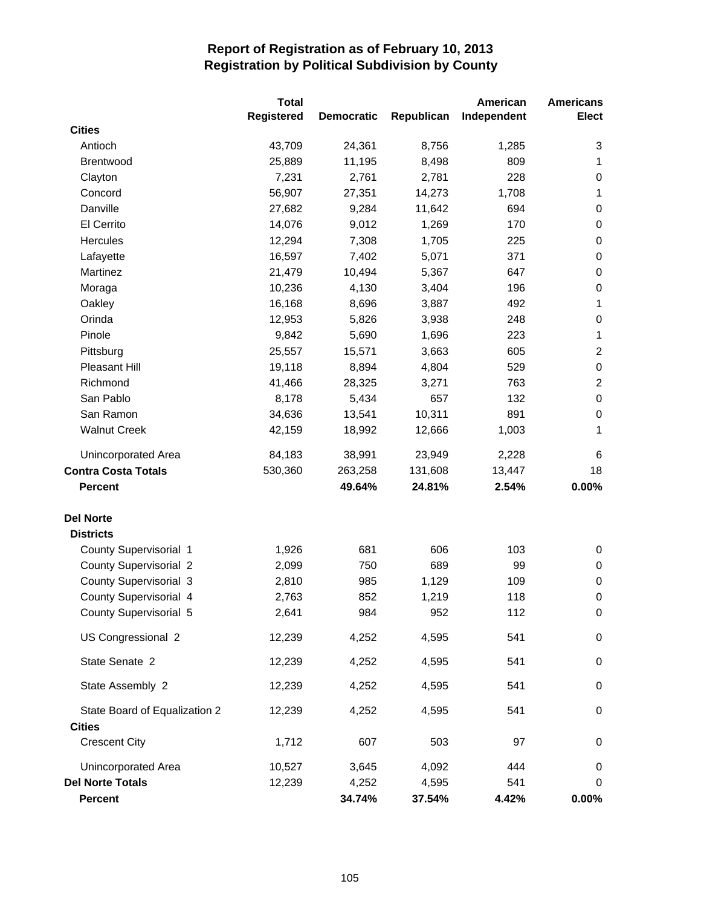# Report of Registration as of February 10, 2013
## Registration by Political Subdivision by County

| | Total Registered | Democratic | Republican | American Independent | Americans Elect |
|---|---|---|---|---|---|
| **Cities** | | | | | |
| Antioch | 43,709 | 24,361 | 8,756 | 1,285 | 3 |
| Brentwood | 25,889 | 11,195 | 8,498 | 809 | 1 |
| Clayton | 7,231 | 2,761 | 2,781 | 228 | 0 |
| Concord | 56,907 | 27,351 | 14,273 | 1,708 | 1 |
| Danville | 27,682 | 9,284 | 11,642 | 694 | 0 |
| El Cerrito | 14,076 | 9,012 | 1,269 | 170 | 0 |
| Hercules | 12,294 | 7,308 | 1,705 | 225 | 0 |
| Lafayette | 16,597 | 7,402 | 5,071 | 371 | 0 |
| Martinez | 21,479 | 10,494 | 5,367 | 647 | 0 |
| Moraga | 10,236 | 4,130 | 3,404 | 196 | 0 |
| Oakley | 16,168 | 8,696 | 3,887 | 492 | 1 |
| Orinda | 12,953 | 5,826 | 3,938 | 248 | 0 |
| Pinole | 9,842 | 5,690 | 1,696 | 223 | 1 |
| Pittsburg | 25,557 | 15,571 | 3,663 | 605 | 2 |
| Pleasant Hill | 19,118 | 8,894 | 4,804 | 529 | 0 |
| Richmond | 41,466 | 28,325 | 3,271 | 763 | 2 |
| San Pablo | 8,178 | 5,434 | 657 | 132 | 0 |
| San Ramon | 34,636 | 13,541 | 10,311 | 891 | 0 |
| Walnut Creek | 42,159 | 18,992 | 12,666 | 1,003 | 1 |
| Unincorporated Area | 84,183 | 38,991 | 23,949 | 2,228 | 6 |
| **Contra Costa Totals** | 530,360 | 263,258 | 131,608 | 13,447 | 18 |
| **Percent** | | **49.64%** | **24.81%** | **2.54%** | **0.00%** |
| **Del Norte** | | | | | |
| **Districts** | | | | | |
| County Supervisorial 1 | 1,926 | 681 | 606 | 103 | 0 |
| County Supervisorial 2 | 2,099 | 750 | 689 | 99 | 0 |
| County Supervisorial 3 | 2,810 | 985 | 1,129 | 109 | 0 |
| County Supervisorial 4 | 2,763 | 852 | 1,219 | 118 | 0 |
| County Supervisorial 5 | 2,641 | 984 | 952 | 112 | 0 |
| US Congressional 2 | 12,239 | 4,252 | 4,595 | 541 | 0 |
| State Senate 2 | 12,239 | 4,252 | 4,595 | 541 | 0 |
| State Assembly 2 | 12,239 | 4,252 | 4,595 | 541 | 0 |
| State Board of Equalization 2 | 12,239 | 4,252 | 4,595 | 541 | 0 |
| **Cities** | | | | | |
| Crescent City | 1,712 | 607 | 503 | 97 | 0 |
| Unincorporated Area | 10,527 | 3,645 | 4,092 | 444 | 0 |
| **Del Norte Totals** | 12,239 | 4,252 | 4,595 | 541 | 0 |
| **Percent** | | **34.74%** | **37.54%** | **4.42%** | **0.00%** |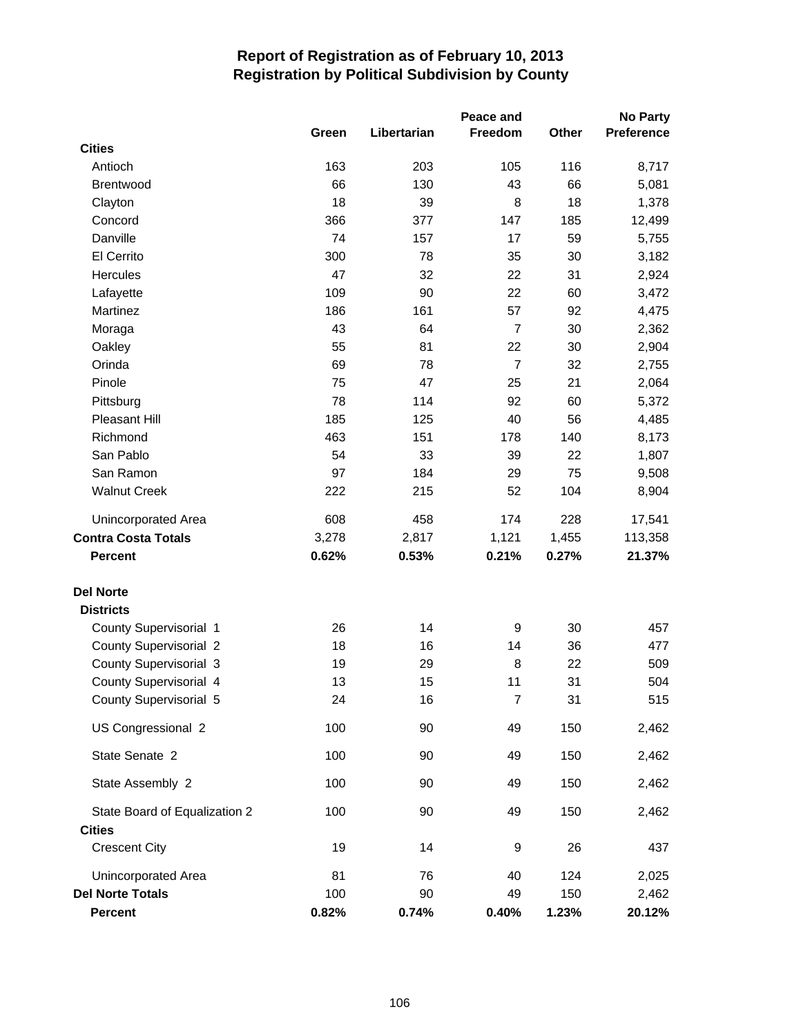# Report of Registration as of February 10, 2013
## Registration by Political Subdivision by County

| | Green | Libertarian | Peace and Freedom | Other | No Party Preference |
|---|---|---|---|---|---|
| **Cities** | | | | | |
| Antioch | 163 | 203 | 105 | 116 | 8,717 |
| Brentwood | 66 | 130 | 43 | 66 | 5,081 |
| Clayton | 18 | 39 | 8 | 18 | 1,378 |
| Concord | 366 | 377 | 147 | 185 | 12,499 |
| Danville | 74 | 157 | 17 | 59 | 5,755 |
| El Cerrito | 300 | 78 | 35 | 30 | 3,182 |
| Hercules | 47 | 32 | 22 | 31 | 2,924 |
| Lafayette | 109 | 90 | 22 | 60 | 3,472 |
| Martinez | 186 | 161 | 57 | 92 | 4,475 |
| Moraga | 43 | 64 | 7 | 30 | 2,362 |
| Oakley | 55 | 81 | 22 | 30 | 2,904 |
| Orinda | 69 | 78 | 7 | 32 | 2,755 |
| Pinole | 75 | 47 | 25 | 21 | 2,064 |
| Pittsburg | 78 | 114 | 92 | 60 | 5,372 |
| Pleasant Hill | 185 | 125 | 40 | 56 | 4,485 |
| Richmond | 463 | 151 | 178 | 140 | 8,173 |
| San Pablo | 54 | 33 | 39 | 22 | 1,807 |
| San Ramon | 97 | 184 | 29 | 75 | 9,508 |
| Walnut Creek | 222 | 215 | 52 | 104 | 8,904 |
| Unincorporated Area | 608 | 458 | 174 | 228 | 17,541 |
| **Contra Costa Totals** | 3,278 | 2,817 | 1,121 | 1,455 | 113,358 |
| **Percent** | **0.62%** | **0.53%** | **0.21%** | **0.27%** | **21.37%** |
| **Del Norte** | | | | | |
| **Districts** | | | | | |
| County Supervisorial 1 | 26 | 14 | 9 | 30 | 457 |
| County Supervisorial 2 | 18 | 16 | 14 | 36 | 477 |
| County Supervisorial 3 | 19 | 29 | 8 | 22 | 509 |
| County Supervisorial 4 | 13 | 15 | 11 | 31 | 504 |
| County Supervisorial 5 | 24 | 16 | 7 | 31 | 515 |
| US Congressional 2 | 100 | 90 | 49 | 150 | 2,462 |
| State Senate 2 | 100 | 90 | 49 | 150 | 2,462 |
| State Assembly 2 | 100 | 90 | 49 | 150 | 2,462 |
| State Board of Equalization 2 | 100 | 90 | 49 | 150 | 2,462 |
| **Cities** | | | | | |
| Crescent City | 19 | 14 | 9 | 26 | 437 |
| Unincorporated Area | 81 | 76 | 40 | 124 | 2,025 |
| **Del Norte Totals** | 100 | 90 | 49 | 150 | 2,462 |
| **Percent** | **0.82%** | **0.74%** | **0.40%** | **1.23%** | **20.12%** |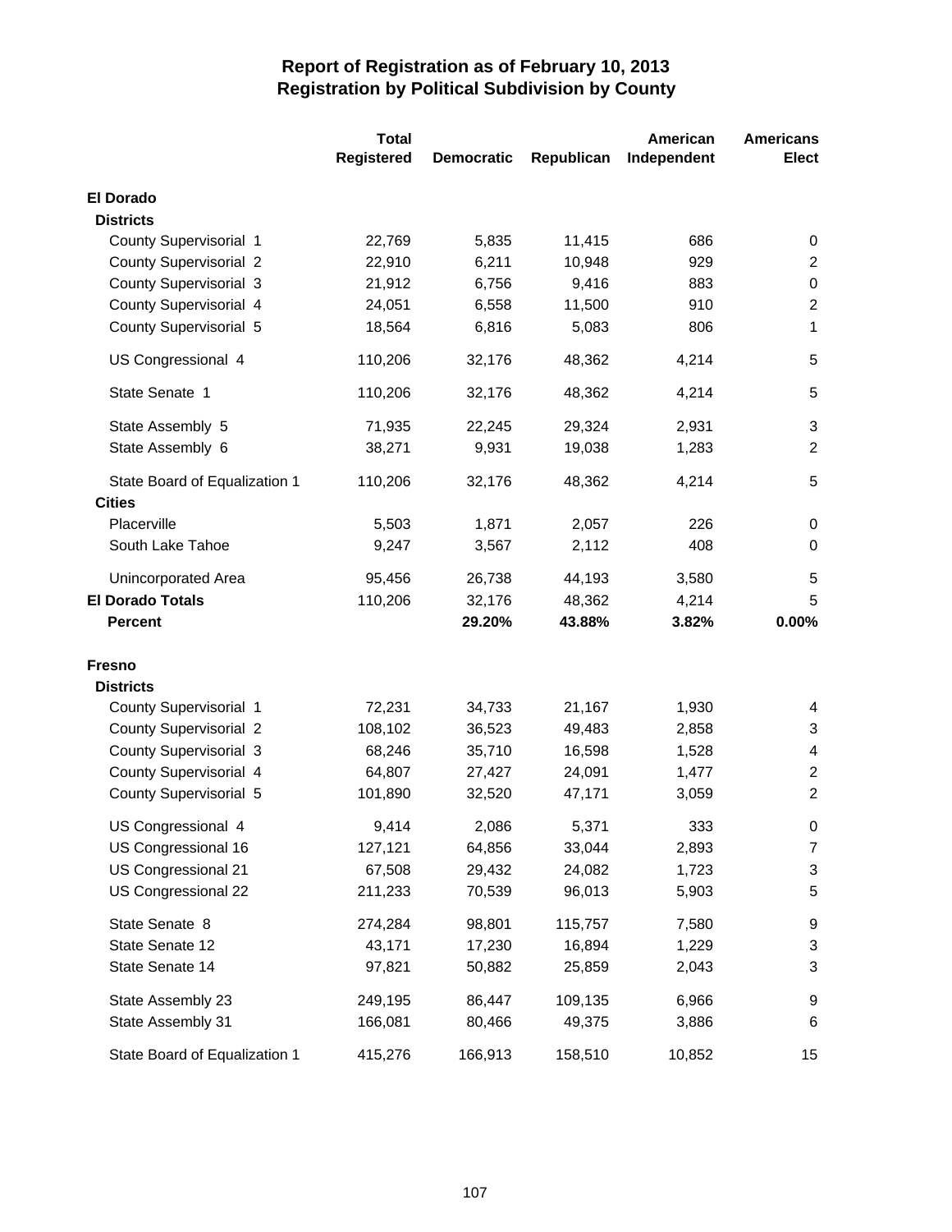# Report of Registration as of February 10, 2013
## Registration by Political Subdivision by County

| | Total Registered | Democratic | Republican | American Independent | Americans Elect |
|---|---|---|---|---|---|
| **El Dorado** | | | | | |
| **Districts** | | | | | |
| County Supervisorial 1 | 22,769 | 5,835 | 11,415 | 686 | 0 |
| County Supervisorial 2 | 22,910 | 6,211 | 10,948 | 929 | 2 |
| County Supervisorial 3 | 21,912 | 6,756 | 9,416 | 883 | 0 |
| County Supervisorial 4 | 24,051 | 6,558 | 11,500 | 910 | 2 |
| County Supervisorial 5 | 18,564 | 6,816 | 5,083 | 806 | 1 |
| US Congressional 4 | 110,206 | 32,176 | 48,362 | 4,214 | 5 |
| State Senate 1 | 110,206 | 32,176 | 48,362 | 4,214 | 5 |
| State Assembly 5 | 71,935 | 22,245 | 29,324 | 2,931 | 3 |
| State Assembly 6 | 38,271 | 9,931 | 19,038 | 1,283 | 2 |
| State Board of Equalization 1 | 110,206 | 32,176 | 48,362 | 4,214 | 5 |
| **Cities** | | | | | |
| Placerville | 5,503 | 1,871 | 2,057 | 226 | 0 |
| South Lake Tahoe | 9,247 | 3,567 | 2,112 | 408 | 0 |
| Unincorporated Area | 95,456 | 26,738 | 44,193 | 3,580 | 5 |
| **El Dorado Totals** | 110,206 | 32,176 | 48,362 | 4,214 | 5 |
| **Percent** | | **29.20%** | **43.88%** | **3.82%** | **0.00%** |
| **Fresno** | | | | | |
| **Districts** | | | | | |
| County Supervisorial 1 | 72,231 | 34,733 | 21,167 | 1,930 | 4 |
| County Supervisorial 2 | 108,102 | 36,523 | 49,483 | 2,858 | 3 |
| County Supervisorial 3 | 68,246 | 35,710 | 16,598 | 1,528 | 4 |
| County Supervisorial 4 | 64,807 | 27,427 | 24,091 | 1,477 | 2 |
| County Supervisorial 5 | 101,890 | 32,520 | 47,171 | 3,059 | 2 |
| US Congressional 4 | 9,414 | 2,086 | 5,371 | 333 | 0 |
| US Congressional 16 | 127,121 | 64,856 | 33,044 | 2,893 | 7 |
| US Congressional 21 | 67,508 | 29,432 | 24,082 | 1,723 | 3 |
| US Congressional 22 | 211,233 | 70,539 | 96,013 | 5,903 | 5 |
| State Senate 8 | 274,284 | 98,801 | 115,757 | 7,580 | 9 |
| State Senate 12 | 43,171 | 17,230 | 16,894 | 1,229 | 3 |
| State Senate 14 | 97,821 | 50,882 | 25,859 | 2,043 | 3 |
| State Assembly 23 | 249,195 | 86,447 | 109,135 | 6,966 | 9 |
| State Assembly 31 | 166,081 | 80,466 | 49,375 | 3,886 | 6 |
| State Board of Equalization 1 | 415,276 | 166,913 | 158,510 | 10,852 | 15 |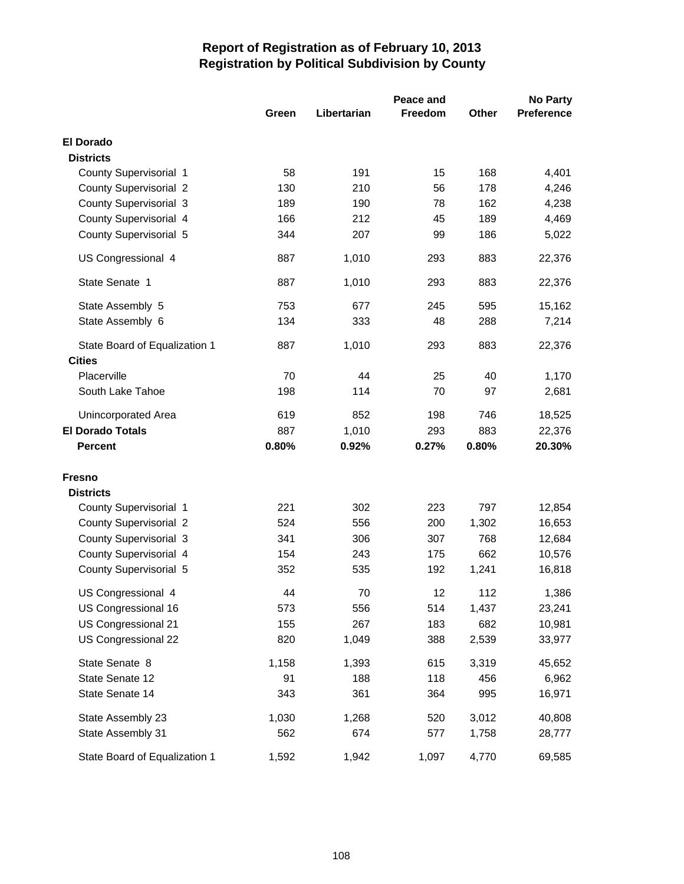# Report of Registration as of February 10, 2013
## Registration by Political Subdivision by County

| | Green | Libertarian | Peace and Freedom | Other | No Party Preference |
|---|---|---|---|---|---|
| **El Dorado** | | | | | |
| **Districts** | | | | | |
| County Supervisorial 1 | 58 | 191 | 15 | 168 | 4,401 |
| County Supervisorial 2 | 130 | 210 | 56 | 178 | 4,246 |
| County Supervisorial 3 | 189 | 190 | 78 | 162 | 4,238 |
| County Supervisorial 4 | 166 | 212 | 45 | 189 | 4,469 |
| County Supervisorial 5 | 344 | 207 | 99 | 186 | 5,022 |
| US Congressional 4 | 887 | 1,010 | 293 | 883 | 22,376 |
| State Senate 1 | 887 | 1,010 | 293 | 883 | 22,376 |
| State Assembly 5 | 753 | 677 | 245 | 595 | 15,162 |
| State Assembly 6 | 134 | 333 | 48 | 288 | 7,214 |
| State Board of Equalization 1 | 887 | 1,010 | 293 | 883 | 22,376 |
| **Cities** | | | | | |
| Placerville | 70 | 44 | 25 | 40 | 1,170 |
| South Lake Tahoe | 198 | 114 | 70 | 97 | 2,681 |
| Unincorporated Area | 619 | 852 | 198 | 746 | 18,525 |
| **El Dorado Totals** | 887 | 1,010 | 293 | 883 | 22,376 |
| **Percent** | **0.80%** | **0.92%** | **0.27%** | **0.80%** | **20.30%** |
| **Fresno** | | | | | |
| **Districts** | | | | | |
| County Supervisorial 1 | 221 | 302 | 223 | 797 | 12,854 |
| County Supervisorial 2 | 524 | 556 | 200 | 1,302 | 16,653 |
| County Supervisorial 3 | 341 | 306 | 307 | 768 | 12,684 |
| County Supervisorial 4 | 154 | 243 | 175 | 662 | 10,576 |
| County Supervisorial 5 | 352 | 535 | 192 | 1,241 | 16,818 |
| US Congressional 4 | 44 | 70 | 12 | 112 | 1,386 |
| US Congressional 16 | 573 | 556 | 514 | 1,437 | 23,241 |
| US Congressional 21 | 155 | 267 | 183 | 682 | 10,981 |
| US Congressional 22 | 820 | 1,049 | 388 | 2,539 | 33,977 |
| State Senate 8 | 1,158 | 1,393 | 615 | 3,319 | 45,652 |
| State Senate 12 | 91 | 188 | 118 | 456 | 6,962 |
| State Senate 14 | 343 | 361 | 364 | 995 | 16,971 |
| State Assembly 23 | 1,030 | 1,268 | 520 | 3,012 | 40,808 |
| State Assembly 31 | 562 | 674 | 577 | 1,758 | 28,777 |
| State Board of Equalization 1 | 1,592 | 1,942 | 1,097 | 4,770 | 69,585 |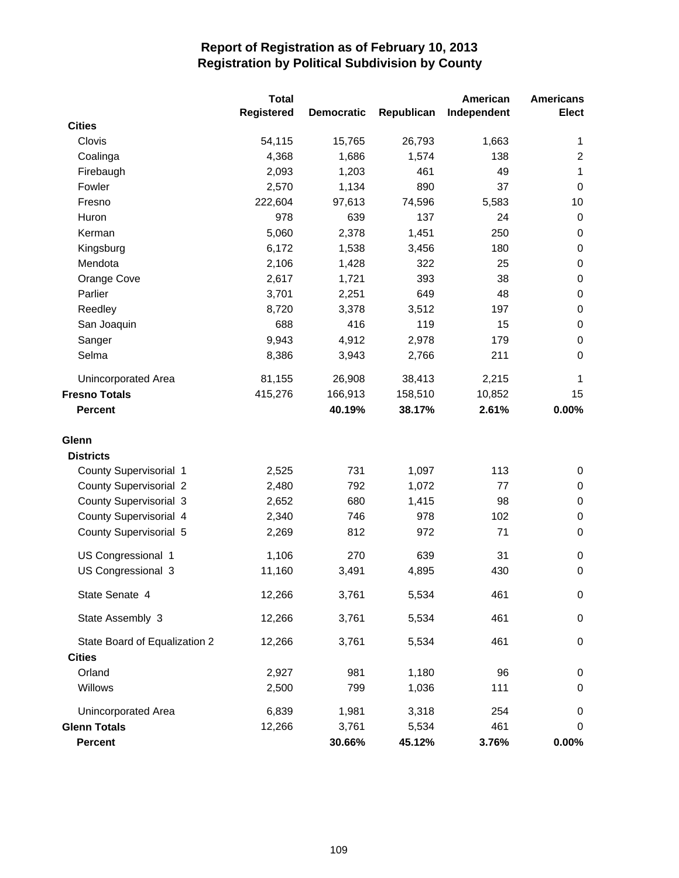# Report of Registration as of February 10, 2013
## Registration by Political Subdivision by County

| | Total Registered | Democratic | Republican | American Independent | Americans Elect |
|---|---|---|---|---|---|
| **Cities** | | | | | |
| Clovis | 54,115 | 15,765 | 26,793 | 1,663 | 1 |
| Coalinga | 4,368 | 1,686 | 1,574 | 138 | 2 |
| Firebaugh | 2,093 | 1,203 | 461 | 49 | 1 |
| Fowler | 2,570 | 1,134 | 890 | 37 | 0 |
| Fresno | 222,604 | 97,613 | 74,596 | 5,583 | 10 |
| Huron | 978 | 639 | 137 | 24 | 0 |
| Kerman | 5,060 | 2,378 | 1,451 | 250 | 0 |
| Kingsburg | 6,172 | 1,538 | 3,456 | 180 | 0 |
| Mendota | 2,106 | 1,428 | 322 | 25 | 0 |
| Orange Cove | 2,617 | 1,721 | 393 | 38 | 0 |
| Parlier | 3,701 | 2,251 | 649 | 48 | 0 |
| Reedley | 8,720 | 3,378 | 3,512 | 197 | 0 |
| San Joaquin | 688 | 416 | 119 | 15 | 0 |
| Sanger | 9,943 | 4,912 | 2,978 | 179 | 0 |
| Selma | 8,386 | 3,943 | 2,766 | 211 | 0 |
| Unincorporated Area | 81,155 | 26,908 | 38,413 | 2,215 | 1 |
| **Fresno Totals** | 415,276 | 166,913 | 158,510 | 10,852 | 15 |
| **Percent** | | **40.19%** | **38.17%** | **2.61%** | **0.00%** |
| **Glenn** | | | | | |
| **Districts** | | | | | |
| County Supervisorial 1 | 2,525 | 731 | 1,097 | 113 | 0 |
| County Supervisorial 2 | 2,480 | 792 | 1,072 | 77 | 0 |
| County Supervisorial 3 | 2,652 | 680 | 1,415 | 98 | 0 |
| County Supervisorial 4 | 2,340 | 746 | 978 | 102 | 0 |
| County Supervisorial 5 | 2,269 | 812 | 972 | 71 | 0 |
| US Congressional 1 | 1,106 | 270 | 639 | 31 | 0 |
| US Congressional 3 | 11,160 | 3,491 | 4,895 | 430 | 0 |
| State Senate 4 | 12,266 | 3,761 | 5,534 | 461 | 0 |
| State Assembly 3 | 12,266 | 3,761 | 5,534 | 461 | 0 |
| State Board of Equalization 2 | 12,266 | 3,761 | 5,534 | 461 | 0 |
| **Cities** | | | | | |
| Orland | 2,927 | 981 | 1,180 | 96 | 0 |
| Willows | 2,500 | 799 | 1,036 | 111 | 0 |
| Unincorporated Area | 6,839 | 1,981 | 3,318 | 254 | 0 |
| **Glenn Totals** | 12,266 | 3,761 | 5,534 | 461 | 0 |
| **Percent** | | **30.66%** | **45.12%** | **3.76%** | **0.00%** |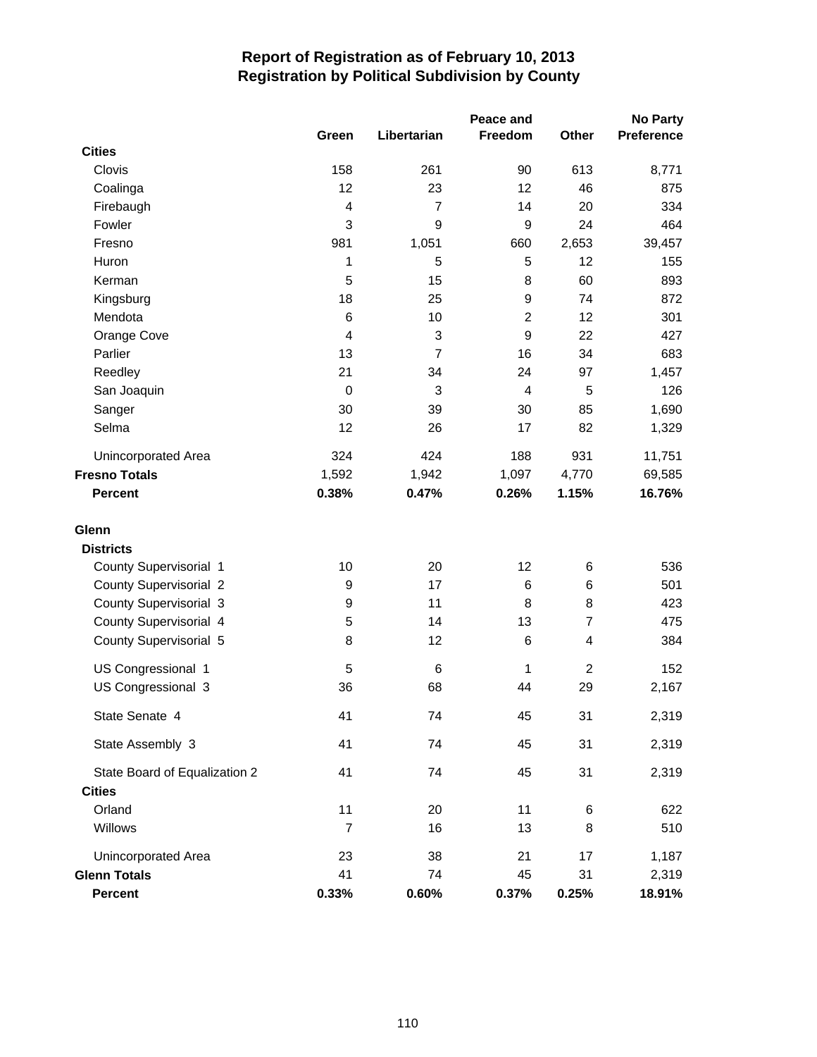# Report of Registration as of February 10, 2013
## Registration by Political Subdivision by County

| | Green | Libertarian | Peace and Freedom | Other | No Party Preference |
|---|---|---|---|---|---|
| **Cities** | | | | | |
| Clovis | 158 | 261 | 90 | 613 | 8,771 |
| Coalinga | 12 | 23 | 12 | 46 | 875 |
| Firebaugh | 4 | 7 | 14 | 20 | 334 |
| Fowler | 3 | 9 | 9 | 24 | 464 |
| Fresno | 981 | 1,051 | 660 | 2,653 | 39,457 |
| Huron | 1 | 5 | 5 | 12 | 155 |
| Kerman | 5 | 15 | 8 | 60 | 893 |
| Kingsburg | 18 | 25 | 9 | 74 | 872 |
| Mendota | 6 | 10 | 2 | 12 | 301 |
| Orange Cove | 4 | 3 | 9 | 22 | 427 |
| Parlier | 13 | 7 | 16 | 34 | 683 |
| Reedley | 21 | 34 | 24 | 97 | 1,457 |
| San Joaquin | 0 | 3 | 4 | 5 | 126 |
| Sanger | 30 | 39 | 30 | 85 | 1,690 |
| Selma | 12 | 26 | 17 | 82 | 1,329 |
| Unincorporated Area | 324 | 424 | 188 | 931 | 11,751 |
| **Fresno Totals** | 1,592 | 1,942 | 1,097 | 4,770 | 69,585 |
| **Percent** | **0.38%** | **0.47%** | **0.26%** | **1.15%** | **16.76%** |
| **Glenn** | | | | | |
| **Districts** | | | | | |
| County Supervisorial 1 | 10 | 20 | 12 | 6 | 536 |
| County Supervisorial 2 | 9 | 17 | 6 | 6 | 501 |
| County Supervisorial 3 | 9 | 11 | 8 | 8 | 423 |
| County Supervisorial 4 | 5 | 14 | 13 | 7 | 475 |
| County Supervisorial 5 | 8 | 12 | 6 | 4 | 384 |
| US Congressional 1 | 5 | 6 | 1 | 2 | 152 |
| US Congressional 3 | 36 | 68 | 44 | 29 | 2,167 |
| State Senate 4 | 41 | 74 | 45 | 31 | 2,319 |
| State Assembly 3 | 41 | 74 | 45 | 31 | 2,319 |
| State Board of Equalization 2 | 41 | 74 | 45 | 31 | 2,319 |
| **Cities** | | | | | |
| Orland | 11 | 20 | 11 | 6 | 622 |
| Willows | 7 | 16 | 13 | 8 | 510 |
| Unincorporated Area | 23 | 38 | 21 | 17 | 1,187 |
| **Glenn Totals** | 41 | 74 | 45 | 31 | 2,319 |
| **Percent** | **0.33%** | **0.60%** | **0.37%** | **0.25%** | **18.91%** |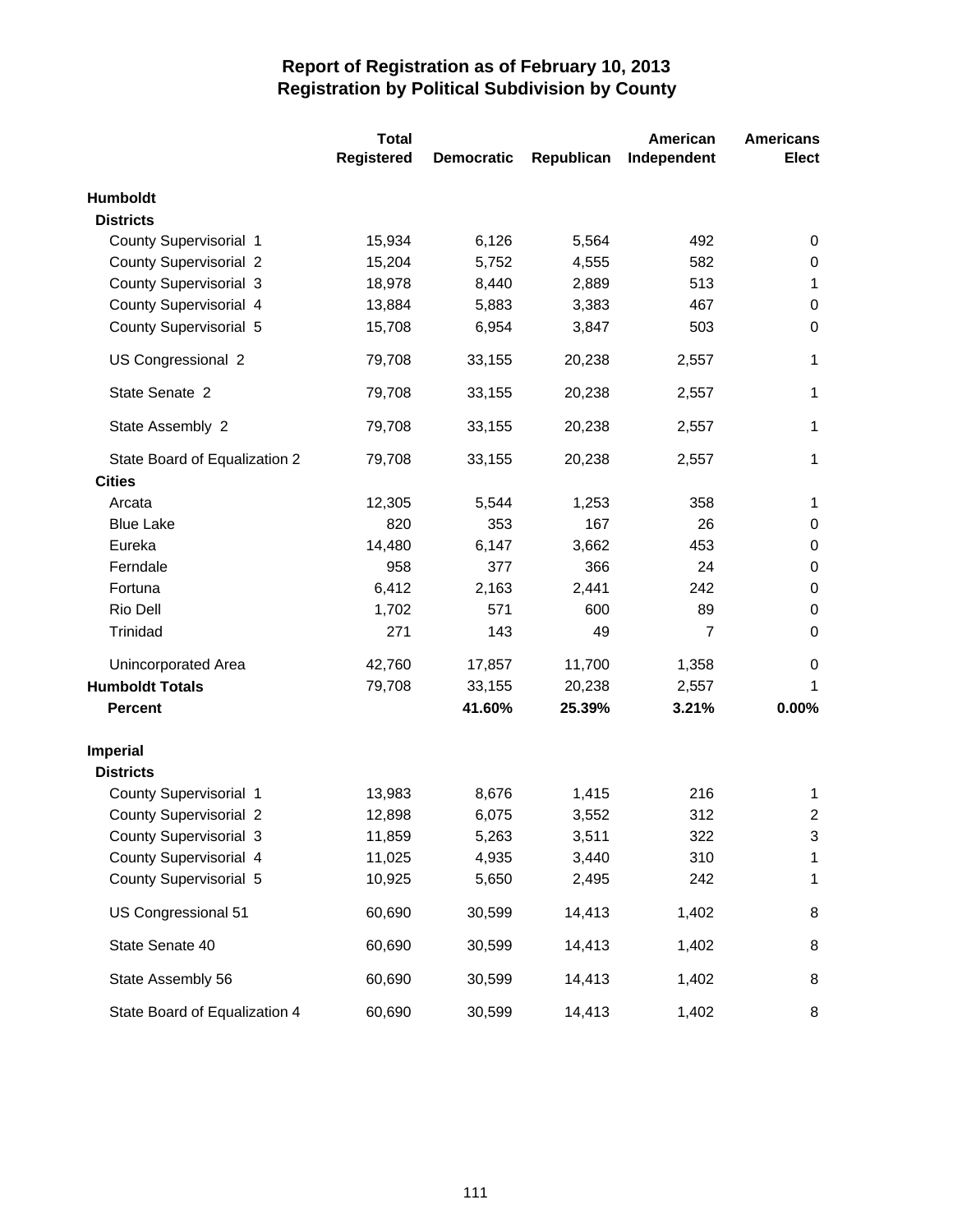# Report of Registration as of February 10, 2013
## Registration by Political Subdivision by County

| | Total Registered | Democratic | Republican | American Independent | Americans Elect |
|---|---|---|---|---|---|
| **Humboldt** | | | | | |
| **Districts** | | | | | |
| County Supervisorial 1 | 15,934 | 6,126 | 5,564 | 492 | 0 |
| County Supervisorial 2 | 15,204 | 5,752 | 4,555 | 582 | 0 |
| County Supervisorial 3 | 18,978 | 8,440 | 2,889 | 513 | 1 |
| County Supervisorial 4 | 13,884 | 5,883 | 3,383 | 467 | 0 |
| County Supervisorial 5 | 15,708 | 6,954 | 3,847 | 503 | 0 |
| US Congressional 2 | 79,708 | 33,155 | 20,238 | 2,557 | 1 |
| State Senate 2 | 79,708 | 33,155 | 20,238 | 2,557 | 1 |
| State Assembly 2 | 79,708 | 33,155 | 20,238 | 2,557 | 1 |
| State Board of Equalization 2 | 79,708 | 33,155 | 20,238 | 2,557 | 1 |
| **Cities** | | | | | |
| Arcata | 12,305 | 5,544 | 1,253 | 358 | 1 |
| Blue Lake | 820 | 353 | 167 | 26 | 0 |
| Eureka | 14,480 | 6,147 | 3,662 | 453 | 0 |
| Ferndale | 958 | 377 | 366 | 24 | 0 |
| Fortuna | 6,412 | 2,163 | 2,441 | 242 | 0 |
| Rio Dell | 1,702 | 571 | 600 | 89 | 0 |
| Trinidad | 271 | 143 | 49 | 7 | 0 |
| Unincorporated Area | 42,760 | 17,857 | 11,700 | 1,358 | 0 |
| **Humboldt Totals** | 79,708 | 33,155 | 20,238 | 2,557 | 1 |
| **Percent** | | **41.60%** | **25.39%** | **3.21%** | **0.00%** |
| **Imperial** | | | | | |
| **Districts** | | | | | |
| County Supervisorial 1 | 13,983 | 8,676 | 1,415 | 216 | 1 |
| County Supervisorial 2 | 12,898 | 6,075 | 3,552 | 312 | 2 |
| County Supervisorial 3 | 11,859 | 5,263 | 3,511 | 322 | 3 |
| County Supervisorial 4 | 11,025 | 4,935 | 3,440 | 310 | 1 |
| County Supervisorial 5 | 10,925 | 5,650 | 2,495 | 242 | 1 |
| US Congressional 51 | 60,690 | 30,599 | 14,413 | 1,402 | 8 |
| State Senate 40 | 60,690 | 30,599 | 14,413 | 1,402 | 8 |
| State Assembly 56 | 60,690 | 30,599 | 14,413 | 1,402 | 8 |
| State Board of Equalization 4 | 60,690 | 30,599 | 14,413 | 1,402 | 8 |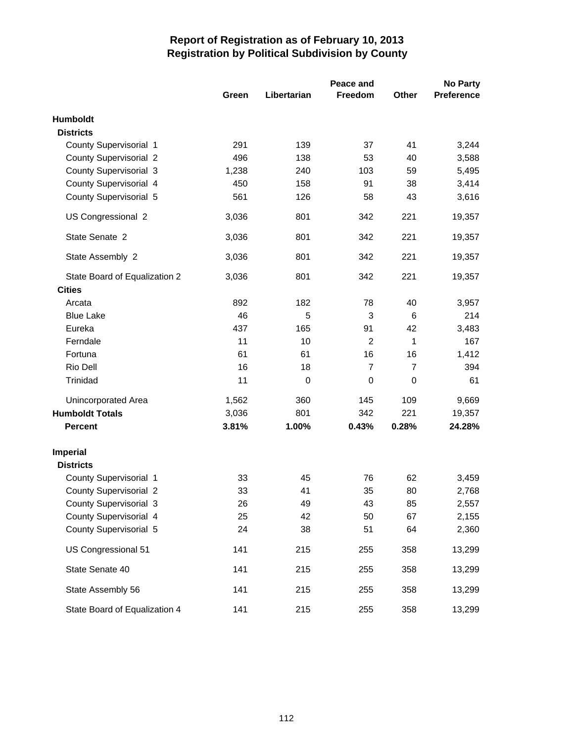# Report of Registration as of February 10, 2013
## Registration by Political Subdivision by County

| | Green | Libertarian | Peace and Freedom | Other | No Party Preference |
|---|---|---|---|---|---|
| **Humboldt** | | | | | |
| **Districts** | | | | | |
| County Supervisorial 1 | 291 | 139 | 37 | 41 | 3,244 |
| County Supervisorial 2 | 496 | 138 | 53 | 40 | 3,588 |
| County Supervisorial 3 | 1,238 | 240 | 103 | 59 | 5,495 |
| County Supervisorial 4 | 450 | 158 | 91 | 38 | 3,414 |
| County Supervisorial 5 | 561 | 126 | 58 | 43 | 3,616 |
| US Congressional 2 | 3,036 | 801 | 342 | 221 | 19,357 |
| State Senate 2 | 3,036 | 801 | 342 | 221 | 19,357 |
| State Assembly 2 | 3,036 | 801 | 342 | 221 | 19,357 |
| State Board of Equalization 2 | 3,036 | 801 | 342 | 221 | 19,357 |
| **Cities** | | | | | |
| Arcata | 892 | 182 | 78 | 40 | 3,957 |
| Blue Lake | 46 | 5 | 3 | 6 | 214 |
| Eureka | 437 | 165 | 91 | 42 | 3,483 |
| Ferndale | 11 | 10 | 2 | 1 | 167 |
| Fortuna | 61 | 61 | 16 | 16 | 1,412 |
| Rio Dell | 16 | 18 | 7 | 7 | 394 |
| Trinidad | 11 | 0 | 0 | 0 | 61 |
| Unincorporated Area | 1,562 | 360 | 145 | 109 | 9,669 |
| **Humboldt Totals** | 3,036 | 801 | 342 | 221 | 19,357 |
| **Percent** | **3.81%** | **1.00%** | **0.43%** | **0.28%** | **24.28%** |
| **Imperial** | | | | | |
| **Districts** | | | | | |
| County Supervisorial 1 | 33 | 45 | 76 | 62 | 3,459 |
| County Supervisorial 2 | 33 | 41 | 35 | 80 | 2,768 |
| County Supervisorial 3 | 26 | 49 | 43 | 85 | 2,557 |
| County Supervisorial 4 | 25 | 42 | 50 | 67 | 2,155 |
| County Supervisorial 5 | 24 | 38 | 51 | 64 | 2,360 |
| US Congressional 51 | 141 | 215 | 255 | 358 | 13,299 |
| State Senate 40 | 141 | 215 | 255 | 358 | 13,299 |
| State Assembly 56 | 141 | 215 | 255 | 358 | 13,299 |
| State Board of Equalization 4 | 141 | 215 | 255 | 358 | 13,299 |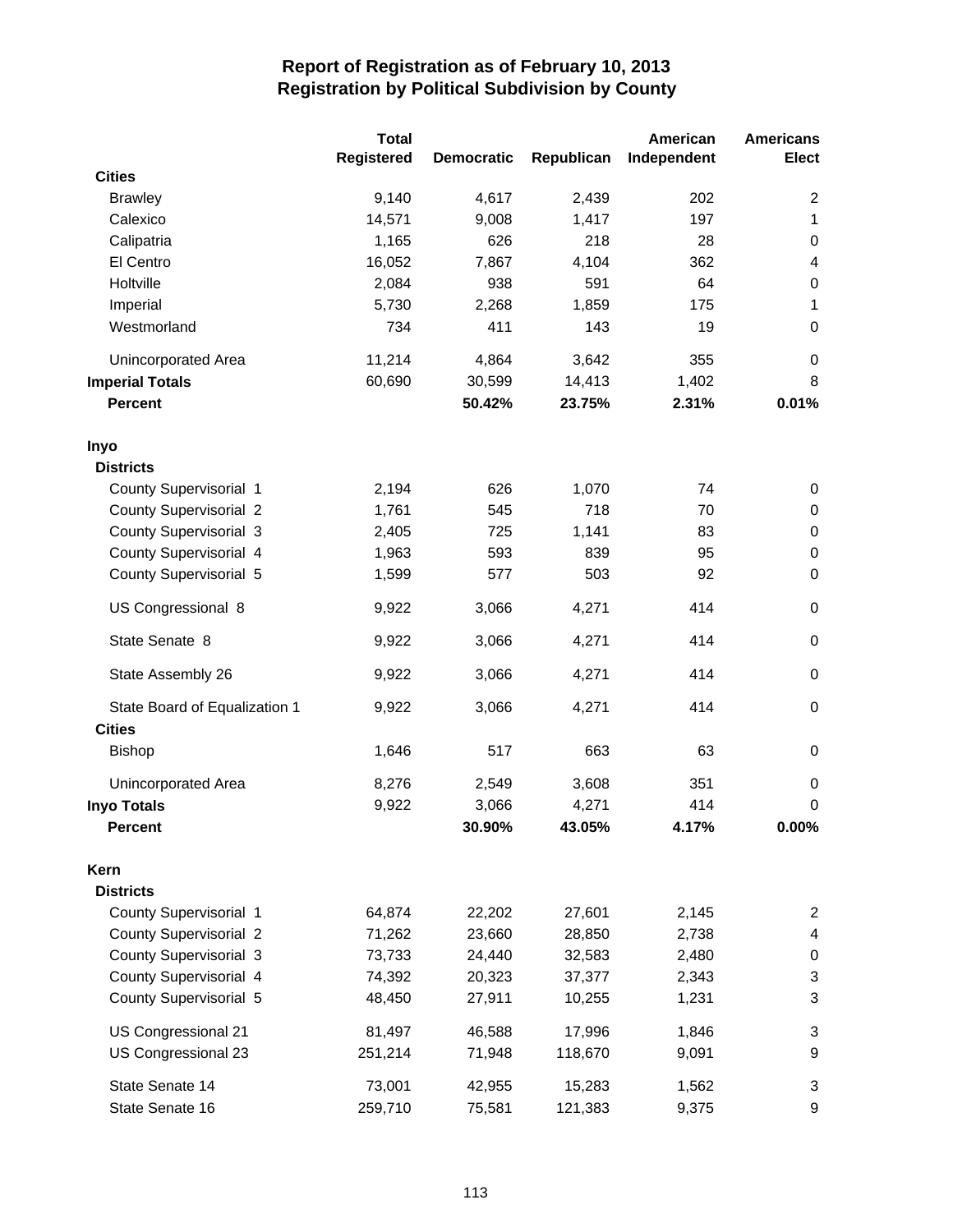# Report of Registration as of February 10, 2013
## Registration by Political Subdivision by County

| | Total Registered | Democratic | Republican | American Independent | Americans Elect |
|---|---|---|---|---|---|
| **Cities** | | | | | |
| Brawley | 9,140 | 4,617 | 2,439 | 202 | 2 |
| Calexico | 14,571 | 9,008 | 1,417 | 197 | 1 |
| Calipatria | 1,165 | 626 | 218 | 28 | 0 |
| El Centro | 16,052 | 7,867 | 4,104 | 362 | 4 |
| Holtville | 2,084 | 938 | 591 | 64 | 0 |
| Imperial | 5,730 | 2,268 | 1,859 | 175 | 1 |
| Westmorland | 734 | 411 | 143 | 19 | 0 |
| Unincorporated Area | 11,214 | 4,864 | 3,642 | 355 | 0 |
| **Imperial Totals** | 60,690 | 30,599 | 14,413 | 1,402 | 8 |
| **Percent** | | **50.42%** | **23.75%** | **2.31%** | **0.01%** |
| **Inyo** | | | | | |
| **Districts** | | | | | |
| County Supervisorial 1 | 2,194 | 626 | 1,070 | 74 | 0 |
| County Supervisorial 2 | 1,761 | 545 | 718 | 70 | 0 |
| County Supervisorial 3 | 2,405 | 725 | 1,141 | 83 | 0 |
| County Supervisorial 4 | 1,963 | 593 | 839 | 95 | 0 |
| County Supervisorial 5 | 1,599 | 577 | 503 | 92 | 0 |
| US Congressional 8 | 9,922 | 3,066 | 4,271 | 414 | 0 |
| State Senate 8 | 9,922 | 3,066 | 4,271 | 414 | 0 |
| State Assembly 26 | 9,922 | 3,066 | 4,271 | 414 | 0 |
| State Board of Equalization 1 | 9,922 | 3,066 | 4,271 | 414 | 0 |
| **Cities** | | | | | |
| Bishop | 1,646 | 517 | 663 | 63 | 0 |
| Unincorporated Area | 8,276 | 2,549 | 3,608 | 351 | 0 |
| **Inyo Totals** | 9,922 | 3,066 | 4,271 | 414 | 0 |
| **Percent** | | **30.90%** | **43.05%** | **4.17%** | **0.00%** |
| **Kern** | | | | | |
| **Districts** | | | | | |
| County Supervisorial 1 | 64,874 | 22,202 | 27,601 | 2,145 | 2 |
| County Supervisorial 2 | 71,262 | 23,660 | 28,850 | 2,738 | 4 |
| County Supervisorial 3 | 73,733 | 24,440 | 32,583 | 2,480 | 0 |
| County Supervisorial 4 | 74,392 | 20,323 | 37,377 | 2,343 | 3 |
| County Supervisorial 5 | 48,450 | 27,911 | 10,255 | 1,231 | 3 |
| US Congressional 21 | 81,497 | 46,588 | 17,996 | 1,846 | 3 |
| US Congressional 23 | 251,214 | 71,948 | 118,670 | 9,091 | 9 |
| State Senate 14 | 73,001 | 42,955 | 15,283 | 1,562 | 3 |
| State Senate 16 | 259,710 | 75,581 | 121,383 | 9,375 | 9 |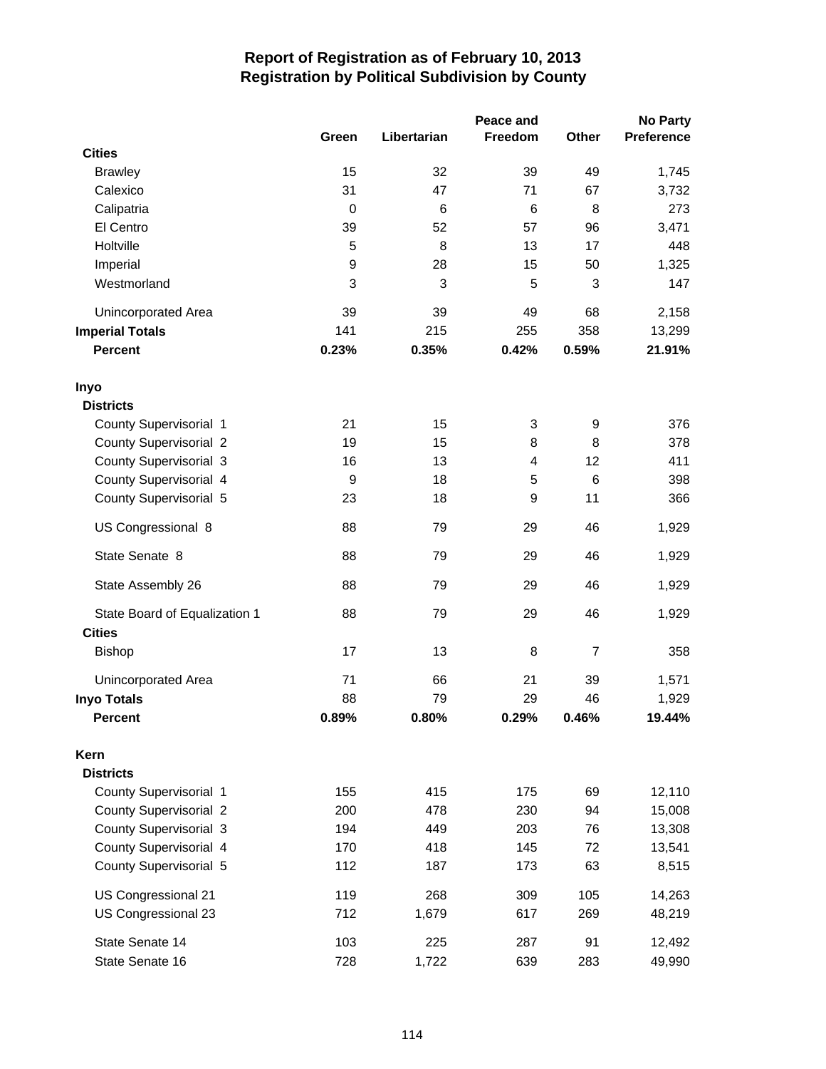# Report of Registration as of February 10, 2013
## Registration by Political Subdivision by County

| | Green | Libertarian | Peace and Freedom | Other | No Party Preference |
|---|---|---|---|---|---|
| **Cities** | | | | | |
| Brawley | 15 | 32 | 39 | 49 | 1,745 |
| Calexico | 31 | 47 | 71 | 67 | 3,732 |
| Calipatria | 0 | 6 | 6 | 8 | 273 |
| El Centro | 39 | 52 | 57 | 96 | 3,471 |
| Holtville | 5 | 8 | 13 | 17 | 448 |
| Imperial | 9 | 28 | 15 | 50 | 1,325 |
| Westmorland | 3 | 3 | 5 | 3 | 147 |
| Unincorporated Area | 39 | 39 | 49 | 68 | 2,158 |
| **Imperial Totals** | 141 | 215 | 255 | 358 | 13,299 |
| **Percent** | **0.23%** | **0.35%** | **0.42%** | **0.59%** | **21.91%** |
| **Inyo** | | | | | |
| **Districts** | | | | | |
| County Supervisorial 1 | 21 | 15 | 3 | 9 | 376 |
| County Supervisorial 2 | 19 | 15 | 8 | 8 | 378 |
| County Supervisorial 3 | 16 | 13 | 4 | 12 | 411 |
| County Supervisorial 4 | 9 | 18 | 5 | 6 | 398 |
| County Supervisorial 5 | 23 | 18 | 9 | 11 | 366 |
| US Congressional 8 | 88 | 79 | 29 | 46 | 1,929 |
| State Senate 8 | 88 | 79 | 29 | 46 | 1,929 |
| State Assembly 26 | 88 | 79 | 29 | 46 | 1,929 |
| State Board of Equalization 1 | 88 | 79 | 29 | 46 | 1,929 |
| **Cities** | | | | | |
| Bishop | 17 | 13 | 8 | 7 | 358 |
| Unincorporated Area | 71 | 66 | 21 | 39 | 1,571 |
| **Inyo Totals** | 88 | 79 | 29 | 46 | 1,929 |
| **Percent** | **0.89%** | **0.80%** | **0.29%** | **0.46%** | **19.44%** |
| **Kern** | | | | | |
| **Districts** | | | | | |
| County Supervisorial 1 | 155 | 415 | 175 | 69 | 12,110 |
| County Supervisorial 2 | 200 | 478 | 230 | 94 | 15,008 |
| County Supervisorial 3 | 194 | 449 | 203 | 76 | 13,308 |
| County Supervisorial 4 | 170 | 418 | 145 | 72 | 13,541 |
| County Supervisorial 5 | 112 | 187 | 173 | 63 | 8,515 |
| US Congressional 21 | 119 | 268 | 309 | 105 | 14,263 |
| US Congressional 23 | 712 | 1,679 | 617 | 269 | 48,219 |
| State Senate 14 | 103 | 225 | 287 | 91 | 12,492 |
| State Senate 16 | 728 | 1,722 | 639 | 283 | 49,990 |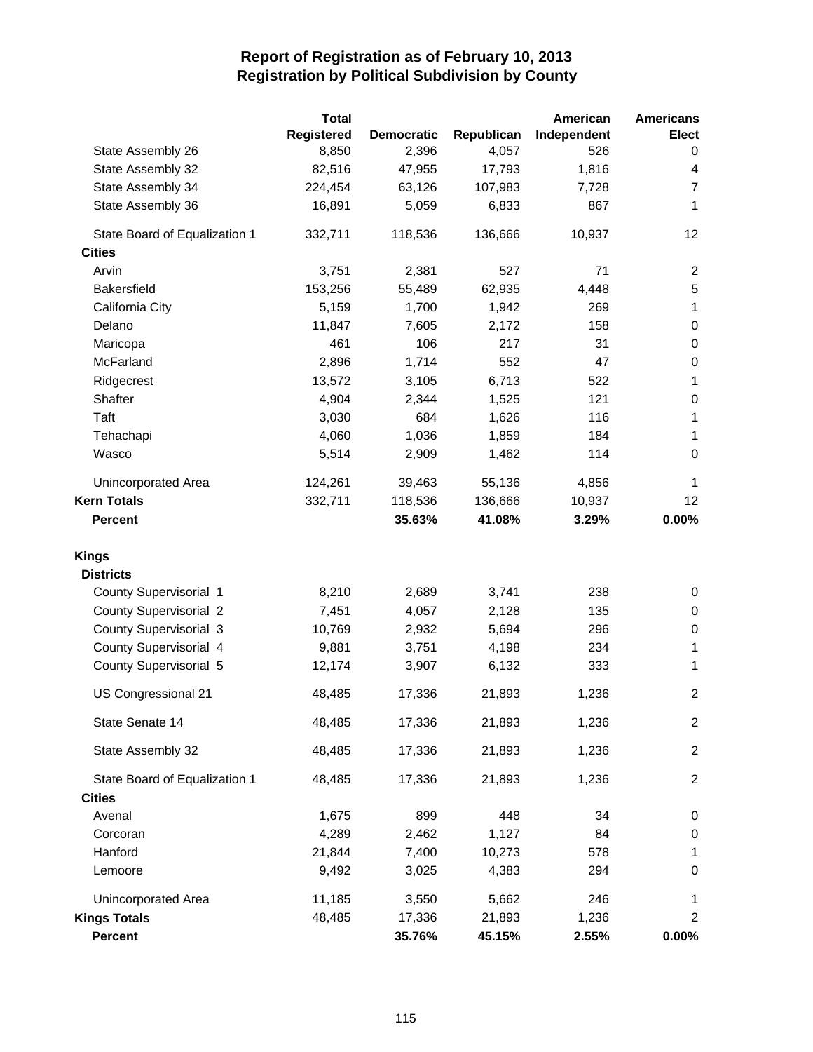# Report of Registration as of February 10, 2013
## Registration by Political Subdivision by County

| | Total Registered | Democratic | Republican | American Independent | Americans Elect |
|---|---|---|---|---|---|
| State Assembly 26 | 8,850 | 2,396 | 4,057 | 526 | 0 |
| State Assembly 32 | 82,516 | 47,955 | 17,793 | 1,816 | 4 |
| State Assembly 34 | 224,454 | 63,126 | 107,983 | 7,728 | 7 |
| State Assembly 36 | 16,891 | 5,059 | 6,833 | 867 | 1 |
| State Board of Equalization 1 | 332,711 | 118,536 | 136,666 | 10,937 | 12 |
| **Cities** | | | | | |
| Arvin | 3,751 | 2,381 | 527 | 71 | 2 |
| Bakersfield | 153,256 | 55,489 | 62,935 | 4,448 | 5 |
| California City | 5,159 | 1,700 | 1,942 | 269 | 1 |
| Delano | 11,847 | 7,605 | 2,172 | 158 | 0 |
| Maricopa | 461 | 106 | 217 | 31 | 0 |
| McFarland | 2,896 | 1,714 | 552 | 47 | 0 |
| Ridgecrest | 13,572 | 3,105 | 6,713 | 522 | 1 |
| Shafter | 4,904 | 2,344 | 1,525 | 121 | 0 |
| Taft | 3,030 | 684 | 1,626 | 116 | 1 |
| Tehachapi | 4,060 | 1,036 | 1,859 | 184 | 1 |
| Wasco | 5,514 | 2,909 | 1,462 | 114 | 0 |
| Unincorporated Area | 124,261 | 39,463 | 55,136 | 4,856 | 1 |
| **Kern Totals** | 332,711 | 118,536 | 136,666 | 10,937 | 12 |
| **Percent** | | **35.63%** | **41.08%** | **3.29%** | **0.00%** |
| **Kings** | | | | | |
| **Districts** | | | | | |
| County Supervisorial 1 | 8,210 | 2,689 | 3,741 | 238 | 0 |
| County Supervisorial 2 | 7,451 | 4,057 | 2,128 | 135 | 0 |
| County Supervisorial 3 | 10,769 | 2,932 | 5,694 | 296 | 0 |
| County Supervisorial 4 | 9,881 | 3,751 | 4,198 | 234 | 1 |
| County Supervisorial 5 | 12,174 | 3,907 | 6,132 | 333 | 1 |
| US Congressional 21 | 48,485 | 17,336 | 21,893 | 1,236 | 2 |
| State Senate 14 | 48,485 | 17,336 | 21,893 | 1,236 | 2 |
| State Assembly 32 | 48,485 | 17,336 | 21,893 | 1,236 | 2 |
| State Board of Equalization 1 | 48,485 | 17,336 | 21,893 | 1,236 | 2 |
| **Cities** | | | | | |
| Avenal | 1,675 | 899 | 448 | 34 | 0 |
| Corcoran | 4,289 | 2,462 | 1,127 | 84 | 0 |
| Hanford | 21,844 | 7,400 | 10,273 | 578 | 1 |
| Lemoore | 9,492 | 3,025 | 4,383 | 294 | 0 |
| Unincorporated Area | 11,185 | 3,550 | 5,662 | 246 | 1 |
| **Kings Totals** | 48,485 | 17,336 | 21,893 | 1,236 | 2 |
| **Percent** | | **35.76%** | **45.15%** | **2.55%** | **0.00%** |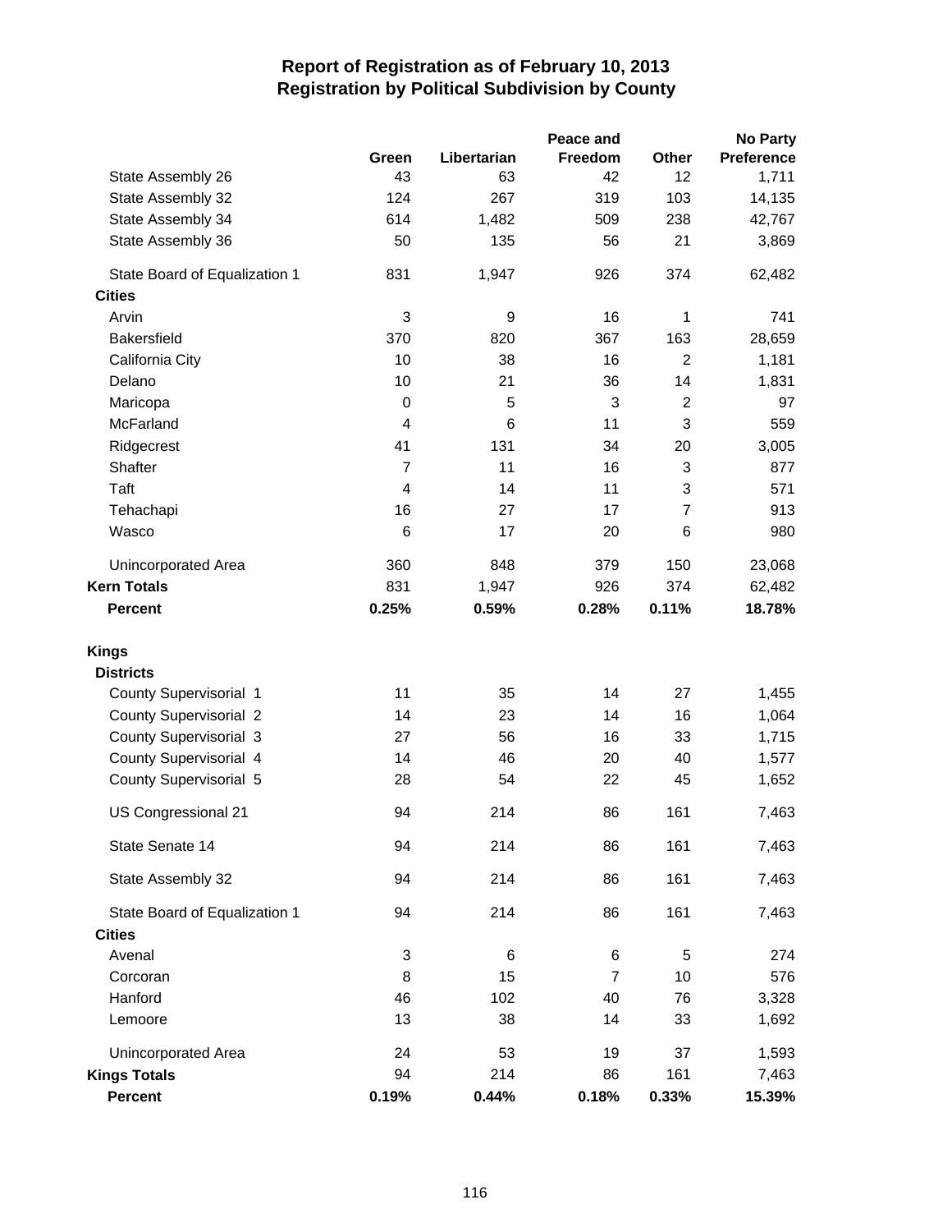# Report of Registration as of February 10, 2013
## Registration by Political Subdivision by County

| | Green | Libertarian | Peace and Freedom | Other | No Party Preference |
|---|---|---|---|---|---|
| State Assembly 26 | 43 | 63 | 42 | 12 | 1,711 |
| State Assembly 32 | 124 | 267 | 319 | 103 | 14,135 |
| State Assembly 34 | 614 | 1,482 | 509 | 238 | 42,767 |
| State Assembly 36 | 50 | 135 | 56 | 21 | 3,869 |
| State Board of Equalization 1 | 831 | 1,947 | 926 | 374 | 62,482 |
| **Cities** | | | | | |
| Arvin | 3 | 9 | 16 | 1 | 741 |
| Bakersfield | 370 | 820 | 367 | 163 | 28,659 |
| California City | 10 | 38 | 16 | 2 | 1,181 |
| Delano | 10 | 21 | 36 | 14 | 1,831 |
| Maricopa | 0 | 5 | 3 | 2 | 97 |
| McFarland | 4 | 6 | 11 | 3 | 559 |
| Ridgecrest | 41 | 131 | 34 | 20 | 3,005 |
| Shafter | 7 | 11 | 16 | 3 | 877 |
| Taft | 4 | 14 | 11 | 3 | 571 |
| Tehachapi | 16 | 27 | 17 | 7 | 913 |
| Wasco | 6 | 17 | 20 | 6 | 980 |
| Unincorporated Area | 360 | 848 | 379 | 150 | 23,068 |
| **Kern Totals** | 831 | 1,947 | 926 | 374 | 62,482 |
| **Percent** | **0.25%** | **0.59%** | **0.28%** | **0.11%** | **18.78%** |
| **Kings** | | | | | |
| **Districts** | | | | | |
| County Supervisorial 1 | 11 | 35 | 14 | 27 | 1,455 |
| County Supervisorial 2 | 14 | 23 | 14 | 16 | 1,064 |
| County Supervisorial 3 | 27 | 56 | 16 | 33 | 1,715 |
| County Supervisorial 4 | 14 | 46 | 20 | 40 | 1,577 |
| County Supervisorial 5 | 28 | 54 | 22 | 45 | 1,652 |
| US Congressional 21 | 94 | 214 | 86 | 161 | 7,463 |
| State Senate 14 | 94 | 214 | 86 | 161 | 7,463 |
| State Assembly 32 | 94 | 214 | 86 | 161 | 7,463 |
| State Board of Equalization 1 | 94 | 214 | 86 | 161 | 7,463 |
| **Cities** | | | | | |
| Avenal | 3 | 6 | 6 | 5 | 274 |
| Corcoran | 8 | 15 | 7 | 10 | 576 |
| Hanford | 46 | 102 | 40 | 76 | 3,328 |
| Lemoore | 13 | 38 | 14 | 33 | 1,692 |
| Unincorporated Area | 24 | 53 | 19 | 37 | 1,593 |
| **Kings Totals** | 94 | 214 | 86 | 161 | 7,463 |
| **Percent** | **0.19%** | **0.44%** | **0.18%** | **0.33%** | **15.39%** |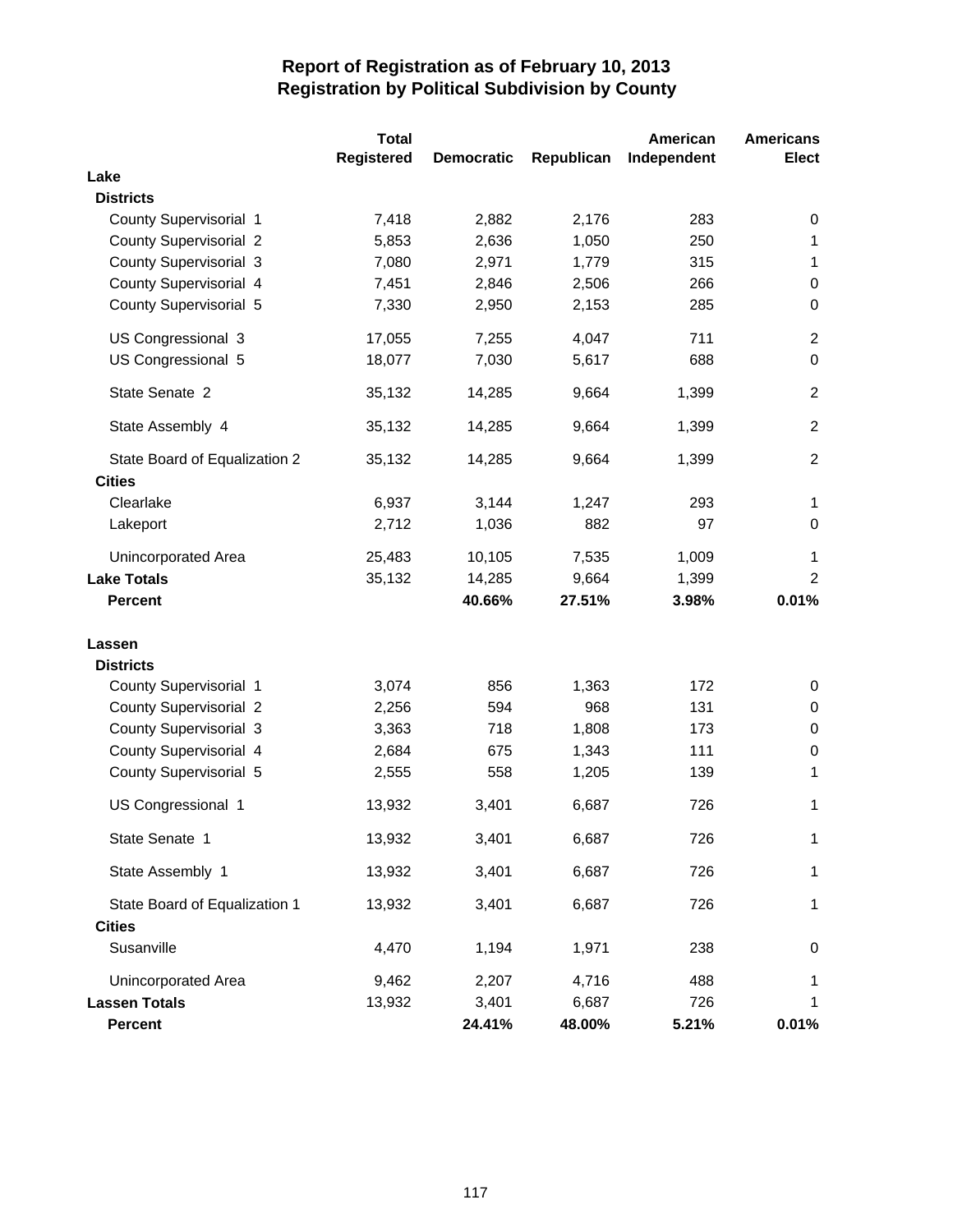# Report of Registration as of February 10, 2013
## Registration by Political Subdivision by County

| | Total Registered | Democratic | Republican | American Independent | Americans Elect |
|---|---|---|---|---|---|
| **Lake** | | | | | |
| **Districts** | | | | | |
| County Supervisorial 1 | 7,418 | 2,882 | 2,176 | 283 | 0 |
| County Supervisorial 2 | 5,853 | 2,636 | 1,050 | 250 | 1 |
| County Supervisorial 3 | 7,080 | 2,971 | 1,779 | 315 | 1 |
| County Supervisorial 4 | 7,451 | 2,846 | 2,506 | 266 | 0 |
| County Supervisorial 5 | 7,330 | 2,950 | 2,153 | 285 | 0 |
| US Congressional 3 | 17,055 | 7,255 | 4,047 | 711 | 2 |
| US Congressional 5 | 18,077 | 7,030 | 5,617 | 688 | 0 |
| State Senate 2 | 35,132 | 14,285 | 9,664 | 1,399 | 2 |
| State Assembly 4 | 35,132 | 14,285 | 9,664 | 1,399 | 2 |
| State Board of Equalization 2 | 35,132 | 14,285 | 9,664 | 1,399 | 2 |
| **Cities** | | | | | |
| Clearlake | 6,937 | 3,144 | 1,247 | 293 | 1 |
| Lakeport | 2,712 | 1,036 | 882 | 97 | 0 |
| Unincorporated Area | 25,483 | 10,105 | 7,535 | 1,009 | 1 |
| **Lake Totals** | 35,132 | 14,285 | 9,664 | 1,399 | 2 |
| **Percent** | | **40.66%** | **27.51%** | **3.98%** | **0.01%** |
| **Lassen** | | | | | |
| **Districts** | | | | | |
| County Supervisorial 1 | 3,074 | 856 | 1,363 | 172 | 0 |
| County Supervisorial 2 | 2,256 | 594 | 968 | 131 | 0 |
| County Supervisorial 3 | 3,363 | 718 | 1,808 | 173 | 0 |
| County Supervisorial 4 | 2,684 | 675 | 1,343 | 111 | 0 |
| County Supervisorial 5 | 2,555 | 558 | 1,205 | 139 | 1 |
| US Congressional 1 | 13,932 | 3,401 | 6,687 | 726 | 1 |
| State Senate 1 | 13,932 | 3,401 | 6,687 | 726 | 1 |
| State Assembly 1 | 13,932 | 3,401 | 6,687 | 726 | 1 |
| State Board of Equalization 1 | 13,932 | 3,401 | 6,687 | 726 | 1 |
| **Cities** | | | | | |
| Susanville | 4,470 | 1,194 | 1,971 | 238 | 0 |
| Unincorporated Area | 9,462 | 2,207 | 4,716 | 488 | 1 |
| **Lassen Totals** | 13,932 | 3,401 | 6,687 | 726 | 1 |
| **Percent** | | **24.41%** | **48.00%** | **5.21%** | **0.01%** |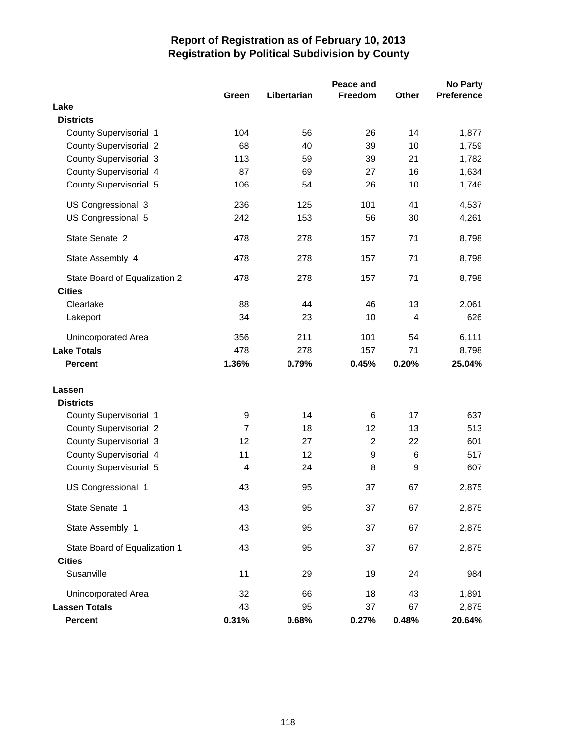# Report of Registration as of February 10, 2013
## Registration by Political Subdivision by County

| | Green | Libertarian | Peace and Freedom | Other | No Party Preference |
|---|---|---|---|---|---|
| **Lake** | | | | | |
| **Districts** | | | | | |
| County Supervisorial 1 | 104 | 56 | 26 | 14 | 1,877 |
| County Supervisorial 2 | 68 | 40 | 39 | 10 | 1,759 |
| County Supervisorial 3 | 113 | 59 | 39 | 21 | 1,782 |
| County Supervisorial 4 | 87 | 69 | 27 | 16 | 1,634 |
| County Supervisorial 5 | 106 | 54 | 26 | 10 | 1,746 |
| US Congressional 3 | 236 | 125 | 101 | 41 | 4,537 |
| US Congressional 5 | 242 | 153 | 56 | 30 | 4,261 |
| State Senate 2 | 478 | 278 | 157 | 71 | 8,798 |
| State Assembly 4 | 478 | 278 | 157 | 71 | 8,798 |
| State Board of Equalization 2 | 478 | 278 | 157 | 71 | 8,798 |
| **Cities** | | | | | |
| Clearlake | 88 | 44 | 46 | 13 | 2,061 |
| Lakeport | 34 | 23 | 10 | 4 | 626 |
| Unincorporated Area | 356 | 211 | 101 | 54 | 6,111 |
| **Lake Totals** | 478 | 278 | 157 | 71 | 8,798 |
| **Percent** | **1.36%** | **0.79%** | **0.45%** | **0.20%** | **25.04%** |
| **Lassen** | | | | | |
| **Districts** | | | | | |
| County Supervisorial 1 | 9 | 14 | 6 | 17 | 637 |
| County Supervisorial 2 | 7 | 18 | 12 | 13 | 513 |
| County Supervisorial 3 | 12 | 27 | 2 | 22 | 601 |
| County Supervisorial 4 | 11 | 12 | 9 | 6 | 517 |
| County Supervisorial 5 | 4 | 24 | 8 | 9 | 607 |
| US Congressional 1 | 43 | 95 | 37 | 67 | 2,875 |
| State Senate 1 | 43 | 95 | 37 | 67 | 2,875 |
| State Assembly 1 | 43 | 95 | 37 | 67 | 2,875 |
| State Board of Equalization 1 | 43 | 95 | 37 | 67 | 2,875 |
| **Cities** | | | | | |
| Susanville | 11 | 29 | 19 | 24 | 984 |
| Unincorporated Area | 32 | 66 | 18 | 43 | 1,891 |
| **Lassen Totals** | 43 | 95 | 37 | 67 | 2,875 |
| **Percent** | **0.31%** | **0.68%** | **0.27%** | **0.48%** | **20.64%** |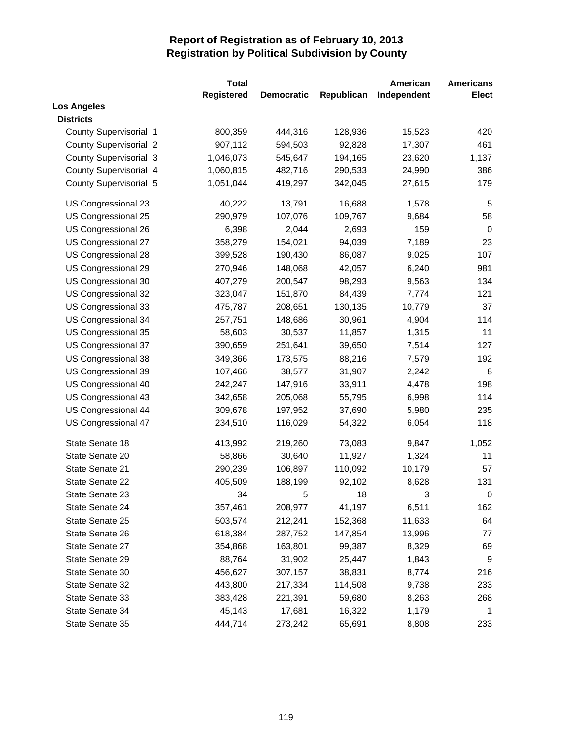# Report of Registration as of February 10, 2013
## Registration by Political Subdivision by County

| | Total Registered | Democratic | Republican | American Independent | Americans Elect |
|---|---|---|---|---|---|
| **Los Angeles** | | | | | |
| **Districts** | | | | | |
| County Supervisorial 1 | 800,359 | 444,316 | 128,936 | 15,523 | 420 |
| County Supervisorial 2 | 907,112 | 594,503 | 92,828 | 17,307 | 461 |
| County Supervisorial 3 | 1,046,073 | 545,647 | 194,165 | 23,620 | 1,137 |
| County Supervisorial 4 | 1,060,815 | 482,716 | 290,533 | 24,990 | 386 |
| County Supervisorial 5 | 1,051,044 | 419,297 | 342,045 | 27,615 | 179 |
| US Congressional 23 | 40,222 | 13,791 | 16,688 | 1,578 | 5 |
| US Congressional 25 | 290,979 | 107,076 | 109,767 | 9,684 | 58 |
| US Congressional 26 | 6,398 | 2,044 | 2,693 | 159 | 0 |
| US Congressional 27 | 358,279 | 154,021 | 94,039 | 7,189 | 23 |
| US Congressional 28 | 399,528 | 190,430 | 86,087 | 9,025 | 107 |
| US Congressional 29 | 270,946 | 148,068 | 42,057 | 6,240 | 981 |
| US Congressional 30 | 407,279 | 200,547 | 98,293 | 9,563 | 134 |
| US Congressional 32 | 323,047 | 151,870 | 84,439 | 7,774 | 121 |
| US Congressional 33 | 475,787 | 208,651 | 130,135 | 10,779 | 37 |
| US Congressional 34 | 257,751 | 148,686 | 30,961 | 4,904 | 114 |
| US Congressional 35 | 58,603 | 30,537 | 11,857 | 1,315 | 11 |
| US Congressional 37 | 390,659 | 251,641 | 39,650 | 7,514 | 127 |
| US Congressional 38 | 349,366 | 173,575 | 88,216 | 7,579 | 192 |
| US Congressional 39 | 107,466 | 38,577 | 31,907 | 2,242 | 8 |
| US Congressional 40 | 242,247 | 147,916 | 33,911 | 4,478 | 198 |
| US Congressional 43 | 342,658 | 205,068 | 55,795 | 6,998 | 114 |
| US Congressional 44 | 309,678 | 197,952 | 37,690 | 5,980 | 235 |
| US Congressional 47 | 234,510 | 116,029 | 54,322 | 6,054 | 118 |
| State Senate 18 | 413,992 | 219,260 | 73,083 | 9,847 | 1,052 |
| State Senate 20 | 58,866 | 30,640 | 11,927 | 1,324 | 11 |
| State Senate 21 | 290,239 | 106,897 | 110,092 | 10,179 | 57 |
| State Senate 22 | 405,509 | 188,199 | 92,102 | 8,628 | 131 |
| State Senate 23 | 34 | 5 | 18 | 3 | 0 |
| State Senate 24 | 357,461 | 208,977 | 41,197 | 6,511 | 162 |
| State Senate 25 | 503,574 | 212,241 | 152,368 | 11,633 | 64 |
| State Senate 26 | 618,384 | 287,752 | 147,854 | 13,996 | 77 |
| State Senate 27 | 354,868 | 163,801 | 99,387 | 8,329 | 69 |
| State Senate 29 | 88,764 | 31,902 | 25,447 | 1,843 | 9 |
| State Senate 30 | 456,627 | 307,157 | 38,831 | 8,774 | 216 |
| State Senate 32 | 443,800 | 217,334 | 114,508 | 9,738 | 233 |
| State Senate 33 | 383,428 | 221,391 | 59,680 | 8,263 | 268 |
| State Senate 34 | 45,143 | 17,681 | 16,322 | 1,179 | 1 |
| State Senate 35 | 444,714 | 273,242 | 65,691 | 8,808 | 233 |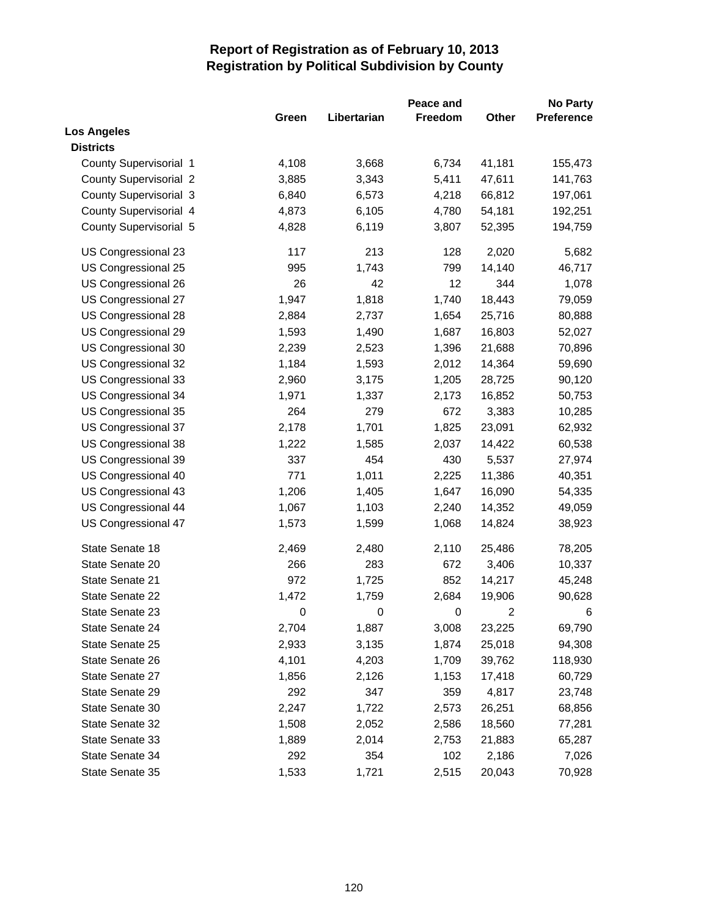# Report of Registration as of February 10, 2013
## Registration by Political Subdivision by County

| | Green | Libertarian | Peace and Freedom | Other | No Party Preference |
|---|---|---|---|---|---|
| **Los Angeles** | | | | | |
| **Districts** | | | | | |
| County Supervisorial 1 | 4,108 | 3,668 | 6,734 | 41,181 | 155,473 |
| County Supervisorial 2 | 3,885 | 3,343 | 5,411 | 47,611 | 141,763 |
| County Supervisorial 3 | 6,840 | 6,573 | 4,218 | 66,812 | 197,061 |
| County Supervisorial 4 | 4,873 | 6,105 | 4,780 | 54,181 | 192,251 |
| County Supervisorial 5 | 4,828 | 6,119 | 3,807 | 52,395 | 194,759 |
| US Congressional 23 | 117 | 213 | 128 | 2,020 | 5,682 |
| US Congressional 25 | 995 | 1,743 | 799 | 14,140 | 46,717 |
| US Congressional 26 | 26 | 42 | 12 | 344 | 1,078 |
| US Congressional 27 | 1,947 | 1,818 | 1,740 | 18,443 | 79,059 |
| US Congressional 28 | 2,884 | 2,737 | 1,654 | 25,716 | 80,888 |
| US Congressional 29 | 1,593 | 1,490 | 1,687 | 16,803 | 52,027 |
| US Congressional 30 | 2,239 | 2,523 | 1,396 | 21,688 | 70,896 |
| US Congressional 32 | 1,184 | 1,593 | 2,012 | 14,364 | 59,690 |
| US Congressional 33 | 2,960 | 3,175 | 1,205 | 28,725 | 90,120 |
| US Congressional 34 | 1,971 | 1,337 | 2,173 | 16,852 | 50,753 |
| US Congressional 35 | 264 | 279 | 672 | 3,383 | 10,285 |
| US Congressional 37 | 2,178 | 1,701 | 1,825 | 23,091 | 62,932 |
| US Congressional 38 | 1,222 | 1,585 | 2,037 | 14,422 | 60,538 |
| US Congressional 39 | 337 | 454 | 430 | 5,537 | 27,974 |
| US Congressional 40 | 771 | 1,011 | 2,225 | 11,386 | 40,351 |
| US Congressional 43 | 1,206 | 1,405 | 1,647 | 16,090 | 54,335 |
| US Congressional 44 | 1,067 | 1,103 | 2,240 | 14,352 | 49,059 |
| US Congressional 47 | 1,573 | 1,599 | 1,068 | 14,824 | 38,923 |
| State Senate 18 | 2,469 | 2,480 | 2,110 | 25,486 | 78,205 |
| State Senate 20 | 266 | 283 | 672 | 3,406 | 10,337 |
| State Senate 21 | 972 | 1,725 | 852 | 14,217 | 45,248 |
| State Senate 22 | 1,472 | 1,759 | 2,684 | 19,906 | 90,628 |
| State Senate 23 | 0 | 0 | 0 | 2 | 6 |
| State Senate 24 | 2,704 | 1,887 | 3,008 | 23,225 | 69,790 |
| State Senate 25 | 2,933 | 3,135 | 1,874 | 25,018 | 94,308 |
| State Senate 26 | 4,101 | 4,203 | 1,709 | 39,762 | 118,930 |
| State Senate 27 | 1,856 | 2,126 | 1,153 | 17,418 | 60,729 |
| State Senate 29 | 292 | 347 | 359 | 4,817 | 23,748 |
| State Senate 30 | 2,247 | 1,722 | 2,573 | 26,251 | 68,856 |
| State Senate 32 | 1,508 | 2,052 | 2,586 | 18,560 | 77,281 |
| State Senate 33 | 1,889 | 2,014 | 2,753 | 21,883 | 65,287 |
| State Senate 34 | 292 | 354 | 102 | 2,186 | 7,026 |
| State Senate 35 | 1,533 | 1,721 | 2,515 | 20,043 | 70,928 |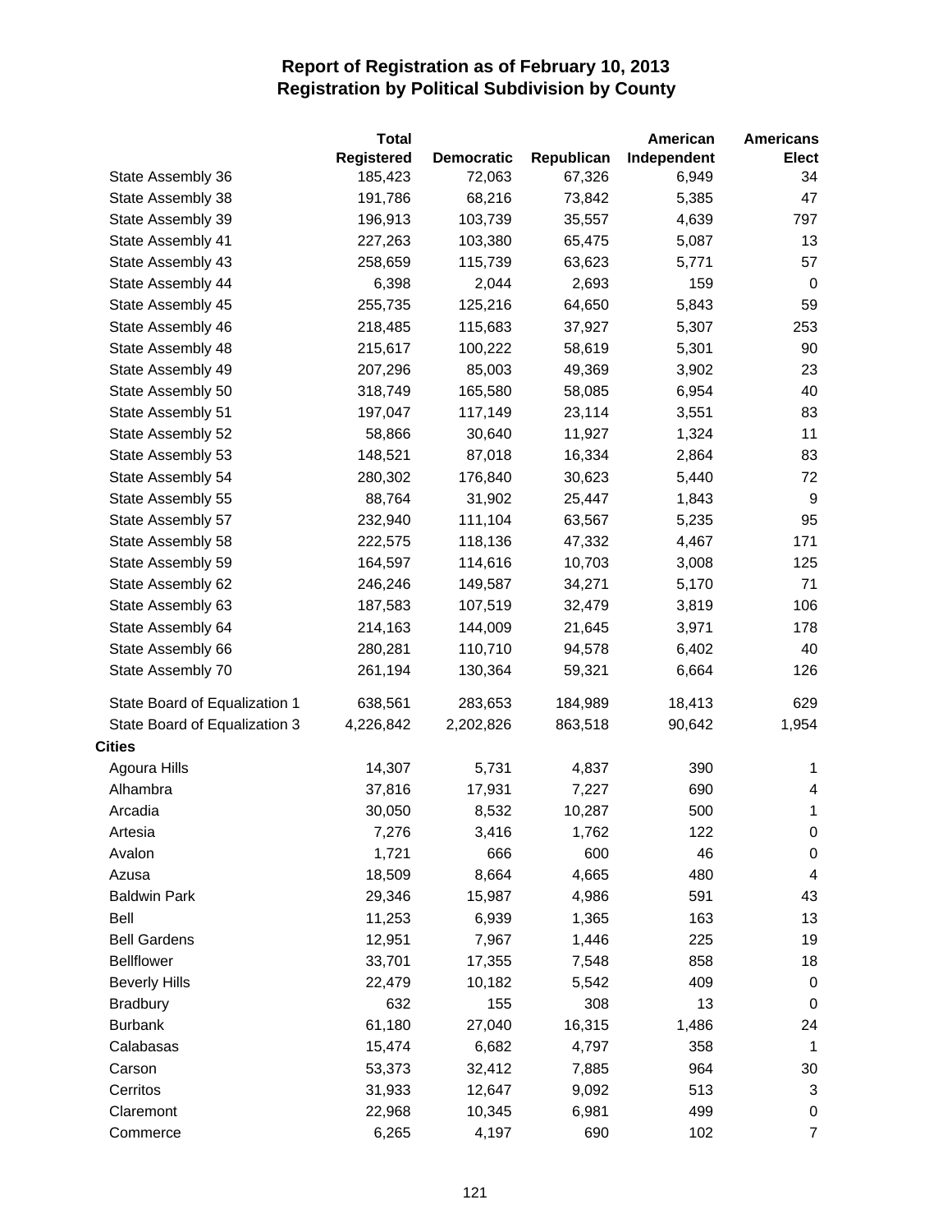# Report of Registration as of February 10, 2013
## Registration by Political Subdivision by County

| | Total Registered | Democratic | Republican | American Independent | Americans Elect |
|---|---|---|---|---|---|
| State Assembly 36 | 185,423 | 72,063 | 67,326 | 6,949 | 34 |
| State Assembly 38 | 191,786 | 68,216 | 73,842 | 5,385 | 47 |
| State Assembly 39 | 196,913 | 103,739 | 35,557 | 4,639 | 797 |
| State Assembly 41 | 227,263 | 103,380 | 65,475 | 5,087 | 13 |
| State Assembly 43 | 258,659 | 115,739 | 63,623 | 5,771 | 57 |
| State Assembly 44 | 6,398 | 2,044 | 2,693 | 159 | 0 |
| State Assembly 45 | 255,735 | 125,216 | 64,650 | 5,843 | 59 |
| State Assembly 46 | 218,485 | 115,683 | 37,927 | 5,307 | 253 |
| State Assembly 48 | 215,617 | 100,222 | 58,619 | 5,301 | 90 |
| State Assembly 49 | 207,296 | 85,003 | 49,369 | 3,902 | 23 |
| State Assembly 50 | 318,749 | 165,580 | 58,085 | 6,954 | 40 |
| State Assembly 51 | 197,047 | 117,149 | 23,114 | 3,551 | 83 |
| State Assembly 52 | 58,866 | 30,640 | 11,927 | 1,324 | 11 |
| State Assembly 53 | 148,521 | 87,018 | 16,334 | 2,864 | 83 |
| State Assembly 54 | 280,302 | 176,840 | 30,623 | 5,440 | 72 |
| State Assembly 55 | 88,764 | 31,902 | 25,447 | 1,843 | 9 |
| State Assembly 57 | 232,940 | 111,104 | 63,567 | 5,235 | 95 |
| State Assembly 58 | 222,575 | 118,136 | 47,332 | 4,467 | 171 |
| State Assembly 59 | 164,597 | 114,616 | 10,703 | 3,008 | 125 |
| State Assembly 62 | 246,246 | 149,587 | 34,271 | 5,170 | 71 |
| State Assembly 63 | 187,583 | 107,519 | 32,479 | 3,819 | 106 |
| State Assembly 64 | 214,163 | 144,009 | 21,645 | 3,971 | 178 |
| State Assembly 66 | 280,281 | 110,710 | 94,578 | 6,402 | 40 |
| State Assembly 70 | 261,194 | 130,364 | 59,321 | 6,664 | 126 |
| State Board of Equalization 1 | 638,561 | 283,653 | 184,989 | 18,413 | 629 |
| State Board of Equalization 3 | 4,226,842 | 2,202,826 | 863,518 | 90,642 | 1,954 |
| **Cities** | | | | | |
| Agoura Hills | 14,307 | 5,731 | 4,837 | 390 | 1 |
| Alhambra | 37,816 | 17,931 | 7,227 | 690 | 4 |
| Arcadia | 30,050 | 8,532 | 10,287 | 500 | 1 |
| Artesia | 7,276 | 3,416 | 1,762 | 122 | 0 |
| Avalon | 1,721 | 666 | 600 | 46 | 0 |
| Azusa | 18,509 | 8,664 | 4,665 | 480 | 4 |
| Baldwin Park | 29,346 | 15,987 | 4,986 | 591 | 43 |
| Bell | 11,253 | 6,939 | 1,365 | 163 | 13 |
| Bell Gardens | 12,951 | 7,967 | 1,446 | 225 | 19 |
| Bellflower | 33,701 | 17,355 | 7,548 | 858 | 18 |
| Beverly Hills | 22,479 | 10,182 | 5,542 | 409 | 0 |
| Bradbury | 632 | 155 | 308 | 13 | 0 |
| Burbank | 61,180 | 27,040 | 16,315 | 1,486 | 24 |
| Calabasas | 15,474 | 6,682 | 4,797 | 358 | 1 |
| Carson | 53,373 | 32,412 | 7,885 | 964 | 30 |
| Cerritos | 31,933 | 12,647 | 9,092 | 513 | 3 |
| Claremont | 22,968 | 10,345 | 6,981 | 499 | 0 |
| Commerce | 6,265 | 4,197 | 690 | 102 | 7 |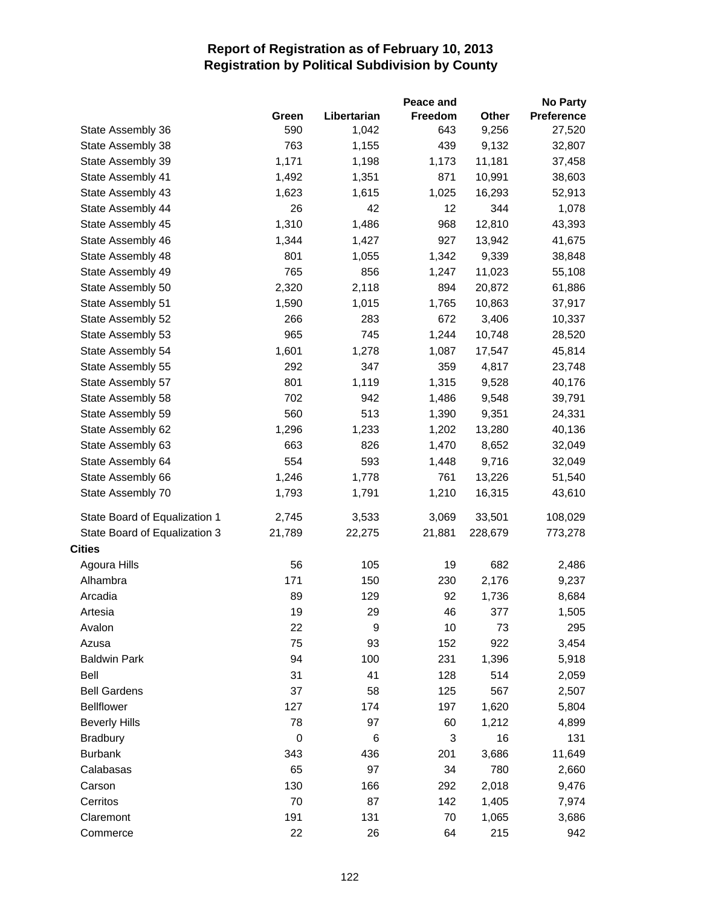# Report of Registration as of February 10, 2013
## Registration by Political Subdivision by County

| | Green | Libertarian | Peace and Freedom | Other | No Party Preference |
|---|---|---|---|---|---|
| State Assembly 36 | 590 | 1,042 | 643 | 9,256 | 27,520 |
| State Assembly 38 | 763 | 1,155 | 439 | 9,132 | 32,807 |
| State Assembly 39 | 1,171 | 1,198 | 1,173 | 11,181 | 37,458 |
| State Assembly 41 | 1,492 | 1,351 | 871 | 10,991 | 38,603 |
| State Assembly 43 | 1,623 | 1,615 | 1,025 | 16,293 | 52,913 |
| State Assembly 44 | 26 | 42 | 12 | 344 | 1,078 |
| State Assembly 45 | 1,310 | 1,486 | 968 | 12,810 | 43,393 |
| State Assembly 46 | 1,344 | 1,427 | 927 | 13,942 | 41,675 |
| State Assembly 48 | 801 | 1,055 | 1,342 | 9,339 | 38,848 |
| State Assembly 49 | 765 | 856 | 1,247 | 11,023 | 55,108 |
| State Assembly 50 | 2,320 | 2,118 | 894 | 20,872 | 61,886 |
| State Assembly 51 | 1,590 | 1,015 | 1,765 | 10,863 | 37,917 |
| State Assembly 52 | 266 | 283 | 672 | 3,406 | 10,337 |
| State Assembly 53 | 965 | 745 | 1,244 | 10,748 | 28,520 |
| State Assembly 54 | 1,601 | 1,278 | 1,087 | 17,547 | 45,814 |
| State Assembly 55 | 292 | 347 | 359 | 4,817 | 23,748 |
| State Assembly 57 | 801 | 1,119 | 1,315 | 9,528 | 40,176 |
| State Assembly 58 | 702 | 942 | 1,486 | 9,548 | 39,791 |
| State Assembly 59 | 560 | 513 | 1,390 | 9,351 | 24,331 |
| State Assembly 62 | 1,296 | 1,233 | 1,202 | 13,280 | 40,136 |
| State Assembly 63 | 663 | 826 | 1,470 | 8,652 | 32,049 |
| State Assembly 64 | 554 | 593 | 1,448 | 9,716 | 32,049 |
| State Assembly 66 | 1,246 | 1,778 | 761 | 13,226 | 51,540 |
| State Assembly 70 | 1,793 | 1,791 | 1,210 | 16,315 | 43,610 |
| State Board of Equalization 1 | 2,745 | 3,533 | 3,069 | 33,501 | 108,029 |
| State Board of Equalization 3 | 21,789 | 22,275 | 21,881 | 228,679 | 773,278 |
| **Cities** | | | | | |
| Agoura Hills | 56 | 105 | 19 | 682 | 2,486 |
| Alhambra | 171 | 150 | 230 | 2,176 | 9,237 |
| Arcadia | 89 | 129 | 92 | 1,736 | 8,684 |
| Artesia | 19 | 29 | 46 | 377 | 1,505 |
| Avalon | 22 | 9 | 10 | 73 | 295 |
| Azusa | 75 | 93 | 152 | 922 | 3,454 |
| Baldwin Park | 94 | 100 | 231 | 1,396 | 5,918 |
| Bell | 31 | 41 | 128 | 514 | 2,059 |
| Bell Gardens | 37 | 58 | 125 | 567 | 2,507 |
| Bellflower | 127 | 174 | 197 | 1,620 | 5,804 |
| Beverly Hills | 78 | 97 | 60 | 1,212 | 4,899 |
| Bradbury | 0 | 6 | 3 | 16 | 131 |
| Burbank | 343 | 436 | 201 | 3,686 | 11,649 |
| Calabasas | 65 | 97 | 34 | 780 | 2,660 |
| Carson | 130 | 166 | 292 | 2,018 | 9,476 |
| Cerritos | 70 | 87 | 142 | 1,405 | 7,974 |
| Claremont | 191 | 131 | 70 | 1,065 | 3,686 |
| Commerce | 22 | 26 | 64 | 215 | 942 |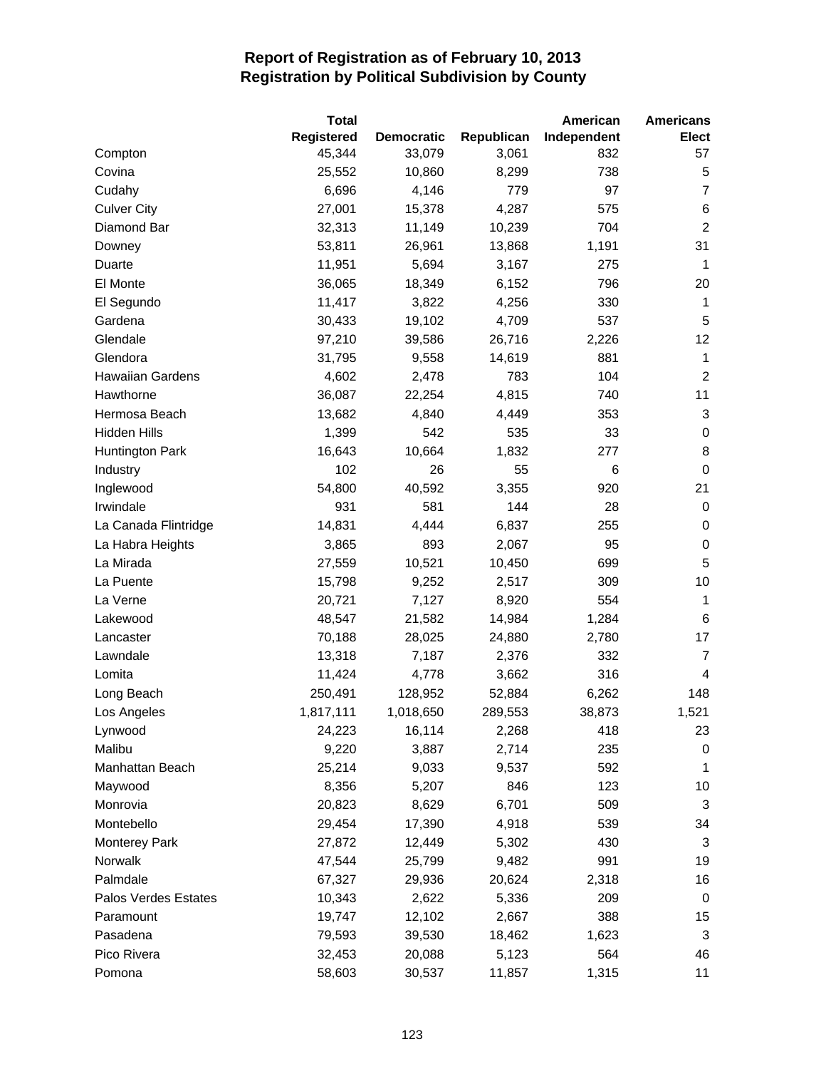# Report of Registration as of February 10, 2013
## Registration by Political Subdivision by County

| | Total Registered | Democratic | Republican | American Independent | Americans Elect |
|---|---|---|---|---|---|
| Compton | 45,344 | 33,079 | 3,061 | 832 | 57 |
| Covina | 25,552 | 10,860 | 8,299 | 738 | 5 |
| Cudahy | 6,696 | 4,146 | 779 | 97 | 7 |
| Culver City | 27,001 | 15,378 | 4,287 | 575 | 6 |
| Diamond Bar | 32,313 | 11,149 | 10,239 | 704 | 2 |
| Downey | 53,811 | 26,961 | 13,868 | 1,191 | 31 |
| Duarte | 11,951 | 5,694 | 3,167 | 275 | 1 |
| El Monte | 36,065 | 18,349 | 6,152 | 796 | 20 |
| El Segundo | 11,417 | 3,822 | 4,256 | 330 | 1 |
| Gardena | 30,433 | 19,102 | 4,709 | 537 | 5 |
| Glendale | 97,210 | 39,586 | 26,716 | 2,226 | 12 |
| Glendora | 31,795 | 9,558 | 14,619 | 881 | 1 |
| Hawaiian Gardens | 4,602 | 2,478 | 783 | 104 | 2 |
| Hawthorne | 36,087 | 22,254 | 4,815 | 740 | 11 |
| Hermosa Beach | 13,682 | 4,840 | 4,449 | 353 | 3 |
| Hidden Hills | 1,399 | 542 | 535 | 33 | 0 |
| Huntington Park | 16,643 | 10,664 | 1,832 | 277 | 8 |
| Industry | 102 | 26 | 55 | 6 | 0 |
| Inglewood | 54,800 | 40,592 | 3,355 | 920 | 21 |
| Irwindale | 931 | 581 | 144 | 28 | 0 |
| La Canada Flintridge | 14,831 | 4,444 | 6,837 | 255 | 0 |
| La Habra Heights | 3,865 | 893 | 2,067 | 95 | 0 |
| La Mirada | 27,559 | 10,521 | 10,450 | 699 | 5 |
| La Puente | 15,798 | 9,252 | 2,517 | 309 | 10 |
| La Verne | 20,721 | 7,127 | 8,920 | 554 | 1 |
| Lakewood | 48,547 | 21,582 | 14,984 | 1,284 | 6 |
| Lancaster | 70,188 | 28,025 | 24,880 | 2,780 | 17 |
| Lawndale | 13,318 | 7,187 | 2,376 | 332 | 7 |
| Lomita | 11,424 | 4,778 | 3,662 | 316 | 4 |
| Long Beach | 250,491 | 128,952 | 52,884 | 6,262 | 148 |
| Los Angeles | 1,817,111 | 1,018,650 | 289,553 | 38,873 | 1,521 |
| Lynwood | 24,223 | 16,114 | 2,268 | 418 | 23 |
| Malibu | 9,220 | 3,887 | 2,714 | 235 | 0 |
| Manhattan Beach | 25,214 | 9,033 | 9,537 | 592 | 1 |
| Maywood | 8,356 | 5,207 | 846 | 123 | 10 |
| Monrovia | 20,823 | 8,629 | 6,701 | 509 | 3 |
| Montebello | 29,454 | 17,390 | 4,918 | 539 | 34 |
| Monterey Park | 27,872 | 12,449 | 5,302 | 430 | 3 |
| Norwalk | 47,544 | 25,799 | 9,482 | 991 | 19 |
| Palmdale | 67,327 | 29,936 | 20,624 | 2,318 | 16 |
| Palos Verdes Estates | 10,343 | 2,622 | 5,336 | 209 | 0 |
| Paramount | 19,747 | 12,102 | 2,667 | 388 | 15 |
| Pasadena | 79,593 | 39,530 | 18,462 | 1,623 | 3 |
| Pico Rivera | 32,453 | 20,088 | 5,123 | 564 | 46 |
| Pomona | 58,603 | 30,537 | 11,857 | 1,315 | 11 |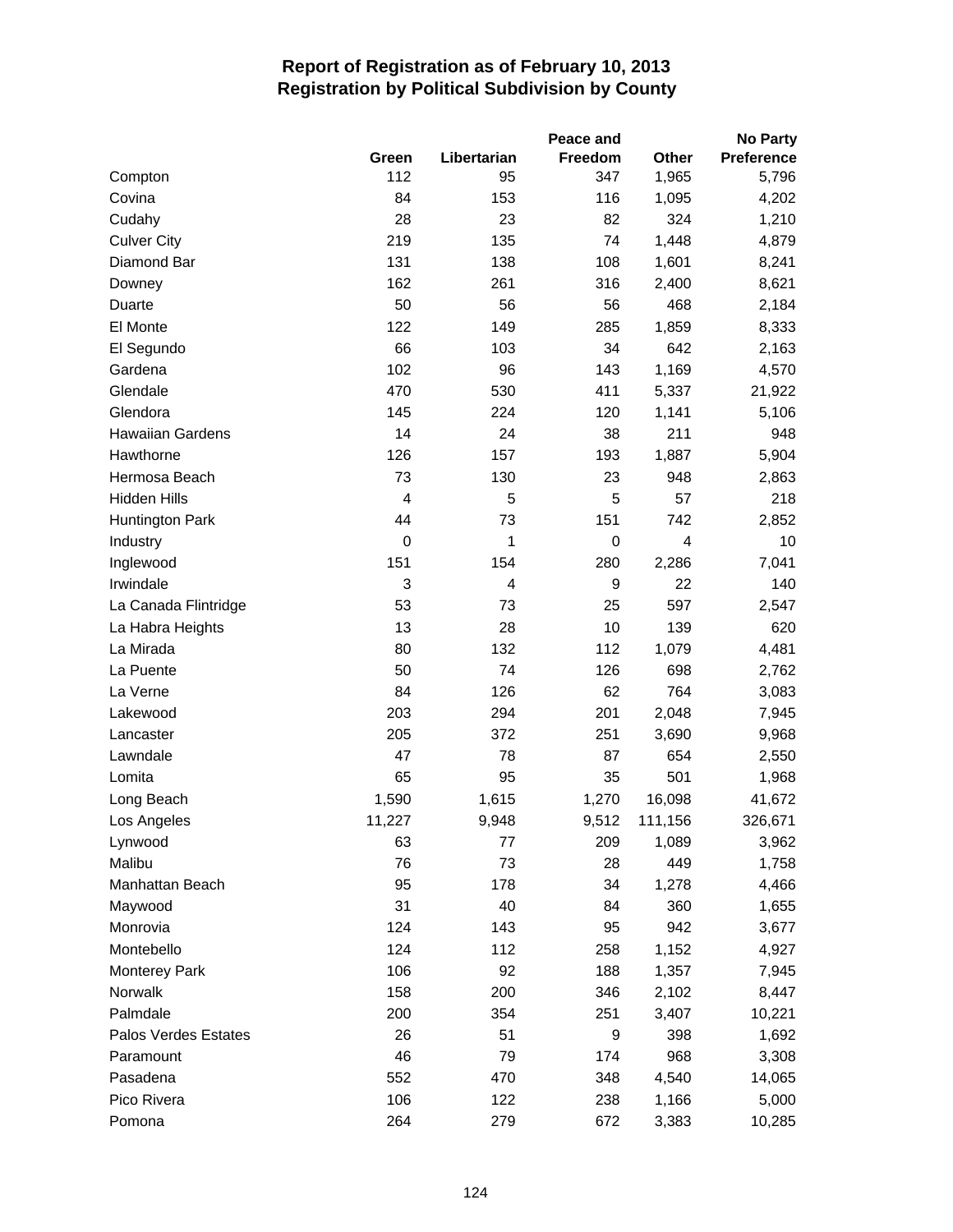# Report of Registration as of February 10, 2013
## Registration by Political Subdivision by County

| | Green | Libertarian | Peace and Freedom | Other | No Party Preference |
|---|---|---|---|---|---|
| Compton | 112 | 95 | 347 | 1,965 | 5,796 |
| Covina | 84 | 153 | 116 | 1,095 | 4,202 |
| Cudahy | 28 | 23 | 82 | 324 | 1,210 |
| Culver City | 219 | 135 | 74 | 1,448 | 4,879 |
| Diamond Bar | 131 | 138 | 108 | 1,601 | 8,241 |
| Downey | 162 | 261 | 316 | 2,400 | 8,621 |
| Duarte | 50 | 56 | 56 | 468 | 2,184 |
| El Monte | 122 | 149 | 285 | 1,859 | 8,333 |
| El Segundo | 66 | 103 | 34 | 642 | 2,163 |
| Gardena | 102 | 96 | 143 | 1,169 | 4,570 |
| Glendale | 470 | 530 | 411 | 5,337 | 21,922 |
| Glendora | 145 | 224 | 120 | 1,141 | 5,106 |
| Hawaiian Gardens | 14 | 24 | 38 | 211 | 948 |
| Hawthorne | 126 | 157 | 193 | 1,887 | 5,904 |
| Hermosa Beach | 73 | 130 | 23 | 948 | 2,863 |
| Hidden Hills | 4 | 5 | 5 | 57 | 218 |
| Huntington Park | 44 | 73 | 151 | 742 | 2,852 |
| Industry | 0 | 1 | 0 | 4 | 10 |
| Inglewood | 151 | 154 | 280 | 2,286 | 7,041 |
| Irwindale | 3 | 4 | 9 | 22 | 140 |
| La Canada Flintridge | 53 | 73 | 25 | 597 | 2,547 |
| La Habra Heights | 13 | 28 | 10 | 139 | 620 |
| La Mirada | 80 | 132 | 112 | 1,079 | 4,481 |
| La Puente | 50 | 74 | 126 | 698 | 2,762 |
| La Verne | 84 | 126 | 62 | 764 | 3,083 |
| Lakewood | 203 | 294 | 201 | 2,048 | 7,945 |
| Lancaster | 205 | 372 | 251 | 3,690 | 9,968 |
| Lawndale | 47 | 78 | 87 | 654 | 2,550 |
| Lomita | 65 | 95 | 35 | 501 | 1,968 |
| Long Beach | 1,590 | 1,615 | 1,270 | 16,098 | 41,672 |
| Los Angeles | 11,227 | 9,948 | 9,512 | 111,156 | 326,671 |
| Lynwood | 63 | 77 | 209 | 1,089 | 3,962 |
| Malibu | 76 | 73 | 28 | 449 | 1,758 |
| Manhattan Beach | 95 | 178 | 34 | 1,278 | 4,466 |
| Maywood | 31 | 40 | 84 | 360 | 1,655 |
| Monrovia | 124 | 143 | 95 | 942 | 3,677 |
| Montebello | 124 | 112 | 258 | 1,152 | 4,927 |
| Monterey Park | 106 | 92 | 188 | 1,357 | 7,945 |
| Norwalk | 158 | 200 | 346 | 2,102 | 8,447 |
| Palmdale | 200 | 354 | 251 | 3,407 | 10,221 |
| Palos Verdes Estates | 26 | 51 | 9 | 398 | 1,692 |
| Paramount | 46 | 79 | 174 | 968 | 3,308 |
| Pasadena | 552 | 470 | 348 | 4,540 | 14,065 |
| Pico Rivera | 106 | 122 | 238 | 1,166 | 5,000 |
| Pomona | 264 | 279 | 672 | 3,383 | 10,285 |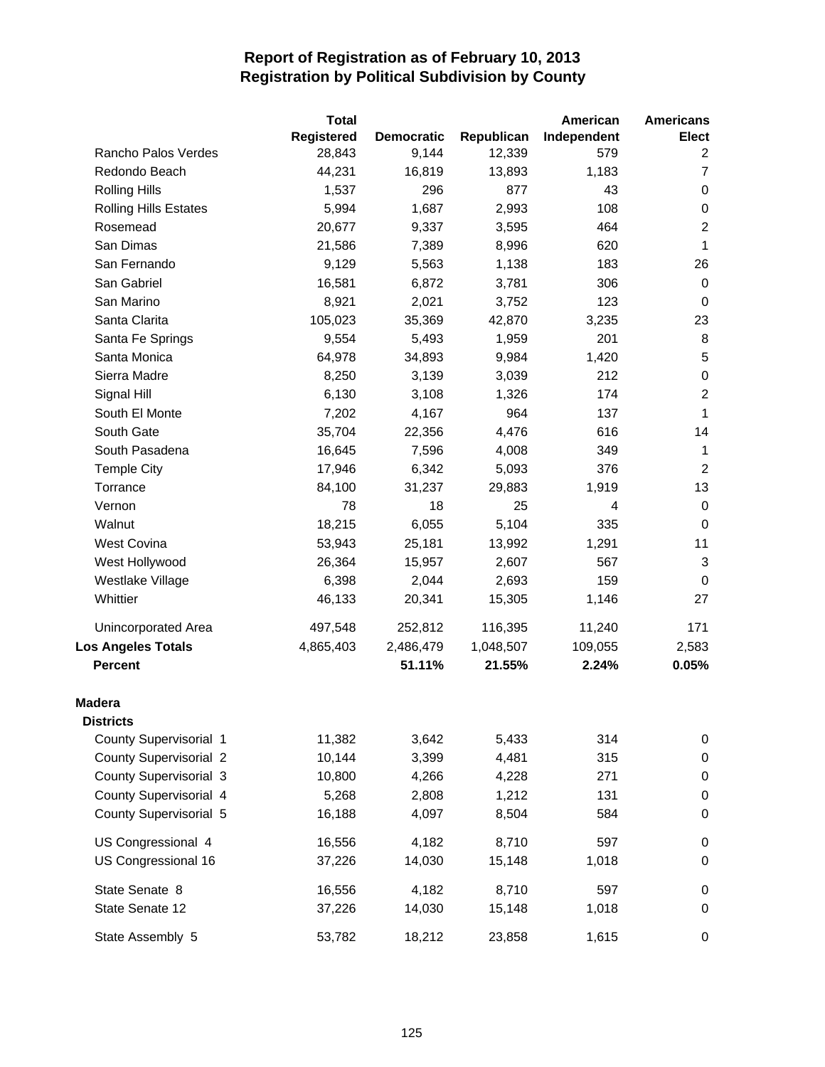# Report of Registration as of February 10, 2013
## Registration by Political Subdivision by County

| | Total Registered | Democratic | Republican | American Independent | Americans Elect |
|---|---|---|---|---|---|
| Rancho Palos Verdes | 28,843 | 9,144 | 12,339 | 579 | 2 |
| Redondo Beach | 44,231 | 16,819 | 13,893 | 1,183 | 7 |
| Rolling Hills | 1,537 | 296 | 877 | 43 | 0 |
| Rolling Hills Estates | 5,994 | 1,687 | 2,993 | 108 | 0 |
| Rosemead | 20,677 | 9,337 | 3,595 | 464 | 2 |
| San Dimas | 21,586 | 7,389 | 8,996 | 620 | 1 |
| San Fernando | 9,129 | 5,563 | 1,138 | 183 | 26 |
| San Gabriel | 16,581 | 6,872 | 3,781 | 306 | 0 |
| San Marino | 8,921 | 2,021 | 3,752 | 123 | 0 |
| Santa Clarita | 105,023 | 35,369 | 42,870 | 3,235 | 23 |
| Santa Fe Springs | 9,554 | 5,493 | 1,959 | 201 | 8 |
| Santa Monica | 64,978 | 34,893 | 9,984 | 1,420 | 5 |
| Sierra Madre | 8,250 | 3,139 | 3,039 | 212 | 0 |
| Signal Hill | 6,130 | 3,108 | 1,326 | 174 | 2 |
| South El Monte | 7,202 | 4,167 | 964 | 137 | 1 |
| South Gate | 35,704 | 22,356 | 4,476 | 616 | 14 |
| South Pasadena | 16,645 | 7,596 | 4,008 | 349 | 1 |
| Temple City | 17,946 | 6,342 | 5,093 | 376 | 2 |
| Torrance | 84,100 | 31,237 | 29,883 | 1,919 | 13 |
| Vernon | 78 | 18 | 25 | 4 | 0 |
| Walnut | 18,215 | 6,055 | 5,104 | 335 | 0 |
| West Covina | 53,943 | 25,181 | 13,992 | 1,291 | 11 |
| West Hollywood | 26,364 | 15,957 | 2,607 | 567 | 3 |
| Westlake Village | 6,398 | 2,044 | 2,693 | 159 | 0 |
| Whittier | 46,133 | 20,341 | 15,305 | 1,146 | 27 |
| Unincorporated Area | 497,548 | 252,812 | 116,395 | 11,240 | 171 |
| **Los Angeles Totals** | 4,865,403 | 2,486,479 | 1,048,507 | 109,055 | 2,583 |
| **Percent** | | **51.11%** | **21.55%** | **2.24%** | **0.05%** |
| **Madera** | | | | | |
| **Districts** | | | | | |
| County Supervisorial 1 | 11,382 | 3,642 | 5,433 | 314 | 0 |
| County Supervisorial 2 | 10,144 | 3,399 | 4,481 | 315 | 0 |
| County Supervisorial 3 | 10,800 | 4,266 | 4,228 | 271 | 0 |
| County Supervisorial 4 | 5,268 | 2,808 | 1,212 | 131 | 0 |
| County Supervisorial 5 | 16,188 | 4,097 | 8,504 | 584 | 0 |
| US Congressional 4 | 16,556 | 4,182 | 8,710 | 597 | 0 |
| US Congressional 16 | 37,226 | 14,030 | 15,148 | 1,018 | 0 |
| State Senate 8 | 16,556 | 4,182 | 8,710 | 597 | 0 |
| State Senate 12 | 37,226 | 14,030 | 15,148 | 1,018 | 0 |
| State Assembly 5 | 53,782 | 18,212 | 23,858 | 1,615 | 0 |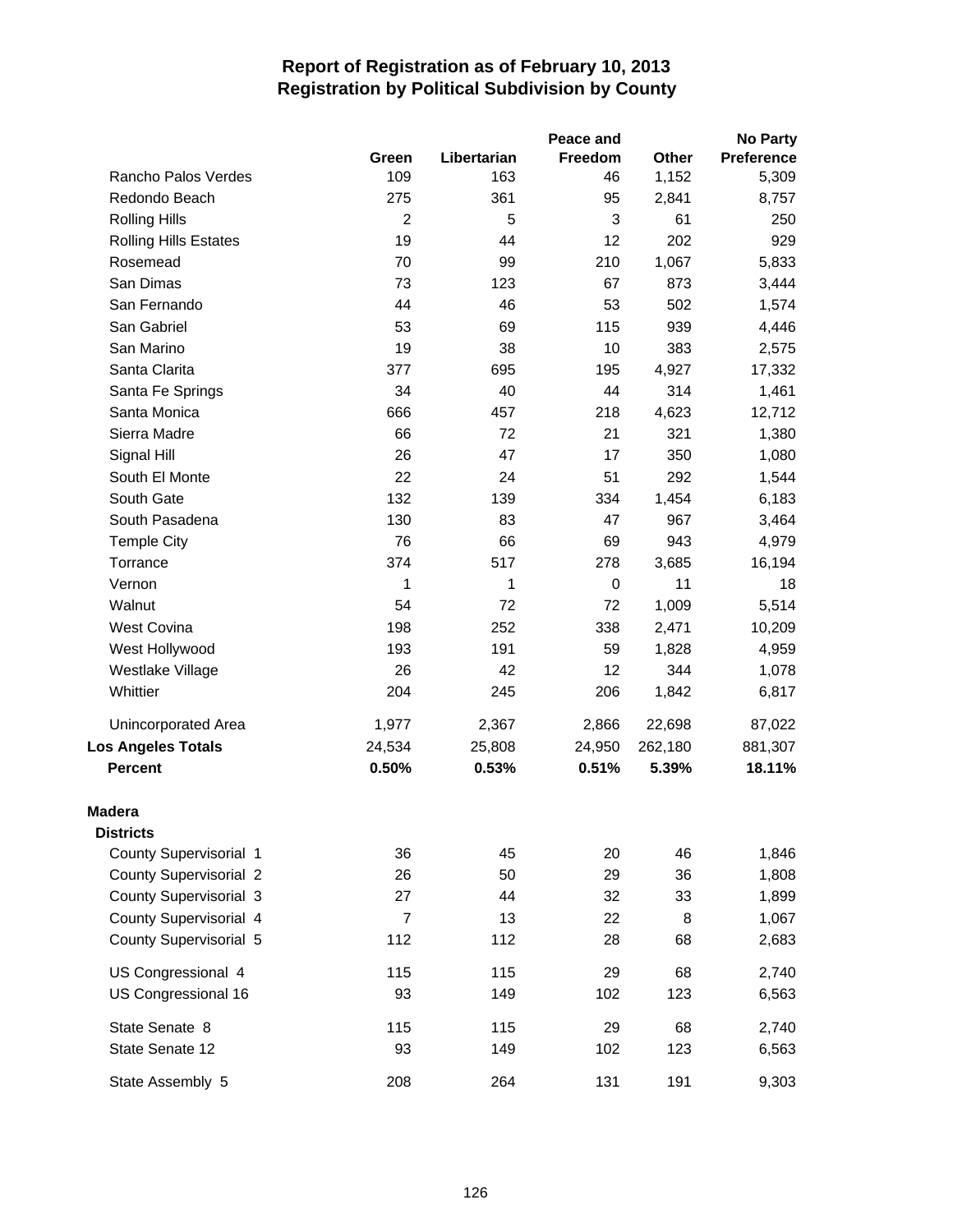# Report of Registration as of February 10, 2013
## Registration by Political Subdivision by County

| | Green | Libertarian | Peace and Freedom | Other | No Party Preference |
|---|---|---|---|---|---|
| Rancho Palos Verdes | 109 | 163 | 46 | 1,152 | 5,309 |
| Redondo Beach | 275 | 361 | 95 | 2,841 | 8,757 |
| Rolling Hills | 2 | 5 | 3 | 61 | 250 |
| Rolling Hills Estates | 19 | 44 | 12 | 202 | 929 |
| Rosemead | 70 | 99 | 210 | 1,067 | 5,833 |
| San Dimas | 73 | 123 | 67 | 873 | 3,444 |
| San Fernando | 44 | 46 | 53 | 502 | 1,574 |
| San Gabriel | 53 | 69 | 115 | 939 | 4,446 |
| San Marino | 19 | 38 | 10 | 383 | 2,575 |
| Santa Clarita | 377 | 695 | 195 | 4,927 | 17,332 |
| Santa Fe Springs | 34 | 40 | 44 | 314 | 1,461 |
| Santa Monica | 666 | 457 | 218 | 4,623 | 12,712 |
| Sierra Madre | 66 | 72 | 21 | 321 | 1,380 |
| Signal Hill | 26 | 47 | 17 | 350 | 1,080 |
| South El Monte | 22 | 24 | 51 | 292 | 1,544 |
| South Gate | 132 | 139 | 334 | 1,454 | 6,183 |
| South Pasadena | 130 | 83 | 47 | 967 | 3,464 |
| Temple City | 76 | 66 | 69 | 943 | 4,979 |
| Torrance | 374 | 517 | 278 | 3,685 | 16,194 |
| Vernon | 1 | 1 | 0 | 11 | 18 |
| Walnut | 54 | 72 | 72 | 1,009 | 5,514 |
| West Covina | 198 | 252 | 338 | 2,471 | 10,209 |
| West Hollywood | 193 | 191 | 59 | 1,828 | 4,959 |
| Westlake Village | 26 | 42 | 12 | 344 | 1,078 |
| Whittier | 204 | 245 | 206 | 1,842 | 6,817 |
| Unincorporated Area | 1,977 | 2,367 | 2,866 | 22,698 | 87,022 |
| **Los Angeles Totals** | **24,534** | **25,808** | **24,950** | **262,180** | **881,307** |
| **Percent** | **0.50%** | **0.53%** | **0.51%** | **5.39%** | **18.11%** |
| **Madera** | | | | | |
| **Districts** | | | | | |
| County Supervisorial 1 | 36 | 45 | 20 | 46 | 1,846 |
| County Supervisorial 2 | 26 | 50 | 29 | 36 | 1,808 |
| County Supervisorial 3 | 27 | 44 | 32 | 33 | 1,899 |
| County Supervisorial 4 | 7 | 13 | 22 | 8 | 1,067 |
| County Supervisorial 5 | 112 | 112 | 28 | 68 | 2,683 |
| US Congressional 4 | 115 | 115 | 29 | 68 | 2,740 |
| US Congressional 16 | 93 | 149 | 102 | 123 | 6,563 |
| State Senate 8 | 115 | 115 | 29 | 68 | 2,740 |
| State Senate 12 | 93 | 149 | 102 | 123 | 6,563 |
| State Assembly 5 | 208 | 264 | 131 | 191 | 9,303 |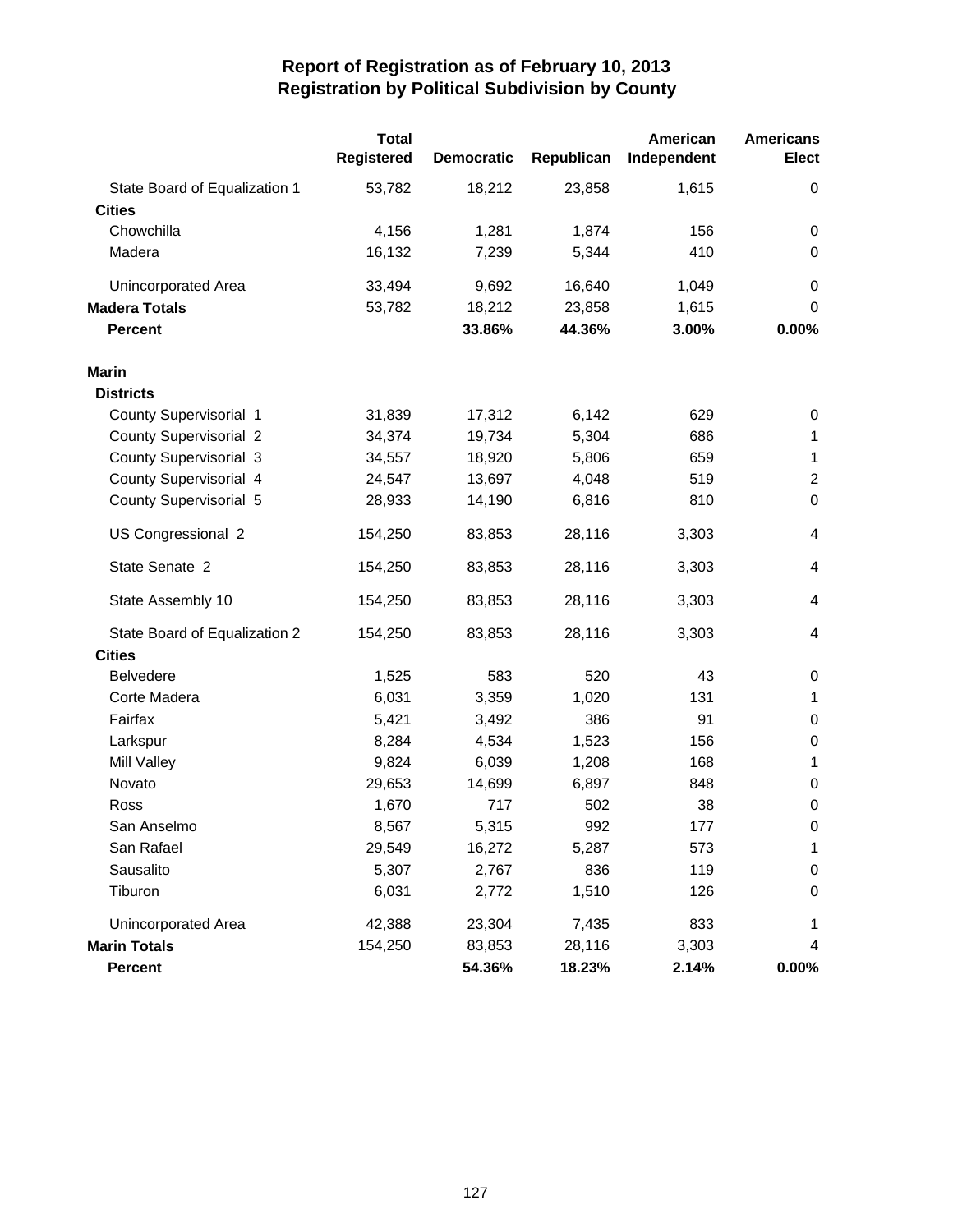# Report of Registration as of February 10, 2013
## Registration by Political Subdivision by County

| | Total Registered | Democratic | Republican | American Independent | Americans Elect |
|---|---|---|---|---|---|
| State Board of Equalization 1 | 53,782 | 18,212 | 23,858 | 1,615 | 0 |
| **Cities** | | | | | |
| Chowchilla | 4,156 | 1,281 | 1,874 | 156 | 0 |
| Madera | 16,132 | 7,239 | 5,344 | 410 | 0 |
| Unincorporated Area | 33,494 | 9,692 | 16,640 | 1,049 | 0 |
| **Madera Totals** | 53,782 | 18,212 | 23,858 | 1,615 | 0 |
| **Percent** | | **33.86%** | **44.36%** | **3.00%** | **0.00%** |
| **Marin** | | | | | |
| **Districts** | | | | | |
| County Supervisorial 1 | 31,839 | 17,312 | 6,142 | 629 | 0 |
| County Supervisorial 2 | 34,374 | 19,734 | 5,304 | 686 | 1 |
| County Supervisorial 3 | 34,557 | 18,920 | 5,806 | 659 | 1 |
| County Supervisorial 4 | 24,547 | 13,697 | 4,048 | 519 | 2 |
| County Supervisorial 5 | 28,933 | 14,190 | 6,816 | 810 | 0 |
| US Congressional 2 | 154,250 | 83,853 | 28,116 | 3,303 | 4 |
| State Senate 2 | 154,250 | 83,853 | 28,116 | 3,303 | 4 |
| State Assembly 10 | 154,250 | 83,853 | 28,116 | 3,303 | 4 |
| State Board of Equalization 2 | 154,250 | 83,853 | 28,116 | 3,303 | 4 |
| **Cities** | | | | | |
| Belvedere | 1,525 | 583 | 520 | 43 | 0 |
| Corte Madera | 6,031 | 3,359 | 1,020 | 131 | 1 |
| Fairfax | 5,421 | 3,492 | 386 | 91 | 0 |
| Larkspur | 8,284 | 4,534 | 1,523 | 156 | 0 |
| Mill Valley | 9,824 | 6,039 | 1,208 | 168 | 1 |
| Novato | 29,653 | 14,699 | 6,897 | 848 | 0 |
| Ross | 1,670 | 717 | 502 | 38 | 0 |
| San Anselmo | 8,567 | 5,315 | 992 | 177 | 0 |
| San Rafael | 29,549 | 16,272 | 5,287 | 573 | 1 |
| Sausalito | 5,307 | 2,767 | 836 | 119 | 0 |
| Tiburon | 6,031 | 2,772 | 1,510 | 126 | 0 |
| Unincorporated Area | 42,388 | 23,304 | 7,435 | 833 | 1 |
| **Marin Totals** | 154,250 | 83,853 | 28,116 | 3,303 | 4 |
| **Percent** | | **54.36%** | **18.23%** | **2.14%** | **0.00%** |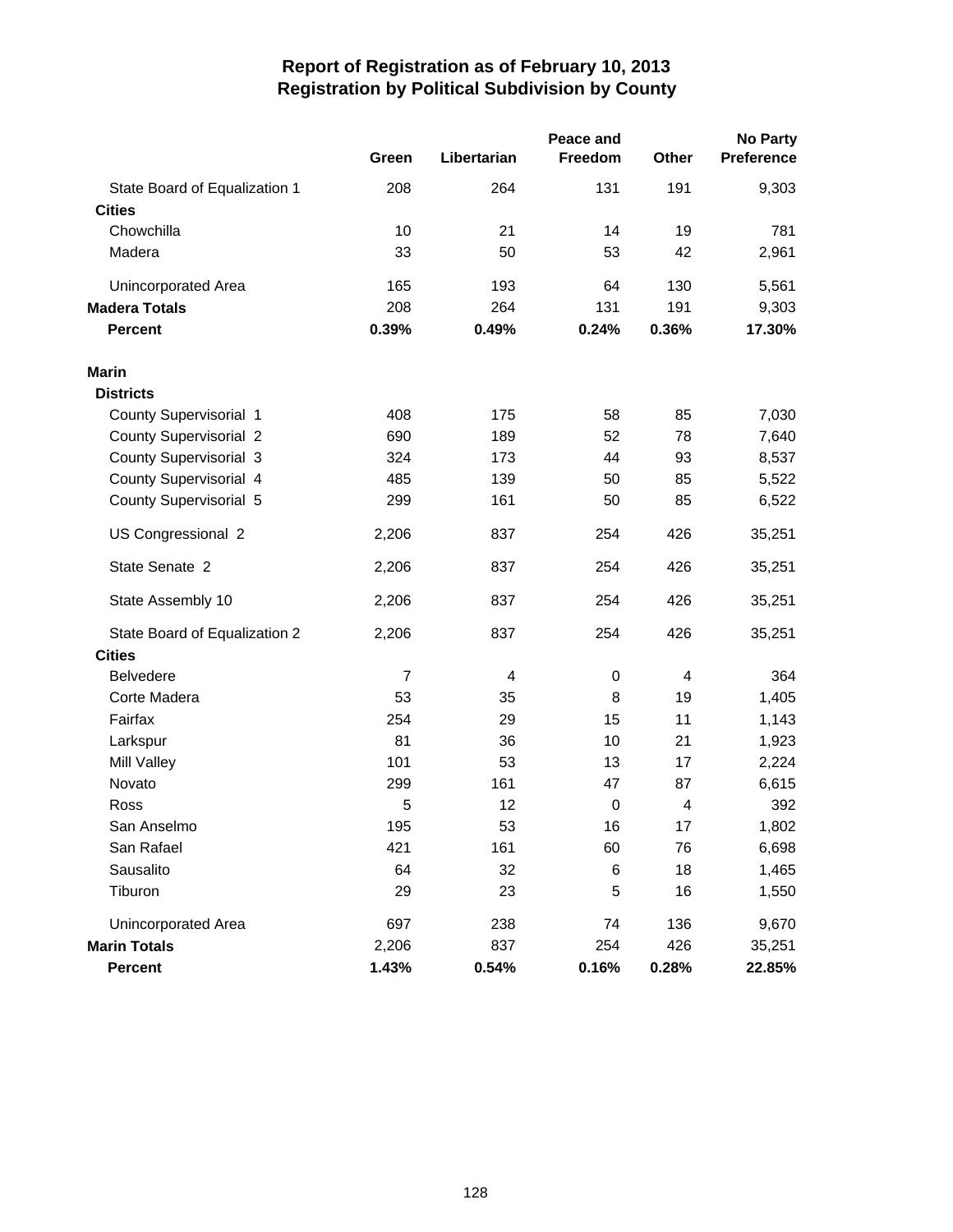# Report of Registration as of February 10, 2013
## Registration by Political Subdivision by County

| | Green | Libertarian | Peace and Freedom | Other | No Party Preference |
|---|---|---|---|---|---|
| State Board of Equalization 1 | 208 | 264 | 131 | 191 | 9,303 |
| **Cities** | | | | | |
| Chowchilla | 10 | 21 | 14 | 19 | 781 |
| Madera | 33 | 50 | 53 | 42 | 2,961 |
| Unincorporated Area | 165 | 193 | 64 | 130 | 5,561 |
| **Madera Totals** | 208 | 264 | 131 | 191 | 9,303 |
| **Percent** | **0.39%** | **0.49%** | **0.24%** | **0.36%** | **17.30%** |
| **Marin** | | | | | |
| **Districts** | | | | | |
| County Supervisorial 1 | 408 | 175 | 58 | 85 | 7,030 |
| County Supervisorial 2 | 690 | 189 | 52 | 78 | 7,640 |
| County Supervisorial 3 | 324 | 173 | 44 | 93 | 8,537 |
| County Supervisorial 4 | 485 | 139 | 50 | 85 | 5,522 |
| County Supervisorial 5 | 299 | 161 | 50 | 85 | 6,522 |
| US Congressional 2 | 2,206 | 837 | 254 | 426 | 35,251 |
| State Senate 2 | 2,206 | 837 | 254 | 426 | 35,251 |
| State Assembly 10 | 2,206 | 837 | 254 | 426 | 35,251 |
| State Board of Equalization 2 | 2,206 | 837 | 254 | 426 | 35,251 |
| **Cities** | | | | | |
| Belvedere | 7 | 4 | 0 | 4 | 364 |
| Corte Madera | 53 | 35 | 8 | 19 | 1,405 |
| Fairfax | 254 | 29 | 15 | 11 | 1,143 |
| Larkspur | 81 | 36 | 10 | 21 | 1,923 |
| Mill Valley | 101 | 53 | 13 | 17 | 2,224 |
| Novato | 299 | 161 | 47 | 87 | 6,615 |
| Ross | 5 | 12 | 0 | 4 | 392 |
| San Anselmo | 195 | 53 | 16 | 17 | 1,802 |
| San Rafael | 421 | 161 | 60 | 76 | 6,698 |
| Sausalito | 64 | 32 | 6 | 18 | 1,465 |
| Tiburon | 29 | 23 | 5 | 16 | 1,550 |
| Unincorporated Area | 697 | 238 | 74 | 136 | 9,670 |
| **Marin Totals** | 2,206 | 837 | 254 | 426 | 35,251 |
| **Percent** | **1.43%** | **0.54%** | **0.16%** | **0.28%** | **22.85%** |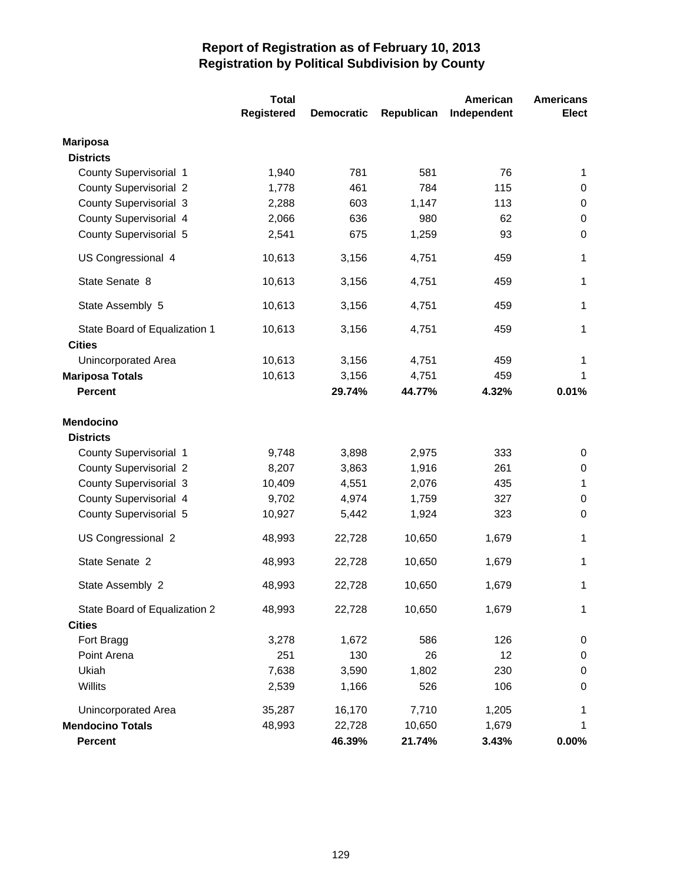# Report of Registration as of February 10, 2013
## Registration by Political Subdivision by County

| | Total Registered | Democratic | Republican | American Independent | Americans Elect |
|---|---|---|---|---|---|
| **Mariposa** | | | | | |
| **Districts** | | | | | |
| County Supervisorial 1 | 1,940 | 781 | 581 | 76 | 1 |
| County Supervisorial 2 | 1,778 | 461 | 784 | 115 | 0 |
| County Supervisorial 3 | 2,288 | 603 | 1,147 | 113 | 0 |
| County Supervisorial 4 | 2,066 | 636 | 980 | 62 | 0 |
| County Supervisorial 5 | 2,541 | 675 | 1,259 | 93 | 0 |
| US Congressional 4 | 10,613 | 3,156 | 4,751 | 459 | 1 |
| State Senate 8 | 10,613 | 3,156 | 4,751 | 459 | 1 |
| State Assembly 5 | 10,613 | 3,156 | 4,751 | 459 | 1 |
| State Board of Equalization 1 | 10,613 | 3,156 | 4,751 | 459 | 1 |
| **Cities** | | | | | |
| Unincorporated Area | 10,613 | 3,156 | 4,751 | 459 | 1 |
| **Mariposa Totals** | 10,613 | 3,156 | 4,751 | 459 | 1 |
| **Percent** | | **29.74%** | **44.77%** | **4.32%** | **0.01%** |
| **Mendocino** | | | | | |
| **Districts** | | | | | |
| County Supervisorial 1 | 9,748 | 3,898 | 2,975 | 333 | 0 |
| County Supervisorial 2 | 8,207 | 3,863 | 1,916 | 261 | 0 |
| County Supervisorial 3 | 10,409 | 4,551 | 2,076 | 435 | 1 |
| County Supervisorial 4 | 9,702 | 4,974 | 1,759 | 327 | 0 |
| County Supervisorial 5 | 10,927 | 5,442 | 1,924 | 323 | 0 |
| US Congressional 2 | 48,993 | 22,728 | 10,650 | 1,679 | 1 |
| State Senate 2 | 48,993 | 22,728 | 10,650 | 1,679 | 1 |
| State Assembly 2 | 48,993 | 22,728 | 10,650 | 1,679 | 1 |
| State Board of Equalization 2 | 48,993 | 22,728 | 10,650 | 1,679 | 1 |
| **Cities** | | | | | |
| Fort Bragg | 3,278 | 1,672 | 586 | 126 | 0 |
| Point Arena | 251 | 130 | 26 | 12 | 0 |
| Ukiah | 7,638 | 3,590 | 1,802 | 230 | 0 |
| Willits | 2,539 | 1,166 | 526 | 106 | 0 |
| Unincorporated Area | 35,287 | 16,170 | 7,710 | 1,205 | 1 |
| **Mendocino Totals** | 48,993 | 22,728 | 10,650 | 1,679 | 1 |
| **Percent** | | **46.39%** | **21.74%** | **3.43%** | **0.00%** |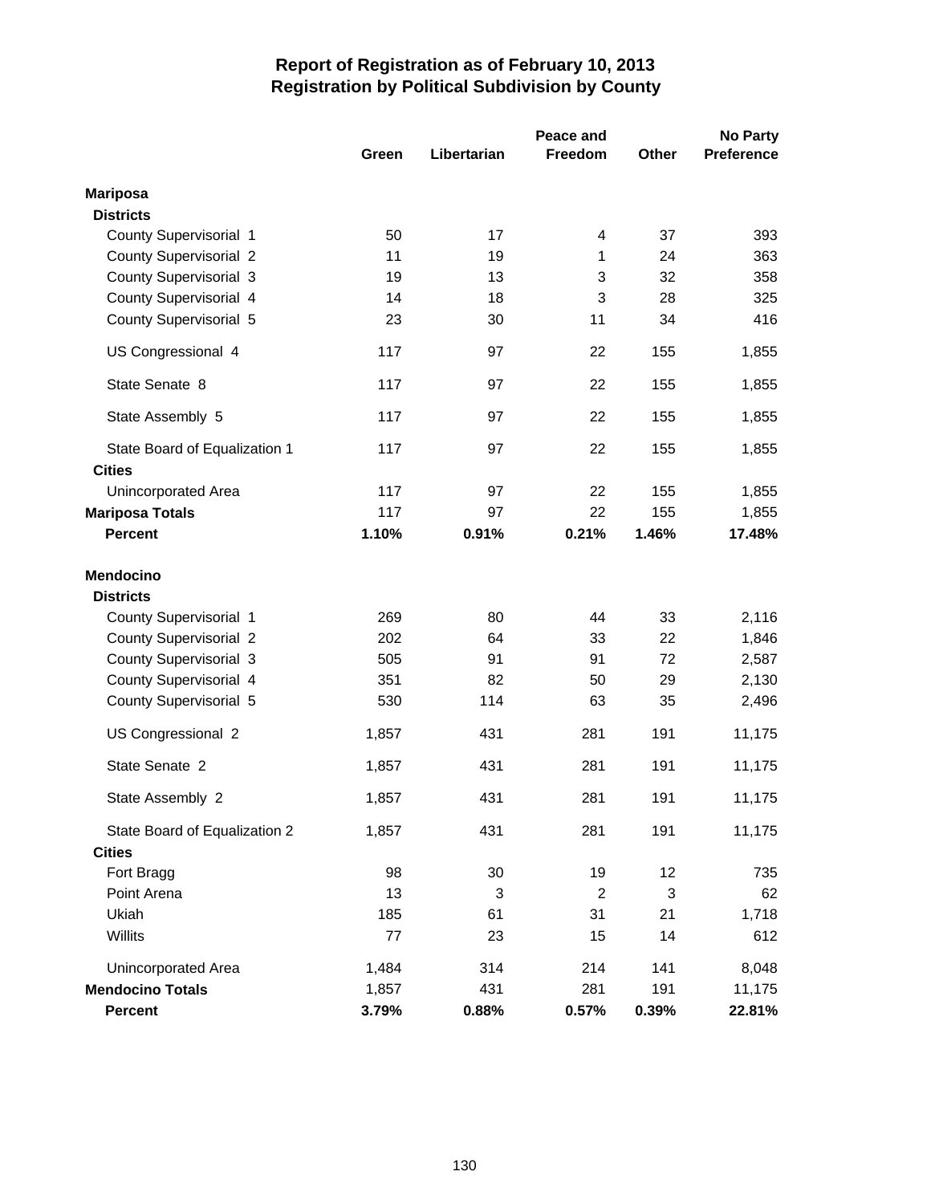# Report of Registration as of February 10, 2013
## Registration by Political Subdivision by County

| | Green | Libertarian | Peace and Freedom | Other | No Party Preference |
|---|---|---|---|---|---|
| **Mariposa** | | | | | |
| **Districts** | | | | | |
| County Supervisorial 1 | 50 | 17 | 4 | 37 | 393 |
| County Supervisorial 2 | 11 | 19 | 1 | 24 | 363 |
| County Supervisorial 3 | 19 | 13 | 3 | 32 | 358 |
| County Supervisorial 4 | 14 | 18 | 3 | 28 | 325 |
| County Supervisorial 5 | 23 | 30 | 11 | 34 | 416 |
| US Congressional 4 | 117 | 97 | 22 | 155 | 1,855 |
| State Senate 8 | 117 | 97 | 22 | 155 | 1,855 |
| State Assembly 5 | 117 | 97 | 22 | 155 | 1,855 |
| State Board of Equalization 1 | 117 | 97 | 22 | 155 | 1,855 |
| **Cities** | | | | | |
| Unincorporated Area | 117 | 97 | 22 | 155 | 1,855 |
| **Mariposa Totals** | 117 | 97 | 22 | 155 | 1,855 |
| **Percent** | **1.10%** | **0.91%** | **0.21%** | **1.46%** | **17.48%** |
| **Mendocino** | | | | | |
| **Districts** | | | | | |
| County Supervisorial 1 | 269 | 80 | 44 | 33 | 2,116 |
| County Supervisorial 2 | 202 | 64 | 33 | 22 | 1,846 |
| County Supervisorial 3 | 505 | 91 | 91 | 72 | 2,587 |
| County Supervisorial 4 | 351 | 82 | 50 | 29 | 2,130 |
| County Supervisorial 5 | 530 | 114 | 63 | 35 | 2,496 |
| US Congressional 2 | 1,857 | 431 | 281 | 191 | 11,175 |
| State Senate 2 | 1,857 | 431 | 281 | 191 | 11,175 |
| State Assembly 2 | 1,857 | 431 | 281 | 191 | 11,175 |
| State Board of Equalization 2 | 1,857 | 431 | 281 | 191 | 11,175 |
| **Cities** | | | | | |
| Fort Bragg | 98 | 30 | 19 | 12 | 735 |
| Point Arena | 13 | 3 | 2 | 3 | 62 |
| Ukiah | 185 | 61 | 31 | 21 | 1,718 |
| Willits | 77 | 23 | 15 | 14 | 612 |
| Unincorporated Area | 1,484 | 314 | 214 | 141 | 8,048 |
| **Mendocino Totals** | 1,857 | 431 | 281 | 191 | 11,175 |
| **Percent** | **3.79%** | **0.88%** | **0.57%** | **0.39%** | **22.81%** |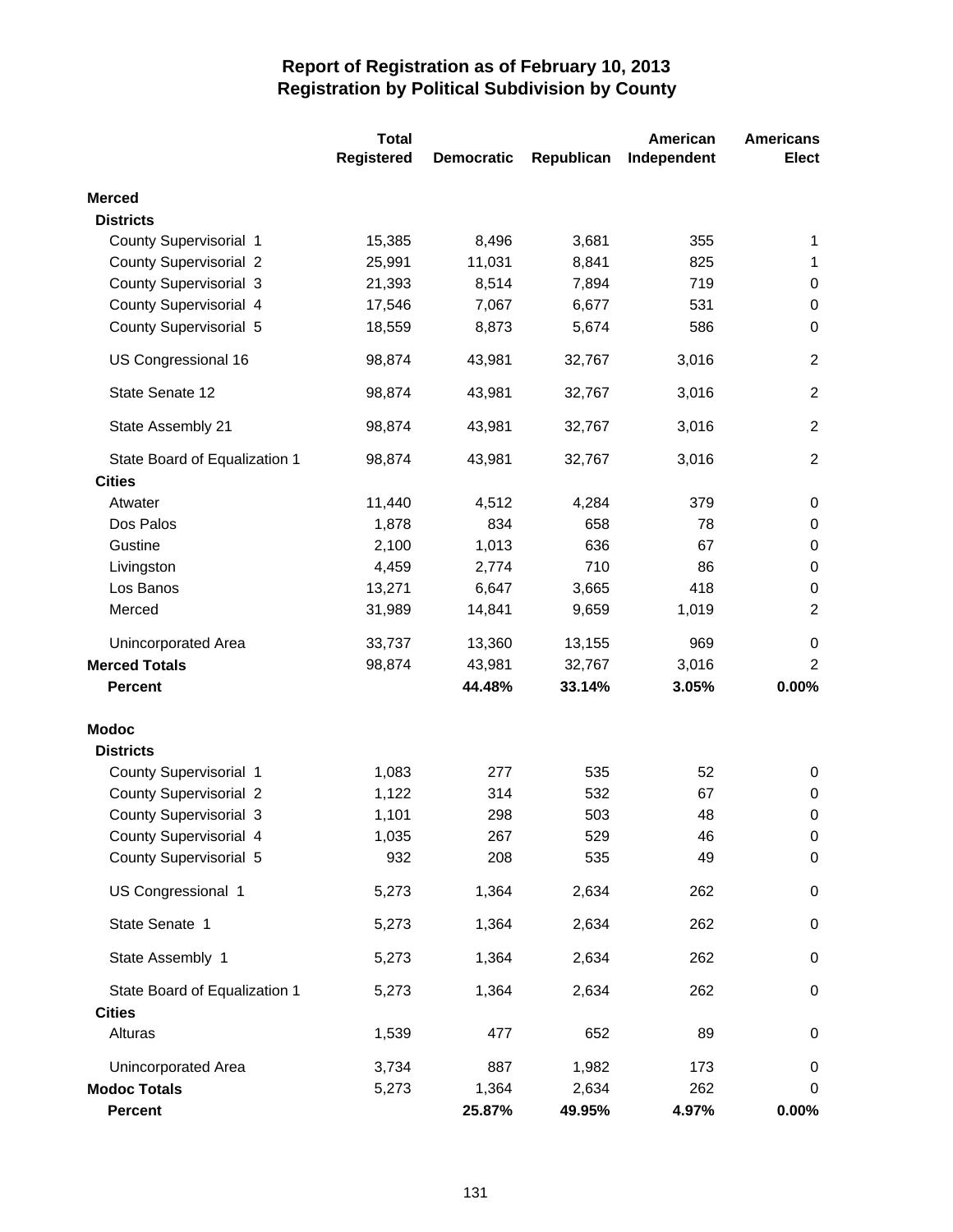# Report of Registration as of February 10, 2013
## Registration by Political Subdivision by County

| | Total Registered | Democratic | Republican | American Independent | Americans Elect |
|---|---|---|---|---|---|
| **Merced** | | | | | |
| **Districts** | | | | | |
| County Supervisorial 1 | 15,385 | 8,496 | 3,681 | 355 | 1 |
| County Supervisorial 2 | 25,991 | 11,031 | 8,841 | 825 | 1 |
| County Supervisorial 3 | 21,393 | 8,514 | 7,894 | 719 | 0 |
| County Supervisorial 4 | 17,546 | 7,067 | 6,677 | 531 | 0 |
| County Supervisorial 5 | 18,559 | 8,873 | 5,674 | 586 | 0 |
| US Congressional 16 | 98,874 | 43,981 | 32,767 | 3,016 | 2 |
| State Senate 12 | 98,874 | 43,981 | 32,767 | 3,016 | 2 |
| State Assembly 21 | 98,874 | 43,981 | 32,767 | 3,016 | 2 |
| State Board of Equalization 1 | 98,874 | 43,981 | 32,767 | 3,016 | 2 |
| **Cities** | | | | | |
| Atwater | 11,440 | 4,512 | 4,284 | 379 | 0 |
| Dos Palos | 1,878 | 834 | 658 | 78 | 0 |
| Gustine | 2,100 | 1,013 | 636 | 67 | 0 |
| Livingston | 4,459 | 2,774 | 710 | 86 | 0 |
| Los Banos | 13,271 | 6,647 | 3,665 | 418 | 0 |
| Merced | 31,989 | 14,841 | 9,659 | 1,019 | 2 |
| Unincorporated Area | 33,737 | 13,360 | 13,155 | 969 | 0 |
| **Merced Totals** | 98,874 | 43,981 | 32,767 | 3,016 | 2 |
| **Percent** | | **44.48%** | **33.14%** | **3.05%** | **0.00%** |
| **Modoc** | | | | | |
| **Districts** | | | | | |
| County Supervisorial 1 | 1,083 | 277 | 535 | 52 | 0 |
| County Supervisorial 2 | 1,122 | 314 | 532 | 67 | 0 |
| County Supervisorial 3 | 1,101 | 298 | 503 | 48 | 0 |
| County Supervisorial 4 | 1,035 | 267 | 529 | 46 | 0 |
| County Supervisorial 5 | 932 | 208 | 535 | 49 | 0 |
| US Congressional 1 | 5,273 | 1,364 | 2,634 | 262 | 0 |
| State Senate 1 | 5,273 | 1,364 | 2,634 | 262 | 0 |
| State Assembly 1 | 5,273 | 1,364 | 2,634 | 262 | 0 |
| State Board of Equalization 1 | 5,273 | 1,364 | 2,634 | 262 | 0 |
| **Cities** | | | | | |
| Alturas | 1,539 | 477 | 652 | 89 | 0 |
| Unincorporated Area | 3,734 | 887 | 1,982 | 173 | 0 |
| **Modoc Totals** | 5,273 | 1,364 | 2,634 | 262 | 0 |
| **Percent** | | **25.87%** | **49.95%** | **4.97%** | **0.00%** |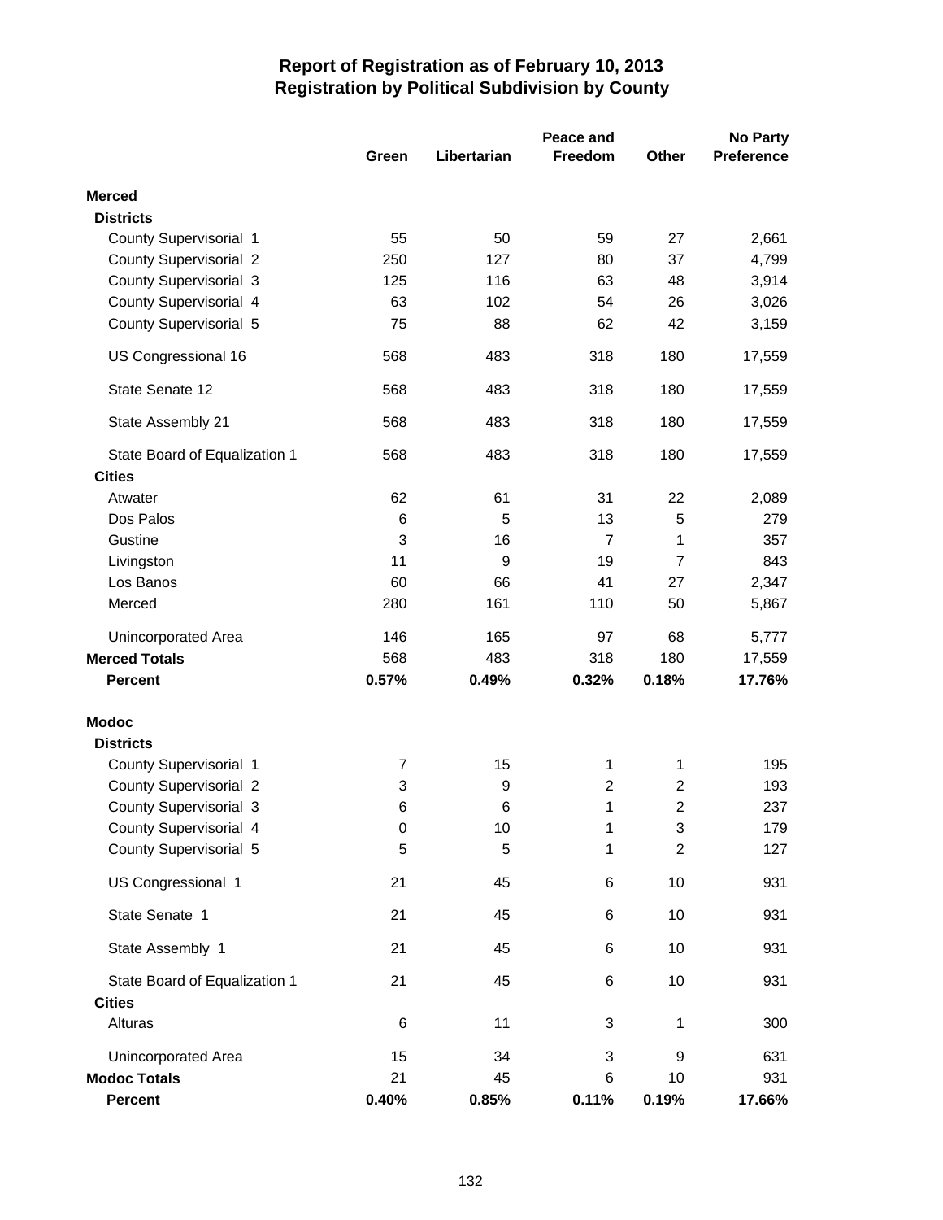# Report of Registration as of February 10, 2013
## Registration by Political Subdivision by County

| | Green | Libertarian | Peace and Freedom | Other | No Party Preference |
|---|---|---|---|---|---|
| **Merced** | | | | | |
| **Districts** | | | | | |
| County Supervisorial 1 | 55 | 50 | 59 | 27 | 2,661 |
| County Supervisorial 2 | 250 | 127 | 80 | 37 | 4,799 |
| County Supervisorial 3 | 125 | 116 | 63 | 48 | 3,914 |
| County Supervisorial 4 | 63 | 102 | 54 | 26 | 3,026 |
| County Supervisorial 5 | 75 | 88 | 62 | 42 | 3,159 |
| US Congressional 16 | 568 | 483 | 318 | 180 | 17,559 |
| State Senate 12 | 568 | 483 | 318 | 180 | 17,559 |
| State Assembly 21 | 568 | 483 | 318 | 180 | 17,559 |
| State Board of Equalization 1 | 568 | 483 | 318 | 180 | 17,559 |
| **Cities** | | | | | |
| Atwater | 62 | 61 | 31 | 22 | 2,089 |
| Dos Palos | 6 | 5 | 13 | 5 | 279 |
| Gustine | 3 | 16 | 7 | 1 | 357 |
| Livingston | 11 | 9 | 19 | 7 | 843 |
| Los Banos | 60 | 66 | 41 | 27 | 2,347 |
| Merced | 280 | 161 | 110 | 50 | 5,867 |
| Unincorporated Area | 146 | 165 | 97 | 68 | 5,777 |
| **Merced Totals** | 568 | 483 | 318 | 180 | 17,559 |
| **Percent** | **0.57%** | **0.49%** | **0.32%** | **0.18%** | **17.76%** |
| **Modoc** | | | | | |
| **Districts** | | | | | |
| County Supervisorial 1 | 7 | 15 | 1 | 1 | 195 |
| County Supervisorial 2 | 3 | 9 | 2 | 2 | 193 |
| County Supervisorial 3 | 6 | 6 | 1 | 2 | 237 |
| County Supervisorial 4 | 0 | 10 | 1 | 3 | 179 |
| County Supervisorial 5 | 5 | 5 | 1 | 2 | 127 |
| US Congressional 1 | 21 | 45 | 6 | 10 | 931 |
| State Senate 1 | 21 | 45 | 6 | 10 | 931 |
| State Assembly 1 | 21 | 45 | 6 | 10 | 931 |
| State Board of Equalization 1 | 21 | 45 | 6 | 10 | 931 |
| **Cities** | | | | | |
| Alturas | 6 | 11 | 3 | 1 | 300 |
| Unincorporated Area | 15 | 34 | 3 | 9 | 631 |
| **Modoc Totals** | 21 | 45 | 6 | 10 | 931 |
| **Percent** | **0.40%** | **0.85%** | **0.11%** | **0.19%** | **17.66%** |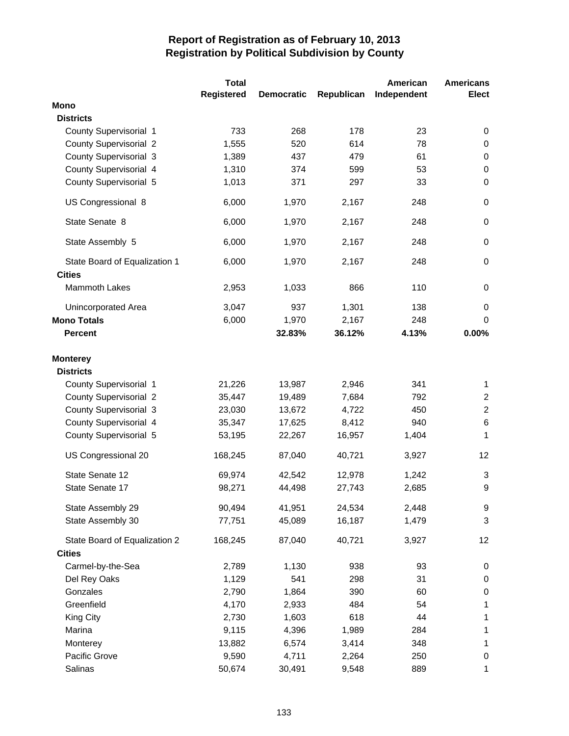# Report of Registration as of February 10, 2013
## Registration by Political Subdivision by County

| | Total Registered | Democratic | Republican | American Independent | Americans Elect |
|---|---|---|---|---|---|
| **Mono** | | | | | |
| **Districts** | | | | | |
| County Supervisorial 1 | 733 | 268 | 178 | 23 | 0 |
| County Supervisorial 2 | 1,555 | 520 | 614 | 78 | 0 |
| County Supervisorial 3 | 1,389 | 437 | 479 | 61 | 0 |
| County Supervisorial 4 | 1,310 | 374 | 599 | 53 | 0 |
| County Supervisorial 5 | 1,013 | 371 | 297 | 33 | 0 |
| US Congressional 8 | 6,000 | 1,970 | 2,167 | 248 | 0 |
| State Senate 8 | 6,000 | 1,970 | 2,167 | 248 | 0 |
| State Assembly 5 | 6,000 | 1,970 | 2,167 | 248 | 0 |
| State Board of Equalization 1 | 6,000 | 1,970 | 2,167 | 248 | 0 |
| **Cities** | | | | | |
| Mammoth Lakes | 2,953 | 1,033 | 866 | 110 | 0 |
| Unincorporated Area | 3,047 | 937 | 1,301 | 138 | 0 |
| **Mono Totals** | 6,000 | 1,970 | 2,167 | 248 | 0 |
| **Percent** | | **32.83%** | **36.12%** | **4.13%** | **0.00%** |
| **Monterey** | | | | | |
| **Districts** | | | | | |
| County Supervisorial 1 | 21,226 | 13,987 | 2,946 | 341 | 1 |
| County Supervisorial 2 | 35,447 | 19,489 | 7,684 | 792 | 2 |
| County Supervisorial 3 | 23,030 | 13,672 | 4,722 | 450 | 2 |
| County Supervisorial 4 | 35,347 | 17,625 | 8,412 | 940 | 6 |
| County Supervisorial 5 | 53,195 | 22,267 | 16,957 | 1,404 | 1 |
| US Congressional 20 | 168,245 | 87,040 | 40,721 | 3,927 | 12 |
| State Senate 12 | 69,974 | 42,542 | 12,978 | 1,242 | 3 |
| State Senate 17 | 98,271 | 44,498 | 27,743 | 2,685 | 9 |
| State Assembly 29 | 90,494 | 41,951 | 24,534 | 2,448 | 9 |
| State Assembly 30 | 77,751 | 45,089 | 16,187 | 1,479 | 3 |
| State Board of Equalization 2 | 168,245 | 87,040 | 40,721 | 3,927 | 12 |
| **Cities** | | | | | |
| Carmel-by-the-Sea | 2,789 | 1,130 | 938 | 93 | 0 |
| Del Rey Oaks | 1,129 | 541 | 298 | 31 | 0 |
| Gonzales | 2,790 | 1,864 | 390 | 60 | 0 |
| Greenfield | 4,170 | 2,933 | 484 | 54 | 1 |
| King City | 2,730 | 1,603 | 618 | 44 | 1 |
| Marina | 9,115 | 4,396 | 1,989 | 284 | 1 |
| Monterey | 13,882 | 6,574 | 3,414 | 348 | 1 |
| Pacific Grove | 9,590 | 4,711 | 2,264 | 250 | 0 |
| Salinas | 50,674 | 30,491 | 9,548 | 889 | 1 |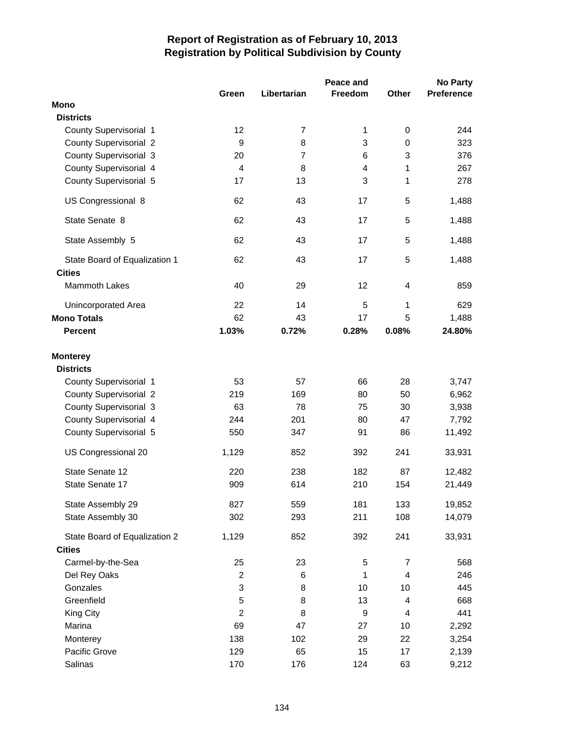# Report of Registration as of February 10, 2013
## Registration by Political Subdivision by County

| | Green | Libertarian | Peace and Freedom | Other | No Party Preference |
|---|---|---|---|---|---|
| **Mono** | | | | | |
| **Districts** | | | | | |
| County Supervisorial 1 | 12 | 7 | 1 | 0 | 244 |
| County Supervisorial 2 | 9 | 8 | 3 | 0 | 323 |
| County Supervisorial 3 | 20 | 7 | 6 | 3 | 376 |
| County Supervisorial 4 | 4 | 8 | 4 | 1 | 267 |
| County Supervisorial 5 | 17 | 13 | 3 | 1 | 278 |
| US Congressional 8 | 62 | 43 | 17 | 5 | 1,488 |
| State Senate 8 | 62 | 43 | 17 | 5 | 1,488 |
| State Assembly 5 | 62 | 43 | 17 | 5 | 1,488 |
| State Board of Equalization 1 | 62 | 43 | 17 | 5 | 1,488 |
| **Cities** | | | | | |
| Mammoth Lakes | 40 | 29 | 12 | 4 | 859 |
| Unincorporated Area | 22 | 14 | 5 | 1 | 629 |
| **Mono Totals** | 62 | 43 | 17 | 5 | 1,488 |
| **Percent** | **1.03%** | **0.72%** | **0.28%** | **0.08%** | **24.80%** |
| **Monterey** | | | | | |
| **Districts** | | | | | |
| County Supervisorial 1 | 53 | 57 | 66 | 28 | 3,747 |
| County Supervisorial 2 | 219 | 169 | 80 | 50 | 6,962 |
| County Supervisorial 3 | 63 | 78 | 75 | 30 | 3,938 |
| County Supervisorial 4 | 244 | 201 | 80 | 47 | 7,792 |
| County Supervisorial 5 | 550 | 347 | 91 | 86 | 11,492 |
| US Congressional 20 | 1,129 | 852 | 392 | 241 | 33,931 |
| State Senate 12 | 220 | 238 | 182 | 87 | 12,482 |
| State Senate 17 | 909 | 614 | 210 | 154 | 21,449 |
| State Assembly 29 | 827 | 559 | 181 | 133 | 19,852 |
| State Assembly 30 | 302 | 293 | 211 | 108 | 14,079 |
| State Board of Equalization 2 | 1,129 | 852 | 392 | 241 | 33,931 |
| **Cities** | | | | | |
| Carmel-by-the-Sea | 25 | 23 | 5 | 7 | 568 |
| Del Rey Oaks | 2 | 6 | 1 | 4 | 246 |
| Gonzales | 3 | 8 | 10 | 10 | 445 |
| Greenfield | 5 | 8 | 13 | 4 | 668 |
| King City | 2 | 8 | 9 | 4 | 441 |
| Marina | 69 | 47 | 27 | 10 | 2,292 |
| Monterey | 138 | 102 | 29 | 22 | 3,254 |
| Pacific Grove | 129 | 65 | 15 | 17 | 2,139 |
| Salinas | 170 | 176 | 124 | 63 | 9,212 |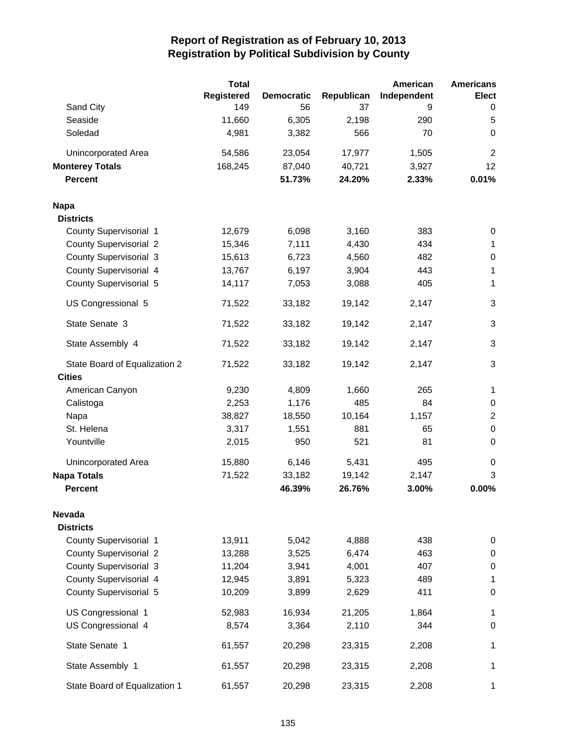# Report of Registration as of February 10, 2013
## Registration by Political Subdivision by County

| | Total Registered | Democratic | Republican | American Independent | Americans Elect |
|---|---|---|---|---|---|
| Sand City | 149 | 56 | 37 | 9 | 0 |
| Seaside | 11,660 | 6,305 | 2,198 | 290 | 5 |
| Soledad | 4,981 | 3,382 | 566 | 70 | 0 |
| Unincorporated Area | 54,586 | 23,054 | 17,977 | 1,505 | 2 |
| **Monterey Totals** | 168,245 | 87,040 | 40,721 | 3,927 | 12 |
| **Percent** | | **51.73%** | **24.20%** | **2.33%** | **0.01%** |
| **Napa** | | | | | |
| **Districts** | | | | | |
| County Supervisorial 1 | 12,679 | 6,098 | 3,160 | 383 | 0 |
| County Supervisorial 2 | 15,346 | 7,111 | 4,430 | 434 | 1 |
| County Supervisorial 3 | 15,613 | 6,723 | 4,560 | 482 | 0 |
| County Supervisorial 4 | 13,767 | 6,197 | 3,904 | 443 | 1 |
| County Supervisorial 5 | 14,117 | 7,053 | 3,088 | 405 | 1 |
| US Congressional 5 | 71,522 | 33,182 | 19,142 | 2,147 | 3 |
| State Senate 3 | 71,522 | 33,182 | 19,142 | 2,147 | 3 |
| State Assembly 4 | 71,522 | 33,182 | 19,142 | 2,147 | 3 |
| State Board of Equalization 2 | 71,522 | 33,182 | 19,142 | 2,147 | 3 |
| **Cities** | | | | | |
| American Canyon | 9,230 | 4,809 | 1,660 | 265 | 1 |
| Calistoga | 2,253 | 1,176 | 485 | 84 | 0 |
| Napa | 38,827 | 18,550 | 10,164 | 1,157 | 2 |
| St. Helena | 3,317 | 1,551 | 881 | 65 | 0 |
| Yountville | 2,015 | 950 | 521 | 81 | 0 |
| Unincorporated Area | 15,880 | 6,146 | 5,431 | 495 | 0 |
| **Napa Totals** | 71,522 | 33,182 | 19,142 | 2,147 | 3 |
| **Percent** | | **46.39%** | **26.76%** | **3.00%** | **0.00%** |
| **Nevada** | | | | | |
| **Districts** | | | | | |
| County Supervisorial 1 | 13,911 | 5,042 | 4,888 | 438 | 0 |
| County Supervisorial 2 | 13,288 | 3,525 | 6,474 | 463 | 0 |
| County Supervisorial 3 | 11,204 | 3,941 | 4,001 | 407 | 0 |
| County Supervisorial 4 | 12,945 | 3,891 | 5,323 | 489 | 1 |
| County Supervisorial 5 | 10,209 | 3,899 | 2,629 | 411 | 0 |
| US Congressional 1 | 52,983 | 16,934 | 21,205 | 1,864 | 1 |
| US Congressional 4 | 8,574 | 3,364 | 2,110 | 344 | 0 |
| State Senate 1 | 61,557 | 20,298 | 23,315 | 2,208 | 1 |
| State Assembly 1 | 61,557 | 20,298 | 23,315 | 2,208 | 1 |
| State Board of Equalization 1 | 61,557 | 20,298 | 23,315 | 2,208 | 1 |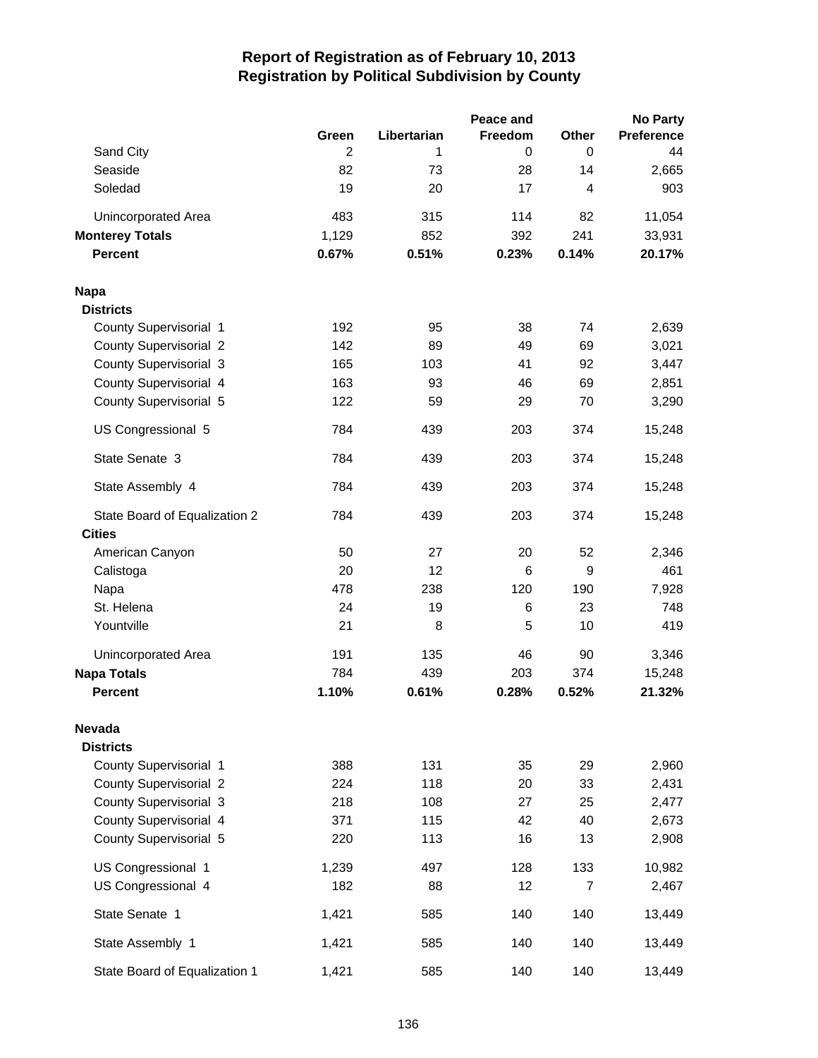# Report of Registration as of February 10, 2013
## Registration by Political Subdivision by County

| | Green | Libertarian | Peace and Freedom | Other | No Party Preference |
|---|---|---|---|---|---|
| Sand City | 2 | 1 | 0 | 0 | 44 |
| Seaside | 82 | 73 | 28 | 14 | 2,665 |
| Soledad | 19 | 20 | 17 | 4 | 903 |
| Unincorporated Area | 483 | 315 | 114 | 82 | 11,054 |
| **Monterey Totals** | 1,129 | 852 | 392 | 241 | 33,931 |
| **Percent** | **0.67%** | **0.51%** | **0.23%** | **0.14%** | **20.17%** |
| **Napa** | | | | | |
| **Districts** | | | | | |
| County Supervisorial 1 | 192 | 95 | 38 | 74 | 2,639 |
| County Supervisorial 2 | 142 | 89 | 49 | 69 | 3,021 |
| County Supervisorial 3 | 165 | 103 | 41 | 92 | 3,447 |
| County Supervisorial 4 | 163 | 93 | 46 | 69 | 2,851 |
| County Supervisorial 5 | 122 | 59 | 29 | 70 | 3,290 |
| US Congressional 5 | 784 | 439 | 203 | 374 | 15,248 |
| State Senate 3 | 784 | 439 | 203 | 374 | 15,248 |
| State Assembly 4 | 784 | 439 | 203 | 374 | 15,248 |
| State Board of Equalization 2 | 784 | 439 | 203 | 374 | 15,248 |
| **Cities** | | | | | |
| American Canyon | 50 | 27 | 20 | 52 | 2,346 |
| Calistoga | 20 | 12 | 6 | 9 | 461 |
| Napa | 478 | 238 | 120 | 190 | 7,928 |
| St. Helena | 24 | 19 | 6 | 23 | 748 |
| Yountville | 21 | 8 | 5 | 10 | 419 |
| Unincorporated Area | 191 | 135 | 46 | 90 | 3,346 |
| **Napa Totals** | 784 | 439 | 203 | 374 | 15,248 |
| **Percent** | **1.10%** | **0.61%** | **0.28%** | **0.52%** | **21.32%** |
| **Nevada** | | | | | |
| **Districts** | | | | | |
| County Supervisorial 1 | 388 | 131 | 35 | 29 | 2,960 |
| County Supervisorial 2 | 224 | 118 | 20 | 33 | 2,431 |
| County Supervisorial 3 | 218 | 108 | 27 | 25 | 2,477 |
| County Supervisorial 4 | 371 | 115 | 42 | 40 | 2,673 |
| County Supervisorial 5 | 220 | 113 | 16 | 13 | 2,908 |
| US Congressional 1 | 1,239 | 497 | 128 | 133 | 10,982 |
| US Congressional 4 | 182 | 88 | 12 | 7 | 2,467 |
| State Senate 1 | 1,421 | 585 | 140 | 140 | 13,449 |
| State Assembly 1 | 1,421 | 585 | 140 | 140 | 13,449 |
| State Board of Equalization 1 | 1,421 | 585 | 140 | 140 | 13,449 |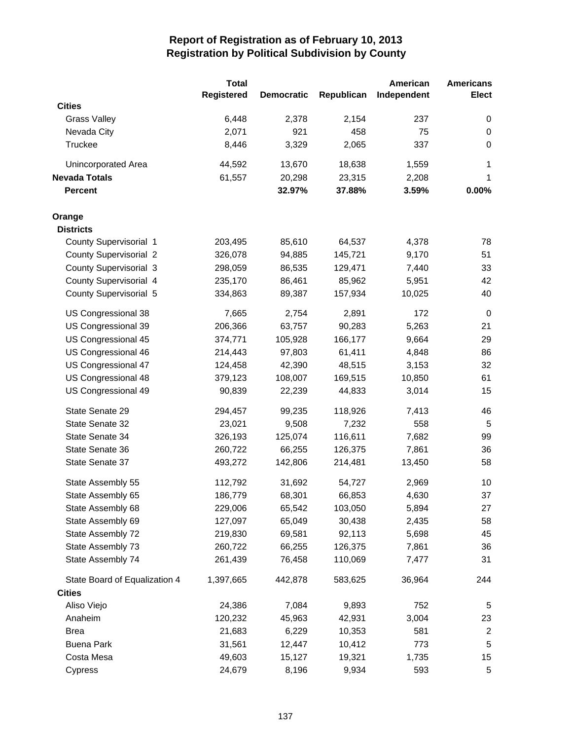# Report of Registration as of February 10, 2013
## Registration by Political Subdivision by County

| | Total Registered | Democratic | Republican | American Independent | Americans Elect |
|---|---|---|---|---|---|
| **Cities** | | | | | |
| Grass Valley | 6,448 | 2,378 | 2,154 | 237 | 0 |
| Nevada City | 2,071 | 921 | 458 | 75 | 0 |
| Truckee | 8,446 | 3,329 | 2,065 | 337 | 0 |
| Unincorporated Area | 44,592 | 13,670 | 18,638 | 1,559 | 1 |
| **Nevada Totals** | 61,557 | 20,298 | 23,315 | 2,208 | 1 |
| **Percent** | | **32.97%** | **37.88%** | **3.59%** | **0.00%** |
| **Orange** | | | | | |
| **Districts** | | | | | |
| County Supervisorial 1 | 203,495 | 85,610 | 64,537 | 4,378 | 78 |
| County Supervisorial 2 | 326,078 | 94,885 | 145,721 | 9,170 | 51 |
| County Supervisorial 3 | 298,059 | 86,535 | 129,471 | 7,440 | 33 |
| County Supervisorial 4 | 235,170 | 86,461 | 85,962 | 5,951 | 42 |
| County Supervisorial 5 | 334,863 | 89,387 | 157,934 | 10,025 | 40 |
| US Congressional 38 | 7,665 | 2,754 | 2,891 | 172 | 0 |
| US Congressional 39 | 206,366 | 63,757 | 90,283 | 5,263 | 21 |
| US Congressional 45 | 374,771 | 105,928 | 166,177 | 9,664 | 29 |
| US Congressional 46 | 214,443 | 97,803 | 61,411 | 4,848 | 86 |
| US Congressional 47 | 124,458 | 42,390 | 48,515 | 3,153 | 32 |
| US Congressional 48 | 379,123 | 108,007 | 169,515 | 10,850 | 61 |
| US Congressional 49 | 90,839 | 22,239 | 44,833 | 3,014 | 15 |
| State Senate 29 | 294,457 | 99,235 | 118,926 | 7,413 | 46 |
| State Senate 32 | 23,021 | 9,508 | 7,232 | 558 | 5 |
| State Senate 34 | 326,193 | 125,074 | 116,611 | 7,682 | 99 |
| State Senate 36 | 260,722 | 66,255 | 126,375 | 7,861 | 36 |
| State Senate 37 | 493,272 | 142,806 | 214,481 | 13,450 | 58 |
| State Assembly 55 | 112,792 | 31,692 | 54,727 | 2,969 | 10 |
| State Assembly 65 | 186,779 | 68,301 | 66,853 | 4,630 | 37 |
| State Assembly 68 | 229,006 | 65,542 | 103,050 | 5,894 | 27 |
| State Assembly 69 | 127,097 | 65,049 | 30,438 | 2,435 | 58 |
| State Assembly 72 | 219,830 | 69,581 | 92,113 | 5,698 | 45 |
| State Assembly 73 | 260,722 | 66,255 | 126,375 | 7,861 | 36 |
| State Assembly 74 | 261,439 | 76,458 | 110,069 | 7,477 | 31 |
| State Board of Equalization 4 | 1,397,665 | 442,878 | 583,625 | 36,964 | 244 |
| **Cities** | | | | | |
| Aliso Viejo | 24,386 | 7,084 | 9,893 | 752 | 5 |
| Anaheim | 120,232 | 45,963 | 42,931 | 3,004 | 23 |
| Brea | 21,683 | 6,229 | 10,353 | 581 | 2 |
| Buena Park | 31,561 | 12,447 | 10,412 | 773 | 5 |
| Costa Mesa | 49,603 | 15,127 | 19,321 | 1,735 | 15 |
| Cypress | 24,679 | 8,196 | 9,934 | 593 | 5 |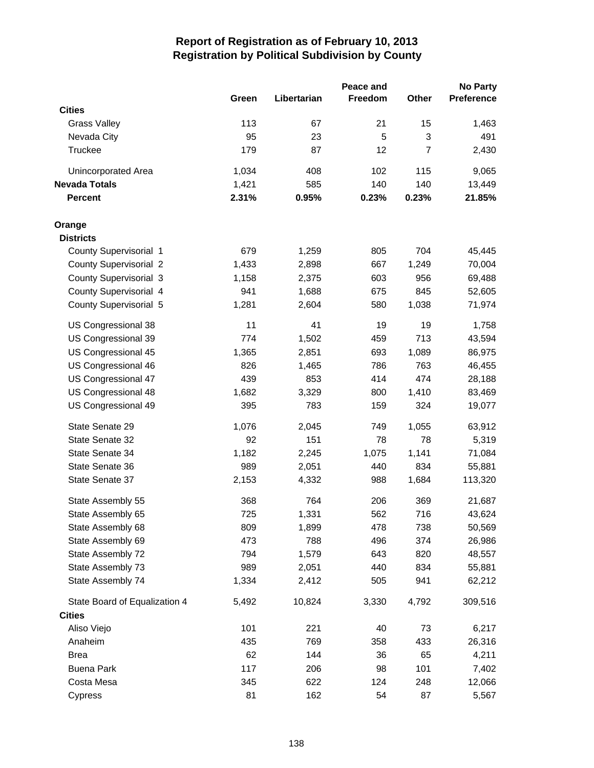# Report of Registration as of February 10, 2013
## Registration by Political Subdivision by County

| | Green | Libertarian | Peace and Freedom | Other | No Party Preference |
|---|---|---|---|---|---|
| **Cities** | | | | | |
| Grass Valley | 113 | 67 | 21 | 15 | 1,463 |
| Nevada City | 95 | 23 | 5 | 3 | 491 |
| Truckee | 179 | 87 | 12 | 7 | 2,430 |
| Unincorporated Area | 1,034 | 408 | 102 | 115 | 9,065 |
| **Nevada Totals** | 1,421 | 585 | 140 | 140 | 13,449 |
| **Percent** | **2.31%** | **0.95%** | **0.23%** | **0.23%** | **21.85%** |
| **Orange** | | | | | |
| **Districts** | | | | | |
| County Supervisorial 1 | 679 | 1,259 | 805 | 704 | 45,445 |
| County Supervisorial 2 | 1,433 | 2,898 | 667 | 1,249 | 70,004 |
| County Supervisorial 3 | 1,158 | 2,375 | 603 | 956 | 69,488 |
| County Supervisorial 4 | 941 | 1,688 | 675 | 845 | 52,605 |
| County Supervisorial 5 | 1,281 | 2,604 | 580 | 1,038 | 71,974 |
| US Congressional 38 | 11 | 41 | 19 | 19 | 1,758 |
| US Congressional 39 | 774 | 1,502 | 459 | 713 | 43,594 |
| US Congressional 45 | 1,365 | 2,851 | 693 | 1,089 | 86,975 |
| US Congressional 46 | 826 | 1,465 | 786 | 763 | 46,455 |
| US Congressional 47 | 439 | 853 | 414 | 474 | 28,188 |
| US Congressional 48 | 1,682 | 3,329 | 800 | 1,410 | 83,469 |
| US Congressional 49 | 395 | 783 | 159 | 324 | 19,077 |
| State Senate 29 | 1,076 | 2,045 | 749 | 1,055 | 63,912 |
| State Senate 32 | 92 | 151 | 78 | 78 | 5,319 |
| State Senate 34 | 1,182 | 2,245 | 1,075 | 1,141 | 71,084 |
| State Senate 36 | 989 | 2,051 | 440 | 834 | 55,881 |
| State Senate 37 | 2,153 | 4,332 | 988 | 1,684 | 113,320 |
| State Assembly 55 | 368 | 764 | 206 | 369 | 21,687 |
| State Assembly 65 | 725 | 1,331 | 562 | 716 | 43,624 |
| State Assembly 68 | 809 | 1,899 | 478 | 738 | 50,569 |
| State Assembly 69 | 473 | 788 | 496 | 374 | 26,986 |
| State Assembly 72 | 794 | 1,579 | 643 | 820 | 48,557 |
| State Assembly 73 | 989 | 2,051 | 440 | 834 | 55,881 |
| State Assembly 74 | 1,334 | 2,412 | 505 | 941 | 62,212 |
| State Board of Equalization 4 | 5,492 | 10,824 | 3,330 | 4,792 | 309,516 |
| **Cities** | | | | | |
| Aliso Viejo | 101 | 221 | 40 | 73 | 6,217 |
| Anaheim | 435 | 769 | 358 | 433 | 26,316 |
| Brea | 62 | 144 | 36 | 65 | 4,211 |
| Buena Park | 117 | 206 | 98 | 101 | 7,402 |
| Costa Mesa | 345 | 622 | 124 | 248 | 12,066 |
| Cypress | 81 | 162 | 54 | 87 | 5,567 |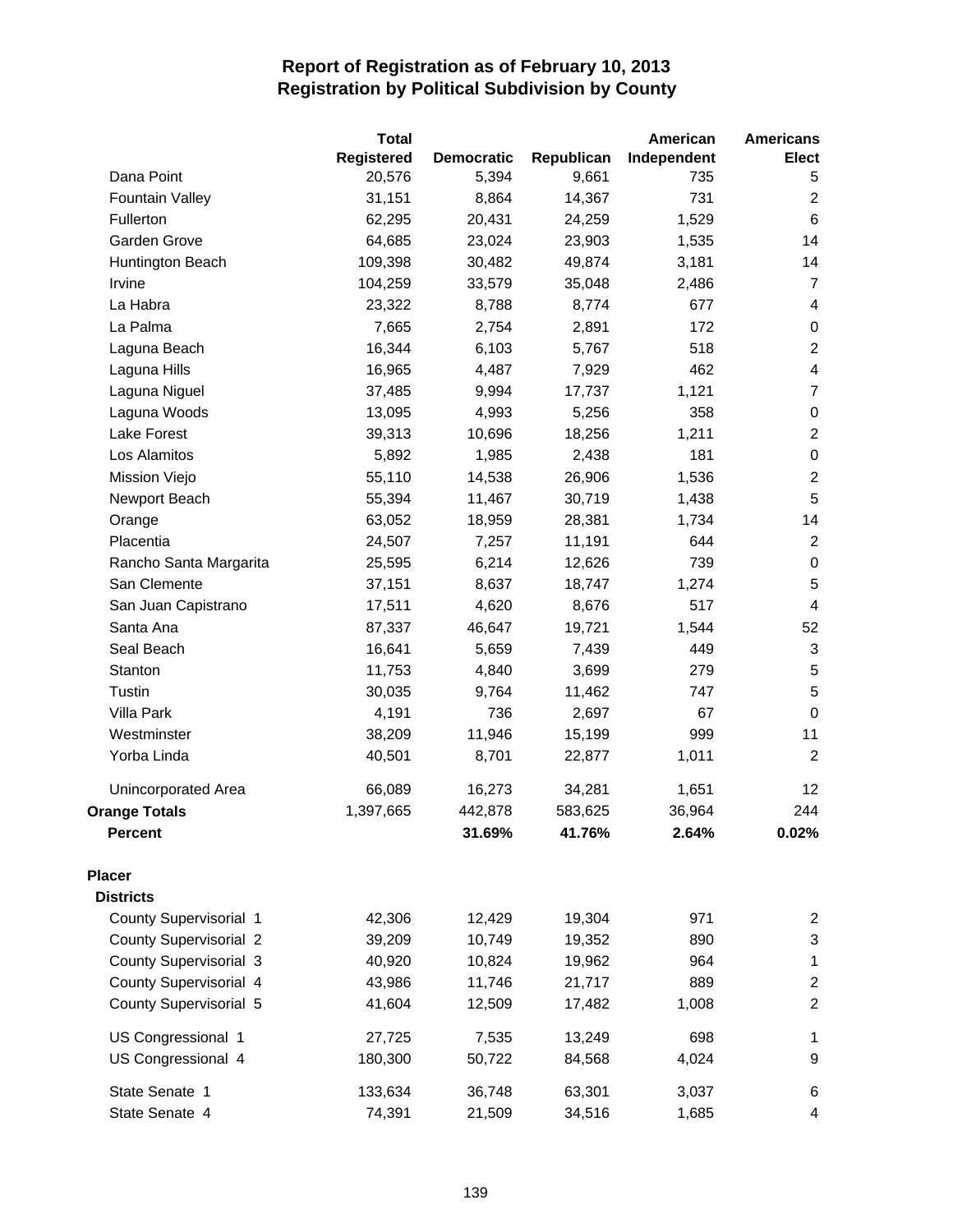# Report of Registration as of February 10, 2013
## Registration by Political Subdivision by County

| | Total Registered | Democratic | Republican | American Independent | Americans Elect |
|---|---|---|---|---|---|
| Dana Point | 20,576 | 5,394 | 9,661 | 735 | 5 |
| Fountain Valley | 31,151 | 8,864 | 14,367 | 731 | 2 |
| Fullerton | 62,295 | 20,431 | 24,259 | 1,529 | 6 |
| Garden Grove | 64,685 | 23,024 | 23,903 | 1,535 | 14 |
| Huntington Beach | 109,398 | 30,482 | 49,874 | 3,181 | 14 |
| Irvine | 104,259 | 33,579 | 35,048 | 2,486 | 7 |
| La Habra | 23,322 | 8,788 | 8,774 | 677 | 4 |
| La Palma | 7,665 | 2,754 | 2,891 | 172 | 0 |
| Laguna Beach | 16,344 | 6,103 | 5,767 | 518 | 2 |
| Laguna Hills | 16,965 | 4,487 | 7,929 | 462 | 4 |
| Laguna Niguel | 37,485 | 9,994 | 17,737 | 1,121 | 7 |
| Laguna Woods | 13,095 | 4,993 | 5,256 | 358 | 0 |
| Lake Forest | 39,313 | 10,696 | 18,256 | 1,211 | 2 |
| Los Alamitos | 5,892 | 1,985 | 2,438 | 181 | 0 |
| Mission Viejo | 55,110 | 14,538 | 26,906 | 1,536 | 2 |
| Newport Beach | 55,394 | 11,467 | 30,719 | 1,438 | 5 |
| Orange | 63,052 | 18,959 | 28,381 | 1,734 | 14 |
| Placentia | 24,507 | 7,257 | 11,191 | 644 | 2 |
| Rancho Santa Margarita | 25,595 | 6,214 | 12,626 | 739 | 0 |
| San Clemente | 37,151 | 8,637 | 18,747 | 1,274 | 5 |
| San Juan Capistrano | 17,511 | 4,620 | 8,676 | 517 | 4 |
| Santa Ana | 87,337 | 46,647 | 19,721 | 1,544 | 52 |
| Seal Beach | 16,641 | 5,659 | 7,439 | 449 | 3 |
| Stanton | 11,753 | 4,840 | 3,699 | 279 | 5 |
| Tustin | 30,035 | 9,764 | 11,462 | 747 | 5 |
| Villa Park | 4,191 | 736 | 2,697 | 67 | 0 |
| Westminster | 38,209 | 11,946 | 15,199 | 999 | 11 |
| Yorba Linda | 40,501 | 8,701 | 22,877 | 1,011 | 2 |
| Unincorporated Area | 66,089 | 16,273 | 34,281 | 1,651 | 12 |
| **Orange Totals** | 1,397,665 | 442,878 | 583,625 | 36,964 | 244 |
| **Percent** | | **31.69%** | **41.76%** | **2.64%** | **0.02%** |
| **Placer** | | | | | |
| **Districts** | | | | | |
| County Supervisorial 1 | 42,306 | 12,429 | 19,304 | 971 | 2 |
| County Supervisorial 2 | 39,209 | 10,749 | 19,352 | 890 | 3 |
| County Supervisorial 3 | 40,920 | 10,824 | 19,962 | 964 | 1 |
| County Supervisorial 4 | 43,986 | 11,746 | 21,717 | 889 | 2 |
| County Supervisorial 5 | 41,604 | 12,509 | 17,482 | 1,008 | 2 |
| US Congressional 1 | 27,725 | 7,535 | 13,249 | 698 | 1 |
| US Congressional 4 | 180,300 | 50,722 | 84,568 | 4,024 | 9 |
| State Senate 1 | 133,634 | 36,748 | 63,301 | 3,037 | 6 |
| State Senate 4 | 74,391 | 21,509 | 34,516 | 1,685 | 4 |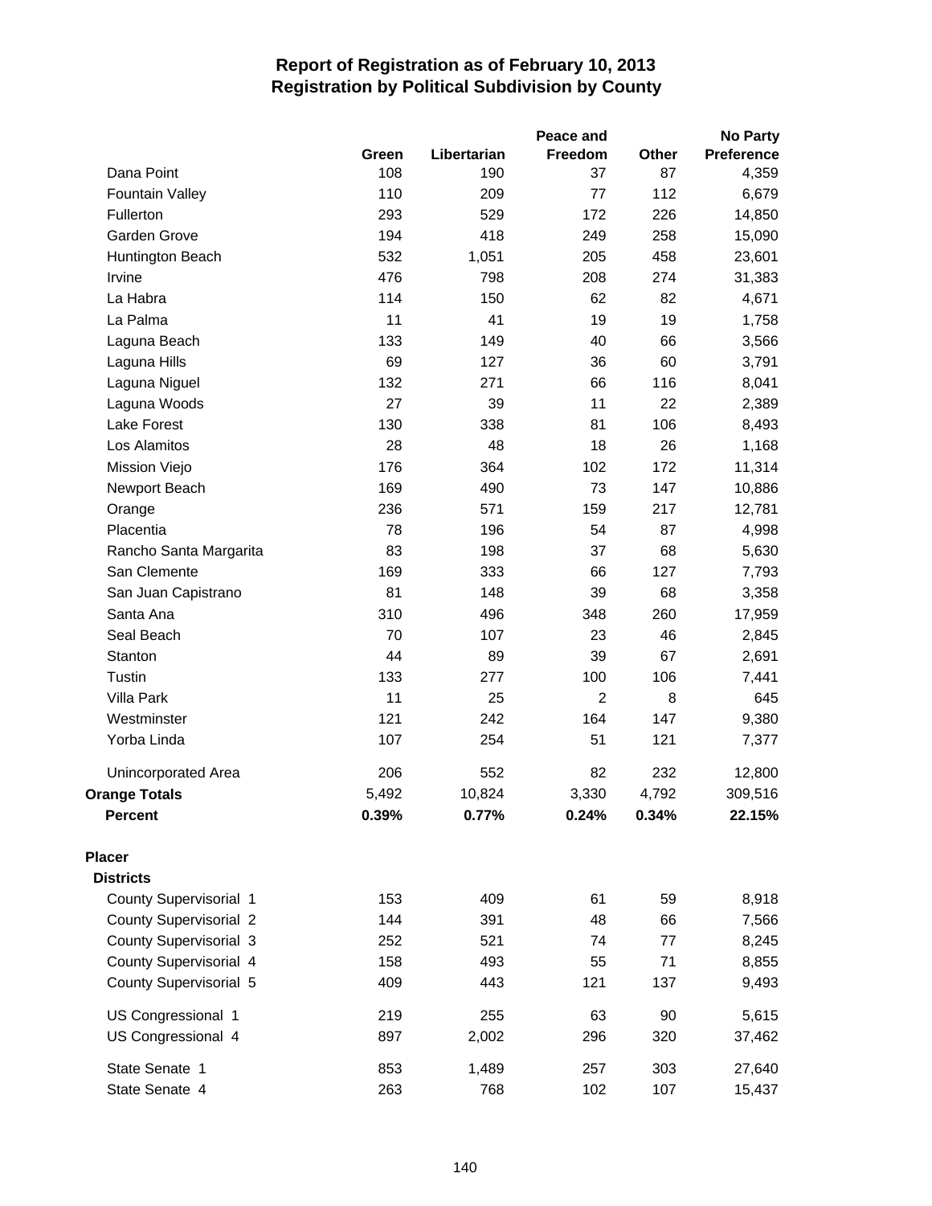# Report of Registration as of February 10, 2013
## Registration by Political Subdivision by County

| | Green | Libertarian | Peace and Freedom | Other | No Party Preference |
|---|---|---|---|---|---|
| Dana Point | 108 | 190 | 37 | 87 | 4,359 |
| Fountain Valley | 110 | 209 | 77 | 112 | 6,679 |
| Fullerton | 293 | 529 | 172 | 226 | 14,850 |
| Garden Grove | 194 | 418 | 249 | 258 | 15,090 |
| Huntington Beach | 532 | 1,051 | 205 | 458 | 23,601 |
| Irvine | 476 | 798 | 208 | 274 | 31,383 |
| La Habra | 114 | 150 | 62 | 82 | 4,671 |
| La Palma | 11 | 41 | 19 | 19 | 1,758 |
| Laguna Beach | 133 | 149 | 40 | 66 | 3,566 |
| Laguna Hills | 69 | 127 | 36 | 60 | 3,791 |
| Laguna Niguel | 132 | 271 | 66 | 116 | 8,041 |
| Laguna Woods | 27 | 39 | 11 | 22 | 2,389 |
| Lake Forest | 130 | 338 | 81 | 106 | 8,493 |
| Los Alamitos | 28 | 48 | 18 | 26 | 1,168 |
| Mission Viejo | 176 | 364 | 102 | 172 | 11,314 |
| Newport Beach | 169 | 490 | 73 | 147 | 10,886 |
| Orange | 236 | 571 | 159 | 217 | 12,781 |
| Placentia | 78 | 196 | 54 | 87 | 4,998 |
| Rancho Santa Margarita | 83 | 198 | 37 | 68 | 5,630 |
| San Clemente | 169 | 333 | 66 | 127 | 7,793 |
| San Juan Capistrano | 81 | 148 | 39 | 68 | 3,358 |
| Santa Ana | 310 | 496 | 348 | 260 | 17,959 |
| Seal Beach | 70 | 107 | 23 | 46 | 2,845 |
| Stanton | 44 | 89 | 39 | 67 | 2,691 |
| Tustin | 133 | 277 | 100 | 106 | 7,441 |
| Villa Park | 11 | 25 | 2 | 8 | 645 |
| Westminster | 121 | 242 | 164 | 147 | 9,380 |
| Yorba Linda | 107 | 254 | 51 | 121 | 7,377 |
| Unincorporated Area | 206 | 552 | 82 | 232 | 12,800 |
| **Orange Totals** | 5,492 | 10,824 | 3,330 | 4,792 | 309,516 |
| **Percent** | **0.39%** | **0.77%** | **0.24%** | **0.34%** | **22.15%** |
| **Placer** | | | | | |
| **Districts** | | | | | |
| County Supervisorial 1 | 153 | 409 | 61 | 59 | 8,918 |
| County Supervisorial 2 | 144 | 391 | 48 | 66 | 7,566 |
| County Supervisorial 3 | 252 | 521 | 74 | 77 | 8,245 |
| County Supervisorial 4 | 158 | 493 | 55 | 71 | 8,855 |
| County Supervisorial 5 | 409 | 443 | 121 | 137 | 9,493 |
| US Congressional 1 | 219 | 255 | 63 | 90 | 5,615 |
| US Congressional 4 | 897 | 2,002 | 296 | 320 | 37,462 |
| State Senate 1 | 853 | 1,489 | 257 | 303 | 27,640 |
| State Senate 4 | 263 | 768 | 102 | 107 | 15,437 |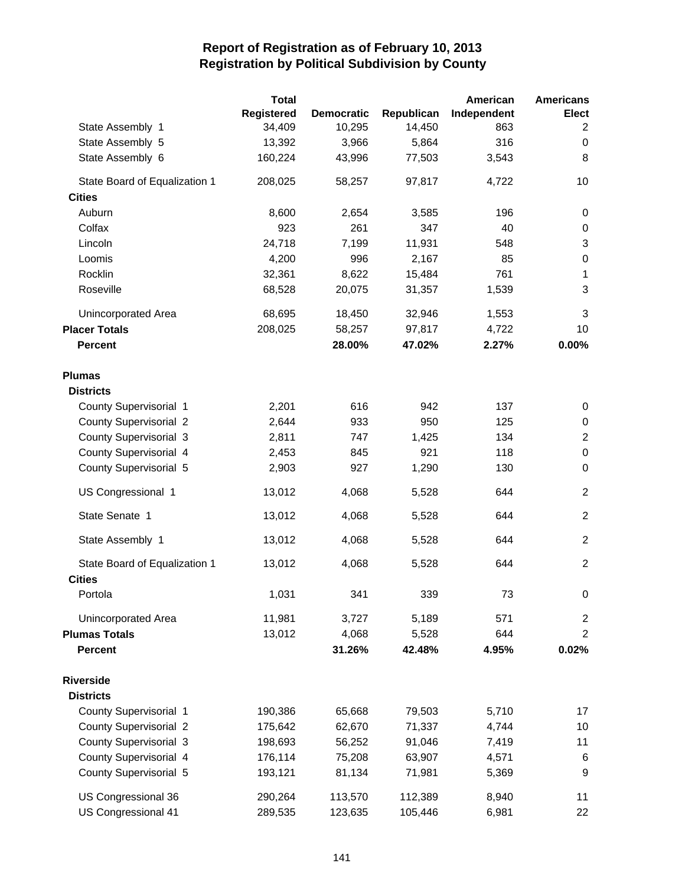# Report of Registration as of February 10, 2013
## Registration by Political Subdivision by County

| | Total Registered | Democratic | Republican | American Independent | Americans Elect |
|---|---|---|---|---|---|
| State Assembly 1 | 34,409 | 10,295 | 14,450 | 863 | 2 |
| State Assembly 5 | 13,392 | 3,966 | 5,864 | 316 | 0 |
| State Assembly 6 | 160,224 | 43,996 | 77,503 | 3,543 | 8 |
| State Board of Equalization 1 | 208,025 | 58,257 | 97,817 | 4,722 | 10 |
| **Cities** | | | | | |
| Auburn | 8,600 | 2,654 | 3,585 | 196 | 0 |
| Colfax | 923 | 261 | 347 | 40 | 0 |
| Lincoln | 24,718 | 7,199 | 11,931 | 548 | 3 |
| Loomis | 4,200 | 996 | 2,167 | 85 | 0 |
| Rocklin | 32,361 | 8,622 | 15,484 | 761 | 1 |
| Roseville | 68,528 | 20,075 | 31,357 | 1,539 | 3 |
| Unincorporated Area | 68,695 | 18,450 | 32,946 | 1,553 | 3 |
| **Placer Totals** | 208,025 | 58,257 | 97,817 | 4,722 | 10 |
| **Percent** | | **28.00%** | **47.02%** | **2.27%** | **0.00%** |
| **Plumas** | | | | | |
| **Districts** | | | | | |
| County Supervisorial 1 | 2,201 | 616 | 942 | 137 | 0 |
| County Supervisorial 2 | 2,644 | 933 | 950 | 125 | 0 |
| County Supervisorial 3 | 2,811 | 747 | 1,425 | 134 | 2 |
| County Supervisorial 4 | 2,453 | 845 | 921 | 118 | 0 |
| County Supervisorial 5 | 2,903 | 927 | 1,290 | 130 | 0 |
| US Congressional 1 | 13,012 | 4,068 | 5,528 | 644 | 2 |
| State Senate 1 | 13,012 | 4,068 | 5,528 | 644 | 2 |
| State Assembly 1 | 13,012 | 4,068 | 5,528 | 644 | 2 |
| State Board of Equalization 1 | 13,012 | 4,068 | 5,528 | 644 | 2 |
| **Cities** | | | | | |
| Portola | 1,031 | 341 | 339 | 73 | 0 |
| Unincorporated Area | 11,981 | 3,727 | 5,189 | 571 | 2 |
| **Plumas Totals** | 13,012 | 4,068 | 5,528 | 644 | 2 |
| **Percent** | | **31.26%** | **42.48%** | **4.95%** | **0.02%** |
| **Riverside** | | | | | |
| **Districts** | | | | | |
| County Supervisorial 1 | 190,386 | 65,668 | 79,503 | 5,710 | 17 |
| County Supervisorial 2 | 175,642 | 62,670 | 71,337 | 4,744 | 10 |
| County Supervisorial 3 | 198,693 | 56,252 | 91,046 | 7,419 | 11 |
| County Supervisorial 4 | 176,114 | 75,208 | 63,907 | 4,571 | 6 |
| County Supervisorial 5 | 193,121 | 81,134 | 71,981 | 5,369 | 9 |
| US Congressional 36 | 290,264 | 113,570 | 112,389 | 8,940 | 11 |
| US Congressional 41 | 289,535 | 123,635 | 105,446 | 6,981 | 22 |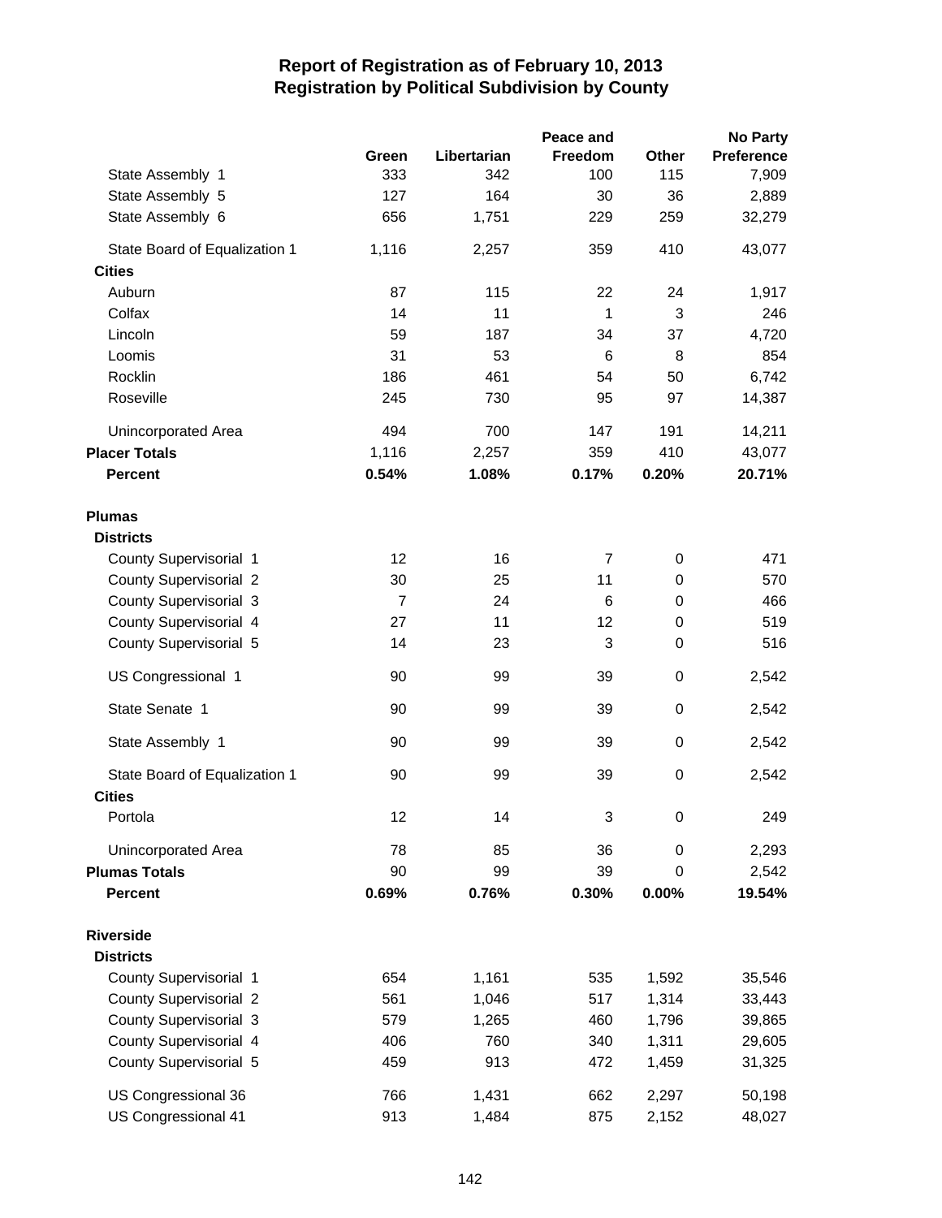# Report of Registration as of February 10, 2013
## Registration by Political Subdivision by County

| | Green | Libertarian | Peace and Freedom | Other | No Party Preference |
|---|---|---|---|---|---|
| State Assembly 1 | 333 | 342 | 100 | 115 | 7,909 |
| State Assembly 5 | 127 | 164 | 30 | 36 | 2,889 |
| State Assembly 6 | 656 | 1,751 | 229 | 259 | 32,279 |
| State Board of Equalization 1 | 1,116 | 2,257 | 359 | 410 | 43,077 |
| **Cities** | | | | | |
| Auburn | 87 | 115 | 22 | 24 | 1,917 |
| Colfax | 14 | 11 | 1 | 3 | 246 |
| Lincoln | 59 | 187 | 34 | 37 | 4,720 |
| Loomis | 31 | 53 | 6 | 8 | 854 |
| Rocklin | 186 | 461 | 54 | 50 | 6,742 |
| Roseville | 245 | 730 | 95 | 97 | 14,387 |
| Unincorporated Area | 494 | 700 | 147 | 191 | 14,211 |
| **Placer Totals** | 1,116 | 2,257 | 359 | 410 | 43,077 |
| **Percent** | **0.54%** | **1.08%** | **0.17%** | **0.20%** | **20.71%** |
| **Plumas** | | | | | |
| **Districts** | | | | | |
| County Supervisorial 1 | 12 | 16 | 7 | 0 | 471 |
| County Supervisorial 2 | 30 | 25 | 11 | 0 | 570 |
| County Supervisorial 3 | 7 | 24 | 6 | 0 | 466 |
| County Supervisorial 4 | 27 | 11 | 12 | 0 | 519 |
| County Supervisorial 5 | 14 | 23 | 3 | 0 | 516 |
| US Congressional 1 | 90 | 99 | 39 | 0 | 2,542 |
| State Senate 1 | 90 | 99 | 39 | 0 | 2,542 |
| State Assembly 1 | 90 | 99 | 39 | 0 | 2,542 |
| State Board of Equalization 1 | 90 | 99 | 39 | 0 | 2,542 |
| **Cities** | | | | | |
| Portola | 12 | 14 | 3 | 0 | 249 |
| Unincorporated Area | 78 | 85 | 36 | 0 | 2,293 |
| **Plumas Totals** | 90 | 99 | 39 | 0 | 2,542 |
| **Percent** | **0.69%** | **0.76%** | **0.30%** | **0.00%** | **19.54%** |
| **Riverside** | | | | | |
| **Districts** | | | | | |
| County Supervisorial 1 | 654 | 1,161 | 535 | 1,592 | 35,546 |
| County Supervisorial 2 | 561 | 1,046 | 517 | 1,314 | 33,443 |
| County Supervisorial 3 | 579 | 1,265 | 460 | 1,796 | 39,865 |
| County Supervisorial 4 | 406 | 760 | 340 | 1,311 | 29,605 |
| County Supervisorial 5 | 459 | 913 | 472 | 1,459 | 31,325 |
| US Congressional 36 | 766 | 1,431 | 662 | 2,297 | 50,198 |
| US Congressional 41 | 913 | 1,484 | 875 | 2,152 | 48,027 |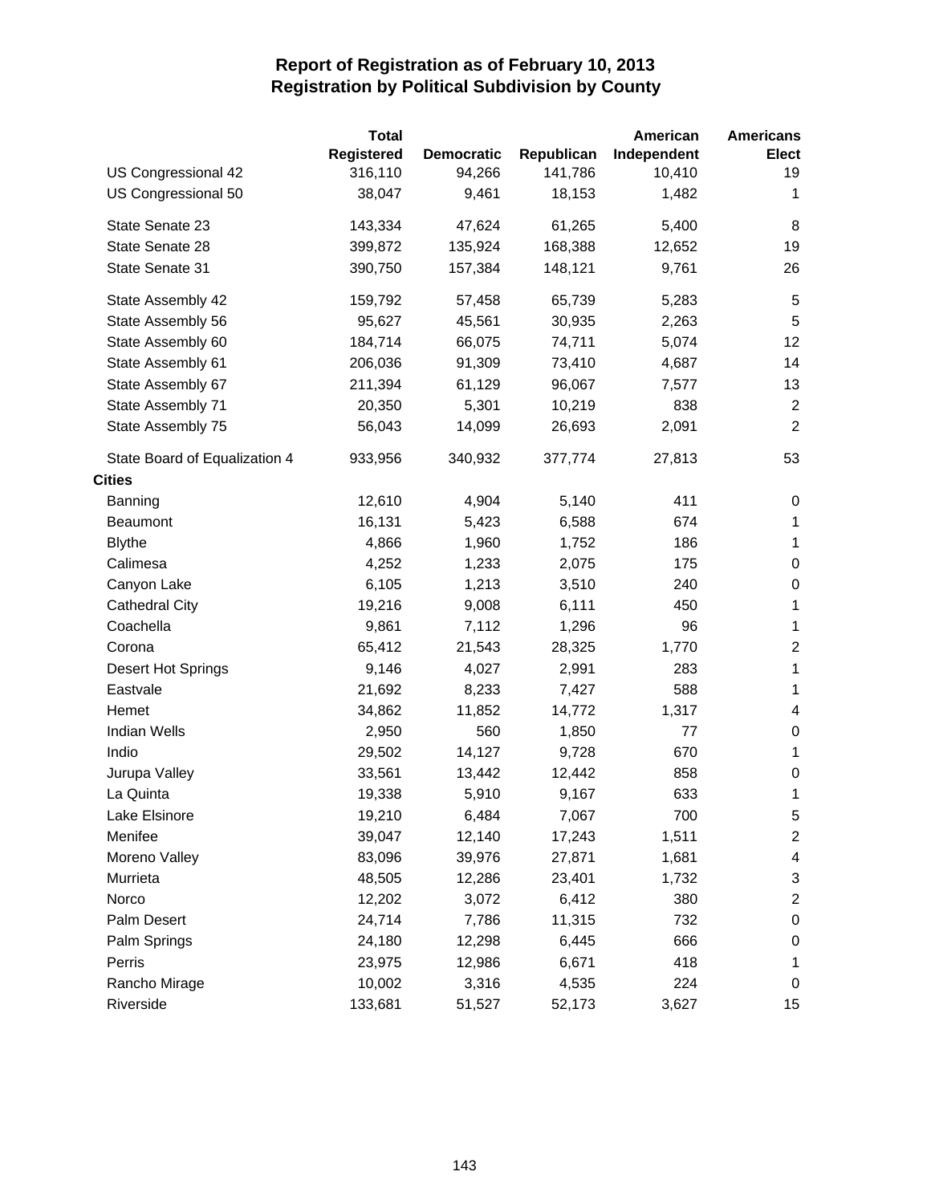# Report of Registration as of February 10, 2013
## Registration by Political Subdivision by County

| | Total Registered | Democratic | Republican | American Independent | Americans Elect |
|---|---|---|---|---|---|
| US Congressional 42 | 316,110 | 94,266 | 141,786 | 10,410 | 19 |
| US Congressional 50 | 38,047 | 9,461 | 18,153 | 1,482 | 1 |
| State Senate 23 | 143,334 | 47,624 | 61,265 | 5,400 | 8 |
| State Senate 28 | 399,872 | 135,924 | 168,388 | 12,652 | 19 |
| State Senate 31 | 390,750 | 157,384 | 148,121 | 9,761 | 26 |
| State Assembly 42 | 159,792 | 57,458 | 65,739 | 5,283 | 5 |
| State Assembly 56 | 95,627 | 45,561 | 30,935 | 2,263 | 5 |
| State Assembly 60 | 184,714 | 66,075 | 74,711 | 5,074 | 12 |
| State Assembly 61 | 206,036 | 91,309 | 73,410 | 4,687 | 14 |
| State Assembly 67 | 211,394 | 61,129 | 96,067 | 7,577 | 13 |
| State Assembly 71 | 20,350 | 5,301 | 10,219 | 838 | 2 |
| State Assembly 75 | 56,043 | 14,099 | 26,693 | 2,091 | 2 |
| State Board of Equalization 4 | 933,956 | 340,932 | 377,774 | 27,813 | 53 |
| **Cities** | | | | | |
| Banning | 12,610 | 4,904 | 5,140 | 411 | 0 |
| Beaumont | 16,131 | 5,423 | 6,588 | 674 | 1 |
| Blythe | 4,866 | 1,960 | 1,752 | 186 | 1 |
| Calimesa | 4,252 | 1,233 | 2,075 | 175 | 0 |
| Canyon Lake | 6,105 | 1,213 | 3,510 | 240 | 0 |
| Cathedral City | 19,216 | 9,008 | 6,111 | 450 | 1 |
| Coachella | 9,861 | 7,112 | 1,296 | 96 | 1 |
| Corona | 65,412 | 21,543 | 28,325 | 1,770 | 2 |
| Desert Hot Springs | 9,146 | 4,027 | 2,991 | 283 | 1 |
| Eastvale | 21,692 | 8,233 | 7,427 | 588 | 1 |
| Hemet | 34,862 | 11,852 | 14,772 | 1,317 | 4 |
| Indian Wells | 2,950 | 560 | 1,850 | 77 | 0 |
| Indio | 29,502 | 14,127 | 9,728 | 670 | 1 |
| Jurupa Valley | 33,561 | 13,442 | 12,442 | 858 | 0 |
| La Quinta | 19,338 | 5,910 | 9,167 | 633 | 1 |
| Lake Elsinore | 19,210 | 6,484 | 7,067 | 700 | 5 |
| Menifee | 39,047 | 12,140 | 17,243 | 1,511 | 2 |
| Moreno Valley | 83,096 | 39,976 | 27,871 | 1,681 | 4 |
| Murrieta | 48,505 | 12,286 | 23,401 | 1,732 | 3 |
| Norco | 12,202 | 3,072 | 6,412 | 380 | 2 |
| Palm Desert | 24,714 | 7,786 | 11,315 | 732 | 0 |
| Palm Springs | 24,180 | 12,298 | 6,445 | 666 | 0 |
| Perris | 23,975 | 12,986 | 6,671 | 418 | 1 |
| Rancho Mirage | 10,002 | 3,316 | 4,535 | 224 | 0 |
| Riverside | 133,681 | 51,527 | 52,173 | 3,627 | 15 |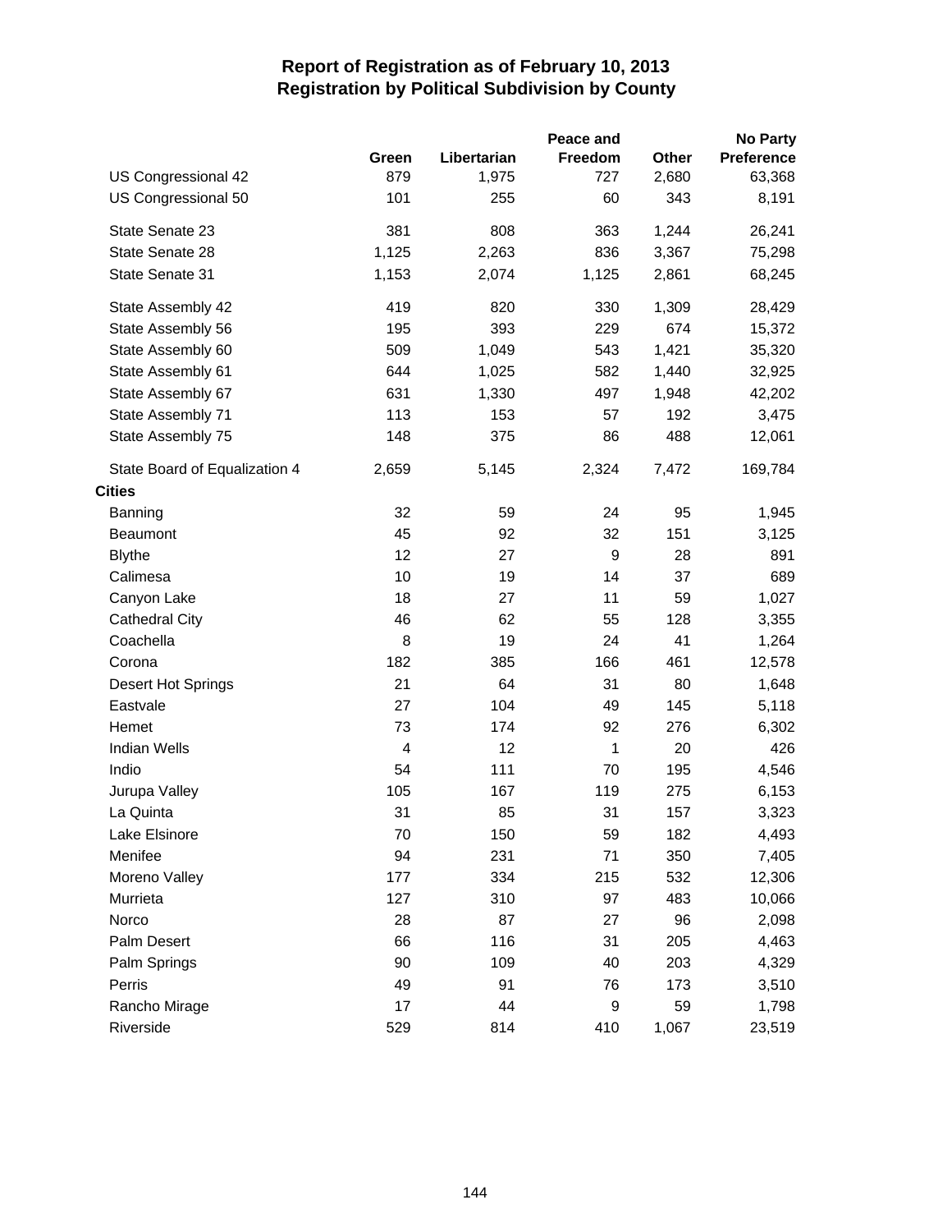# Report of Registration as of February 10, 2013
## Registration by Political Subdivision by County

| | Green | Libertarian | Peace and Freedom | Other | No Party Preference |
|---|---|---|---|---|---|
| US Congressional 42 | 879 | 1,975 | 727 | 2,680 | 63,368 |
| US Congressional 50 | 101 | 255 | 60 | 343 | 8,191 |
| State Senate 23 | 381 | 808 | 363 | 1,244 | 26,241 |
| State Senate 28 | 1,125 | 2,263 | 836 | 3,367 | 75,298 |
| State Senate 31 | 1,153 | 2,074 | 1,125 | 2,861 | 68,245 |
| State Assembly 42 | 419 | 820 | 330 | 1,309 | 28,429 |
| State Assembly 56 | 195 | 393 | 229 | 674 | 15,372 |
| State Assembly 60 | 509 | 1,049 | 543 | 1,421 | 35,320 |
| State Assembly 61 | 644 | 1,025 | 582 | 1,440 | 32,925 |
| State Assembly 67 | 631 | 1,330 | 497 | 1,948 | 42,202 |
| State Assembly 71 | 113 | 153 | 57 | 192 | 3,475 |
| State Assembly 75 | 148 | 375 | 86 | 488 | 12,061 |
| State Board of Equalization 4 | 2,659 | 5,145 | 2,324 | 7,472 | 169,784 |
| **Cities** | | | | | |
| Banning | 32 | 59 | 24 | 95 | 1,945 |
| Beaumont | 45 | 92 | 32 | 151 | 3,125 |
| Blythe | 12 | 27 | 9 | 28 | 891 |
| Calimesa | 10 | 19 | 14 | 37 | 689 |
| Canyon Lake | 18 | 27 | 11 | 59 | 1,027 |
| Cathedral City | 46 | 62 | 55 | 128 | 3,355 |
| Coachella | 8 | 19 | 24 | 41 | 1,264 |
| Corona | 182 | 385 | 166 | 461 | 12,578 |
| Desert Hot Springs | 21 | 64 | 31 | 80 | 1,648 |
| Eastvale | 27 | 104 | 49 | 145 | 5,118 |
| Hemet | 73 | 174 | 92 | 276 | 6,302 |
| Indian Wells | 4 | 12 | 1 | 20 | 426 |
| Indio | 54 | 111 | 70 | 195 | 4,546 |
| Jurupa Valley | 105 | 167 | 119 | 275 | 6,153 |
| La Quinta | 31 | 85 | 31 | 157 | 3,323 |
| Lake Elsinore | 70 | 150 | 59 | 182 | 4,493 |
| Menifee | 94 | 231 | 71 | 350 | 7,405 |
| Moreno Valley | 177 | 334 | 215 | 532 | 12,306 |
| Murrieta | 127 | 310 | 97 | 483 | 10,066 |
| Norco | 28 | 87 | 27 | 96 | 2,098 |
| Palm Desert | 66 | 116 | 31 | 205 | 4,463 |
| Palm Springs | 90 | 109 | 40 | 203 | 4,329 |
| Perris | 49 | 91 | 76 | 173 | 3,510 |
| Rancho Mirage | 17 | 44 | 9 | 59 | 1,798 |
| Riverside | 529 | 814 | 410 | 1,067 | 23,519 |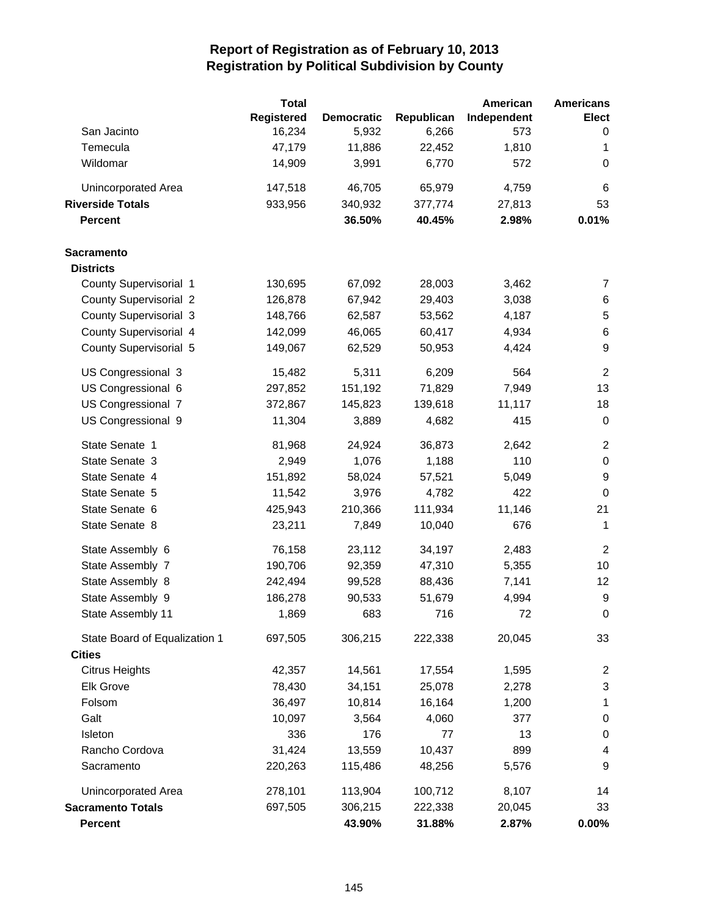# Report of Registration as of February 10, 2013
## Registration by Political Subdivision by County

| | Total Registered | Democratic | Republican | American Independent | Americans Elect |
|---|---|---|---|---|---|
| San Jacinto | 16,234 | 5,932 | 6,266 | 573 | 0 |
| Temecula | 47,179 | 11,886 | 22,452 | 1,810 | 1 |
| Wildomar | 14,909 | 3,991 | 6,770 | 572 | 0 |
| Unincorporated Area | 147,518 | 46,705 | 65,979 | 4,759 | 6 |
| **Riverside Totals** | 933,956 | 340,932 | 377,774 | 27,813 | 53 |
| **Percent** | | **36.50%** | **40.45%** | **2.98%** | **0.01%** |
| **Sacramento** | | | | | |
| **Districts** | | | | | |
| County Supervisorial 1 | 130,695 | 67,092 | 28,003 | 3,462 | 7 |
| County Supervisorial 2 | 126,878 | 67,942 | 29,403 | 3,038 | 6 |
| County Supervisorial 3 | 148,766 | 62,587 | 53,562 | 4,187 | 5 |
| County Supervisorial 4 | 142,099 | 46,065 | 60,417 | 4,934 | 6 |
| County Supervisorial 5 | 149,067 | 62,529 | 50,953 | 4,424 | 9 |
| US Congressional 3 | 15,482 | 5,311 | 6,209 | 564 | 2 |
| US Congressional 6 | 297,852 | 151,192 | 71,829 | 7,949 | 13 |
| US Congressional 7 | 372,867 | 145,823 | 139,618 | 11,117 | 18 |
| US Congressional 9 | 11,304 | 3,889 | 4,682 | 415 | 0 |
| State Senate 1 | 81,968 | 24,924 | 36,873 | 2,642 | 2 |
| State Senate 3 | 2,949 | 1,076 | 1,188 | 110 | 0 |
| State Senate 4 | 151,892 | 58,024 | 57,521 | 5,049 | 9 |
| State Senate 5 | 11,542 | 3,976 | 4,782 | 422 | 0 |
| State Senate 6 | 425,943 | 210,366 | 111,934 | 11,146 | 21 |
| State Senate 8 | 23,211 | 7,849 | 10,040 | 676 | 1 |
| State Assembly 6 | 76,158 | 23,112 | 34,197 | 2,483 | 2 |
| State Assembly 7 | 190,706 | 92,359 | 47,310 | 5,355 | 10 |
| State Assembly 8 | 242,494 | 99,528 | 88,436 | 7,141 | 12 |
| State Assembly 9 | 186,278 | 90,533 | 51,679 | 4,994 | 9 |
| State Assembly 11 | 1,869 | 683 | 716 | 72 | 0 |
| State Board of Equalization 1 | 697,505 | 306,215 | 222,338 | 20,045 | 33 |
| **Cities** | | | | | |
| Citrus Heights | 42,357 | 14,561 | 17,554 | 1,595 | 2 |
| Elk Grove | 78,430 | 34,151 | 25,078 | 2,278 | 3 |
| Folsom | 36,497 | 10,814 | 16,164 | 1,200 | 1 |
| Galt | 10,097 | 3,564 | 4,060 | 377 | 0 |
| Isleton | 336 | 176 | 77 | 13 | 0 |
| Rancho Cordova | 31,424 | 13,559 | 10,437 | 899 | 4 |
| Sacramento | 220,263 | 115,486 | 48,256 | 5,576 | 9 |
| Unincorporated Area | 278,101 | 113,904 | 100,712 | 8,107 | 14 |
| **Sacramento Totals** | 697,505 | 306,215 | 222,338 | 20,045 | 33 |
| **Percent** | | **43.90%** | **31.88%** | **2.87%** | **0.00%** |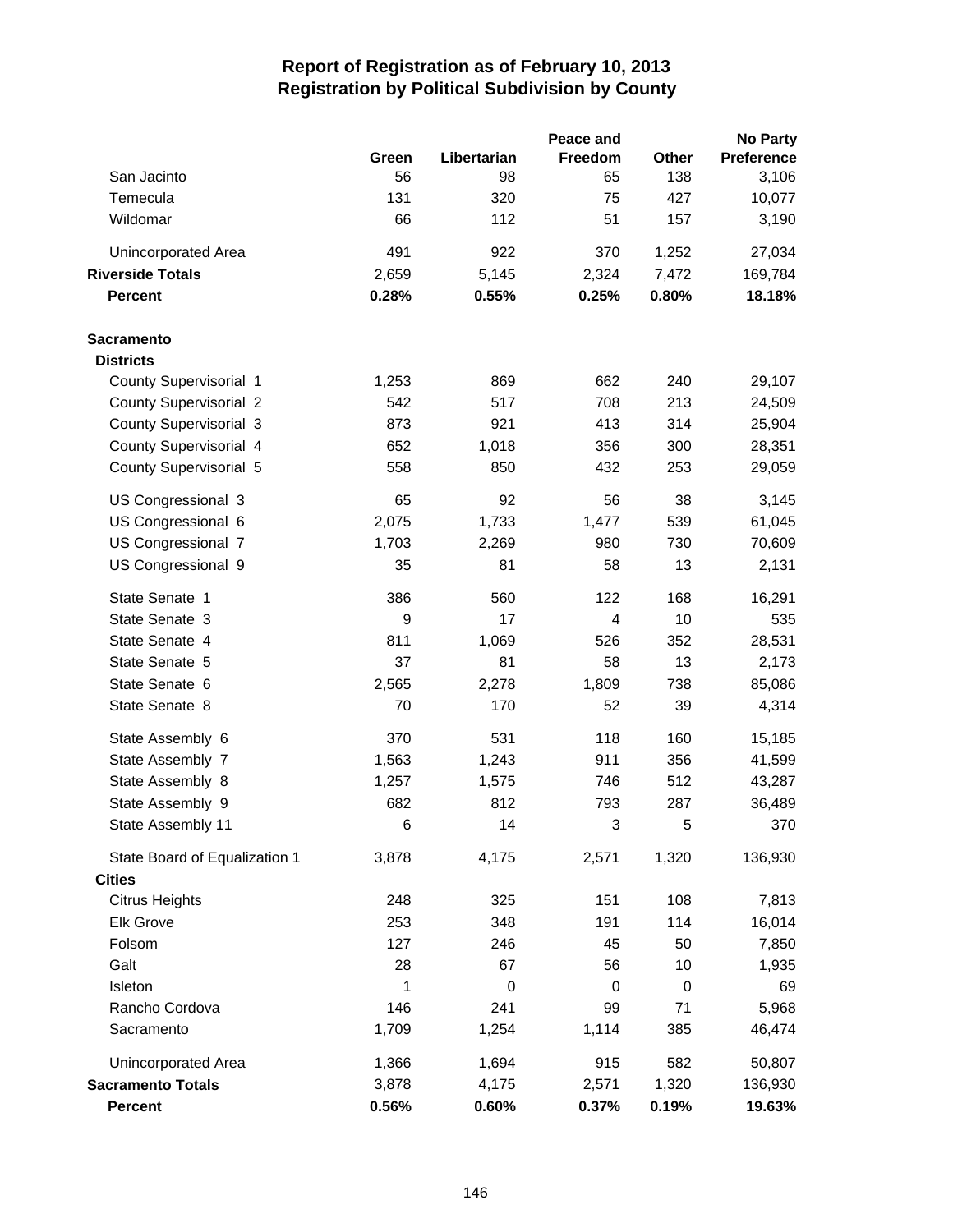# Report of Registration as of February 10, 2013
## Registration by Political Subdivision by County

| | Green | Libertarian | Peace and Freedom | Other | No Party Preference |
|---|---|---|---|---|---|
| San Jacinto | 56 | 98 | 65 | 138 | 3,106 |
| Temecula | 131 | 320 | 75 | 427 | 10,077 |
| Wildomar | 66 | 112 | 51 | 157 | 3,190 |
| Unincorporated Area | 491 | 922 | 370 | 1,252 | 27,034 |
| **Riverside Totals** | 2,659 | 5,145 | 2,324 | 7,472 | 169,784 |
| **Percent** | **0.28%** | **0.55%** | **0.25%** | **0.80%** | **18.18%** |
| **Sacramento** | | | | | |
| **Districts** | | | | | |
| County Supervisorial 1 | 1,253 | 869 | 662 | 240 | 29,107 |
| County Supervisorial 2 | 542 | 517 | 708 | 213 | 24,509 |
| County Supervisorial 3 | 873 | 921 | 413 | 314 | 25,904 |
| County Supervisorial 4 | 652 | 1,018 | 356 | 300 | 28,351 |
| County Supervisorial 5 | 558 | 850 | 432 | 253 | 29,059 |
| US Congressional 3 | 65 | 92 | 56 | 38 | 3,145 |
| US Congressional 6 | 2,075 | 1,733 | 1,477 | 539 | 61,045 |
| US Congressional 7 | 1,703 | 2,269 | 980 | 730 | 70,609 |
| US Congressional 9 | 35 | 81 | 58 | 13 | 2,131 |
| State Senate 1 | 386 | 560 | 122 | 168 | 16,291 |
| State Senate 3 | 9 | 17 | 4 | 10 | 535 |
| State Senate 4 | 811 | 1,069 | 526 | 352 | 28,531 |
| State Senate 5 | 37 | 81 | 58 | 13 | 2,173 |
| State Senate 6 | 2,565 | 2,278 | 1,809 | 738 | 85,086 |
| State Senate 8 | 70 | 170 | 52 | 39 | 4,314 |
| State Assembly 6 | 370 | 531 | 118 | 160 | 15,185 |
| State Assembly 7 | 1,563 | 1,243 | 911 | 356 | 41,599 |
| State Assembly 8 | 1,257 | 1,575 | 746 | 512 | 43,287 |
| State Assembly 9 | 682 | 812 | 793 | 287 | 36,489 |
| State Assembly 11 | 6 | 14 | 3 | 5 | 370 |
| State Board of Equalization 1 | 3,878 | 4,175 | 2,571 | 1,320 | 136,930 |
| **Cities** | | | | | |
| Citrus Heights | 248 | 325 | 151 | 108 | 7,813 |
| Elk Grove | 253 | 348 | 191 | 114 | 16,014 |
| Folsom | 127 | 246 | 45 | 50 | 7,850 |
| Galt | 28 | 67 | 56 | 10 | 1,935 |
| Isleton | 1 | 0 | 0 | 0 | 69 |
| Rancho Cordova | 146 | 241 | 99 | 71 | 5,968 |
| Sacramento | 1,709 | 1,254 | 1,114 | 385 | 46,474 |
| Unincorporated Area | 1,366 | 1,694 | 915 | 582 | 50,807 |
| **Sacramento Totals** | 3,878 | 4,175 | 2,571 | 1,320 | 136,930 |
| **Percent** | **0.56%** | **0.60%** | **0.37%** | **0.19%** | **19.63%** |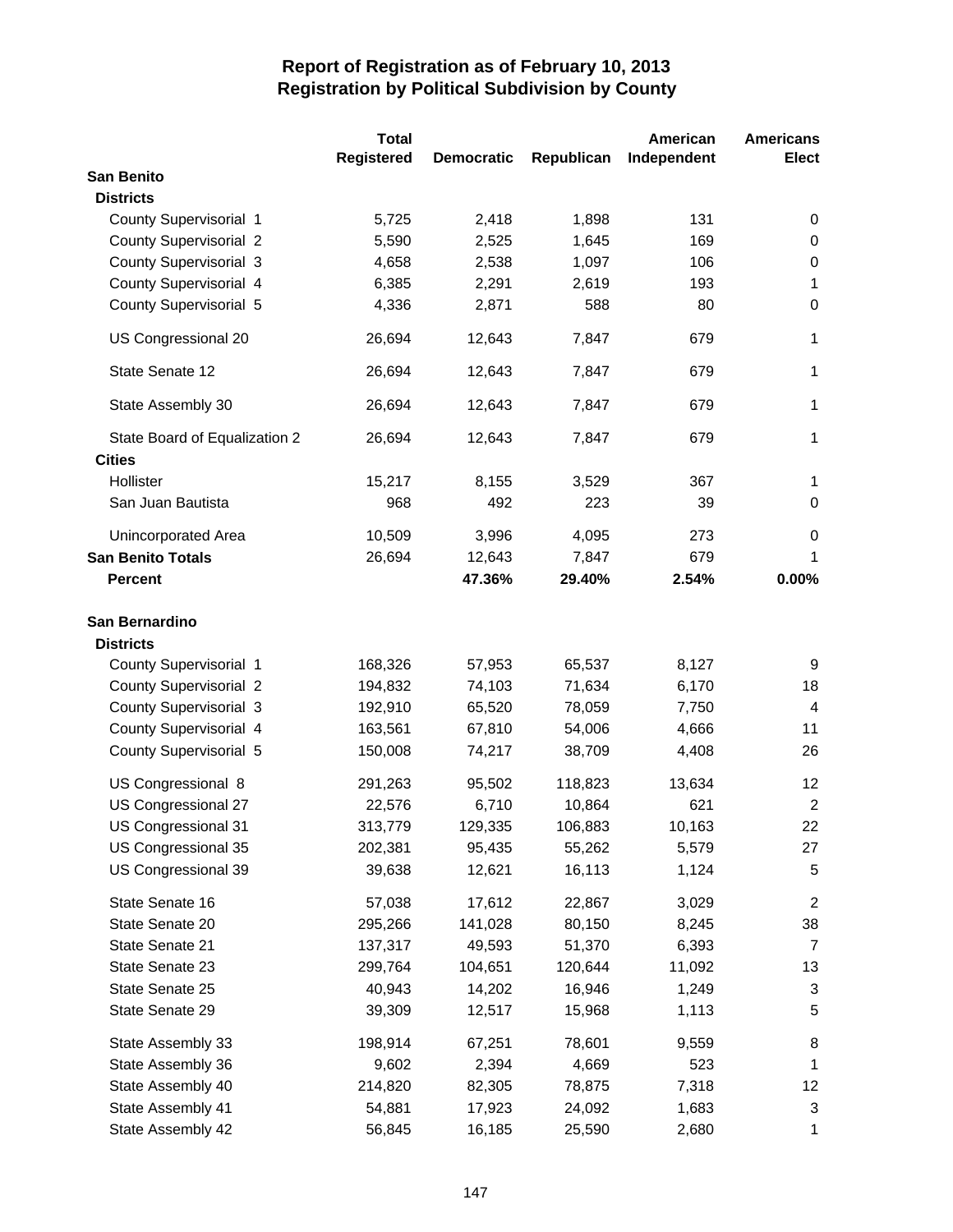# Report of Registration as of February 10, 2013
## Registration by Political Subdivision by County

| | Total Registered | Democratic | Republican | American Independent | Americans Elect |
|---|---|---|---|---|---|
| **San Benito** | | | | | |
| **Districts** | | | | | |
| County Supervisorial 1 | 5,725 | 2,418 | 1,898 | 131 | 0 |
| County Supervisorial 2 | 5,590 | 2,525 | 1,645 | 169 | 0 |
| County Supervisorial 3 | 4,658 | 2,538 | 1,097 | 106 | 0 |
| County Supervisorial 4 | 6,385 | 2,291 | 2,619 | 193 | 1 |
| County Supervisorial 5 | 4,336 | 2,871 | 588 | 80 | 0 |
| US Congressional 20 | 26,694 | 12,643 | 7,847 | 679 | 1 |
| State Senate 12 | 26,694 | 12,643 | 7,847 | 679 | 1 |
| State Assembly 30 | 26,694 | 12,643 | 7,847 | 679 | 1 |
| State Board of Equalization 2 | 26,694 | 12,643 | 7,847 | 679 | 1 |
| **Cities** | | | | | |
| Hollister | 15,217 | 8,155 | 3,529 | 367 | 1 |
| San Juan Bautista | 968 | 492 | 223 | 39 | 0 |
| Unincorporated Area | 10,509 | 3,996 | 4,095 | 273 | 0 |
| **San Benito Totals** | 26,694 | 12,643 | 7,847 | 679 | 1 |
| **Percent** | | **47.36%** | **29.40%** | **2.54%** | **0.00%** |
| **San Bernardino** | | | | | |
| **Districts** | | | | | |
| County Supervisorial 1 | 168,326 | 57,953 | 65,537 | 8,127 | 9 |
| County Supervisorial 2 | 194,832 | 74,103 | 71,634 | 6,170 | 18 |
| County Supervisorial 3 | 192,910 | 65,520 | 78,059 | 7,750 | 4 |
| County Supervisorial 4 | 163,561 | 67,810 | 54,006 | 4,666 | 11 |
| County Supervisorial 5 | 150,008 | 74,217 | 38,709 | 4,408 | 26 |
| US Congressional 8 | 291,263 | 95,502 | 118,823 | 13,634 | 12 |
| US Congressional 27 | 22,576 | 6,710 | 10,864 | 621 | 2 |
| US Congressional 31 | 313,779 | 129,335 | 106,883 | 10,163 | 22 |
| US Congressional 35 | 202,381 | 95,435 | 55,262 | 5,579 | 27 |
| US Congressional 39 | 39,638 | 12,621 | 16,113 | 1,124 | 5 |
| State Senate 16 | 57,038 | 17,612 | 22,867 | 3,029 | 2 |
| State Senate 20 | 295,266 | 141,028 | 80,150 | 8,245 | 38 |
| State Senate 21 | 137,317 | 49,593 | 51,370 | 6,393 | 7 |
| State Senate 23 | 299,764 | 104,651 | 120,644 | 11,092 | 13 |
| State Senate 25 | 40,943 | 14,202 | 16,946 | 1,249 | 3 |
| State Senate 29 | 39,309 | 12,517 | 15,968 | 1,113 | 5 |
| State Assembly 33 | 198,914 | 67,251 | 78,601 | 9,559 | 8 |
| State Assembly 36 | 9,602 | 2,394 | 4,669 | 523 | 1 |
| State Assembly 40 | 214,820 | 82,305 | 78,875 | 7,318 | 12 |
| State Assembly 41 | 54,881 | 17,923 | 24,092 | 1,683 | 3 |
| State Assembly 42 | 56,845 | 16,185 | 25,590 | 2,680 | 1 |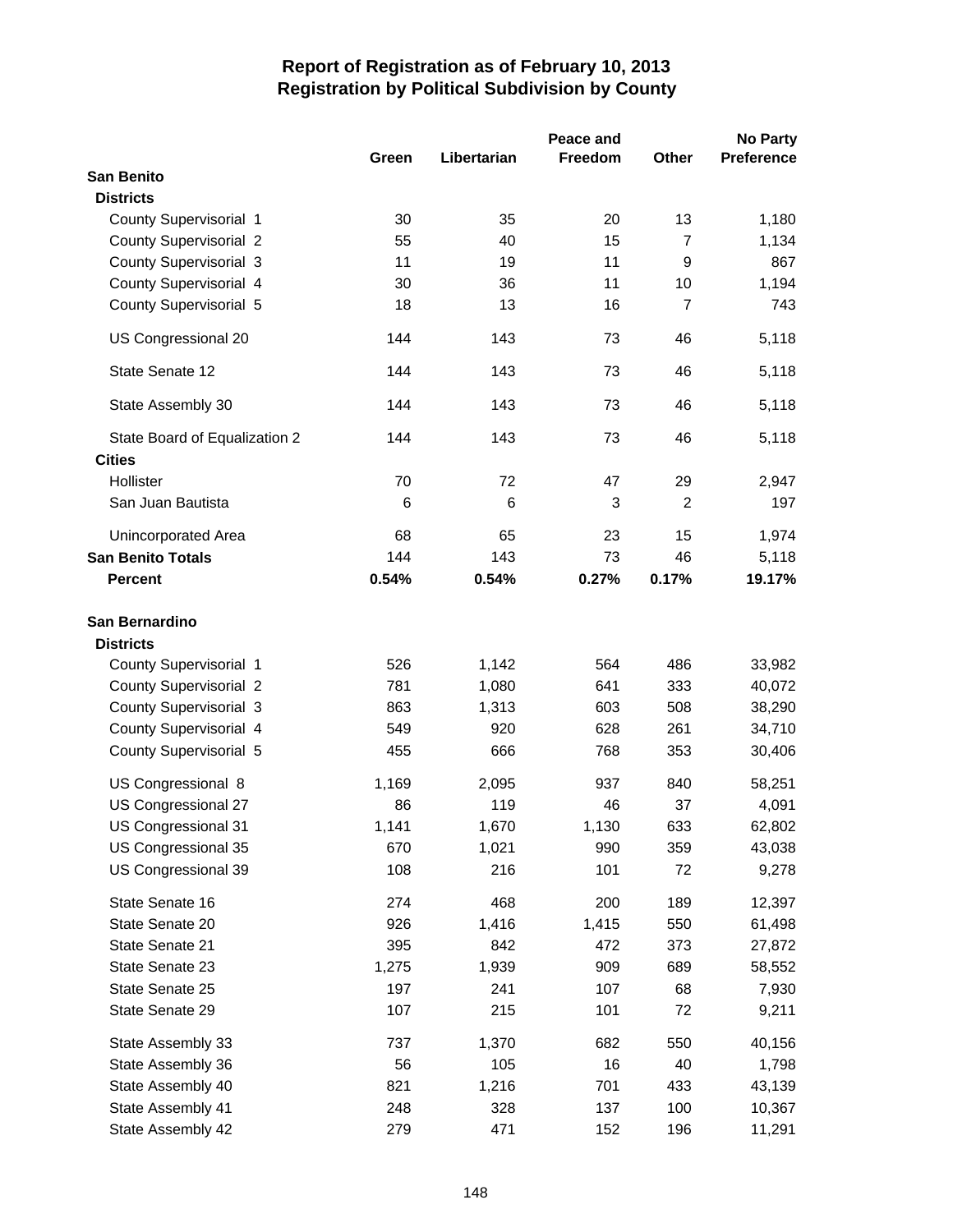# Report of Registration as of February 10, 2013
## Registration by Political Subdivision by County

| | Green | Libertarian | Peace and Freedom | Other | No Party Preference |
|---|---|---|---|---|---|
| **San Benito** | | | | | |
| **Districts** | | | | | |
| County Supervisorial 1 | 30 | 35 | 20 | 13 | 1,180 |
| County Supervisorial 2 | 55 | 40 | 15 | 7 | 1,134 |
| County Supervisorial 3 | 11 | 19 | 11 | 9 | 867 |
| County Supervisorial 4 | 30 | 36 | 11 | 10 | 1,194 |
| County Supervisorial 5 | 18 | 13 | 16 | 7 | 743 |
| US Congressional 20 | 144 | 143 | 73 | 46 | 5,118 |
| State Senate 12 | 144 | 143 | 73 | 46 | 5,118 |
| State Assembly 30 | 144 | 143 | 73 | 46 | 5,118 |
| State Board of Equalization 2 | 144 | 143 | 73 | 46 | 5,118 |
| **Cities** | | | | | |
| Hollister | 70 | 72 | 47 | 29 | 2,947 |
| San Juan Bautista | 6 | 6 | 3 | 2 | 197 |
| Unincorporated Area | 68 | 65 | 23 | 15 | 1,974 |
| **San Benito Totals** | 144 | 143 | 73 | 46 | 5,118 |
| **Percent** | **0.54%** | **0.54%** | **0.27%** | **0.17%** | **19.17%** |
| **San Bernardino** | | | | | |
| **Districts** | | | | | |
| County Supervisorial 1 | 526 | 1,142 | 564 | 486 | 33,982 |
| County Supervisorial 2 | 781 | 1,080 | 641 | 333 | 40,072 |
| County Supervisorial 3 | 863 | 1,313 | 603 | 508 | 38,290 |
| County Supervisorial 4 | 549 | 920 | 628 | 261 | 34,710 |
| County Supervisorial 5 | 455 | 666 | 768 | 353 | 30,406 |
| US Congressional 8 | 1,169 | 2,095 | 937 | 840 | 58,251 |
| US Congressional 27 | 86 | 119 | 46 | 37 | 4,091 |
| US Congressional 31 | 1,141 | 1,670 | 1,130 | 633 | 62,802 |
| US Congressional 35 | 670 | 1,021 | 990 | 359 | 43,038 |
| US Congressional 39 | 108 | 216 | 101 | 72 | 9,278 |
| State Senate 16 | 274 | 468 | 200 | 189 | 12,397 |
| State Senate 20 | 926 | 1,416 | 1,415 | 550 | 61,498 |
| State Senate 21 | 395 | 842 | 472 | 373 | 27,872 |
| State Senate 23 | 1,275 | 1,939 | 909 | 689 | 58,552 |
| State Senate 25 | 197 | 241 | 107 | 68 | 7,930 |
| State Senate 29 | 107 | 215 | 101 | 72 | 9,211 |
| State Assembly 33 | 737 | 1,370 | 682 | 550 | 40,156 |
| State Assembly 36 | 56 | 105 | 16 | 40 | 1,798 |
| State Assembly 40 | 821 | 1,216 | 701 | 433 | 43,139 |
| State Assembly 41 | 248 | 328 | 137 | 100 | 10,367 |
| State Assembly 42 | 279 | 471 | 152 | 196 | 11,291 |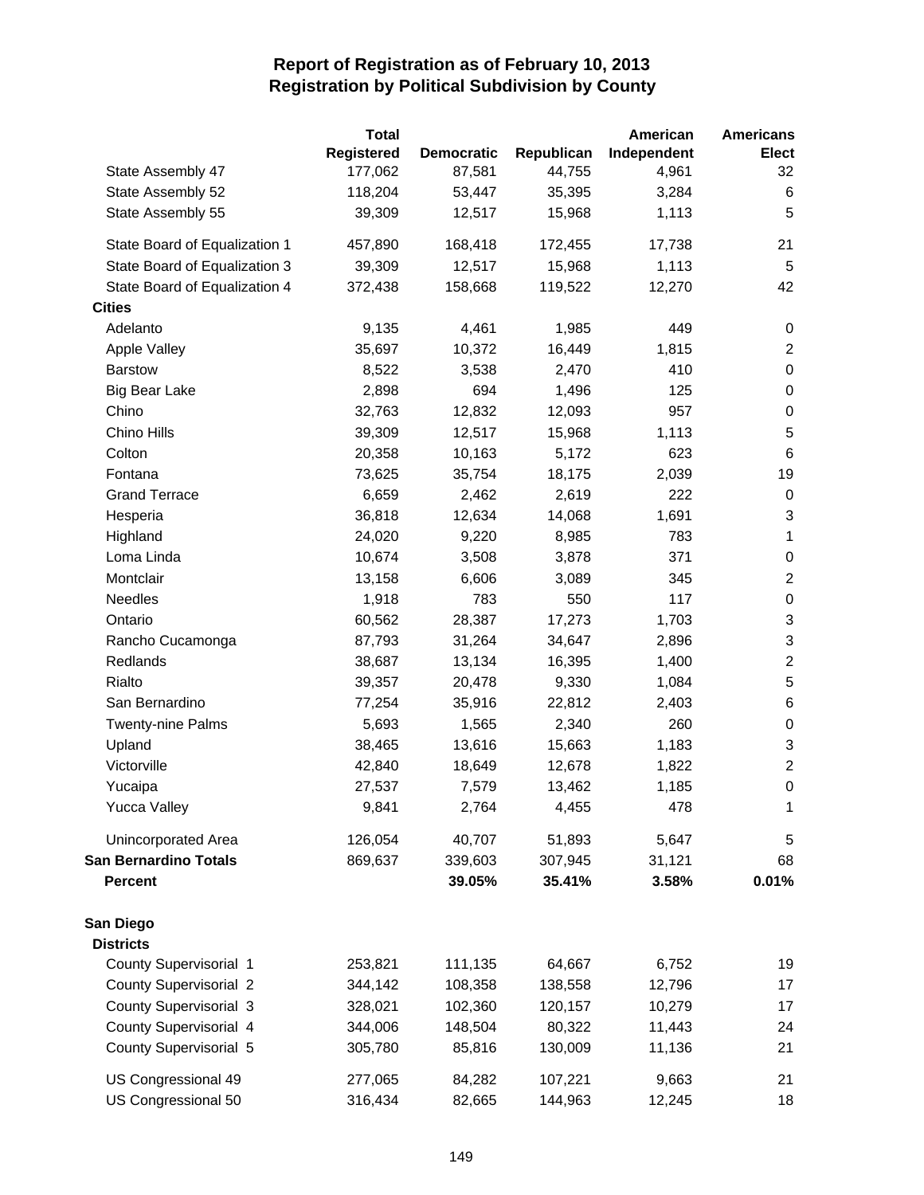# Report of Registration as of February 10, 2013
## Registration by Political Subdivision by County

| | Total Registered | Democratic | Republican | American Independent | Americans Elect |
|---|---|---|---|---|---|
| State Assembly 47 | 177,062 | 87,581 | 44,755 | 4,961 | 32 |
| State Assembly 52 | 118,204 | 53,447 | 35,395 | 3,284 | 6 |
| State Assembly 55 | 39,309 | 12,517 | 15,968 | 1,113 | 5 |
| State Board of Equalization 1 | 457,890 | 168,418 | 172,455 | 17,738 | 21 |
| State Board of Equalization 3 | 39,309 | 12,517 | 15,968 | 1,113 | 5 |
| State Board of Equalization 4 | 372,438 | 158,668 | 119,522 | 12,270 | 42 |
| **Cities** | | | | | |
| Adelanto | 9,135 | 4,461 | 1,985 | 449 | 0 |
| Apple Valley | 35,697 | 10,372 | 16,449 | 1,815 | 2 |
| Barstow | 8,522 | 3,538 | 2,470 | 410 | 0 |
| Big Bear Lake | 2,898 | 694 | 1,496 | 125 | 0 |
| Chino | 32,763 | 12,832 | 12,093 | 957 | 0 |
| Chino Hills | 39,309 | 12,517 | 15,968 | 1,113 | 5 |
| Colton | 20,358 | 10,163 | 5,172 | 623 | 6 |
| Fontana | 73,625 | 35,754 | 18,175 | 2,039 | 19 |
| Grand Terrace | 6,659 | 2,462 | 2,619 | 222 | 0 |
| Hesperia | 36,818 | 12,634 | 14,068 | 1,691 | 3 |
| Highland | 24,020 | 9,220 | 8,985 | 783 | 1 |
| Loma Linda | 10,674 | 3,508 | 3,878 | 371 | 0 |
| Montclair | 13,158 | 6,606 | 3,089 | 345 | 2 |
| Needles | 1,918 | 783 | 550 | 117 | 0 |
| Ontario | 60,562 | 28,387 | 17,273 | 1,703 | 3 |
| Rancho Cucamonga | 87,793 | 31,264 | 34,647 | 2,896 | 3 |
| Redlands | 38,687 | 13,134 | 16,395 | 1,400 | 2 |
| Rialto | 39,357 | 20,478 | 9,330 | 1,084 | 5 |
| San Bernardino | 77,254 | 35,916 | 22,812 | 2,403 | 6 |
| Twenty-nine Palms | 5,693 | 1,565 | 2,340 | 260 | 0 |
| Upland | 38,465 | 13,616 | 15,663 | 1,183 | 3 |
| Victorville | 42,840 | 18,649 | 12,678 | 1,822 | 2 |
| Yucaipa | 27,537 | 7,579 | 13,462 | 1,185 | 0 |
| Yucca Valley | 9,841 | 2,764 | 4,455 | 478 | 1 |
| Unincorporated Area | 126,054 | 40,707 | 51,893 | 5,647 | 5 |
| **San Bernardino Totals** | 869,637 | 339,603 | 307,945 | 31,121 | 68 |
| **Percent** | | **39.05%** | **35.41%** | **3.58%** | **0.01%** |
| **San Diego** | | | | | |
| **Districts** | | | | | |
| County Supervisorial 1 | 253,821 | 111,135 | 64,667 | 6,752 | 19 |
| County Supervisorial 2 | 344,142 | 108,358 | 138,558 | 12,796 | 17 |
| County Supervisorial 3 | 328,021 | 102,360 | 120,157 | 10,279 | 17 |
| County Supervisorial 4 | 344,006 | 148,504 | 80,322 | 11,443 | 24 |
| County Supervisorial 5 | 305,780 | 85,816 | 130,009 | 11,136 | 21 |
| US Congressional 49 | 277,065 | 84,282 | 107,221 | 9,663 | 21 |
| US Congressional 50 | 316,434 | 82,665 | 144,963 | 12,245 | 18 |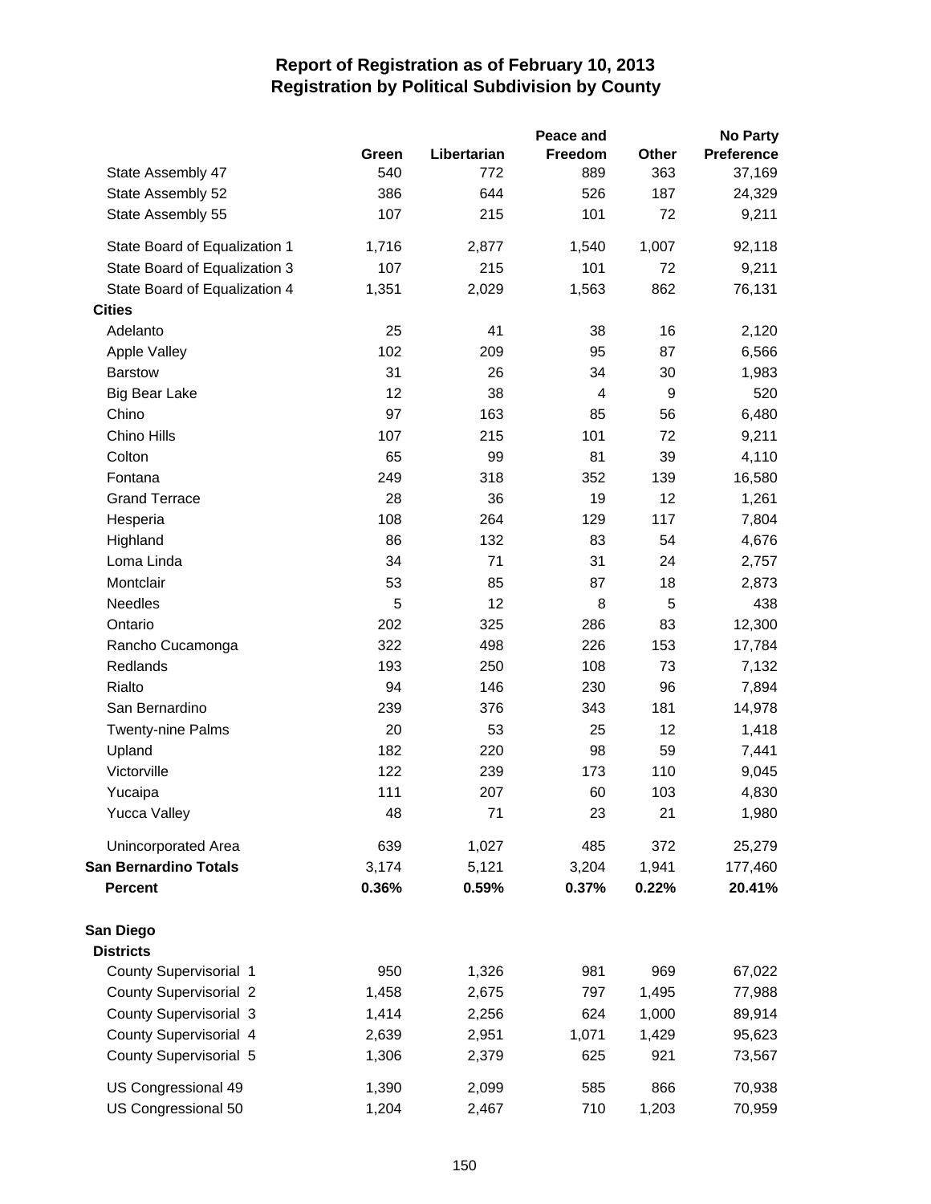# Report of Registration as of February 10, 2013
## Registration by Political Subdivision by County

| | Green | Libertarian | Peace and Freedom | Other | No Party Preference |
|---|---|---|---|---|---|
| State Assembly 47 | 540 | 772 | 889 | 363 | 37,169 |
| State Assembly 52 | 386 | 644 | 526 | 187 | 24,329 |
| State Assembly 55 | 107 | 215 | 101 | 72 | 9,211 |
| State Board of Equalization 1 | 1,716 | 2,877 | 1,540 | 1,007 | 92,118 |
| State Board of Equalization 3 | 107 | 215 | 101 | 72 | 9,211 |
| State Board of Equalization 4 | 1,351 | 2,029 | 1,563 | 862 | 76,131 |
| **Cities** | | | | | |
| Adelanto | 25 | 41 | 38 | 16 | 2,120 |
| Apple Valley | 102 | 209 | 95 | 87 | 6,566 |
| Barstow | 31 | 26 | 34 | 30 | 1,983 |
| Big Bear Lake | 12 | 38 | 4 | 9 | 520 |
| Chino | 97 | 163 | 85 | 56 | 6,480 |
| Chino Hills | 107 | 215 | 101 | 72 | 9,211 |
| Colton | 65 | 99 | 81 | 39 | 4,110 |
| Fontana | 249 | 318 | 352 | 139 | 16,580 |
| Grand Terrace | 28 | 36 | 19 | 12 | 1,261 |
| Hesperia | 108 | 264 | 129 | 117 | 7,804 |
| Highland | 86 | 132 | 83 | 54 | 4,676 |
| Loma Linda | 34 | 71 | 31 | 24 | 2,757 |
| Montclair | 53 | 85 | 87 | 18 | 2,873 |
| Needles | 5 | 12 | 8 | 5 | 438 |
| Ontario | 202 | 325 | 286 | 83 | 12,300 |
| Rancho Cucamonga | 322 | 498 | 226 | 153 | 17,784 |
| Redlands | 193 | 250 | 108 | 73 | 7,132 |
| Rialto | 94 | 146 | 230 | 96 | 7,894 |
| San Bernardino | 239 | 376 | 343 | 181 | 14,978 |
| Twenty-nine Palms | 20 | 53 | 25 | 12 | 1,418 |
| Upland | 182 | 220 | 98 | 59 | 7,441 |
| Victorville | 122 | 239 | 173 | 110 | 9,045 |
| Yucaipa | 111 | 207 | 60 | 103 | 4,830 |
| Yucca Valley | 48 | 71 | 23 | 21 | 1,980 |
| Unincorporated Area | 639 | 1,027 | 485 | 372 | 25,279 |
| **San Bernardino Totals** | 3,174 | 5,121 | 3,204 | 1,941 | 177,460 |
| **Percent** | **0.36%** | **0.59%** | **0.37%** | **0.22%** | **20.41%** |
| **San Diego** | | | | | |
| **Districts** | | | | | |
| County Supervisorial 1 | 950 | 1,326 | 981 | 969 | 67,022 |
| County Supervisorial 2 | 1,458 | 2,675 | 797 | 1,495 | 77,988 |
| County Supervisorial 3 | 1,414 | 2,256 | 624 | 1,000 | 89,914 |
| County Supervisorial 4 | 2,639 | 2,951 | 1,071 | 1,429 | 95,623 |
| County Supervisorial 5 | 1,306 | 2,379 | 625 | 921 | 73,567 |
| US Congressional 49 | 1,390 | 2,099 | 585 | 866 | 70,938 |
| US Congressional 50 | 1,204 | 2,467 | 710 | 1,203 | 70,959 |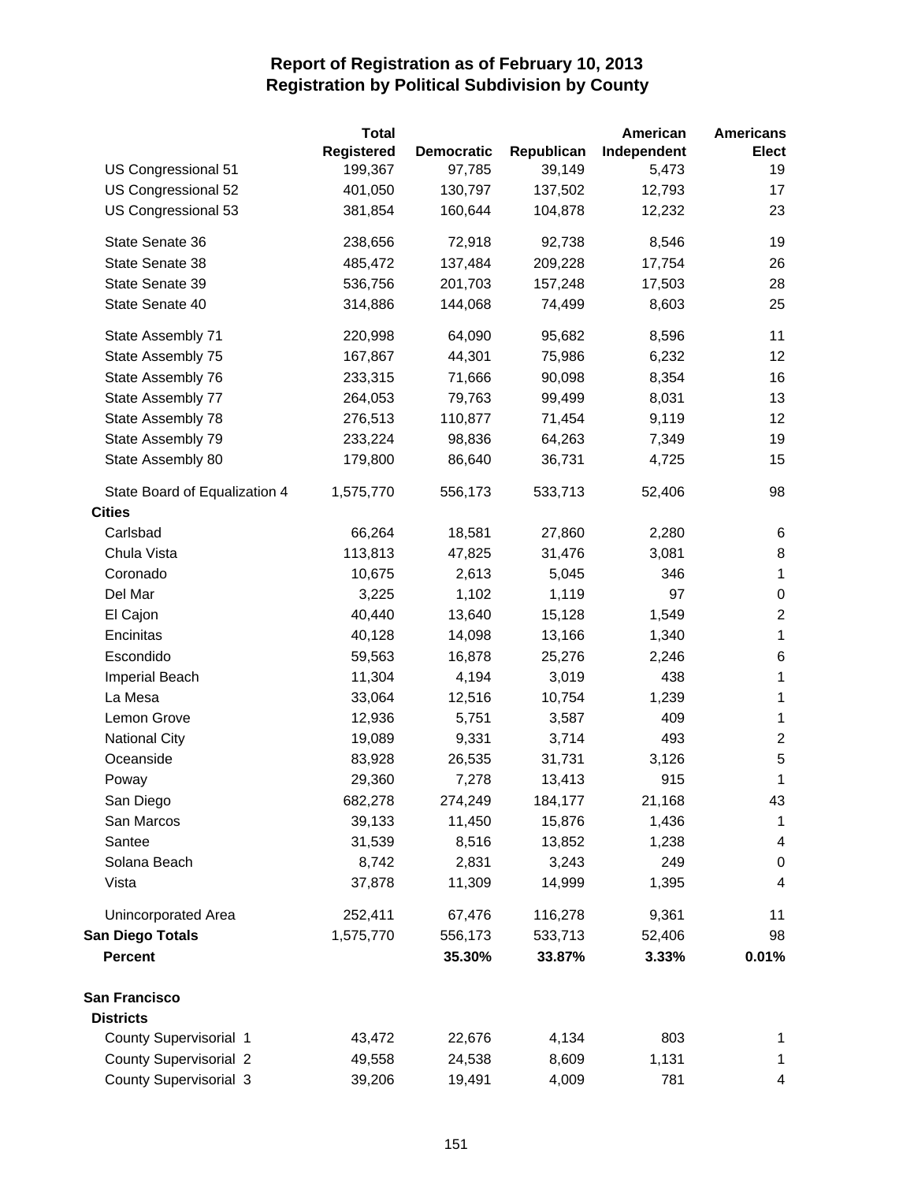# Report of Registration as of February 10, 2013
## Registration by Political Subdivision by County

| | Total Registered | Democratic | Republican | American Independent | Americans Elect |
|---|---|---|---|---|---|
| US Congressional 51 | 199,367 | 97,785 | 39,149 | 5,473 | 19 |
| US Congressional 52 | 401,050 | 130,797 | 137,502 | 12,793 | 17 |
| US Congressional 53 | 381,854 | 160,644 | 104,878 | 12,232 | 23 |
| State Senate 36 | 238,656 | 72,918 | 92,738 | 8,546 | 19 |
| State Senate 38 | 485,472 | 137,484 | 209,228 | 17,754 | 26 |
| State Senate 39 | 536,756 | 201,703 | 157,248 | 17,503 | 28 |
| State Senate 40 | 314,886 | 144,068 | 74,499 | 8,603 | 25 |
| State Assembly 71 | 220,998 | 64,090 | 95,682 | 8,596 | 11 |
| State Assembly 75 | 167,867 | 44,301 | 75,986 | 6,232 | 12 |
| State Assembly 76 | 233,315 | 71,666 | 90,098 | 8,354 | 16 |
| State Assembly 77 | 264,053 | 79,763 | 99,499 | 8,031 | 13 |
| State Assembly 78 | 276,513 | 110,877 | 71,454 | 9,119 | 12 |
| State Assembly 79 | 233,224 | 98,836 | 64,263 | 7,349 | 19 |
| State Assembly 80 | 179,800 | 86,640 | 36,731 | 4,725 | 15 |
| State Board of Equalization 4 | 1,575,770 | 556,173 | 533,713 | 52,406 | 98 |
| **Cities** | | | | | |
| Carlsbad | 66,264 | 18,581 | 27,860 | 2,280 | 6 |
| Chula Vista | 113,813 | 47,825 | 31,476 | 3,081 | 8 |
| Coronado | 10,675 | 2,613 | 5,045 | 346 | 1 |
| Del Mar | 3,225 | 1,102 | 1,119 | 97 | 0 |
| El Cajon | 40,440 | 13,640 | 15,128 | 1,549 | 2 |
| Encinitas | 40,128 | 14,098 | 13,166 | 1,340 | 1 |
| Escondido | 59,563 | 16,878 | 25,276 | 2,246 | 6 |
| Imperial Beach | 11,304 | 4,194 | 3,019 | 438 | 1 |
| La Mesa | 33,064 | 12,516 | 10,754 | 1,239 | 1 |
| Lemon Grove | 12,936 | 5,751 | 3,587 | 409 | 1 |
| National City | 19,089 | 9,331 | 3,714 | 493 | 2 |
| Oceanside | 83,928 | 26,535 | 31,731 | 3,126 | 5 |
| Poway | 29,360 | 7,278 | 13,413 | 915 | 1 |
| San Diego | 682,278 | 274,249 | 184,177 | 21,168 | 43 |
| San Marcos | 39,133 | 11,450 | 15,876 | 1,436 | 1 |
| Santee | 31,539 | 8,516 | 13,852 | 1,238 | 4 |
| Solana Beach | 8,742 | 2,831 | 3,243 | 249 | 0 |
| Vista | 37,878 | 11,309 | 14,999 | 1,395 | 4 |
| Unincorporated Area | 252,411 | 67,476 | 116,278 | 9,361 | 11 |
| **San Diego Totals** | 1,575,770 | 556,173 | 533,713 | 52,406 | 98 |
| **Percent** | | **35.30%** | **33.87%** | **3.33%** | **0.01%** |
| **San Francisco** | | | | | |
| **Districts** | | | | | |
| County Supervisorial 1 | 43,472 | 22,676 | 4,134 | 803 | 1 |
| County Supervisorial 2 | 49,558 | 24,538 | 8,609 | 1,131 | 1 |
| County Supervisorial 3 | 39,206 | 19,491 | 4,009 | 781 | 4 |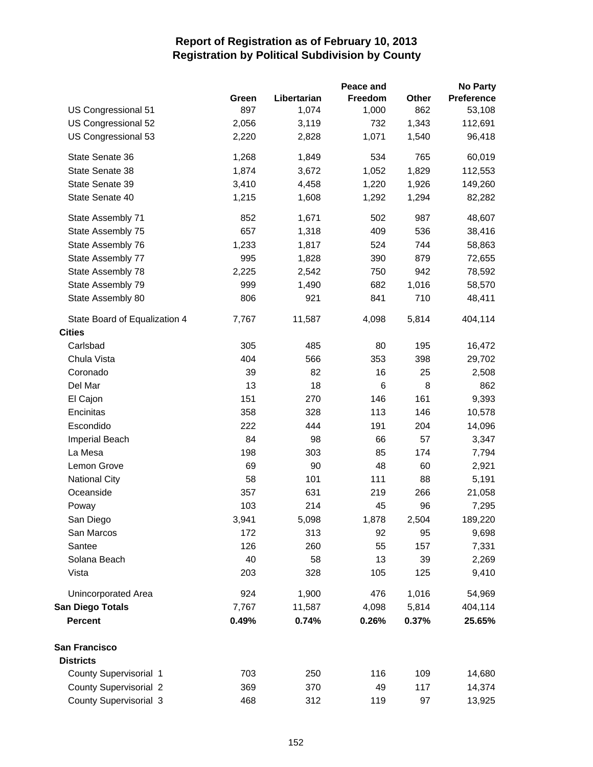# Report of Registration as of February 10, 2013
## Registration by Political Subdivision by County

| | Green | Libertarian | Peace and Freedom | Other | No Party Preference |
|---|---|---|---|---|---|
| US Congressional 51 | 897 | 1,074 | 1,000 | 862 | 53,108 |
| US Congressional 52 | 2,056 | 3,119 | 732 | 1,343 | 112,691 |
| US Congressional 53 | 2,220 | 2,828 | 1,071 | 1,540 | 96,418 |
| State Senate 36 | 1,268 | 1,849 | 534 | 765 | 60,019 |
| State Senate 38 | 1,874 | 3,672 | 1,052 | 1,829 | 112,553 |
| State Senate 39 | 3,410 | 4,458 | 1,220 | 1,926 | 149,260 |
| State Senate 40 | 1,215 | 1,608 | 1,292 | 1,294 | 82,282 |
| State Assembly 71 | 852 | 1,671 | 502 | 987 | 48,607 |
| State Assembly 75 | 657 | 1,318 | 409 | 536 | 38,416 |
| State Assembly 76 | 1,233 | 1,817 | 524 | 744 | 58,863 |
| State Assembly 77 | 995 | 1,828 | 390 | 879 | 72,655 |
| State Assembly 78 | 2,225 | 2,542 | 750 | 942 | 78,592 |
| State Assembly 79 | 999 | 1,490 | 682 | 1,016 | 58,570 |
| State Assembly 80 | 806 | 921 | 841 | 710 | 48,411 |
| State Board of Equalization 4 | 7,767 | 11,587 | 4,098 | 5,814 | 404,114 |
| **Cities** | | | | | |
| Carlsbad | 305 | 485 | 80 | 195 | 16,472 |
| Chula Vista | 404 | 566 | 353 | 398 | 29,702 |
| Coronado | 39 | 82 | 16 | 25 | 2,508 |
| Del Mar | 13 | 18 | 6 | 8 | 862 |
| El Cajon | 151 | 270 | 146 | 161 | 9,393 |
| Encinitas | 358 | 328 | 113 | 146 | 10,578 |
| Escondido | 222 | 444 | 191 | 204 | 14,096 |
| Imperial Beach | 84 | 98 | 66 | 57 | 3,347 |
| La Mesa | 198 | 303 | 85 | 174 | 7,794 |
| Lemon Grove | 69 | 90 | 48 | 60 | 2,921 |
| National City | 58 | 101 | 111 | 88 | 5,191 |
| Oceanside | 357 | 631 | 219 | 266 | 21,058 |
| Poway | 103 | 214 | 45 | 96 | 7,295 |
| San Diego | 3,941 | 5,098 | 1,878 | 2,504 | 189,220 |
| San Marcos | 172 | 313 | 92 | 95 | 9,698 |
| Santee | 126 | 260 | 55 | 157 | 7,331 |
| Solana Beach | 40 | 58 | 13 | 39 | 2,269 |
| Vista | 203 | 328 | 105 | 125 | 9,410 |
| Unincorporated Area | 924 | 1,900 | 476 | 1,016 | 54,969 |
| **San Diego Totals** | 7,767 | 11,587 | 4,098 | 5,814 | 404,114 |
| **Percent** | **0.49%** | **0.74%** | **0.26%** | **0.37%** | **25.65%** |
| **San Francisco** | | | | | |
| **Districts** | | | | | |
| County Supervisorial 1 | 703 | 250 | 116 | 109 | 14,680 |
| County Supervisorial 2 | 369 | 370 | 49 | 117 | 14,374 |
| County Supervisorial 3 | 468 | 312 | 119 | 97 | 13,925 |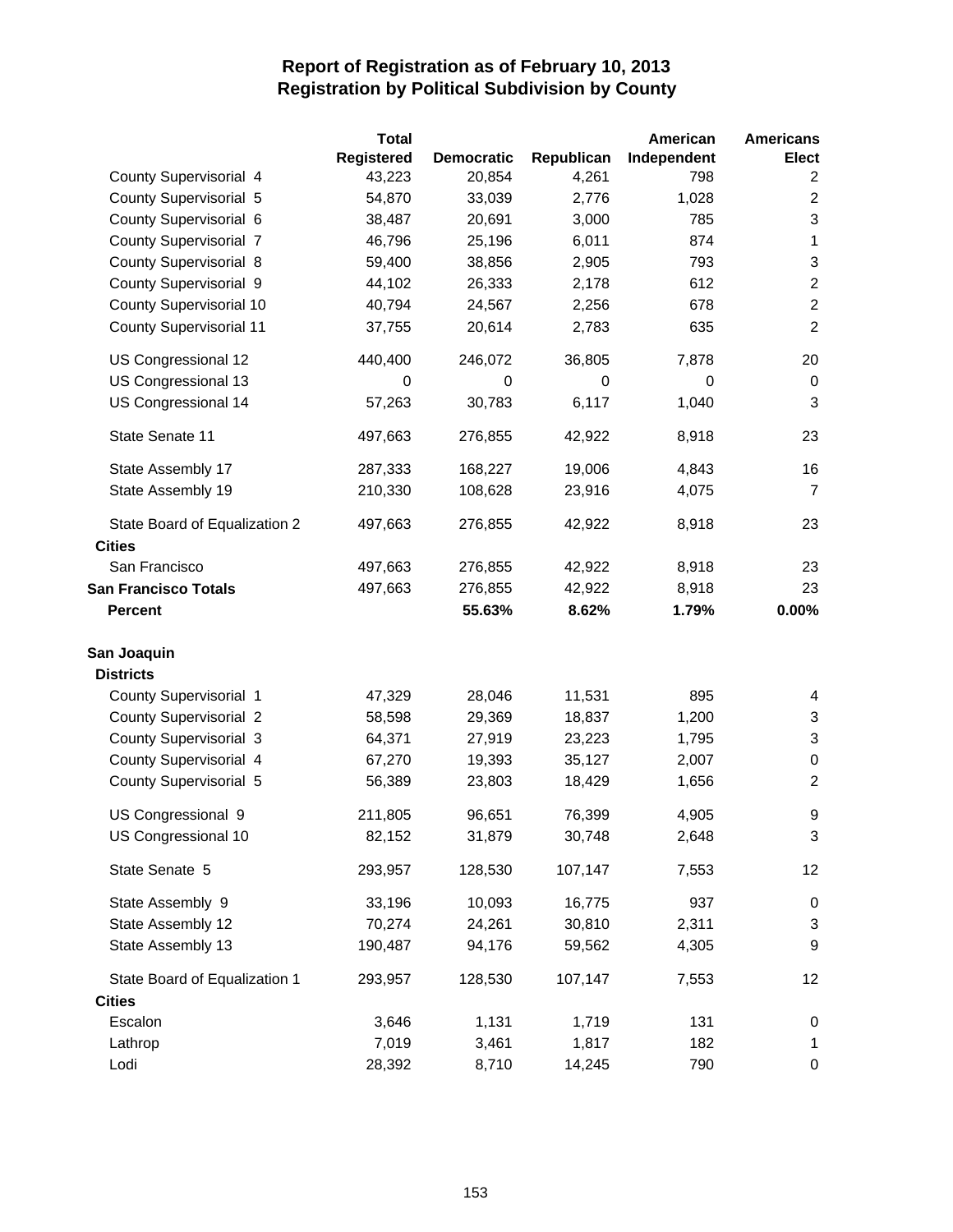# Report of Registration as of February 10, 2013
## Registration by Political Subdivision by County

| | Total Registered | Democratic | Republican | American Independent | Americans Elect |
|---|---|---|---|---|---|
| County Supervisorial 4 | 43,223 | 20,854 | 4,261 | 798 | 2 |
| County Supervisorial 5 | 54,870 | 33,039 | 2,776 | 1,028 | 2 |
| County Supervisorial 6 | 38,487 | 20,691 | 3,000 | 785 | 3 |
| County Supervisorial 7 | 46,796 | 25,196 | 6,011 | 874 | 1 |
| County Supervisorial 8 | 59,400 | 38,856 | 2,905 | 793 | 3 |
| County Supervisorial 9 | 44,102 | 26,333 | 2,178 | 612 | 2 |
| County Supervisorial 10 | 40,794 | 24,567 | 2,256 | 678 | 2 |
| County Supervisorial 11 | 37,755 | 20,614 | 2,783 | 635 | 2 |
| US Congressional 12 | 440,400 | 246,072 | 36,805 | 7,878 | 20 |
| US Congressional 13 | 0 | 0 | 0 | 0 | 0 |
| US Congressional 14 | 57,263 | 30,783 | 6,117 | 1,040 | 3 |
| State Senate 11 | 497,663 | 276,855 | 42,922 | 8,918 | 23 |
| State Assembly 17 | 287,333 | 168,227 | 19,006 | 4,843 | 16 |
| State Assembly 19 | 210,330 | 108,628 | 23,916 | 4,075 | 7 |
| State Board of Equalization 2 | 497,663 | 276,855 | 42,922 | 8,918 | 23 |
| **Cities** | | | | | |
| San Francisco | 497,663 | 276,855 | 42,922 | 8,918 | 23 |
| **San Francisco Totals** | 497,663 | 276,855 | 42,922 | 8,918 | 23 |
| **Percent** | | **55.63%** | **8.62%** | **1.79%** | **0.00%** |
| **San Joaquin** | | | | | |
| **Districts** | | | | | |
| County Supervisorial 1 | 47,329 | 28,046 | 11,531 | 895 | 4 |
| County Supervisorial 2 | 58,598 | 29,369 | 18,837 | 1,200 | 3 |
| County Supervisorial 3 | 64,371 | 27,919 | 23,223 | 1,795 | 3 |
| County Supervisorial 4 | 67,270 | 19,393 | 35,127 | 2,007 | 0 |
| County Supervisorial 5 | 56,389 | 23,803 | 18,429 | 1,656 | 2 |
| US Congressional 9 | 211,805 | 96,651 | 76,399 | 4,905 | 9 |
| US Congressional 10 | 82,152 | 31,879 | 30,748 | 2,648 | 3 |
| State Senate 5 | 293,957 | 128,530 | 107,147 | 7,553 | 12 |
| State Assembly 9 | 33,196 | 10,093 | 16,775 | 937 | 0 |
| State Assembly 12 | 70,274 | 24,261 | 30,810 | 2,311 | 3 |
| State Assembly 13 | 190,487 | 94,176 | 59,562 | 4,305 | 9 |
| State Board of Equalization 1 | 293,957 | 128,530 | 107,147 | 7,553 | 12 |
| **Cities** | | | | | |
| Escalon | 3,646 | 1,131 | 1,719 | 131 | 0 |
| Lathrop | 7,019 | 3,461 | 1,817 | 182 | 1 |
| Lodi | 28,392 | 8,710 | 14,245 | 790 | 0 |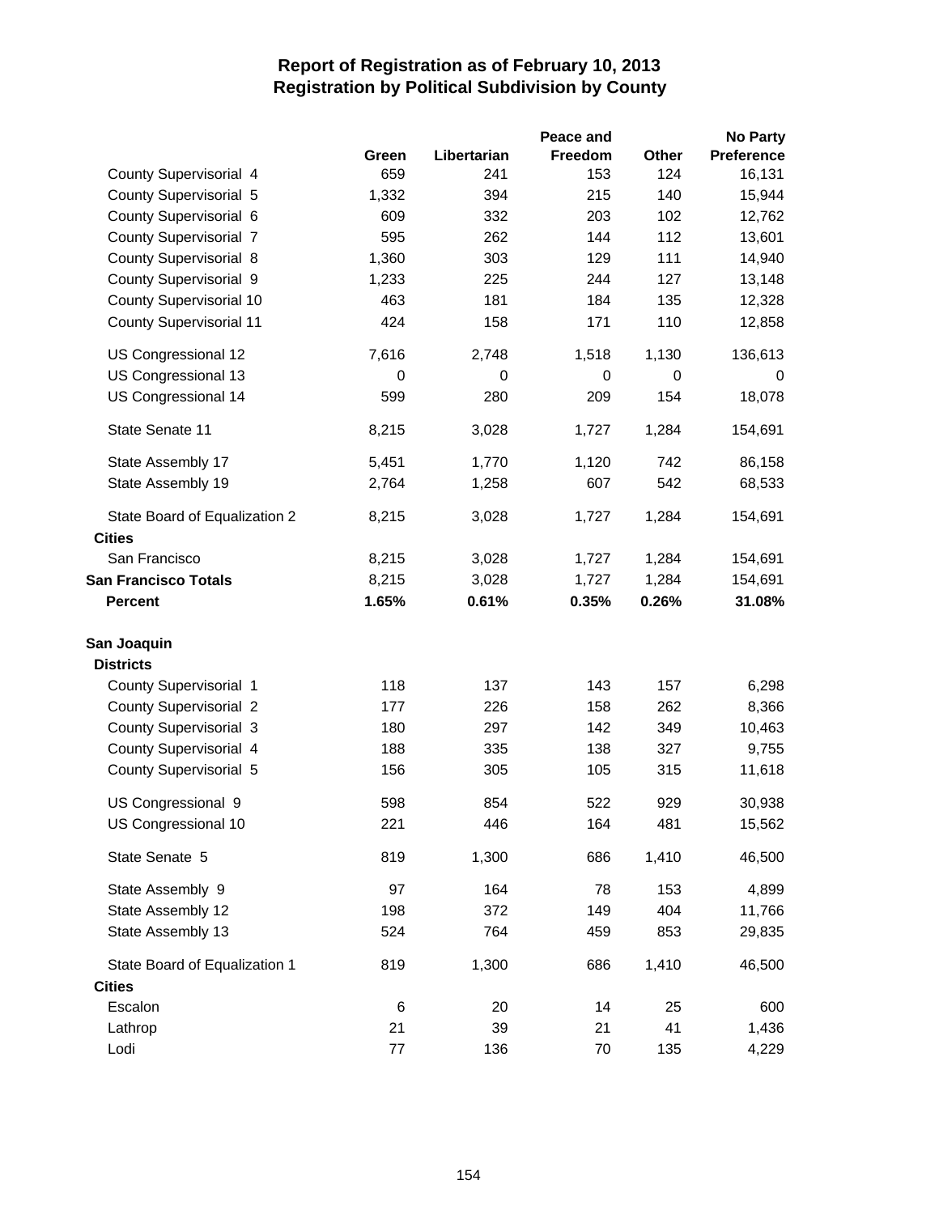# Report of Registration as of February 10, 2013
## Registration by Political Subdivision by County

| | Green | Libertarian | Peace and Freedom | Other | No Party Preference |
|---|---|---|---|---|---|
| County Supervisorial 4 | 659 | 241 | 153 | 124 | 16,131 |
| County Supervisorial 5 | 1,332 | 394 | 215 | 140 | 15,944 |
| County Supervisorial 6 | 609 | 332 | 203 | 102 | 12,762 |
| County Supervisorial 7 | 595 | 262 | 144 | 112 | 13,601 |
| County Supervisorial 8 | 1,360 | 303 | 129 | 111 | 14,940 |
| County Supervisorial 9 | 1,233 | 225 | 244 | 127 | 13,148 |
| County Supervisorial 10 | 463 | 181 | 184 | 135 | 12,328 |
| County Supervisorial 11 | 424 | 158 | 171 | 110 | 12,858 |
| US Congressional 12 | 7,616 | 2,748 | 1,518 | 1,130 | 136,613 |
| US Congressional 13 | 0 | 0 | 0 | 0 | 0 |
| US Congressional 14 | 599 | 280 | 209 | 154 | 18,078 |
| State Senate 11 | 8,215 | 3,028 | 1,727 | 1,284 | 154,691 |
| State Assembly 17 | 5,451 | 1,770 | 1,120 | 742 | 86,158 |
| State Assembly 19 | 2,764 | 1,258 | 607 | 542 | 68,533 |
| State Board of Equalization 2 | 8,215 | 3,028 | 1,727 | 1,284 | 154,691 |
| **Cities** | | | | | |
| San Francisco | 8,215 | 3,028 | 1,727 | 1,284 | 154,691 |
| **San Francisco Totals** | 8,215 | 3,028 | 1,727 | 1,284 | 154,691 |
| **Percent** | **1.65%** | **0.61%** | **0.35%** | **0.26%** | **31.08%** |
| **San Joaquin** | | | | | |
| **Districts** | | | | | |
| County Supervisorial 1 | 118 | 137 | 143 | 157 | 6,298 |
| County Supervisorial 2 | 177 | 226 | 158 | 262 | 8,366 |
| County Supervisorial 3 | 180 | 297 | 142 | 349 | 10,463 |
| County Supervisorial 4 | 188 | 335 | 138 | 327 | 9,755 |
| County Supervisorial 5 | 156 | 305 | 105 | 315 | 11,618 |
| US Congressional 9 | 598 | 854 | 522 | 929 | 30,938 |
| US Congressional 10 | 221 | 446 | 164 | 481 | 15,562 |
| State Senate 5 | 819 | 1,300 | 686 | 1,410 | 46,500 |
| State Assembly 9 | 97 | 164 | 78 | 153 | 4,899 |
| State Assembly 12 | 198 | 372 | 149 | 404 | 11,766 |
| State Assembly 13 | 524 | 764 | 459 | 853 | 29,835 |
| State Board of Equalization 1 | 819 | 1,300 | 686 | 1,410 | 46,500 |
| **Cities** | | | | | |
| Escalon | 6 | 20 | 14 | 25 | 600 |
| Lathrop | 21 | 39 | 21 | 41 | 1,436 |
| Lodi | 77 | 136 | 70 | 135 | 4,229 |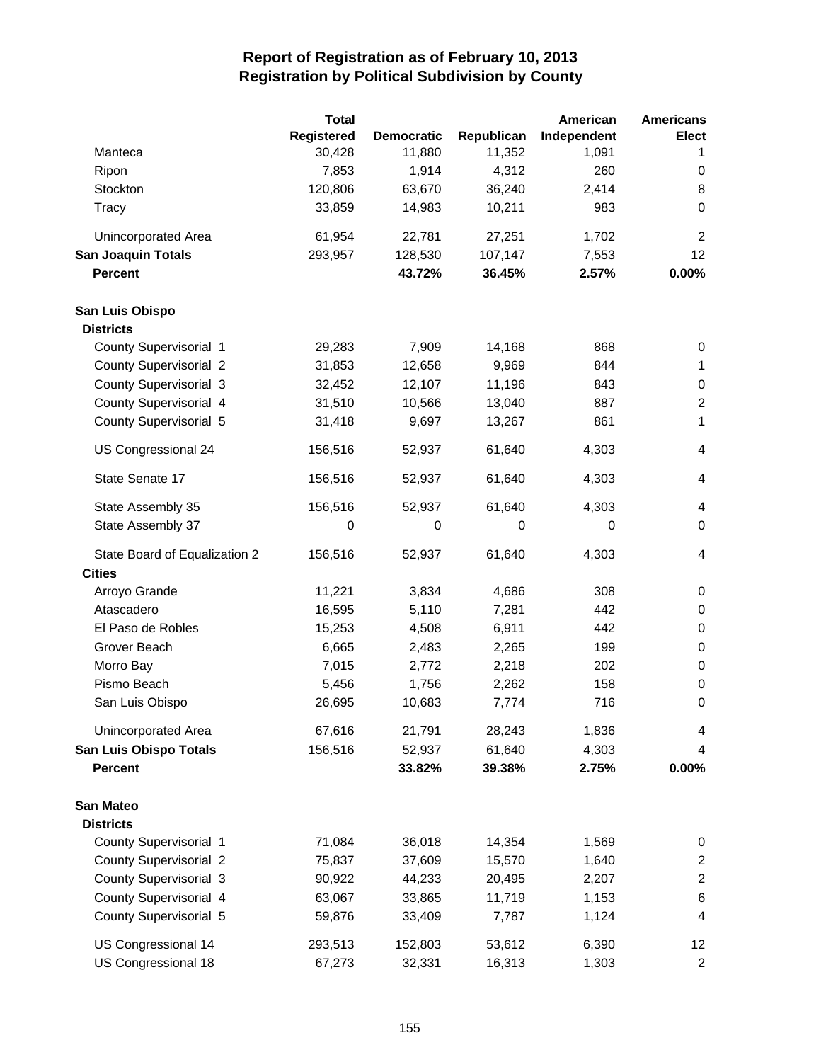# Report of Registration as of February 10, 2013
## Registration by Political Subdivision by County

| | Total Registered | Democratic | Republican | American Independent | Americans Elect |
|---|---|---|---|---|---|
| Manteca | 30,428 | 11,880 | 11,352 | 1,091 | 1 |
| Ripon | 7,853 | 1,914 | 4,312 | 260 | 0 |
| Stockton | 120,806 | 63,670 | 36,240 | 2,414 | 8 |
| Tracy | 33,859 | 14,983 | 10,211 | 983 | 0 |
| Unincorporated Area | 61,954 | 22,781 | 27,251 | 1,702 | 2 |
| **San Joaquin Totals** | 293,957 | 128,530 | 107,147 | 7,553 | 12 |
| **Percent** | | **43.72%** | **36.45%** | **2.57%** | **0.00%** |
| **San Luis Obispo** | | | | | |
| **Districts** | | | | | |
| County Supervisorial 1 | 29,283 | 7,909 | 14,168 | 868 | 0 |
| County Supervisorial 2 | 31,853 | 12,658 | 9,969 | 844 | 1 |
| County Supervisorial 3 | 32,452 | 12,107 | 11,196 | 843 | 0 |
| County Supervisorial 4 | 31,510 | 10,566 | 13,040 | 887 | 2 |
| County Supervisorial 5 | 31,418 | 9,697 | 13,267 | 861 | 1 |
| US Congressional 24 | 156,516 | 52,937 | 61,640 | 4,303 | 4 |
| State Senate 17 | 156,516 | 52,937 | 61,640 | 4,303 | 4 |
| State Assembly 35 | 156,516 | 52,937 | 61,640 | 4,303 | 4 |
| State Assembly 37 | 0 | 0 | 0 | 0 | 0 |
| State Board of Equalization 2 | 156,516 | 52,937 | 61,640 | 4,303 | 4 |
| **Cities** | | | | | |
| Arroyo Grande | 11,221 | 3,834 | 4,686 | 308 | 0 |
| Atascadero | 16,595 | 5,110 | 7,281 | 442 | 0 |
| El Paso de Robles | 15,253 | 4,508 | 6,911 | 442 | 0 |
| Grover Beach | 6,665 | 2,483 | 2,265 | 199 | 0 |
| Morro Bay | 7,015 | 2,772 | 2,218 | 202 | 0 |
| Pismo Beach | 5,456 | 1,756 | 2,262 | 158 | 0 |
| San Luis Obispo | 26,695 | 10,683 | 7,774 | 716 | 0 |
| Unincorporated Area | 67,616 | 21,791 | 28,243 | 1,836 | 4 |
| **San Luis Obispo Totals** | 156,516 | 52,937 | 61,640 | 4,303 | 4 |
| **Percent** | | **33.82%** | **39.38%** | **2.75%** | **0.00%** |
| **San Mateo** | | | | | |
| **Districts** | | | | | |
| County Supervisorial 1 | 71,084 | 36,018 | 14,354 | 1,569 | 0 |
| County Supervisorial 2 | 75,837 | 37,609 | 15,570 | 1,640 | 2 |
| County Supervisorial 3 | 90,922 | 44,233 | 20,495 | 2,207 | 2 |
| County Supervisorial 4 | 63,067 | 33,865 | 11,719 | 1,153 | 6 |
| County Supervisorial 5 | 59,876 | 33,409 | 7,787 | 1,124 | 4 |
| US Congressional 14 | 293,513 | 152,803 | 53,612 | 6,390 | 12 |
| US Congressional 18 | 67,273 | 32,331 | 16,313 | 1,303 | 2 |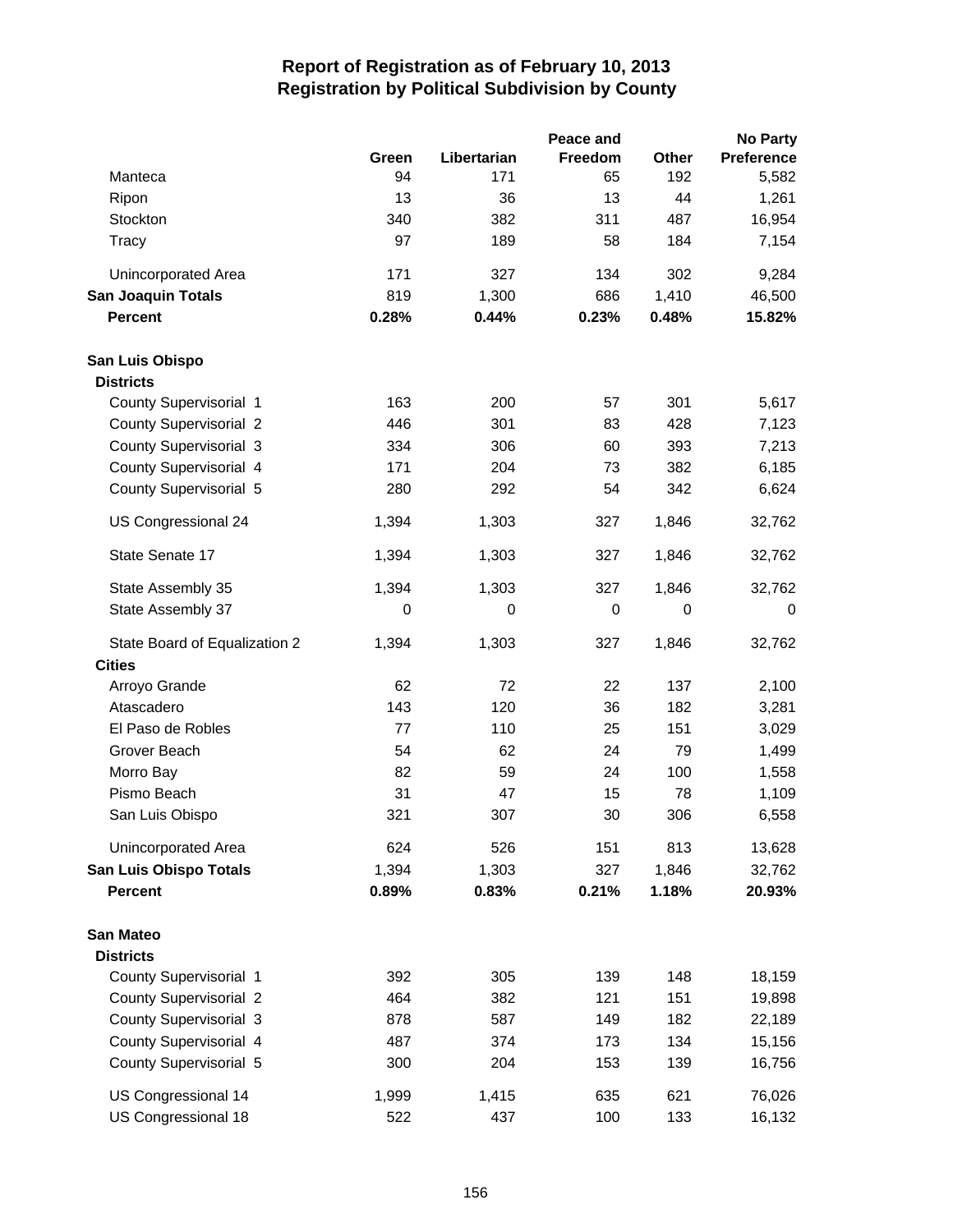# Report of Registration as of February 10, 2013
## Registration by Political Subdivision by County

| | Green | Libertarian | Peace and Freedom | Other | No Party Preference |
|---|---|---|---|---|---|
| Manteca | 94 | 171 | 65 | 192 | 5,582 |
| Ripon | 13 | 36 | 13 | 44 | 1,261 |
| Stockton | 340 | 382 | 311 | 487 | 16,954 |
| Tracy | 97 | 189 | 58 | 184 | 7,154 |
| Unincorporated Area | 171 | 327 | 134 | 302 | 9,284 |
| **San Joaquin Totals** | 819 | 1,300 | 686 | 1,410 | 46,500 |
| **Percent** | **0.28%** | **0.44%** | **0.23%** | **0.48%** | **15.82%** |
| **San Luis Obispo** | | | | | |
| **Districts** | | | | | |
| County Supervisorial 1 | 163 | 200 | 57 | 301 | 5,617 |
| County Supervisorial 2 | 446 | 301 | 83 | 428 | 7,123 |
| County Supervisorial 3 | 334 | 306 | 60 | 393 | 7,213 |
| County Supervisorial 4 | 171 | 204 | 73 | 382 | 6,185 |
| County Supervisorial 5 | 280 | 292 | 54 | 342 | 6,624 |
| US Congressional 24 | 1,394 | 1,303 | 327 | 1,846 | 32,762 |
| State Senate 17 | 1,394 | 1,303 | 327 | 1,846 | 32,762 |
| State Assembly 35 | 1,394 | 1,303 | 327 | 1,846 | 32,762 |
| State Assembly 37 | 0 | 0 | 0 | 0 | 0 |
| State Board of Equalization 2 | 1,394 | 1,303 | 327 | 1,846 | 32,762 |
| **Cities** | | | | | |
| Arroyo Grande | 62 | 72 | 22 | 137 | 2,100 |
| Atascadero | 143 | 120 | 36 | 182 | 3,281 |
| El Paso de Robles | 77 | 110 | 25 | 151 | 3,029 |
| Grover Beach | 54 | 62 | 24 | 79 | 1,499 |
| Morro Bay | 82 | 59 | 24 | 100 | 1,558 |
| Pismo Beach | 31 | 47 | 15 | 78 | 1,109 |
| San Luis Obispo | 321 | 307 | 30 | 306 | 6,558 |
| Unincorporated Area | 624 | 526 | 151 | 813 | 13,628 |
| **San Luis Obispo Totals** | 1,394 | 1,303 | 327 | 1,846 | 32,762 |
| **Percent** | **0.89%** | **0.83%** | **0.21%** | **1.18%** | **20.93%** |
| **San Mateo** | | | | | |
| **Districts** | | | | | |
| County Supervisorial 1 | 392 | 305 | 139 | 148 | 18,159 |
| County Supervisorial 2 | 464 | 382 | 121 | 151 | 19,898 |
| County Supervisorial 3 | 878 | 587 | 149 | 182 | 22,189 |
| County Supervisorial 4 | 487 | 374 | 173 | 134 | 15,156 |
| County Supervisorial 5 | 300 | 204 | 153 | 139 | 16,756 |
| US Congressional 14 | 1,999 | 1,415 | 635 | 621 | 76,026 |
| US Congressional 18 | 522 | 437 | 100 | 133 | 16,132 |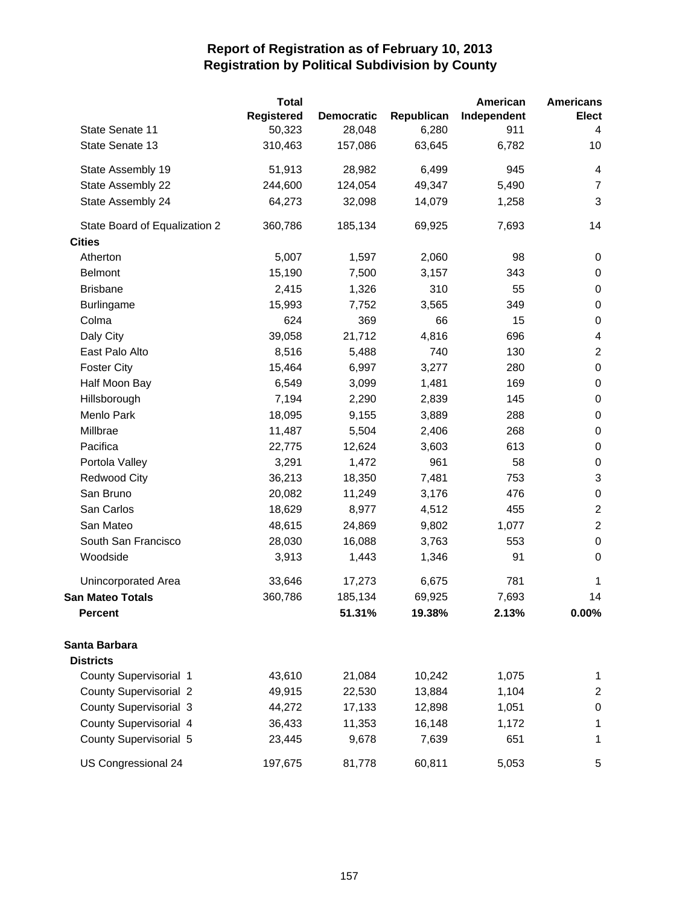# Report of Registration as of February 10, 2013
## Registration by Political Subdivision by County

| | Total Registered | Democratic | Republican | American Independent | Americans Elect |
|---|---|---|---|---|---|
| State Senate 11 | 50,323 | 28,048 | 6,280 | 911 | 4 |
| State Senate 13 | 310,463 | 157,086 | 63,645 | 6,782 | 10 |
| State Assembly 19 | 51,913 | 28,982 | 6,499 | 945 | 4 |
| State Assembly 22 | 244,600 | 124,054 | 49,347 | 5,490 | 7 |
| State Assembly 24 | 64,273 | 32,098 | 14,079 | 1,258 | 3 |
| State Board of Equalization 2 | 360,786 | 185,134 | 69,925 | 7,693 | 14 |
| **Cities** | | | | | |
| Atherton | 5,007 | 1,597 | 2,060 | 98 | 0 |
| Belmont | 15,190 | 7,500 | 3,157 | 343 | 0 |
| Brisbane | 2,415 | 1,326 | 310 | 55 | 0 |
| Burlingame | 15,993 | 7,752 | 3,565 | 349 | 0 |
| Colma | 624 | 369 | 66 | 15 | 0 |
| Daly City | 39,058 | 21,712 | 4,816 | 696 | 4 |
| East Palo Alto | 8,516 | 5,488 | 740 | 130 | 2 |
| Foster City | 15,464 | 6,997 | 3,277 | 280 | 0 |
| Half Moon Bay | 6,549 | 3,099 | 1,481 | 169 | 0 |
| Hillsborough | 7,194 | 2,290 | 2,839 | 145 | 0 |
| Menlo Park | 18,095 | 9,155 | 3,889 | 288 | 0 |
| Millbrae | 11,487 | 5,504 | 2,406 | 268 | 0 |
| Pacifica | 22,775 | 12,624 | 3,603 | 613 | 0 |
| Portola Valley | 3,291 | 1,472 | 961 | 58 | 0 |
| Redwood City | 36,213 | 18,350 | 7,481 | 753 | 3 |
| San Bruno | 20,082 | 11,249 | 3,176 | 476 | 0 |
| San Carlos | 18,629 | 8,977 | 4,512 | 455 | 2 |
| San Mateo | 48,615 | 24,869 | 9,802 | 1,077 | 2 |
| South San Francisco | 28,030 | 16,088 | 3,763 | 553 | 0 |
| Woodside | 3,913 | 1,443 | 1,346 | 91 | 0 |
| Unincorporated Area | 33,646 | 17,273 | 6,675 | 781 | 1 |
| **San Mateo Totals** | 360,786 | 185,134 | 69,925 | 7,693 | 14 |
| **Percent** | | **51.31%** | **19.38%** | **2.13%** | **0.00%** |
| **Santa Barbara** | | | | | |
| **Districts** | | | | | |
| County Supervisorial 1 | 43,610 | 21,084 | 10,242 | 1,075 | 1 |
| County Supervisorial 2 | 49,915 | 22,530 | 13,884 | 1,104 | 2 |
| County Supervisorial 3 | 44,272 | 17,133 | 12,898 | 1,051 | 0 |
| County Supervisorial 4 | 36,433 | 11,353 | 16,148 | 1,172 | 1 |
| County Supervisorial 5 | 23,445 | 9,678 | 7,639 | 651 | 1 |
| US Congressional 24 | 197,675 | 81,778 | 60,811 | 5,053 | 5 |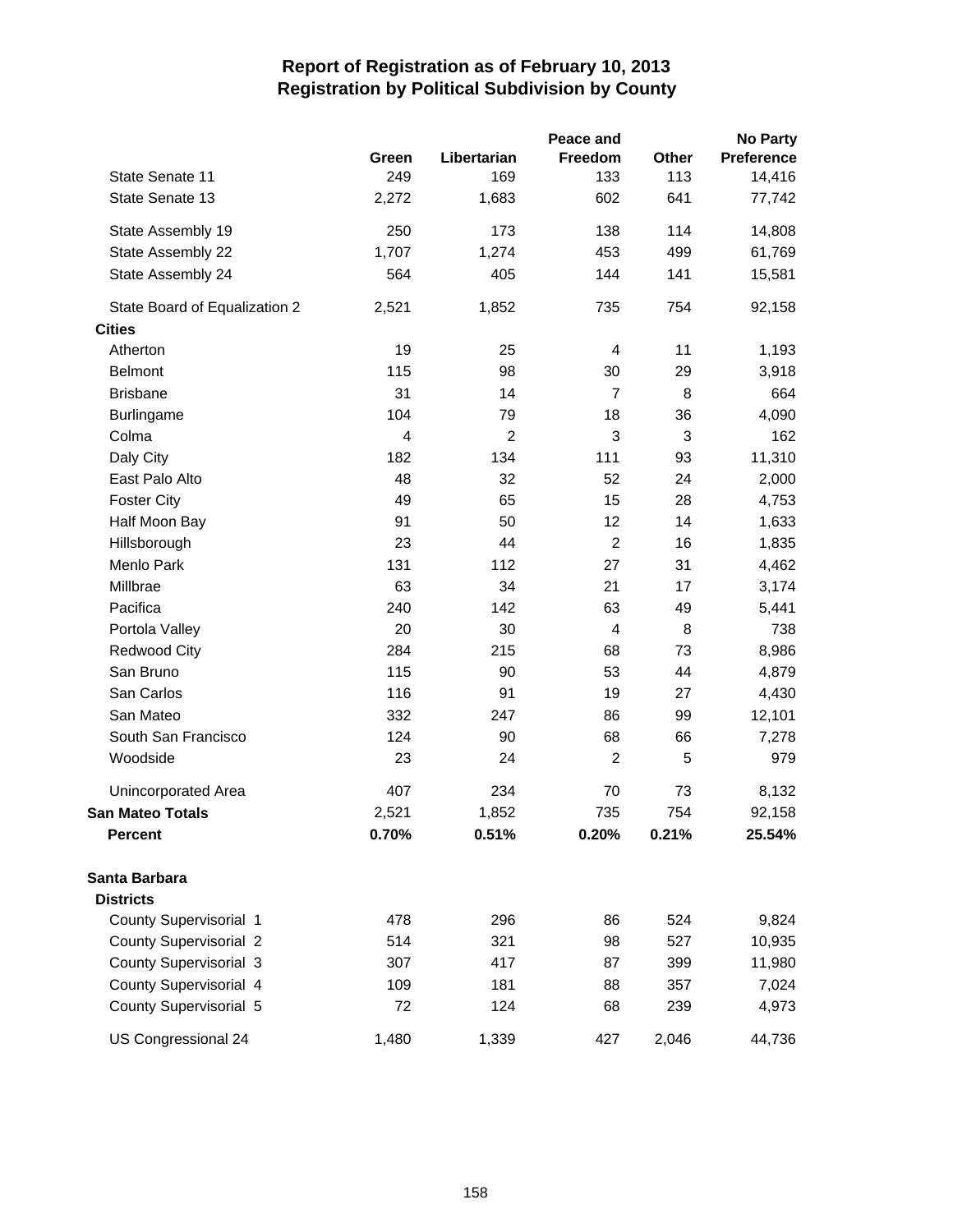# Report of Registration as of February 10, 2013
## Registration by Political Subdivision by County

| | Green | Libertarian | Peace and Freedom | Other | No Party Preference |
|---|---|---|---|---|---|
| State Senate 11 | 249 | 169 | 133 | 113 | 14,416 |
| State Senate 13 | 2,272 | 1,683 | 602 | 641 | 77,742 |
| State Assembly 19 | 250 | 173 | 138 | 114 | 14,808 |
| State Assembly 22 | 1,707 | 1,274 | 453 | 499 | 61,769 |
| State Assembly 24 | 564 | 405 | 144 | 141 | 15,581 |
| State Board of Equalization 2 | 2,521 | 1,852 | 735 | 754 | 92,158 |
| **Cities** | | | | | |
| Atherton | 19 | 25 | 4 | 11 | 1,193 |
| Belmont | 115 | 98 | 30 | 29 | 3,918 |
| Brisbane | 31 | 14 | 7 | 8 | 664 |
| Burlingame | 104 | 79 | 18 | 36 | 4,090 |
| Colma | 4 | 2 | 3 | 3 | 162 |
| Daly City | 182 | 134 | 111 | 93 | 11,310 |
| East Palo Alto | 48 | 32 | 52 | 24 | 2,000 |
| Foster City | 49 | 65 | 15 | 28 | 4,753 |
| Half Moon Bay | 91 | 50 | 12 | 14 | 1,633 |
| Hillsborough | 23 | 44 | 2 | 16 | 1,835 |
| Menlo Park | 131 | 112 | 27 | 31 | 4,462 |
| Millbrae | 63 | 34 | 21 | 17 | 3,174 |
| Pacifica | 240 | 142 | 63 | 49 | 5,441 |
| Portola Valley | 20 | 30 | 4 | 8 | 738 |
| Redwood City | 284 | 215 | 68 | 73 | 8,986 |
| San Bruno | 115 | 90 | 53 | 44 | 4,879 |
| San Carlos | 116 | 91 | 19 | 27 | 4,430 |
| San Mateo | 332 | 247 | 86 | 99 | 12,101 |
| South San Francisco | 124 | 90 | 68 | 66 | 7,278 |
| Woodside | 23 | 24 | 2 | 5 | 979 |
| Unincorporated Area | 407 | 234 | 70 | 73 | 8,132 |
| **San Mateo Totals** | 2,521 | 1,852 | 735 | 754 | 92,158 |
| **Percent** | **0.70%** | **0.51%** | **0.20%** | **0.21%** | **25.54%** |
| **Santa Barbara** | | | | | |
| **Districts** | | | | | |
| County Supervisorial 1 | 478 | 296 | 86 | 524 | 9,824 |
| County Supervisorial 2 | 514 | 321 | 98 | 527 | 10,935 |
| County Supervisorial 3 | 307 | 417 | 87 | 399 | 11,980 |
| County Supervisorial 4 | 109 | 181 | 88 | 357 | 7,024 |
| County Supervisorial 5 | 72 | 124 | 68 | 239 | 4,973 |
| US Congressional 24 | 1,480 | 1,339 | 427 | 2,046 | 44,736 |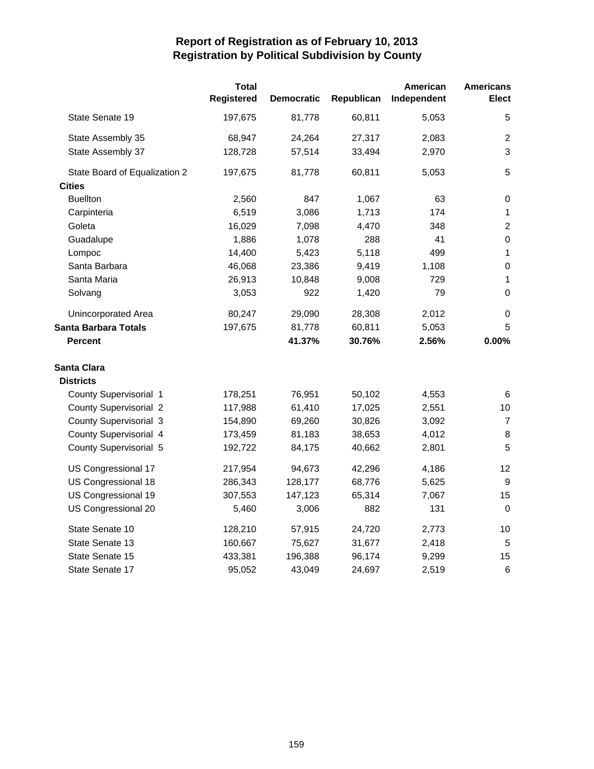# Report of Registration as of February 10, 2013
## Registration by Political Subdivision by County

| | Total Registered | Democratic | Republican | American Independent | Americans Elect |
|---|---|---|---|---|---|
| State Senate 19 | 197,675 | 81,778 | 60,811 | 5,053 | 5 |
| State Assembly 35 | 68,947 | 24,264 | 27,317 | 2,083 | 2 |
| State Assembly 37 | 128,728 | 57,514 | 33,494 | 2,970 | 3 |
| State Board of Equalization 2 | 197,675 | 81,778 | 60,811 | 5,053 | 5 |
| **Cities** | | | | | |
| Buellton | 2,560 | 847 | 1,067 | 63 | 0 |
| Carpinteria | 6,519 | 3,086 | 1,713 | 174 | 1 |
| Goleta | 16,029 | 7,098 | 4,470 | 348 | 2 |
| Guadalupe | 1,886 | 1,078 | 288 | 41 | 0 |
| Lompoc | 14,400 | 5,423 | 5,118 | 499 | 1 |
| Santa Barbara | 46,068 | 23,386 | 9,419 | 1,108 | 0 |
| Santa Maria | 26,913 | 10,848 | 9,008 | 729 | 1 |
| Solvang | 3,053 | 922 | 1,420 | 79 | 0 |
| Unincorporated Area | 80,247 | 29,090 | 28,308 | 2,012 | 0 |
| **Santa Barbara Totals** | 197,675 | 81,778 | 60,811 | 5,053 | 5 |
| **Percent** | | **41.37%** | **30.76%** | **2.56%** | **0.00%** |
| **Santa Clara** | | | | | |
| **Districts** | | | | | |
| County Supervisorial 1 | 178,251 | 76,951 | 50,102 | 4,553 | 6 |
| County Supervisorial 2 | 117,988 | 61,410 | 17,025 | 2,551 | 10 |
| County Supervisorial 3 | 154,890 | 69,260 | 30,826 | 3,092 | 7 |
| County Supervisorial 4 | 173,459 | 81,183 | 38,653 | 4,012 | 8 |
| County Supervisorial 5 | 192,722 | 84,175 | 40,662 | 2,801 | 5 |
| US Congressional 17 | 217,954 | 94,673 | 42,296 | 4,186 | 12 |
| US Congressional 18 | 286,343 | 128,177 | 68,776 | 5,625 | 9 |
| US Congressional 19 | 307,553 | 147,123 | 65,314 | 7,067 | 15 |
| US Congressional 20 | 5,460 | 3,006 | 882 | 131 | 0 |
| State Senate 10 | 128,210 | 57,915 | 24,720 | 2,773 | 10 |
| State Senate 13 | 160,667 | 75,627 | 31,677 | 2,418 | 5 |
| State Senate 15 | 433,381 | 196,388 | 96,174 | 9,299 | 15 |
| State Senate 17 | 95,052 | 43,049 | 24,697 | 2,519 | 6 |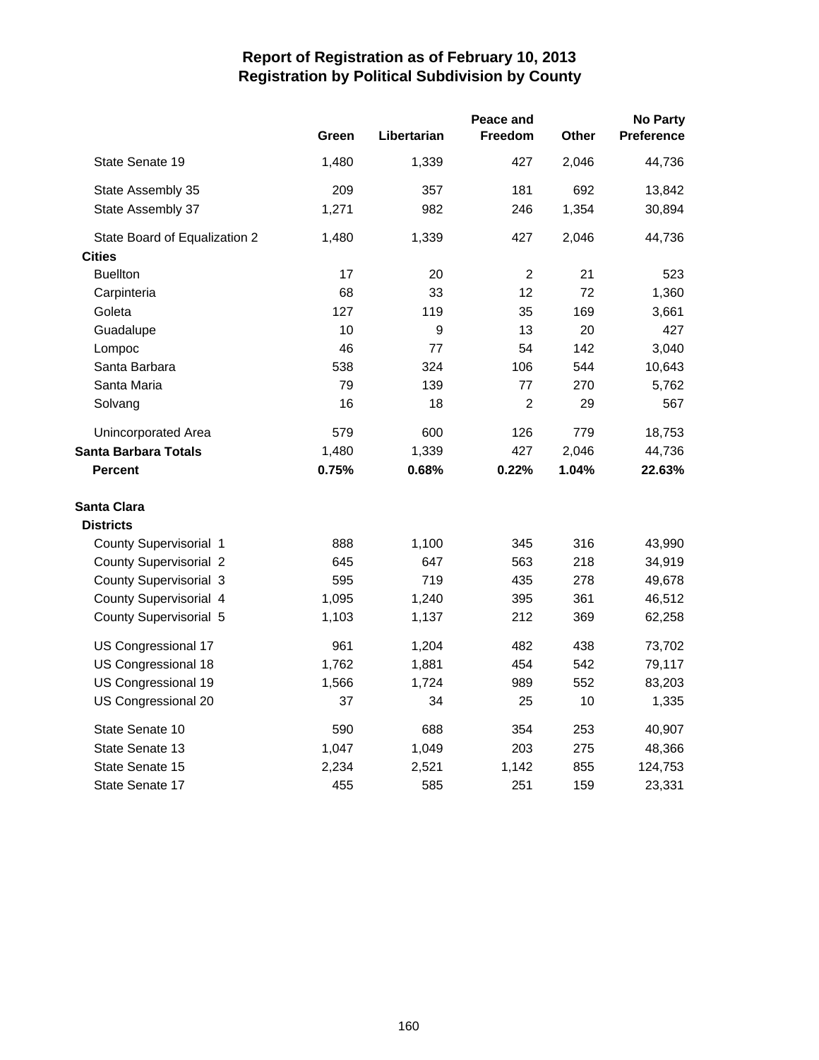# Report of Registration as of February 10, 2013
## Registration by Political Subdivision by County

| | Green | Libertarian | Peace and Freedom | Other | No Party Preference |
|---|---|---|---|---|---|
| State Senate 19 | 1,480 | 1,339 | 427 | 2,046 | 44,736 |
| State Assembly 35 | 209 | 357 | 181 | 692 | 13,842 |
| State Assembly 37 | 1,271 | 982 | 246 | 1,354 | 30,894 |
| State Board of Equalization 2 | 1,480 | 1,339 | 427 | 2,046 | 44,736 |
| **Cities** | | | | | |
| Buellton | 17 | 20 | 2 | 21 | 523 |
| Carpinteria | 68 | 33 | 12 | 72 | 1,360 |
| Goleta | 127 | 119 | 35 | 169 | 3,661 |
| Guadalupe | 10 | 9 | 13 | 20 | 427 |
| Lompoc | 46 | 77 | 54 | 142 | 3,040 |
| Santa Barbara | 538 | 324 | 106 | 544 | 10,643 |
| Santa Maria | 79 | 139 | 77 | 270 | 5,762 |
| Solvang | 16 | 18 | 2 | 29 | 567 |
| Unincorporated Area | 579 | 600 | 126 | 779 | 18,753 |
| **Santa Barbara Totals** | 1,480 | 1,339 | 427 | 2,046 | 44,736 |
| **Percent** | **0.75%** | **0.68%** | **0.22%** | **1.04%** | **22.63%** |
| **Santa Clara** | | | | | |
| **Districts** | | | | | |
| County Supervisorial 1 | 888 | 1,100 | 345 | 316 | 43,990 |
| County Supervisorial 2 | 645 | 647 | 563 | 218 | 34,919 |
| County Supervisorial 3 | 595 | 719 | 435 | 278 | 49,678 |
| County Supervisorial 4 | 1,095 | 1,240 | 395 | 361 | 46,512 |
| County Supervisorial 5 | 1,103 | 1,137 | 212 | 369 | 62,258 |
| US Congressional 17 | 961 | 1,204 | 482 | 438 | 73,702 |
| US Congressional 18 | 1,762 | 1,881 | 454 | 542 | 79,117 |
| US Congressional 19 | 1,566 | 1,724 | 989 | 552 | 83,203 |
| US Congressional 20 | 37 | 34 | 25 | 10 | 1,335 |
| State Senate 10 | 590 | 688 | 354 | 253 | 40,907 |
| State Senate 13 | 1,047 | 1,049 | 203 | 275 | 48,366 |
| State Senate 15 | 2,234 | 2,521 | 1,142 | 855 | 124,753 |
| State Senate 17 | 455 | 585 | 251 | 159 | 23,331 |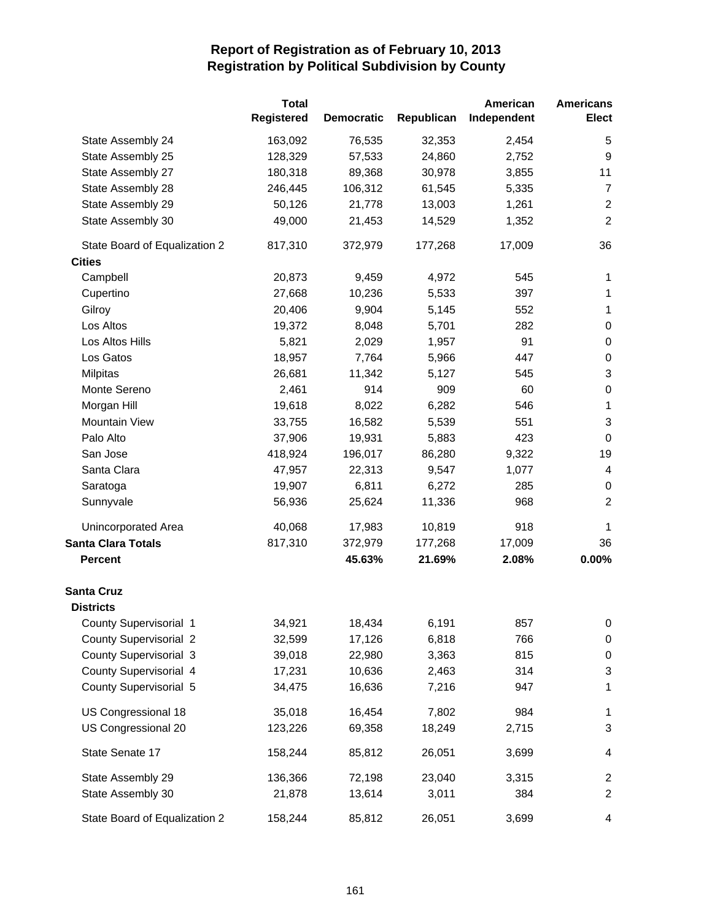# Report of Registration as of February 10, 2013
## Registration by Political Subdivision by County

| | Total Registered | Democratic | Republican | American Independent | Americans Elect |
|---|---|---|---|---|---|
| State Assembly 24 | 163,092 | 76,535 | 32,353 | 2,454 | 5 |
| State Assembly 25 | 128,329 | 57,533 | 24,860 | 2,752 | 9 |
| State Assembly 27 | 180,318 | 89,368 | 30,978 | 3,855 | 11 |
| State Assembly 28 | 246,445 | 106,312 | 61,545 | 5,335 | 7 |
| State Assembly 29 | 50,126 | 21,778 | 13,003 | 1,261 | 2 |
| State Assembly 30 | 49,000 | 21,453 | 14,529 | 1,352 | 2 |
| State Board of Equalization 2 | 817,310 | 372,979 | 177,268 | 17,009 | 36 |
| **Cities** | | | | | |
| Campbell | 20,873 | 9,459 | 4,972 | 545 | 1 |
| Cupertino | 27,668 | 10,236 | 5,533 | 397 | 1 |
| Gilroy | 20,406 | 9,904 | 5,145 | 552 | 1 |
| Los Altos | 19,372 | 8,048 | 5,701 | 282 | 0 |
| Los Altos Hills | 5,821 | 2,029 | 1,957 | 91 | 0 |
| Los Gatos | 18,957 | 7,764 | 5,966 | 447 | 0 |
| Milpitas | 26,681 | 11,342 | 5,127 | 545 | 3 |
| Monte Sereno | 2,461 | 914 | 909 | 60 | 0 |
| Morgan Hill | 19,618 | 8,022 | 6,282 | 546 | 1 |
| Mountain View | 33,755 | 16,582 | 5,539 | 551 | 3 |
| Palo Alto | 37,906 | 19,931 | 5,883 | 423 | 0 |
| San Jose | 418,924 | 196,017 | 86,280 | 9,322 | 19 |
| Santa Clara | 47,957 | 22,313 | 9,547 | 1,077 | 4 |
| Saratoga | 19,907 | 6,811 | 6,272 | 285 | 0 |
| Sunnyvale | 56,936 | 25,624 | 11,336 | 968 | 2 |
| Unincorporated Area | 40,068 | 17,983 | 10,819 | 918 | 1 |
| **Santa Clara Totals** | 817,310 | 372,979 | 177,268 | 17,009 | 36 |
| **Percent** | | **45.63%** | **21.69%** | **2.08%** | **0.00%** |
| **Santa Cruz** | | | | | |
| **Districts** | | | | | |
| County Supervisorial 1 | 34,921 | 18,434 | 6,191 | 857 | 0 |
| County Supervisorial 2 | 32,599 | 17,126 | 6,818 | 766 | 0 |
| County Supervisorial 3 | 39,018 | 22,980 | 3,363 | 815 | 0 |
| County Supervisorial 4 | 17,231 | 10,636 | 2,463 | 314 | 3 |
| County Supervisorial 5 | 34,475 | 16,636 | 7,216 | 947 | 1 |
| US Congressional 18 | 35,018 | 16,454 | 7,802 | 984 | 1 |
| US Congressional 20 | 123,226 | 69,358 | 18,249 | 2,715 | 3 |
| State Senate 17 | 158,244 | 85,812 | 26,051 | 3,699 | 4 |
| State Assembly 29 | 136,366 | 72,198 | 23,040 | 3,315 | 2 |
| State Assembly 30 | 21,878 | 13,614 | 3,011 | 384 | 2 |
| State Board of Equalization 2 | 158,244 | 85,812 | 26,051 | 3,699 | 4 |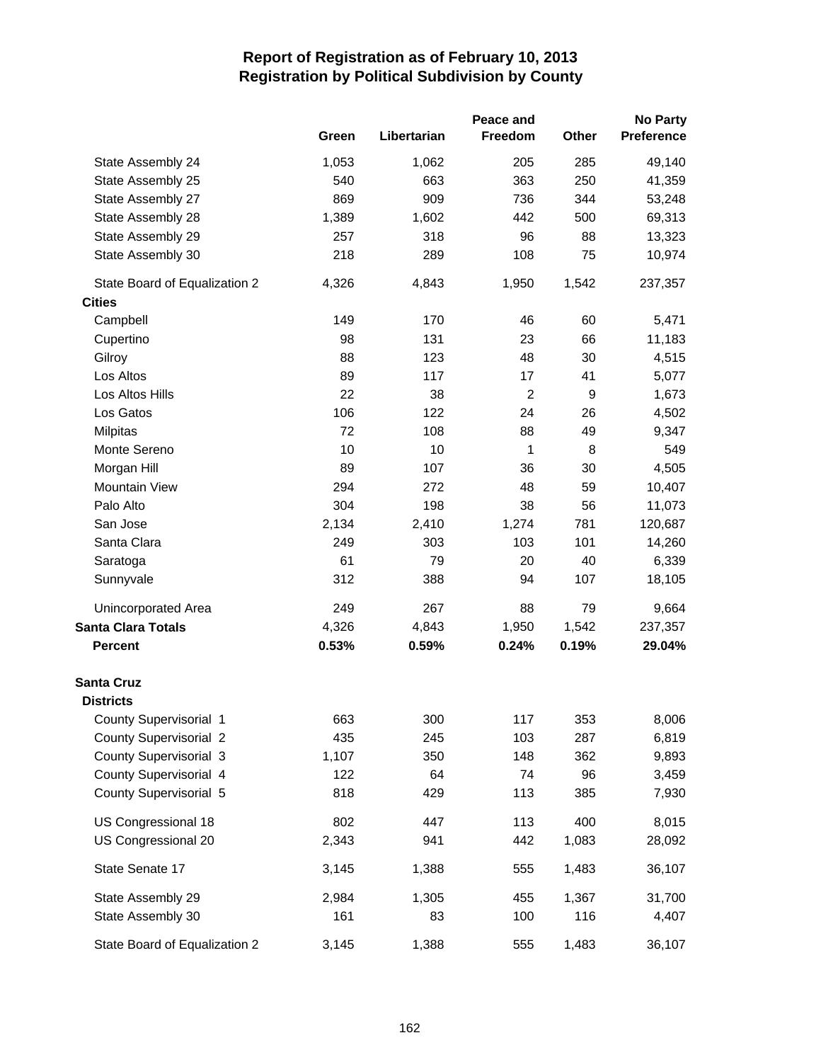# Report of Registration as of February 10, 2013
## Registration by Political Subdivision by County

| | Green | Libertarian | Peace and Freedom | Other | No Party Preference |
|---|---|---|---|---|---|
| State Assembly 24 | 1,053 | 1,062 | 205 | 285 | 49,140 |
| State Assembly 25 | 540 | 663 | 363 | 250 | 41,359 |
| State Assembly 27 | 869 | 909 | 736 | 344 | 53,248 |
| State Assembly 28 | 1,389 | 1,602 | 442 | 500 | 69,313 |
| State Assembly 29 | 257 | 318 | 96 | 88 | 13,323 |
| State Assembly 30 | 218 | 289 | 108 | 75 | 10,974 |
| State Board of Equalization 2 | 4,326 | 4,843 | 1,950 | 1,542 | 237,357 |
| **Cities** | | | | | |
| Campbell | 149 | 170 | 46 | 60 | 5,471 |
| Cupertino | 98 | 131 | 23 | 66 | 11,183 |
| Gilroy | 88 | 123 | 48 | 30 | 4,515 |
| Los Altos | 89 | 117 | 17 | 41 | 5,077 |
| Los Altos Hills | 22 | 38 | 2 | 9 | 1,673 |
| Los Gatos | 106 | 122 | 24 | 26 | 4,502 |
| Milpitas | 72 | 108 | 88 | 49 | 9,347 |
| Monte Sereno | 10 | 10 | 1 | 8 | 549 |
| Morgan Hill | 89 | 107 | 36 | 30 | 4,505 |
| Mountain View | 294 | 272 | 48 | 59 | 10,407 |
| Palo Alto | 304 | 198 | 38 | 56 | 11,073 |
| San Jose | 2,134 | 2,410 | 1,274 | 781 | 120,687 |
| Santa Clara | 249 | 303 | 103 | 101 | 14,260 |
| Saratoga | 61 | 79 | 20 | 40 | 6,339 |
| Sunnyvale | 312 | 388 | 94 | 107 | 18,105 |
| Unincorporated Area | 249 | 267 | 88 | 79 | 9,664 |
| **Santa Clara Totals** | 4,326 | 4,843 | 1,950 | 1,542 | 237,357 |
| **Percent** | **0.53%** | **0.59%** | **0.24%** | **0.19%** | **29.04%** |
| **Santa Cruz** | | | | | |
| **Districts** | | | | | |
| County Supervisorial 1 | 663 | 300 | 117 | 353 | 8,006 |
| County Supervisorial 2 | 435 | 245 | 103 | 287 | 6,819 |
| County Supervisorial 3 | 1,107 | 350 | 148 | 362 | 9,893 |
| County Supervisorial 4 | 122 | 64 | 74 | 96 | 3,459 |
| County Supervisorial 5 | 818 | 429 | 113 | 385 | 7,930 |
| US Congressional 18 | 802 | 447 | 113 | 400 | 8,015 |
| US Congressional 20 | 2,343 | 941 | 442 | 1,083 | 28,092 |
| State Senate 17 | 3,145 | 1,388 | 555 | 1,483 | 36,107 |
| State Assembly 29 | 2,984 | 1,305 | 455 | 1,367 | 31,700 |
| State Assembly 30 | 161 | 83 | 100 | 116 | 4,407 |
| State Board of Equalization 2 | 3,145 | 1,388 | 555 | 1,483 | 36,107 |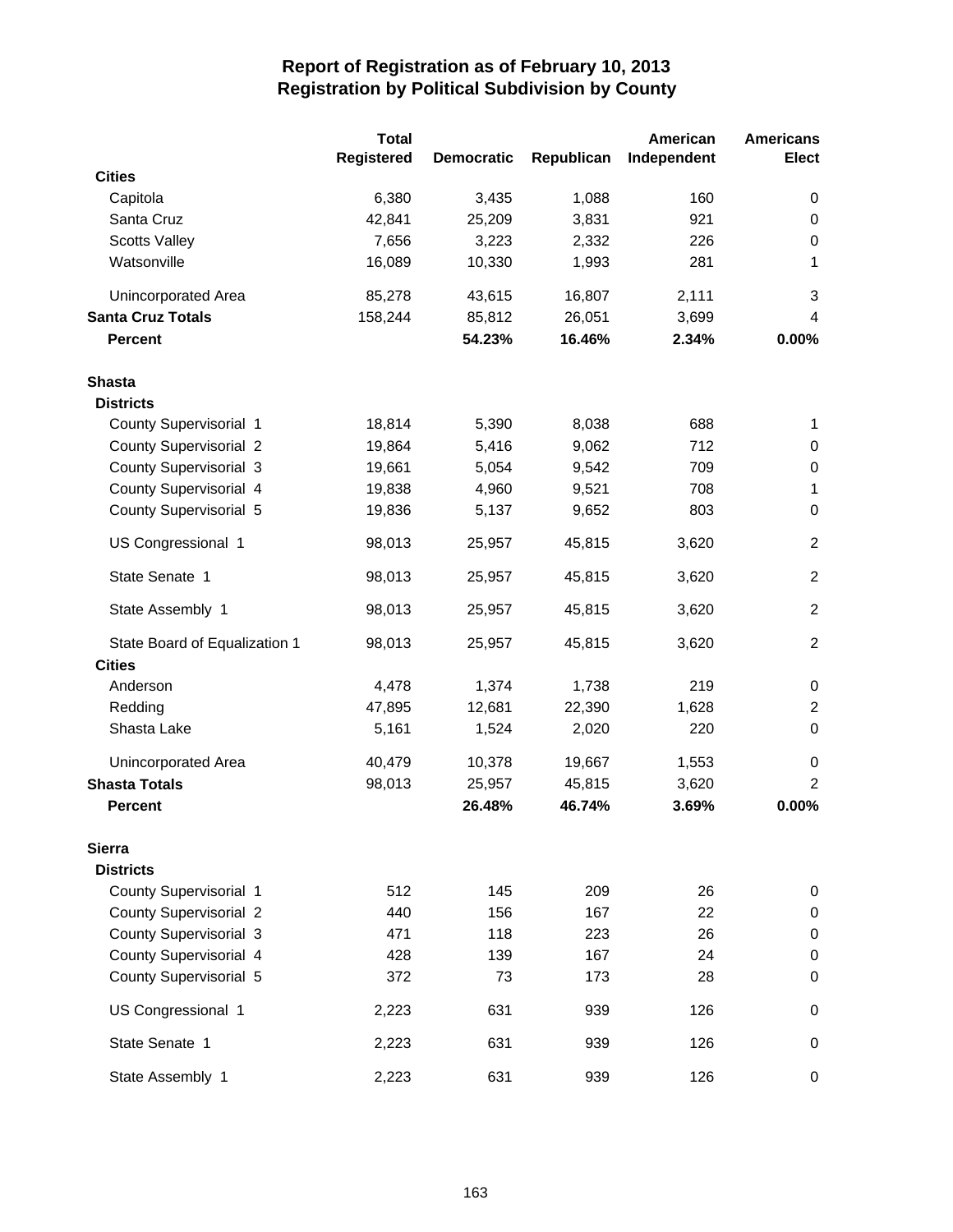# Report of Registration as of February 10, 2013
## Registration by Political Subdivision by County

| | Total Registered | Democratic | Republican | American Independent | Americans Elect |
|---|---|---|---|---|---|
| **Cities** | | | | | |
| Capitola | 6,380 | 3,435 | 1,088 | 160 | 0 |
| Santa Cruz | 42,841 | 25,209 | 3,831 | 921 | 0 |
| Scotts Valley | 7,656 | 3,223 | 2,332 | 226 | 0 |
| Watsonville | 16,089 | 10,330 | 1,993 | 281 | 1 |
| Unincorporated Area | 85,278 | 43,615 | 16,807 | 2,111 | 3 |
| **Santa Cruz Totals** | 158,244 | 85,812 | 26,051 | 3,699 | 4 |
| **Percent** | | **54.23%** | **16.46%** | **2.34%** | **0.00%** |
| **Shasta** | | | | | |
| **Districts** | | | | | |
| County Supervisorial 1 | 18,814 | 5,390 | 8,038 | 688 | 1 |
| County Supervisorial 2 | 19,864 | 5,416 | 9,062 | 712 | 0 |
| County Supervisorial 3 | 19,661 | 5,054 | 9,542 | 709 | 0 |
| County Supervisorial 4 | 19,838 | 4,960 | 9,521 | 708 | 1 |
| County Supervisorial 5 | 19,836 | 5,137 | 9,652 | 803 | 0 |
| US Congressional 1 | 98,013 | 25,957 | 45,815 | 3,620 | 2 |
| State Senate 1 | 98,013 | 25,957 | 45,815 | 3,620 | 2 |
| State Assembly 1 | 98,013 | 25,957 | 45,815 | 3,620 | 2 |
| State Board of Equalization 1 | 98,013 | 25,957 | 45,815 | 3,620 | 2 |
| **Cities** | | | | | |
| Anderson | 4,478 | 1,374 | 1,738 | 219 | 0 |
| Redding | 47,895 | 12,681 | 22,390 | 1,628 | 2 |
| Shasta Lake | 5,161 | 1,524 | 2,020 | 220 | 0 |
| Unincorporated Area | 40,479 | 10,378 | 19,667 | 1,553 | 0 |
| **Shasta Totals** | 98,013 | 25,957 | 45,815 | 3,620 | 2 |
| **Percent** | | **26.48%** | **46.74%** | **3.69%** | **0.00%** |
| **Sierra** | | | | | |
| **Districts** | | | | | |
| County Supervisorial 1 | 512 | 145 | 209 | 26 | 0 |
| County Supervisorial 2 | 440 | 156 | 167 | 22 | 0 |
| County Supervisorial 3 | 471 | 118 | 223 | 26 | 0 |
| County Supervisorial 4 | 428 | 139 | 167 | 24 | 0 |
| County Supervisorial 5 | 372 | 73 | 173 | 28 | 0 |
| US Congressional 1 | 2,223 | 631 | 939 | 126 | 0 |
| State Senate 1 | 2,223 | 631 | 939 | 126 | 0 |
| State Assembly 1 | 2,223 | 631 | 939 | 126 | 0 |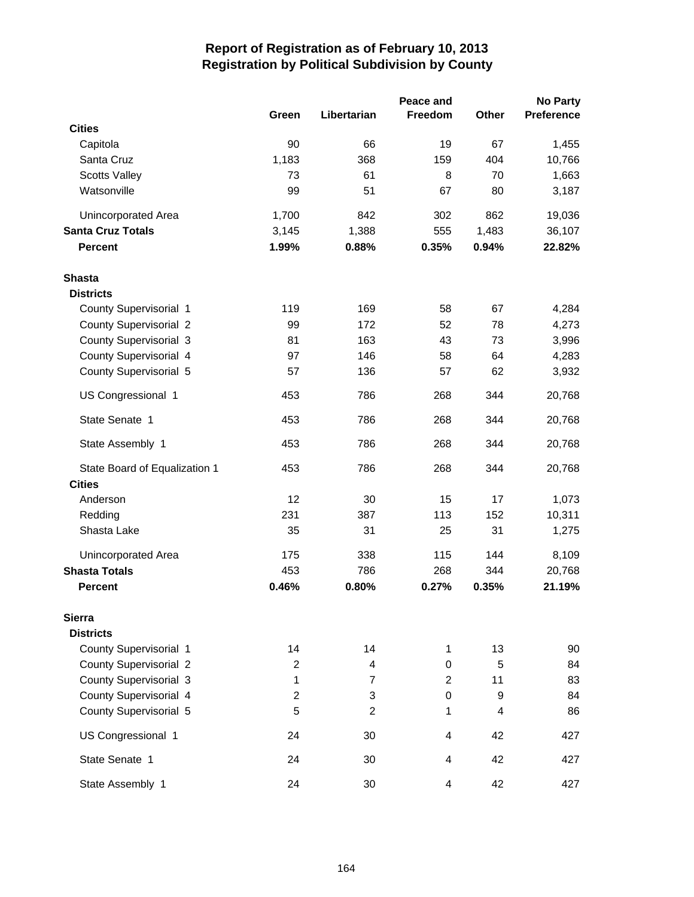# Report of Registration as of February 10, 2013
## Registration by Political Subdivision by County

| | Green | Libertarian | Peace and Freedom | Other | No Party Preference |
|---|---|---|---|---|---|
| **Cities** | | | | | |
| Capitola | 90 | 66 | 19 | 67 | 1,455 |
| Santa Cruz | 1,183 | 368 | 159 | 404 | 10,766 |
| Scotts Valley | 73 | 61 | 8 | 70 | 1,663 |
| Watsonville | 99 | 51 | 67 | 80 | 3,187 |
| Unincorporated Area | 1,700 | 842 | 302 | 862 | 19,036 |
| **Santa Cruz Totals** | 3,145 | 1,388 | 555 | 1,483 | 36,107 |
| **Percent** | **1.99%** | **0.88%** | **0.35%** | **0.94%** | **22.82%** |
| **Shasta** | | | | | |
| **Districts** | | | | | |
| County Supervisorial 1 | 119 | 169 | 58 | 67 | 4,284 |
| County Supervisorial 2 | 99 | 172 | 52 | 78 | 4,273 |
| County Supervisorial 3 | 81 | 163 | 43 | 73 | 3,996 |
| County Supervisorial 4 | 97 | 146 | 58 | 64 | 4,283 |
| County Supervisorial 5 | 57 | 136 | 57 | 62 | 3,932 |
| US Congressional 1 | 453 | 786 | 268 | 344 | 20,768 |
| State Senate 1 | 453 | 786 | 268 | 344 | 20,768 |
| State Assembly 1 | 453 | 786 | 268 | 344 | 20,768 |
| State Board of Equalization 1 | 453 | 786 | 268 | 344 | 20,768 |
| **Cities** | | | | | |
| Anderson | 12 | 30 | 15 | 17 | 1,073 |
| Redding | 231 | 387 | 113 | 152 | 10,311 |
| Shasta Lake | 35 | 31 | 25 | 31 | 1,275 |
| Unincorporated Area | 175 | 338 | 115 | 144 | 8,109 |
| **Shasta Totals** | 453 | 786 | 268 | 344 | 20,768 |
| **Percent** | **0.46%** | **0.80%** | **0.27%** | **0.35%** | **21.19%** |
| **Sierra** | | | | | |
| **Districts** | | | | | |
| County Supervisorial 1 | 14 | 14 | 1 | 13 | 90 |
| County Supervisorial 2 | 2 | 4 | 0 | 5 | 84 |
| County Supervisorial 3 | 1 | 7 | 2 | 11 | 83 |
| County Supervisorial 4 | 2 | 3 | 0 | 9 | 84 |
| County Supervisorial 5 | 5 | 2 | 1 | 4 | 86 |
| US Congressional 1 | 24 | 30 | 4 | 42 | 427 |
| State Senate 1 | 24 | 30 | 4 | 42 | 427 |
| State Assembly 1 | 24 | 30 | 4 | 42 | 427 |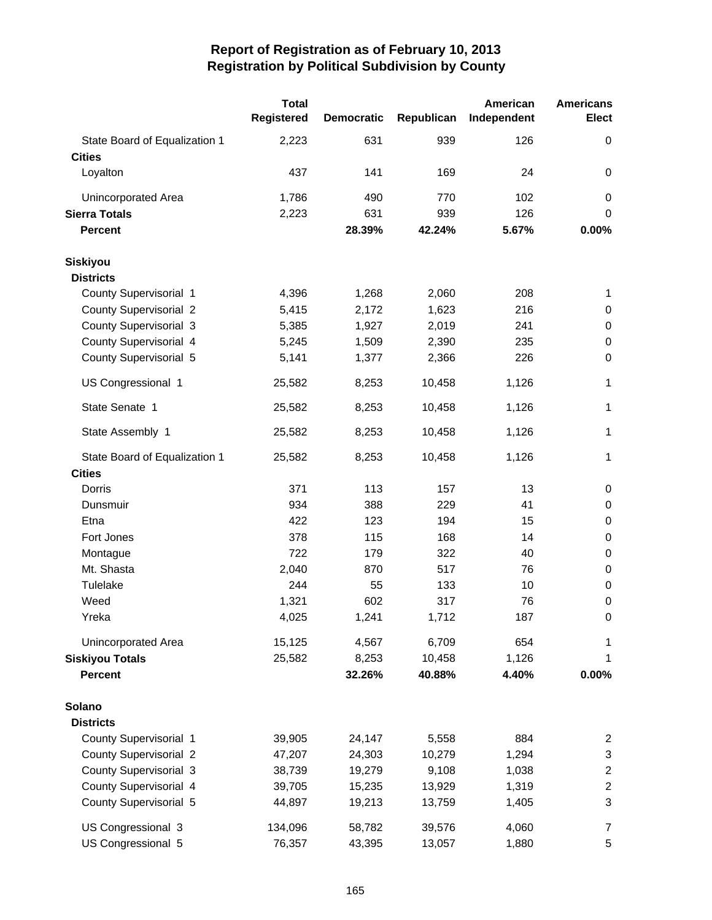# Report of Registration as of February 10, 2013
## Registration by Political Subdivision by County

| | Total Registered | Democratic | Republican | American Independent | Americans Elect |
|---|---|---|---|---|---|
| State Board of Equalization 1 | 2,223 | 631 | 939 | 126 | 0 |
| **Cities** | | | | | |
| Loyalton | 437 | 141 | 169 | 24 | 0 |
| Unincorporated Area | 1,786 | 490 | 770 | 102 | 0 |
| **Sierra Totals** | 2,223 | 631 | 939 | 126 | 0 |
| **Percent** | | **28.39%** | **42.24%** | **5.67%** | **0.00%** |
| **Siskiyou** | | | | | |
| **Districts** | | | | | |
| County Supervisorial 1 | 4,396 | 1,268 | 2,060 | 208 | 1 |
| County Supervisorial 2 | 5,415 | 2,172 | 1,623 | 216 | 0 |
| County Supervisorial 3 | 5,385 | 1,927 | 2,019 | 241 | 0 |
| County Supervisorial 4 | 5,245 | 1,509 | 2,390 | 235 | 0 |
| County Supervisorial 5 | 5,141 | 1,377 | 2,366 | 226 | 0 |
| US Congressional 1 | 25,582 | 8,253 | 10,458 | 1,126 | 1 |
| State Senate 1 | 25,582 | 8,253 | 10,458 | 1,126 | 1 |
| State Assembly 1 | 25,582 | 8,253 | 10,458 | 1,126 | 1 |
| State Board of Equalization 1 | 25,582 | 8,253 | 10,458 | 1,126 | 1 |
| **Cities** | | | | | |
| Dorris | 371 | 113 | 157 | 13 | 0 |
| Dunsmuir | 934 | 388 | 229 | 41 | 0 |
| Etna | 422 | 123 | 194 | 15 | 0 |
| Fort Jones | 378 | 115 | 168 | 14 | 0 |
| Montague | 722 | 179 | 322 | 40 | 0 |
| Mt. Shasta | 2,040 | 870 | 517 | 76 | 0 |
| Tulelake | 244 | 55 | 133 | 10 | 0 |
| Weed | 1,321 | 602 | 317 | 76 | 0 |
| Yreka | 4,025 | 1,241 | 1,712 | 187 | 0 |
| Unincorporated Area | 15,125 | 4,567 | 6,709 | 654 | 1 |
| **Siskiyou Totals** | 25,582 | 8,253 | 10,458 | 1,126 | 1 |
| **Percent** | | **32.26%** | **40.88%** | **4.40%** | **0.00%** |
| **Solano** | | | | | |
| **Districts** | | | | | |
| County Supervisorial 1 | 39,905 | 24,147 | 5,558 | 884 | 2 |
| County Supervisorial 2 | 47,207 | 24,303 | 10,279 | 1,294 | 3 |
| County Supervisorial 3 | 38,739 | 19,279 | 9,108 | 1,038 | 2 |
| County Supervisorial 4 | 39,705 | 15,235 | 13,929 | 1,319 | 2 |
| County Supervisorial 5 | 44,897 | 19,213 | 13,759 | 1,405 | 3 |
| US Congressional 3 | 134,096 | 58,782 | 39,576 | 4,060 | 7 |
| US Congressional 5 | 76,357 | 43,395 | 13,057 | 1,880 | 5 |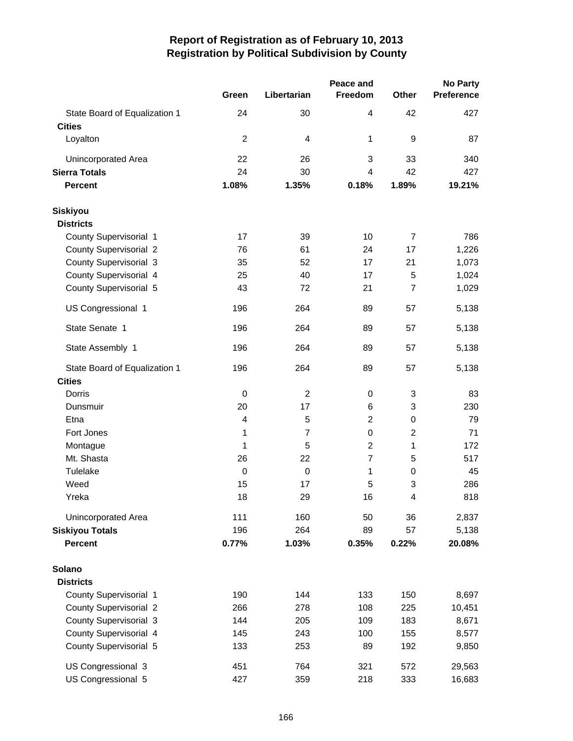# Report of Registration as of February 10, 2013
## Registration by Political Subdivision by County

| | Green | Libertarian | Peace and Freedom | Other | No Party Preference |
|---|---|---|---|---|---|
| State Board of Equalization 1 | 24 | 30 | 4 | 42 | 427 |
| **Cities** | | | | | |
| Loyalton | 2 | 4 | 1 | 9 | 87 |
| Unincorporated Area | 22 | 26 | 3 | 33 | 340 |
| **Sierra Totals** | 24 | 30 | 4 | 42 | 427 |
| **Percent** | **1.08%** | **1.35%** | **0.18%** | **1.89%** | **19.21%** |
| **Siskiyou** | | | | | |
| **Districts** | | | | | |
| County Supervisorial 1 | 17 | 39 | 10 | 7 | 786 |
| County Supervisorial 2 | 76 | 61 | 24 | 17 | 1,226 |
| County Supervisorial 3 | 35 | 52 | 17 | 21 | 1,073 |
| County Supervisorial 4 | 25 | 40 | 17 | 5 | 1,024 |
| County Supervisorial 5 | 43 | 72 | 21 | 7 | 1,029 |
| US Congressional 1 | 196 | 264 | 89 | 57 | 5,138 |
| State Senate 1 | 196 | 264 | 89 | 57 | 5,138 |
| State Assembly 1 | 196 | 264 | 89 | 57 | 5,138 |
| State Board of Equalization 1 | 196 | 264 | 89 | 57 | 5,138 |
| **Cities** | | | | | |
| Dorris | 0 | 2 | 0 | 3 | 83 |
| Dunsmuir | 20 | 17 | 6 | 3 | 230 |
| Etna | 4 | 5 | 2 | 0 | 79 |
| Fort Jones | 1 | 7 | 0 | 2 | 71 |
| Montague | 1 | 5 | 2 | 1 | 172 |
| Mt. Shasta | 26 | 22 | 7 | 5 | 517 |
| Tulelake | 0 | 0 | 1 | 0 | 45 |
| Weed | 15 | 17 | 5 | 3 | 286 |
| Yreka | 18 | 29 | 16 | 4 | 818 |
| Unincorporated Area | 111 | 160 | 50 | 36 | 2,837 |
| **Siskiyou Totals** | 196 | 264 | 89 | 57 | 5,138 |
| **Percent** | **0.77%** | **1.03%** | **0.35%** | **0.22%** | **20.08%** |
| **Solano** | | | | | |
| **Districts** | | | | | |
| County Supervisorial 1 | 190 | 144 | 133 | 150 | 8,697 |
| County Supervisorial 2 | 266 | 278 | 108 | 225 | 10,451 |
| County Supervisorial 3 | 144 | 205 | 109 | 183 | 8,671 |
| County Supervisorial 4 | 145 | 243 | 100 | 155 | 8,577 |
| County Supervisorial 5 | 133 | 253 | 89 | 192 | 9,850 |
| US Congressional 3 | 451 | 764 | 321 | 572 | 29,563 |
| US Congressional 5 | 427 | 359 | 218 | 333 | 16,683 |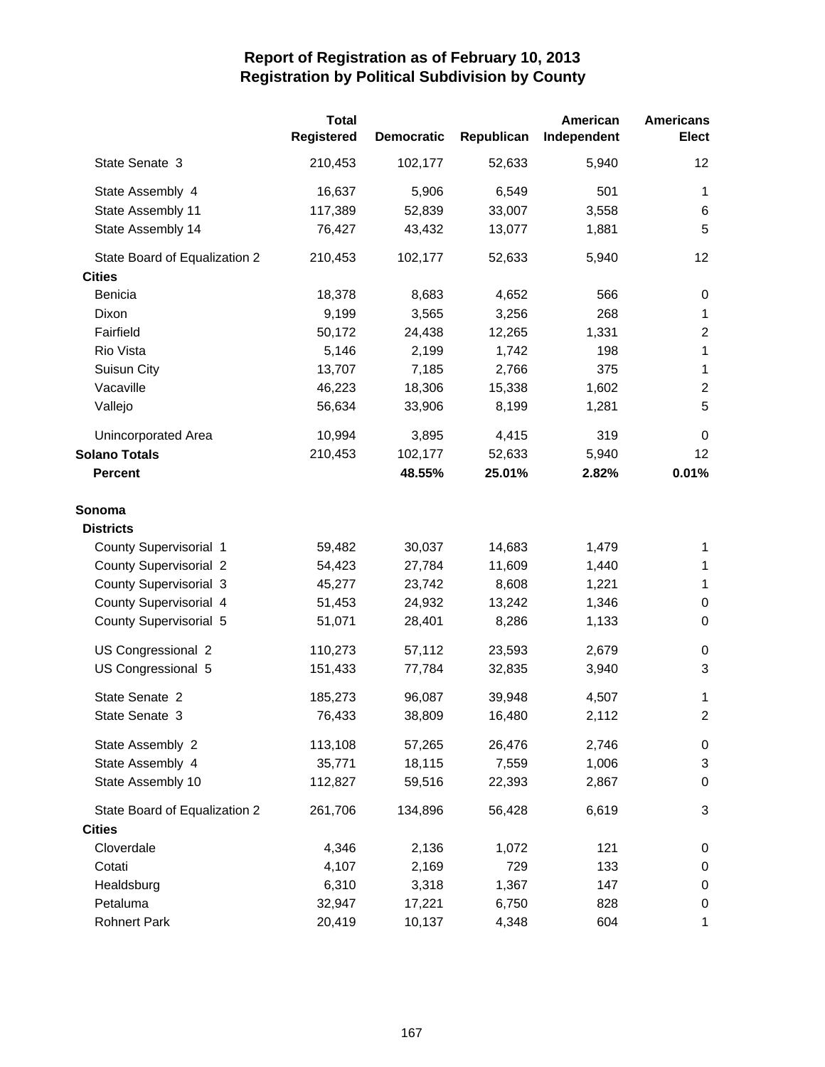# Report of Registration as of February 10, 2013
## Registration by Political Subdivision by County

| | Total Registered | Democratic | Republican | American Independent | Americans Elect |
|---|---|---|---|---|---|
| State Senate 3 | 210,453 | 102,177 | 52,633 | 5,940 | 12 |
| State Assembly 4 | 16,637 | 5,906 | 6,549 | 501 | 1 |
| State Assembly 11 | 117,389 | 52,839 | 33,007 | 3,558 | 6 |
| State Assembly 14 | 76,427 | 43,432 | 13,077 | 1,881 | 5 |
| State Board of Equalization 2 | 210,453 | 102,177 | 52,633 | 5,940 | 12 |
| **Cities** | | | | | |
| Benicia | 18,378 | 8,683 | 4,652 | 566 | 0 |
| Dixon | 9,199 | 3,565 | 3,256 | 268 | 1 |
| Fairfield | 50,172 | 24,438 | 12,265 | 1,331 | 2 |
| Rio Vista | 5,146 | 2,199 | 1,742 | 198 | 1 |
| Suisun City | 13,707 | 7,185 | 2,766 | 375 | 1 |
| Vacaville | 46,223 | 18,306 | 15,338 | 1,602 | 2 |
| Vallejo | 56,634 | 33,906 | 8,199 | 1,281 | 5 |
| Unincorporated Area | 10,994 | 3,895 | 4,415 | 319 | 0 |
| **Solano Totals** | 210,453 | 102,177 | 52,633 | 5,940 | 12 |
| **Percent** | | **48.55%** | **25.01%** | **2.82%** | **0.01%** |
| **Sonoma** | | | | | |
| **Districts** | | | | | |
| County Supervisorial 1 | 59,482 | 30,037 | 14,683 | 1,479 | 1 |
| County Supervisorial 2 | 54,423 | 27,784 | 11,609 | 1,440 | 1 |
| County Supervisorial 3 | 45,277 | 23,742 | 8,608 | 1,221 | 1 |
| County Supervisorial 4 | 51,453 | 24,932 | 13,242 | 1,346 | 0 |
| County Supervisorial 5 | 51,071 | 28,401 | 8,286 | 1,133 | 0 |
| US Congressional 2 | 110,273 | 57,112 | 23,593 | 2,679 | 0 |
| US Congressional 5 | 151,433 | 77,784 | 32,835 | 3,940 | 3 |
| State Senate 2 | 185,273 | 96,087 | 39,948 | 4,507 | 1 |
| State Senate 3 | 76,433 | 38,809 | 16,480 | 2,112 | 2 |
| State Assembly 2 | 113,108 | 57,265 | 26,476 | 2,746 | 0 |
| State Assembly 4 | 35,771 | 18,115 | 7,559 | 1,006 | 3 |
| State Assembly 10 | 112,827 | 59,516 | 22,393 | 2,867 | 0 |
| State Board of Equalization 2 | 261,706 | 134,896 | 56,428 | 6,619 | 3 |
| **Cities** | | | | | |
| Cloverdale | 4,346 | 2,136 | 1,072 | 121 | 0 |
| Cotati | 4,107 | 2,169 | 729 | 133 | 0 |
| Healdsburg | 6,310 | 3,318 | 1,367 | 147 | 0 |
| Petaluma | 32,947 | 17,221 | 6,750 | 828 | 0 |
| Rohnert Park | 20,419 | 10,137 | 4,348 | 604 | 1 |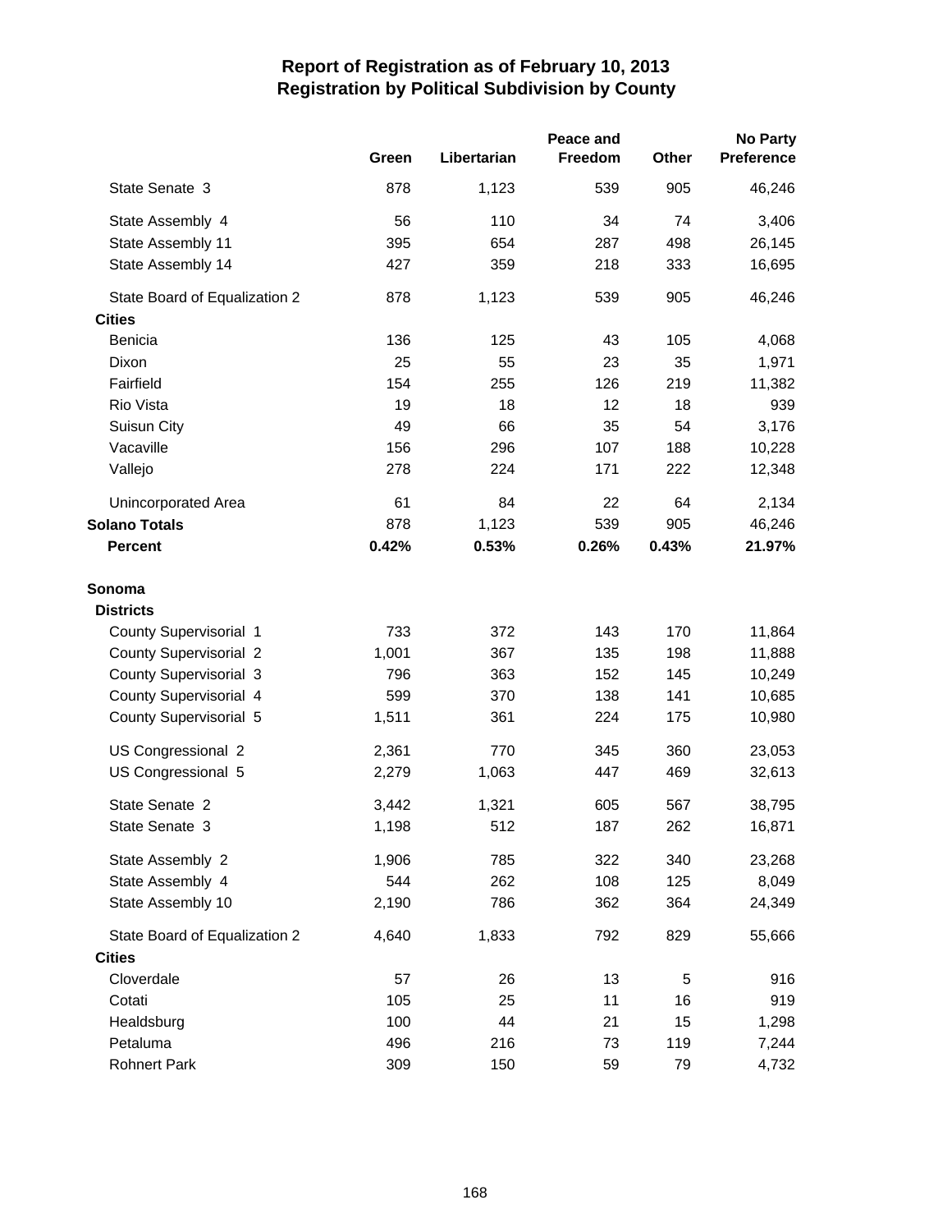# Report of Registration as of February 10, 2013
## Registration by Political Subdivision by County

| | Green | Libertarian | Peace and Freedom | Other | No Party Preference |
|---|---|---|---|---|---|
| State Senate 3 | 878 | 1,123 | 539 | 905 | 46,246 |
| State Assembly 4 | 56 | 110 | 34 | 74 | 3,406 |
| State Assembly 11 | 395 | 654 | 287 | 498 | 26,145 |
| State Assembly 14 | 427 | 359 | 218 | 333 | 16,695 |
| State Board of Equalization 2 | 878 | 1,123 | 539 | 905 | 46,246 |
| **Cities** | | | | | |
| Benicia | 136 | 125 | 43 | 105 | 4,068 |
| Dixon | 25 | 55 | 23 | 35 | 1,971 |
| Fairfield | 154 | 255 | 126 | 219 | 11,382 |
| Rio Vista | 19 | 18 | 12 | 18 | 939 |
| Suisun City | 49 | 66 | 35 | 54 | 3,176 |
| Vacaville | 156 | 296 | 107 | 188 | 10,228 |
| Vallejo | 278 | 224 | 171 | 222 | 12,348 |
| Unincorporated Area | 61 | 84 | 22 | 64 | 2,134 |
| **Solano Totals** | 878 | 1,123 | 539 | 905 | 46,246 |
| **Percent** | **0.42%** | **0.53%** | **0.26%** | **0.43%** | **21.97%** |
| **Sonoma** | | | | | |
| **Districts** | | | | | |
| County Supervisorial 1 | 733 | 372 | 143 | 170 | 11,864 |
| County Supervisorial 2 | 1,001 | 367 | 135 | 198 | 11,888 |
| County Supervisorial 3 | 796 | 363 | 152 | 145 | 10,249 |
| County Supervisorial 4 | 599 | 370 | 138 | 141 | 10,685 |
| County Supervisorial 5 | 1,511 | 361 | 224 | 175 | 10,980 |
| US Congressional 2 | 2,361 | 770 | 345 | 360 | 23,053 |
| US Congressional 5 | 2,279 | 1,063 | 447 | 469 | 32,613 |
| State Senate 2 | 3,442 | 1,321 | 605 | 567 | 38,795 |
| State Senate 3 | 1,198 | 512 | 187 | 262 | 16,871 |
| State Assembly 2 | 1,906 | 785 | 322 | 340 | 23,268 |
| State Assembly 4 | 544 | 262 | 108 | 125 | 8,049 |
| State Assembly 10 | 2,190 | 786 | 362 | 364 | 24,349 |
| State Board of Equalization 2 | 4,640 | 1,833 | 792 | 829 | 55,666 |
| **Cities** | | | | | |
| Cloverdale | 57 | 26 | 13 | 5 | 916 |
| Cotati | 105 | 25 | 11 | 16 | 919 |
| Healdsburg | 100 | 44 | 21 | 15 | 1,298 |
| Petaluma | 496 | 216 | 73 | 119 | 7,244 |
| Rohnert Park | 309 | 150 | 59 | 79 | 4,732 |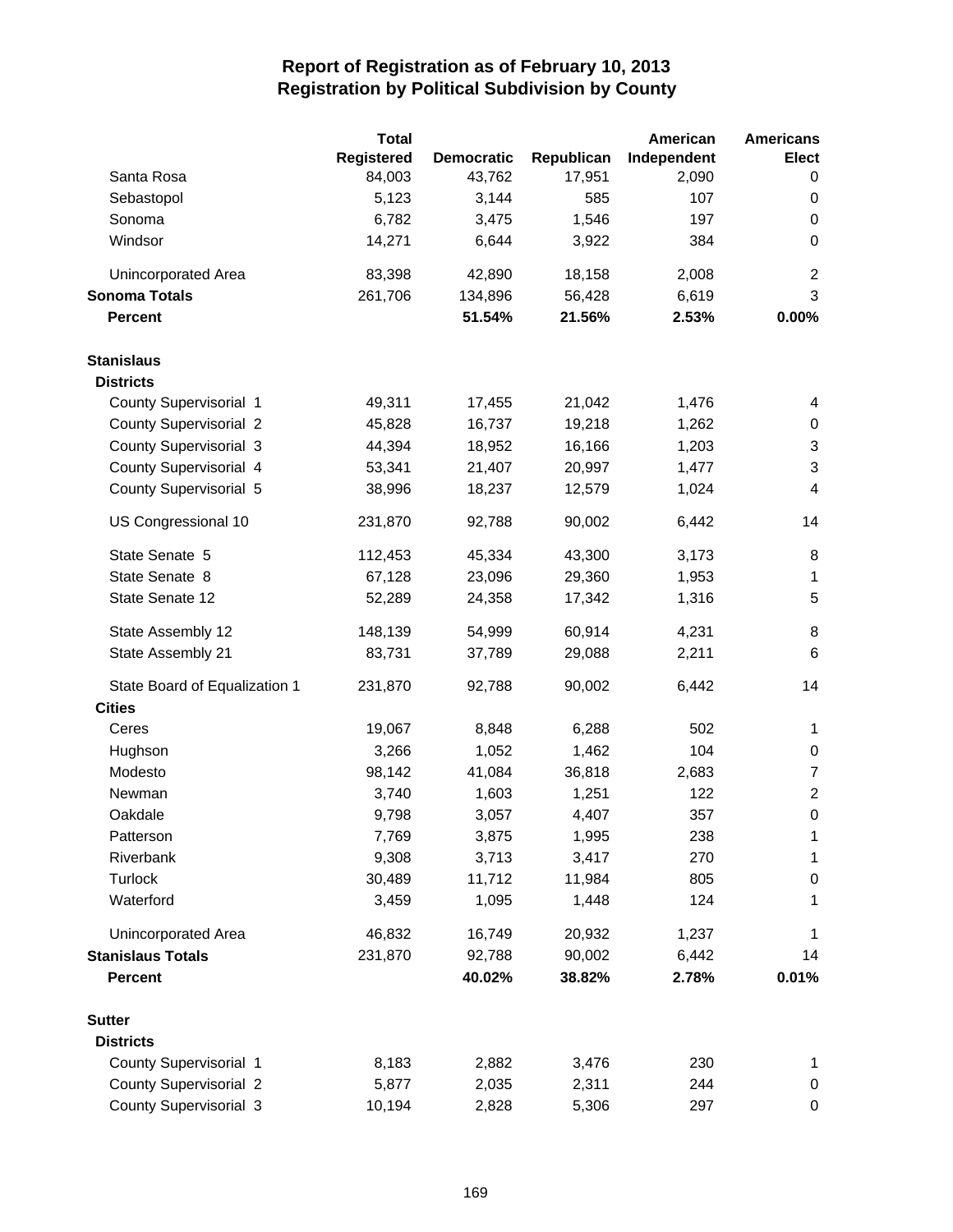# Report of Registration as of February 10, 2013
## Registration by Political Subdivision by County

| | Total Registered | Democratic | Republican | American Independent | Americans Elect |
|---|---|---|---|---|---|
| Santa Rosa | 84,003 | 43,762 | 17,951 | 2,090 | 0 |
| Sebastopol | 5,123 | 3,144 | 585 | 107 | 0 |
| Sonoma | 6,782 | 3,475 | 1,546 | 197 | 0 |
| Windsor | 14,271 | 6,644 | 3,922 | 384 | 0 |
| Unincorporated Area | 83,398 | 42,890 | 18,158 | 2,008 | 2 |
| **Sonoma Totals** | 261,706 | 134,896 | 56,428 | 6,619 | 3 |
| **Percent** | | **51.54%** | **21.56%** | **2.53%** | **0.00%** |
| **Stanislaus** | | | | | |
| **Districts** | | | | | |
| County Supervisorial 1 | 49,311 | 17,455 | 21,042 | 1,476 | 4 |
| County Supervisorial 2 | 45,828 | 16,737 | 19,218 | 1,262 | 0 |
| County Supervisorial 3 | 44,394 | 18,952 | 16,166 | 1,203 | 3 |
| County Supervisorial 4 | 53,341 | 21,407 | 20,997 | 1,477 | 3 |
| County Supervisorial 5 | 38,996 | 18,237 | 12,579 | 1,024 | 4 |
| US Congressional 10 | 231,870 | 92,788 | 90,002 | 6,442 | 14 |
| State Senate 5 | 112,453 | 45,334 | 43,300 | 3,173 | 8 |
| State Senate 8 | 67,128 | 23,096 | 29,360 | 1,953 | 1 |
| State Senate 12 | 52,289 | 24,358 | 17,342 | 1,316 | 5 |
| State Assembly 12 | 148,139 | 54,999 | 60,914 | 4,231 | 8 |
| State Assembly 21 | 83,731 | 37,789 | 29,088 | 2,211 | 6 |
| State Board of Equalization 1 | 231,870 | 92,788 | 90,002 | 6,442 | 14 |
| **Cities** | | | | | |
| Ceres | 19,067 | 8,848 | 6,288 | 502 | 1 |
| Hughson | 3,266 | 1,052 | 1,462 | 104 | 0 |
| Modesto | 98,142 | 41,084 | 36,818 | 2,683 | 7 |
| Newman | 3,740 | 1,603 | 1,251 | 122 | 2 |
| Oakdale | 9,798 | 3,057 | 4,407 | 357 | 0 |
| Patterson | 7,769 | 3,875 | 1,995 | 238 | 1 |
| Riverbank | 9,308 | 3,713 | 3,417 | 270 | 1 |
| Turlock | 30,489 | 11,712 | 11,984 | 805 | 0 |
| Waterford | 3,459 | 1,095 | 1,448 | 124 | 1 |
| Unincorporated Area | 46,832 | 16,749 | 20,932 | 1,237 | 1 |
| **Stanislaus Totals** | 231,870 | 92,788 | 90,002 | 6,442 | 14 |
| **Percent** | | **40.02%** | **38.82%** | **2.78%** | **0.01%** |
| **Sutter** | | | | | |
| **Districts** | | | | | |
| County Supervisorial 1 | 8,183 | 2,882 | 3,476 | 230 | 1 |
| County Supervisorial 2 | 5,877 | 2,035 | 2,311 | 244 | 0 |
| County Supervisorial 3 | 10,194 | 2,828 | 5,306 | 297 | 0 |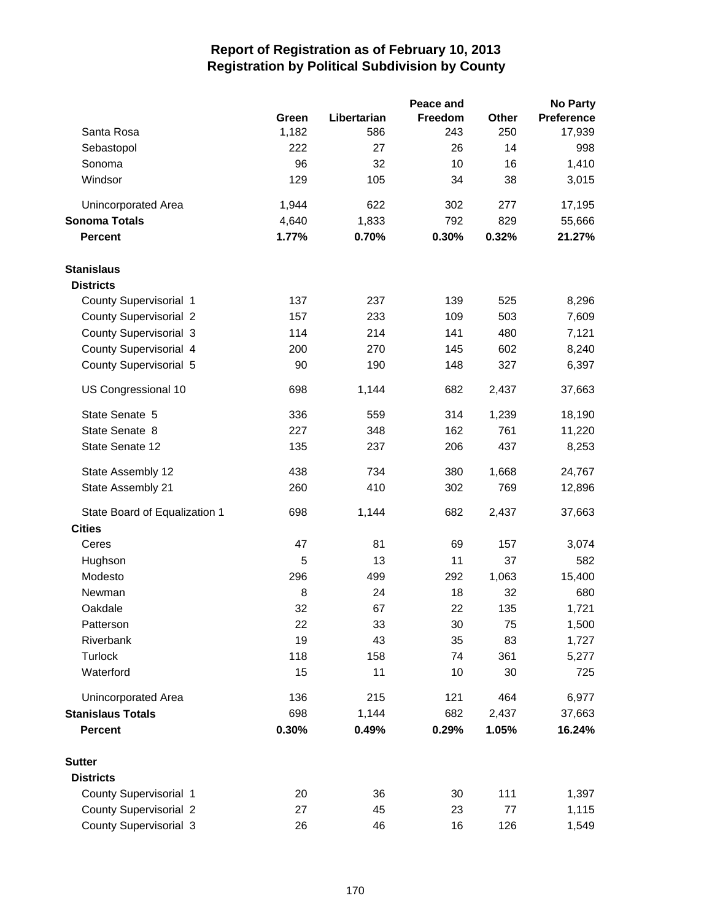# Report of Registration as of February 10, 2013
## Registration by Political Subdivision by County

| | Green | Libertarian | Peace and Freedom | Other | No Party Preference |
|---|---|---|---|---|---|
| Santa Rosa | 1,182 | 586 | 243 | 250 | 17,939 |
| Sebastopol | 222 | 27 | 26 | 14 | 998 |
| Sonoma | 96 | 32 | 10 | 16 | 1,410 |
| Windsor | 129 | 105 | 34 | 38 | 3,015 |
| Unincorporated Area | 1,944 | 622 | 302 | 277 | 17,195 |
| **Sonoma Totals** | 4,640 | 1,833 | 792 | 829 | 55,666 |
| **Percent** | **1.77%** | **0.70%** | **0.30%** | **0.32%** | **21.27%** |
| **Stanislaus** | | | | | |
| **Districts** | | | | | |
| County Supervisorial 1 | 137 | 237 | 139 | 525 | 8,296 |
| County Supervisorial 2 | 157 | 233 | 109 | 503 | 7,609 |
| County Supervisorial 3 | 114 | 214 | 141 | 480 | 7,121 |
| County Supervisorial 4 | 200 | 270 | 145 | 602 | 8,240 |
| County Supervisorial 5 | 90 | 190 | 148 | 327 | 6,397 |
| US Congressional 10 | 698 | 1,144 | 682 | 2,437 | 37,663 |
| State Senate 5 | 336 | 559 | 314 | 1,239 | 18,190 |
| State Senate 8 | 227 | 348 | 162 | 761 | 11,220 |
| State Senate 12 | 135 | 237 | 206 | 437 | 8,253 |
| State Assembly 12 | 438 | 734 | 380 | 1,668 | 24,767 |
| State Assembly 21 | 260 | 410 | 302 | 769 | 12,896 |
| State Board of Equalization 1 | 698 | 1,144 | 682 | 2,437 | 37,663 |
| **Cities** | | | | | |
| Ceres | 47 | 81 | 69 | 157 | 3,074 |
| Hughson | 5 | 13 | 11 | 37 | 582 |
| Modesto | 296 | 499 | 292 | 1,063 | 15,400 |
| Newman | 8 | 24 | 18 | 32 | 680 |
| Oakdale | 32 | 67 | 22 | 135 | 1,721 |
| Patterson | 22 | 33 | 30 | 75 | 1,500 |
| Riverbank | 19 | 43 | 35 | 83 | 1,727 |
| Turlock | 118 | 158 | 74 | 361 | 5,277 |
| Waterford | 15 | 11 | 10 | 30 | 725 |
| Unincorporated Area | 136 | 215 | 121 | 464 | 6,977 |
| **Stanislaus Totals** | 698 | 1,144 | 682 | 2,437 | 37,663 |
| **Percent** | **0.30%** | **0.49%** | **0.29%** | **1.05%** | **16.24%** |
| **Sutter** | | | | | |
| **Districts** | | | | | |
| County Supervisorial 1 | 20 | 36 | 30 | 111 | 1,397 |
| County Supervisorial 2 | 27 | 45 | 23 | 77 | 1,115 |
| County Supervisorial 3 | 26 | 46 | 16 | 126 | 1,549 |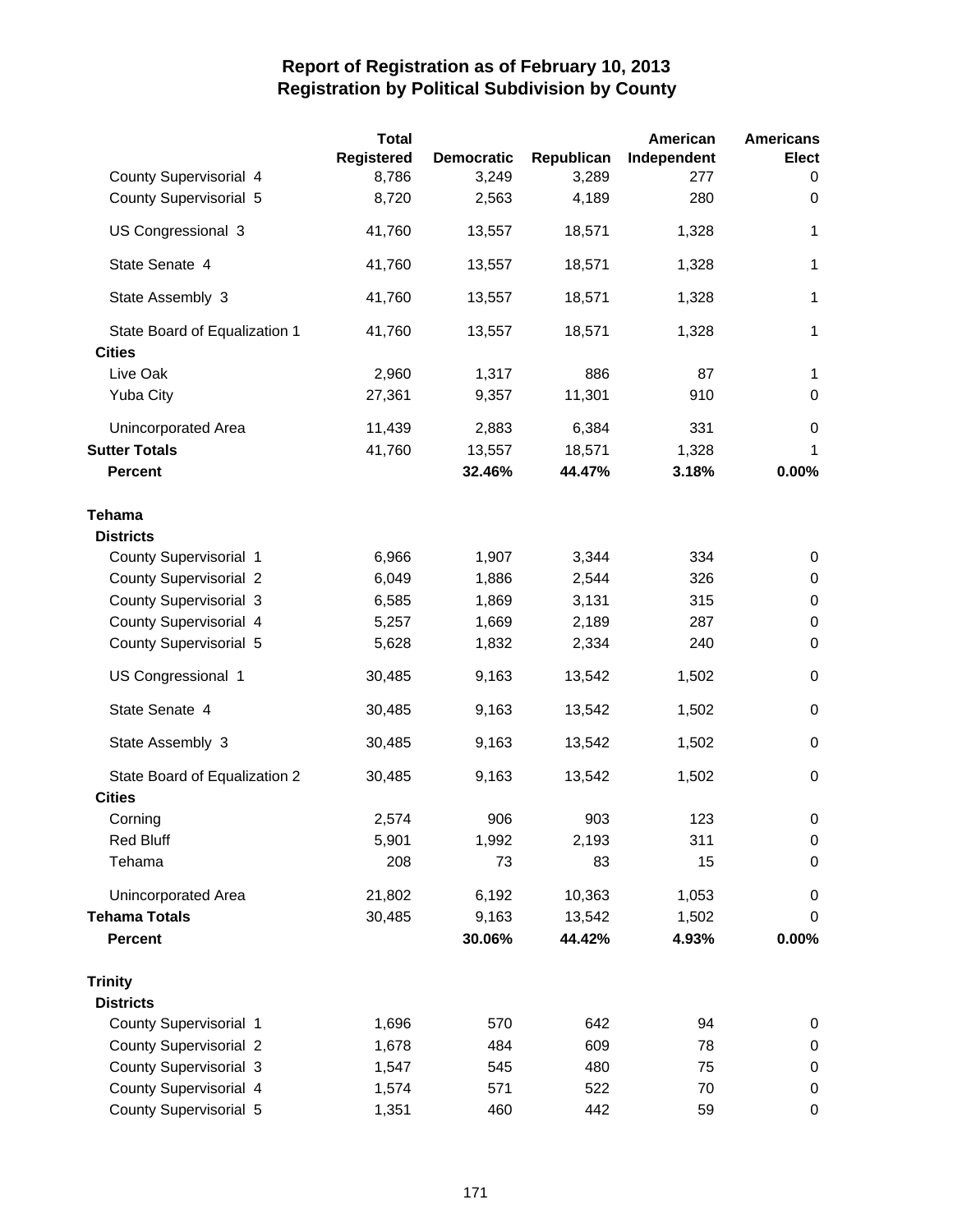# Report of Registration as of February 10, 2013
## Registration by Political Subdivision by County

| | Total Registered | Democratic | Republican | American Independent | Americans Elect |
|---|---|---|---|---|---|
| County Supervisorial 4 | 8,786 | 3,249 | 3,289 | 277 | 0 |
| County Supervisorial 5 | 8,720 | 2,563 | 4,189 | 280 | 0 |
| US Congressional 3 | 41,760 | 13,557 | 18,571 | 1,328 | 1 |
| State Senate 4 | 41,760 | 13,557 | 18,571 | 1,328 | 1 |
| State Assembly 3 | 41,760 | 13,557 | 18,571 | 1,328 | 1 |
| State Board of Equalization 1 | 41,760 | 13,557 | 18,571 | 1,328 | 1 |
| **Cities** | | | | | |
| Live Oak | 2,960 | 1,317 | 886 | 87 | 1 |
| Yuba City | 27,361 | 9,357 | 11,301 | 910 | 0 |
| Unincorporated Area | 11,439 | 2,883 | 6,384 | 331 | 0 |
| **Sutter Totals** | 41,760 | 13,557 | 18,571 | 1,328 | 1 |
| **Percent** | | **32.46%** | **44.47%** | **3.18%** | **0.00%** |
| | | | | | |
| **Tehama** | | | | | |
| **Districts** | | | | | |
| County Supervisorial 1 | 6,966 | 1,907 | 3,344 | 334 | 0 |
| County Supervisorial 2 | 6,049 | 1,886 | 2,544 | 326 | 0 |
| County Supervisorial 3 | 6,585 | 1,869 | 3,131 | 315 | 0 |
| County Supervisorial 4 | 5,257 | 1,669 | 2,189 | 287 | 0 |
| County Supervisorial 5 | 5,628 | 1,832 | 2,334 | 240 | 0 |
| US Congressional 1 | 30,485 | 9,163 | 13,542 | 1,502 | 0 |
| State Senate 4 | 30,485 | 9,163 | 13,542 | 1,502 | 0 |
| State Assembly 3 | 30,485 | 9,163 | 13,542 | 1,502 | 0 |
| State Board of Equalization 2 | 30,485 | 9,163 | 13,542 | 1,502 | 0 |
| **Cities** | | | | | |
| Corning | 2,574 | 906 | 903 | 123 | 0 |
| Red Bluff | 5,901 | 1,992 | 2,193 | 311 | 0 |
| Tehama | 208 | 73 | 83 | 15 | 0 |
| Unincorporated Area | 21,802 | 6,192 | 10,363 | 1,053 | 0 |
| **Tehama Totals** | 30,485 | 9,163 | 13,542 | 1,502 | 0 |
| **Percent** | | **30.06%** | **44.42%** | **4.93%** | **0.00%** |
| | | | | | |
| **Trinity** | | | | | |
| **Districts** | | | | | |
| County Supervisorial 1 | 1,696 | 570 | 642 | 94 | 0 |
| County Supervisorial 2 | 1,678 | 484 | 609 | 78 | 0 |
| County Supervisorial 3 | 1,547 | 545 | 480 | 75 | 0 |
| County Supervisorial 4 | 1,574 | 571 | 522 | 70 | 0 |
| County Supervisorial 5 | 1,351 | 460 | 442 | 59 | 0 |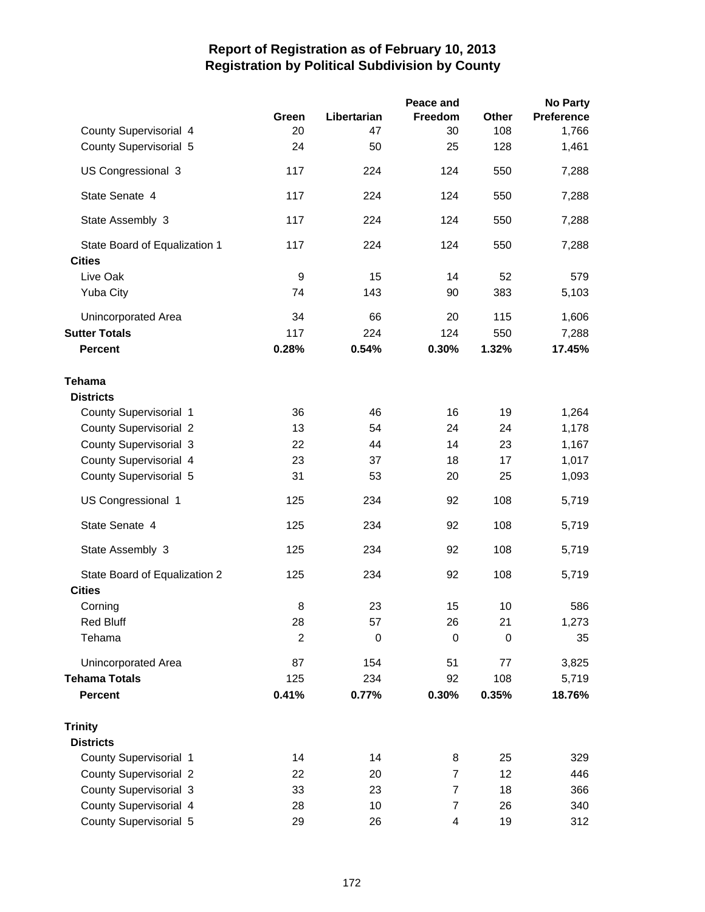# Report of Registration as of February 10, 2013
## Registration by Political Subdivision by County

| | Green | Libertarian | Peace and Freedom | Other | No Party Preference |
|---|---|---|---|---|---|
| County Supervisorial 4 | 20 | 47 | 30 | 108 | 1,766 |
| County Supervisorial 5 | 24 | 50 | 25 | 128 | 1,461 |
| US Congressional 3 | 117 | 224 | 124 | 550 | 7,288 |
| State Senate 4 | 117 | 224 | 124 | 550 | 7,288 |
| State Assembly 3 | 117 | 224 | 124 | 550 | 7,288 |
| State Board of Equalization 1 | 117 | 224 | 124 | 550 | 7,288 |
| **Cities** | | | | | |
| Live Oak | 9 | 15 | 14 | 52 | 579 |
| Yuba City | 74 | 143 | 90 | 383 | 5,103 |
| Unincorporated Area | 34 | 66 | 20 | 115 | 1,606 |
| **Sutter Totals** | 117 | 224 | 124 | 550 | 7,288 |
| **Percent** | **0.28%** | **0.54%** | **0.30%** | **1.32%** | **17.45%** |
| **Tehama** | | | | | |
| **Districts** | | | | | |
| County Supervisorial 1 | 36 | 46 | 16 | 19 | 1,264 |
| County Supervisorial 2 | 13 | 54 | 24 | 24 | 1,178 |
| County Supervisorial 3 | 22 | 44 | 14 | 23 | 1,167 |
| County Supervisorial 4 | 23 | 37 | 18 | 17 | 1,017 |
| County Supervisorial 5 | 31 | 53 | 20 | 25 | 1,093 |
| US Congressional 1 | 125 | 234 | 92 | 108 | 5,719 |
| State Senate 4 | 125 | 234 | 92 | 108 | 5,719 |
| State Assembly 3 | 125 | 234 | 92 | 108 | 5,719 |
| State Board of Equalization 2 | 125 | 234 | 92 | 108 | 5,719 |
| **Cities** | | | | | |
| Corning | 8 | 23 | 15 | 10 | 586 |
| Red Bluff | 28 | 57 | 26 | 21 | 1,273 |
| Tehama | 2 | 0 | 0 | 0 | 35 |
| Unincorporated Area | 87 | 154 | 51 | 77 | 3,825 |
| **Tehama Totals** | 125 | 234 | 92 | 108 | 5,719 |
| **Percent** | **0.41%** | **0.77%** | **0.30%** | **0.35%** | **18.76%** |
| **Trinity** | | | | | |
| **Districts** | | | | | |
| County Supervisorial 1 | 14 | 14 | 8 | 25 | 329 |
| County Supervisorial 2 | 22 | 20 | 7 | 12 | 446 |
| County Supervisorial 3 | 33 | 23 | 7 | 18 | 366 |
| County Supervisorial 4 | 28 | 10 | 7 | 26 | 340 |
| County Supervisorial 5 | 29 | 26 | 4 | 19 | 312 |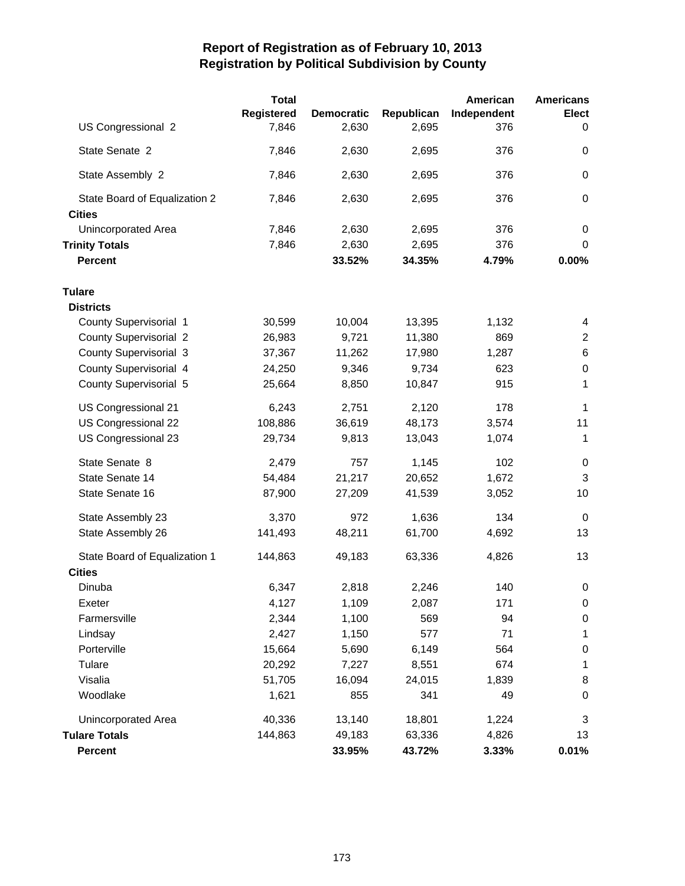# Report of Registration as of February 10, 2013
## Registration by Political Subdivision by County

| | Total Registered | Democratic | Republican | American Independent | Americans Elect |
|---|---|---|---|---|---|
| US Congressional 2 | 7,846 | 2,630 | 2,695 | 376 | 0 |
| State Senate 2 | 7,846 | 2,630 | 2,695 | 376 | 0 |
| State Assembly 2 | 7,846 | 2,630 | 2,695 | 376 | 0 |
| State Board of Equalization 2 | 7,846 | 2,630 | 2,695 | 376 | 0 |
| **Cities** | | | | | |
| Unincorporated Area | 7,846 | 2,630 | 2,695 | 376 | 0 |
| **Trinity Totals** | 7,846 | 2,630 | 2,695 | 376 | 0 |
| **Percent** | | **33.52%** | **34.35%** | **4.79%** | **0.00%** |
| **Tulare** | | | | | |
| **Districts** | | | | | |
| County Supervisorial 1 | 30,599 | 10,004 | 13,395 | 1,132 | 4 |
| County Supervisorial 2 | 26,983 | 9,721 | 11,380 | 869 | 2 |
| County Supervisorial 3 | 37,367 | 11,262 | 17,980 | 1,287 | 6 |
| County Supervisorial 4 | 24,250 | 9,346 | 9,734 | 623 | 0 |
| County Supervisorial 5 | 25,664 | 8,850 | 10,847 | 915 | 1 |
| US Congressional 21 | 6,243 | 2,751 | 2,120 | 178 | 1 |
| US Congressional 22 | 108,886 | 36,619 | 48,173 | 3,574 | 11 |
| US Congressional 23 | 29,734 | 9,813 | 13,043 | 1,074 | 1 |
| State Senate 8 | 2,479 | 757 | 1,145 | 102 | 0 |
| State Senate 14 | 54,484 | 21,217 | 20,652 | 1,672 | 3 |
| State Senate 16 | 87,900 | 27,209 | 41,539 | 3,052 | 10 |
| State Assembly 23 | 3,370 | 972 | 1,636 | 134 | 0 |
| State Assembly 26 | 141,493 | 48,211 | 61,700 | 4,692 | 13 |
| State Board of Equalization 1 | 144,863 | 49,183 | 63,336 | 4,826 | 13 |
| **Cities** | | | | | |
| Dinuba | 6,347 | 2,818 | 2,246 | 140 | 0 |
| Exeter | 4,127 | 1,109 | 2,087 | 171 | 0 |
| Farmersville | 2,344 | 1,100 | 569 | 94 | 0 |
| Lindsay | 2,427 | 1,150 | 577 | 71 | 1 |
| Porterville | 15,664 | 5,690 | 6,149 | 564 | 0 |
| Tulare | 20,292 | 7,227 | 8,551 | 674 | 1 |
| Visalia | 51,705 | 16,094 | 24,015 | 1,839 | 8 |
| Woodlake | 1,621 | 855 | 341 | 49 | 0 |
| Unincorporated Area | 40,336 | 13,140 | 18,801 | 1,224 | 3 |
| **Tulare Totals** | 144,863 | 49,183 | 63,336 | 4,826 | 13 |
| **Percent** | | **33.95%** | **43.72%** | **3.33%** | **0.01%** |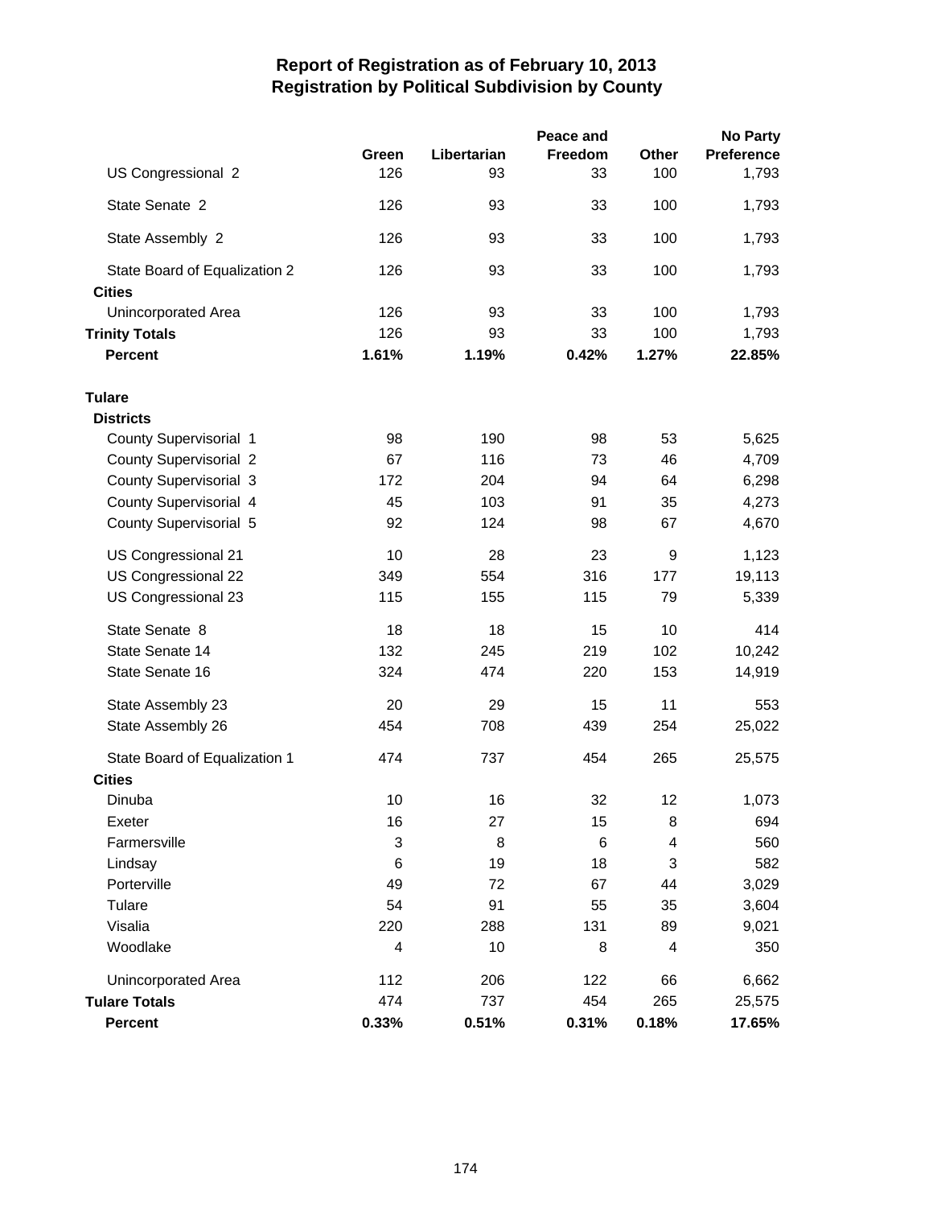# Report of Registration as of February 10, 2013
## Registration by Political Subdivision by County

| | Green | Libertarian | Peace and Freedom | Other | No Party Preference |
|---|---|---|---|---|---|
| US Congressional 2 | 126 | 93 | 33 | 100 | 1,793 |
| State Senate 2 | 126 | 93 | 33 | 100 | 1,793 |
| State Assembly 2 | 126 | 93 | 33 | 100 | 1,793 |
| State Board of Equalization 2 | 126 | 93 | 33 | 100 | 1,793 |
| **Cities** | | | | | |
| Unincorporated Area | 126 | 93 | 33 | 100 | 1,793 |
| **Trinity Totals** | 126 | 93 | 33 | 100 | 1,793 |
| **Percent** | **1.61%** | **1.19%** | **0.42%** | **1.27%** | **22.85%** |
| **Tulare** | | | | | |
| **Districts** | | | | | |
| County Supervisorial 1 | 98 | 190 | 98 | 53 | 5,625 |
| County Supervisorial 2 | 67 | 116 | 73 | 46 | 4,709 |
| County Supervisorial 3 | 172 | 204 | 94 | 64 | 6,298 |
| County Supervisorial 4 | 45 | 103 | 91 | 35 | 4,273 |
| County Supervisorial 5 | 92 | 124 | 98 | 67 | 4,670 |
| US Congressional 21 | 10 | 28 | 23 | 9 | 1,123 |
| US Congressional 22 | 349 | 554 | 316 | 177 | 19,113 |
| US Congressional 23 | 115 | 155 | 115 | 79 | 5,339 |
| State Senate 8 | 18 | 18 | 15 | 10 | 414 |
| State Senate 14 | 132 | 245 | 219 | 102 | 10,242 |
| State Senate 16 | 324 | 474 | 220 | 153 | 14,919 |
| State Assembly 23 | 20 | 29 | 15 | 11 | 553 |
| State Assembly 26 | 454 | 708 | 439 | 254 | 25,022 |
| State Board of Equalization 1 | 474 | 737 | 454 | 265 | 25,575 |
| **Cities** | | | | | |
| Dinuba | 10 | 16 | 32 | 12 | 1,073 |
| Exeter | 16 | 27 | 15 | 8 | 694 |
| Farmersville | 3 | 8 | 6 | 4 | 560 |
| Lindsay | 6 | 19 | 18 | 3 | 582 |
| Porterville | 49 | 72 | 67 | 44 | 3,029 |
| Tulare | 54 | 91 | 55 | 35 | 3,604 |
| Visalia | 220 | 288 | 131 | 89 | 9,021 |
| Woodlake | 4 | 10 | 8 | 4 | 350 |
| Unincorporated Area | 112 | 206 | 122 | 66 | 6,662 |
| **Tulare Totals** | 474 | 737 | 454 | 265 | 25,575 |
| **Percent** | **0.33%** | **0.51%** | **0.31%** | **0.18%** | **17.65%** |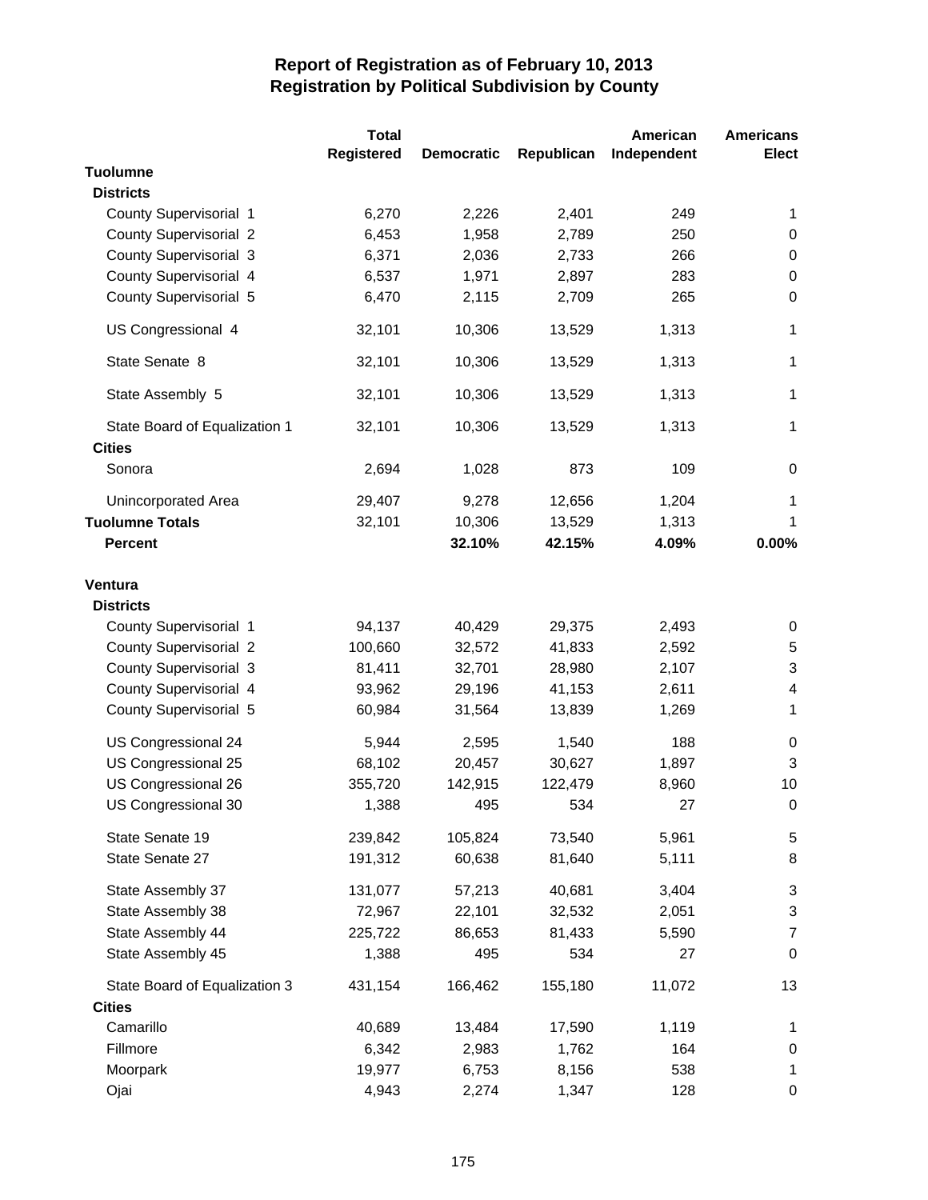# Report of Registration as of February 10, 2013
## Registration by Political Subdivision by County

| | Total Registered | Democratic | Republican | American Independent | Americans Elect |
|---|---|---|---|---|---|
| **Tuolumne** | | | | | |
| **Districts** | | | | | |
| County Supervisorial 1 | 6,270 | 2,226 | 2,401 | 249 | 1 |
| County Supervisorial 2 | 6,453 | 1,958 | 2,789 | 250 | 0 |
| County Supervisorial 3 | 6,371 | 2,036 | 2,733 | 266 | 0 |
| County Supervisorial 4 | 6,537 | 1,971 | 2,897 | 283 | 0 |
| County Supervisorial 5 | 6,470 | 2,115 | 2,709 | 265 | 0 |
| US Congressional 4 | 32,101 | 10,306 | 13,529 | 1,313 | 1 |
| State Senate 8 | 32,101 | 10,306 | 13,529 | 1,313 | 1 |
| State Assembly 5 | 32,101 | 10,306 | 13,529 | 1,313 | 1 |
| State Board of Equalization 1 | 32,101 | 10,306 | 13,529 | 1,313 | 1 |
| **Cities** | | | | | |
| Sonora | 2,694 | 1,028 | 873 | 109 | 0 |
| Unincorporated Area | 29,407 | 9,278 | 12,656 | 1,204 | 1 |
| **Tuolumne Totals** | 32,101 | 10,306 | 13,529 | 1,313 | 1 |
| **Percent** | | **32.10%** | **42.15%** | **4.09%** | **0.00%** |
| **Ventura** | | | | | |
| **Districts** | | | | | |
| County Supervisorial 1 | 94,137 | 40,429 | 29,375 | 2,493 | 0 |
| County Supervisorial 2 | 100,660 | 32,572 | 41,833 | 2,592 | 5 |
| County Supervisorial 3 | 81,411 | 32,701 | 28,980 | 2,107 | 3 |
| County Supervisorial 4 | 93,962 | 29,196 | 41,153 | 2,611 | 4 |
| County Supervisorial 5 | 60,984 | 31,564 | 13,839 | 1,269 | 1 |
| US Congressional 24 | 5,944 | 2,595 | 1,540 | 188 | 0 |
| US Congressional 25 | 68,102 | 20,457 | 30,627 | 1,897 | 3 |
| US Congressional 26 | 355,720 | 142,915 | 122,479 | 8,960 | 10 |
| US Congressional 30 | 1,388 | 495 | 534 | 27 | 0 |
| State Senate 19 | 239,842 | 105,824 | 73,540 | 5,961 | 5 |
| State Senate 27 | 191,312 | 60,638 | 81,640 | 5,111 | 8 |
| State Assembly 37 | 131,077 | 57,213 | 40,681 | 3,404 | 3 |
| State Assembly 38 | 72,967 | 22,101 | 32,532 | 2,051 | 3 |
| State Assembly 44 | 225,722 | 86,653 | 81,433 | 5,590 | 7 |
| State Assembly 45 | 1,388 | 495 | 534 | 27 | 0 |
| State Board of Equalization 3 | 431,154 | 166,462 | 155,180 | 11,072 | 13 |
| **Cities** | | | | | |
| Camarillo | 40,689 | 13,484 | 17,590 | 1,119 | 1 |
| Fillmore | 6,342 | 2,983 | 1,762 | 164 | 0 |
| Moorpark | 19,977 | 6,753 | 8,156 | 538 | 1 |
| Ojai | 4,943 | 2,274 | 1,347 | 128 | 0 |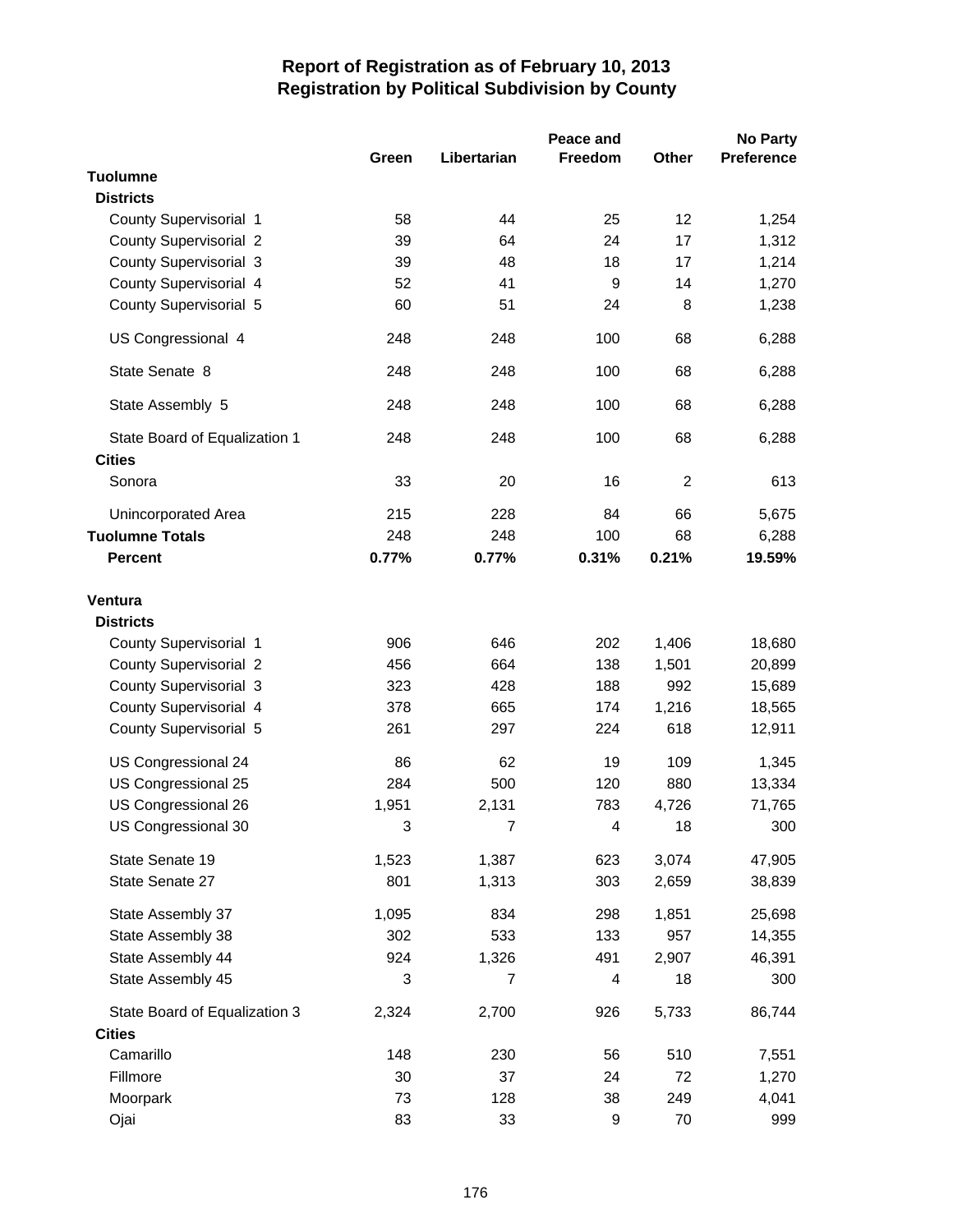# Report of Registration as of February 10, 2013
## Registration by Political Subdivision by County

| | Green | Libertarian | Peace and Freedom | Other | No Party Preference |
|---|---|---|---|---|---|
| **Tuolumne** | | | | | |
| **Districts** | | | | | |
| County Supervisorial 1 | 58 | 44 | 25 | 12 | 1,254 |
| County Supervisorial 2 | 39 | 64 | 24 | 17 | 1,312 |
| County Supervisorial 3 | 39 | 48 | 18 | 17 | 1,214 |
| County Supervisorial 4 | 52 | 41 | 9 | 14 | 1,270 |
| County Supervisorial 5 | 60 | 51 | 24 | 8 | 1,238 |
| US Congressional 4 | 248 | 248 | 100 | 68 | 6,288 |
| State Senate 8 | 248 | 248 | 100 | 68 | 6,288 |
| State Assembly 5 | 248 | 248 | 100 | 68 | 6,288 |
| State Board of Equalization 1 | 248 | 248 | 100 | 68 | 6,288 |
| **Cities** | | | | | |
| Sonora | 33 | 20 | 16 | 2 | 613 |
| Unincorporated Area | 215 | 228 | 84 | 66 | 5,675 |
| **Tuolumne Totals** | 248 | 248 | 100 | 68 | 6,288 |
| **Percent** | **0.77%** | **0.77%** | **0.31%** | **0.21%** | **19.59%** |
| **Ventura** | | | | | |
| **Districts** | | | | | |
| County Supervisorial 1 | 906 | 646 | 202 | 1,406 | 18,680 |
| County Supervisorial 2 | 456 | 664 | 138 | 1,501 | 20,899 |
| County Supervisorial 3 | 323 | 428 | 188 | 992 | 15,689 |
| County Supervisorial 4 | 378 | 665 | 174 | 1,216 | 18,565 |
| County Supervisorial 5 | 261 | 297 | 224 | 618 | 12,911 |
| US Congressional 24 | 86 | 62 | 19 | 109 | 1,345 |
| US Congressional 25 | 284 | 500 | 120 | 880 | 13,334 |
| US Congressional 26 | 1,951 | 2,131 | 783 | 4,726 | 71,765 |
| US Congressional 30 | 3 | 7 | 4 | 18 | 300 |
| State Senate 19 | 1,523 | 1,387 | 623 | 3,074 | 47,905 |
| State Senate 27 | 801 | 1,313 | 303 | 2,659 | 38,839 |
| State Assembly 37 | 1,095 | 834 | 298 | 1,851 | 25,698 |
| State Assembly 38 | 302 | 533 | 133 | 957 | 14,355 |
| State Assembly 44 | 924 | 1,326 | 491 | 2,907 | 46,391 |
| State Assembly 45 | 3 | 7 | 4 | 18 | 300 |
| State Board of Equalization 3 | 2,324 | 2,700 | 926 | 5,733 | 86,744 |
| **Cities** | | | | | |
| Camarillo | 148 | 230 | 56 | 510 | 7,551 |
| Fillmore | 30 | 37 | 24 | 72 | 1,270 |
| Moorpark | 73 | 128 | 38 | 249 | 4,041 |
| Ojai | 83 | 33 | 9 | 70 | 999 |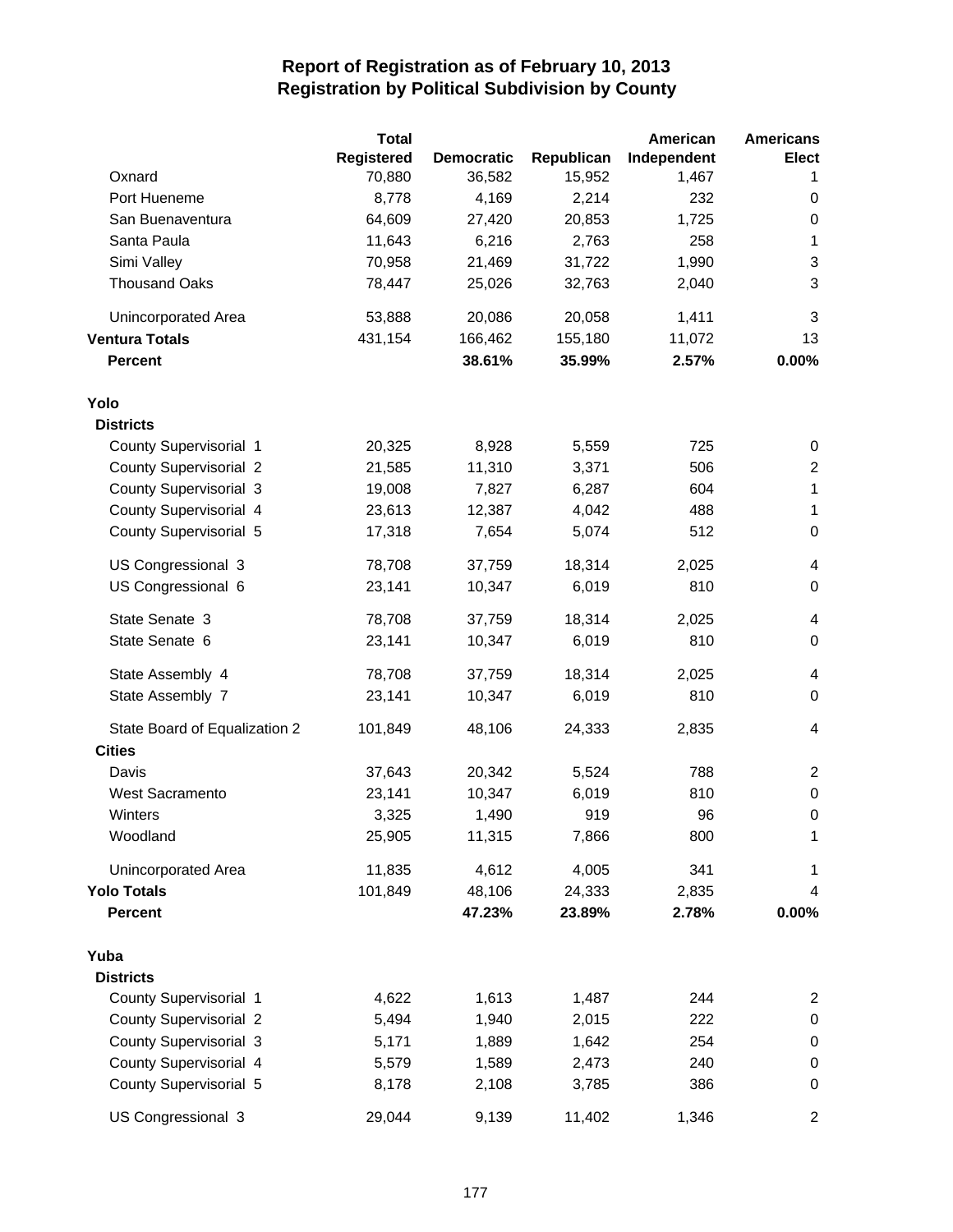# Report of Registration as of February 10, 2013
## Registration by Political Subdivision by County

| | Total Registered | Democratic | Republican | American Independent | Americans Elect |
|---|---|---|---|---|---|
| Oxnard | 70,880 | 36,582 | 15,952 | 1,467 | 1 |
| Port Hueneme | 8,778 | 4,169 | 2,214 | 232 | 0 |
| San Buenaventura | 64,609 | 27,420 | 20,853 | 1,725 | 0 |
| Santa Paula | 11,643 | 6,216 | 2,763 | 258 | 1 |
| Simi Valley | 70,958 | 21,469 | 31,722 | 1,990 | 3 |
| Thousand Oaks | 78,447 | 25,026 | 32,763 | 2,040 | 3 |
| Unincorporated Area | 53,888 | 20,086 | 20,058 | 1,411 | 3 |
| **Ventura Totals** | 431,154 | 166,462 | 155,180 | 11,072 | 13 |
| **Percent** | | **38.61%** | **35.99%** | **2.57%** | **0.00%** |
| **Yolo** | | | | | |
| **Districts** | | | | | |
| County Supervisorial 1 | 20,325 | 8,928 | 5,559 | 725 | 0 |
| County Supervisorial 2 | 21,585 | 11,310 | 3,371 | 506 | 2 |
| County Supervisorial 3 | 19,008 | 7,827 | 6,287 | 604 | 1 |
| County Supervisorial 4 | 23,613 | 12,387 | 4,042 | 488 | 1 |
| County Supervisorial 5 | 17,318 | 7,654 | 5,074 | 512 | 0 |
| US Congressional 3 | 78,708 | 37,759 | 18,314 | 2,025 | 4 |
| US Congressional 6 | 23,141 | 10,347 | 6,019 | 810 | 0 |
| State Senate 3 | 78,708 | 37,759 | 18,314 | 2,025 | 4 |
| State Senate 6 | 23,141 | 10,347 | 6,019 | 810 | 0 |
| State Assembly 4 | 78,708 | 37,759 | 18,314 | 2,025 | 4 |
| State Assembly 7 | 23,141 | 10,347 | 6,019 | 810 | 0 |
| State Board of Equalization 2 | 101,849 | 48,106 | 24,333 | 2,835 | 4 |
| **Cities** | | | | | |
| Davis | 37,643 | 20,342 | 5,524 | 788 | 2 |
| West Sacramento | 23,141 | 10,347 | 6,019 | 810 | 0 |
| Winters | 3,325 | 1,490 | 919 | 96 | 0 |
| Woodland | 25,905 | 11,315 | 7,866 | 800 | 1 |
| Unincorporated Area | 11,835 | 4,612 | 4,005 | 341 | 1 |
| **Yolo Totals** | 101,849 | 48,106 | 24,333 | 2,835 | 4 |
| **Percent** | | **47.23%** | **23.89%** | **2.78%** | **0.00%** |
| **Yuba** | | | | | |
| **Districts** | | | | | |
| County Supervisorial 1 | 4,622 | 1,613 | 1,487 | 244 | 2 |
| County Supervisorial 2 | 5,494 | 1,940 | 2,015 | 222 | 0 |
| County Supervisorial 3 | 5,171 | 1,889 | 1,642 | 254 | 0 |
| County Supervisorial 4 | 5,579 | 1,589 | 2,473 | 240 | 0 |
| County Supervisorial 5 | 8,178 | 2,108 | 3,785 | 386 | 0 |
| US Congressional 3 | 29,044 | 9,139 | 11,402 | 1,346 | 2 |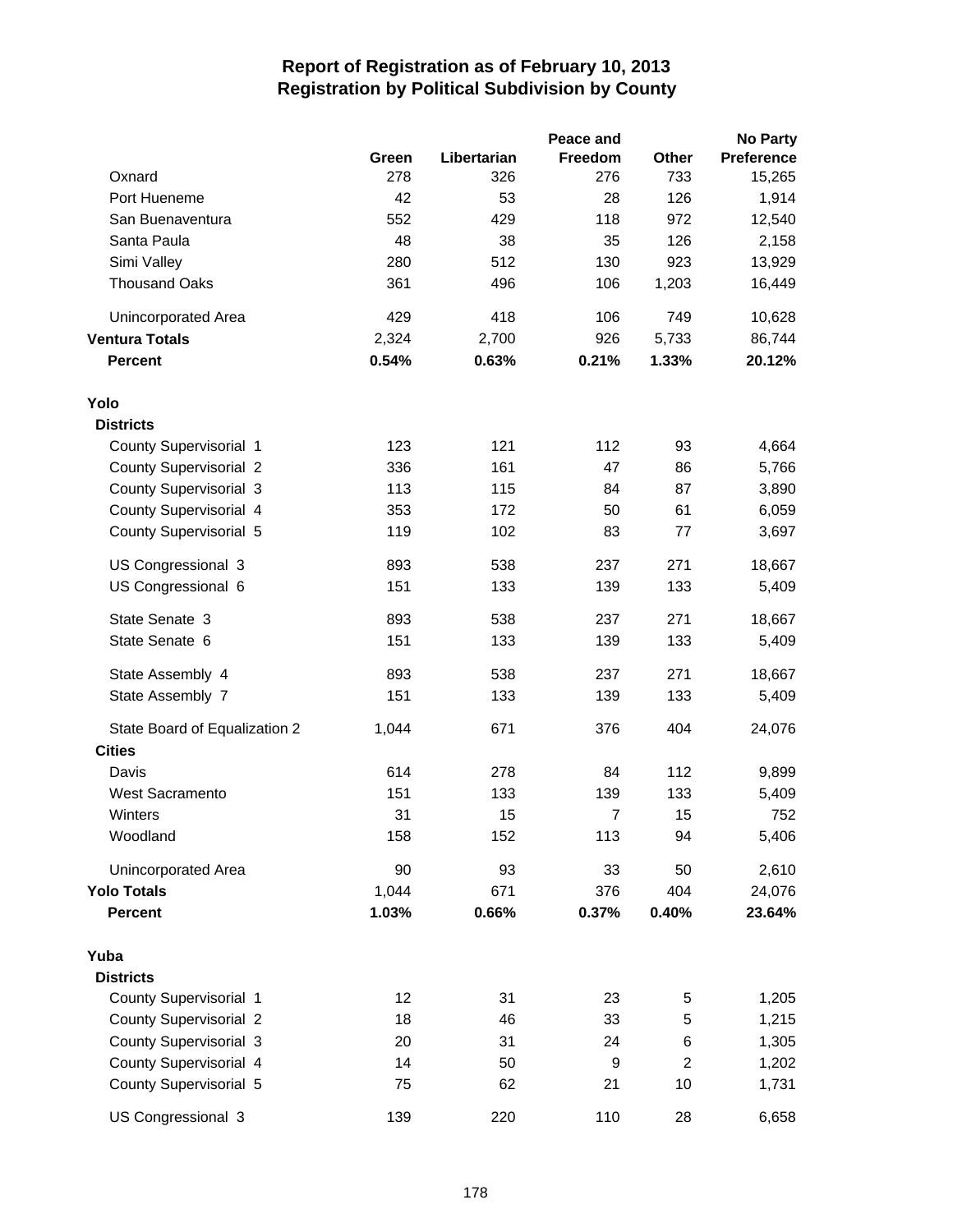# Report of Registration as of February 10, 2013
## Registration by Political Subdivision by County

| | Green | Libertarian | Peace and Freedom | Other | No Party Preference |
|---|---|---|---|---|---|
| Oxnard | 278 | 326 | 276 | 733 | 15,265 |
| Port Hueneme | 42 | 53 | 28 | 126 | 1,914 |
| San Buenaventura | 552 | 429 | 118 | 972 | 12,540 |
| Santa Paula | 48 | 38 | 35 | 126 | 2,158 |
| Simi Valley | 280 | 512 | 130 | 923 | 13,929 |
| Thousand Oaks | 361 | 496 | 106 | 1,203 | 16,449 |
| Unincorporated Area | 429 | 418 | 106 | 749 | 10,628 |
| **Ventura Totals** | 2,324 | 2,700 | 926 | 5,733 | 86,744 |
| **Percent** | **0.54%** | **0.63%** | **0.21%** | **1.33%** | **20.12%** |
| **Yolo** | | | | | |
| **Districts** | | | | | |
| County Supervisorial 1 | 123 | 121 | 112 | 93 | 4,664 |
| County Supervisorial 2 | 336 | 161 | 47 | 86 | 5,766 |
| County Supervisorial 3 | 113 | 115 | 84 | 87 | 3,890 |
| County Supervisorial 4 | 353 | 172 | 50 | 61 | 6,059 |
| County Supervisorial 5 | 119 | 102 | 83 | 77 | 3,697 |
| US Congressional 3 | 893 | 538 | 237 | 271 | 18,667 |
| US Congressional 6 | 151 | 133 | 139 | 133 | 5,409 |
| State Senate 3 | 893 | 538 | 237 | 271 | 18,667 |
| State Senate 6 | 151 | 133 | 139 | 133 | 5,409 |
| State Assembly 4 | 893 | 538 | 237 | 271 | 18,667 |
| State Assembly 7 | 151 | 133 | 139 | 133 | 5,409 |
| State Board of Equalization 2 | 1,044 | 671 | 376 | 404 | 24,076 |
| **Cities** | | | | | |
| Davis | 614 | 278 | 84 | 112 | 9,899 |
| West Sacramento | 151 | 133 | 139 | 133 | 5,409 |
| Winters | 31 | 15 | 7 | 15 | 752 |
| Woodland | 158 | 152 | 113 | 94 | 5,406 |
| Unincorporated Area | 90 | 93 | 33 | 50 | 2,610 |
| **Yolo Totals** | 1,044 | 671 | 376 | 404 | 24,076 |
| **Percent** | **1.03%** | **0.66%** | **0.37%** | **0.40%** | **23.64%** |
| **Yuba** | | | | | |
| **Districts** | | | | | |
| County Supervisorial 1 | 12 | 31 | 23 | 5 | 1,205 |
| County Supervisorial 2 | 18 | 46 | 33 | 5 | 1,215 |
| County Supervisorial 3 | 20 | 31 | 24 | 6 | 1,305 |
| County Supervisorial 4 | 14 | 50 | 9 | 2 | 1,202 |
| County Supervisorial 5 | 75 | 62 | 21 | 10 | 1,731 |
| US Congressional 3 | 139 | 220 | 110 | 28 | 6,658 |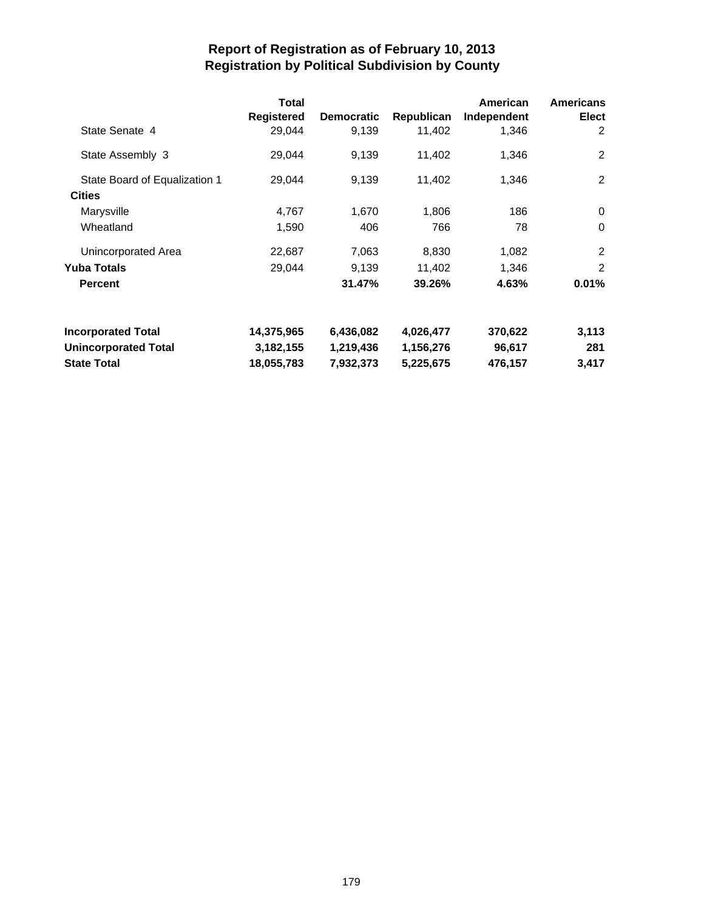# Report of Registration as of February 10, 2013
## Registration by Political Subdivision by County

| | Total Registered | Democratic | Republican | American Independent | Americans Elect |
|---|---|---|---|---|---|
| State Senate 4 | 29,044 | 9,139 | 11,402 | 1,346 | 2 |
| State Assembly 3 | 29,044 | 9,139 | 11,402 | 1,346 | 2 |
| State Board of Equalization 1 | 29,044 | 9,139 | 11,402 | 1,346 | 2 |
| **Cities** | | | | | |
| Marysville | 4,767 | 1,670 | 1,806 | 186 | 0 |
| Wheatland | 1,590 | 406 | 766 | 78 | 0 |
| Unincorporated Area | 22,687 | 7,063 | 8,830 | 1,082 | 2 |
| **Yuba Totals** | 29,044 | 9,139 | 11,402 | 1,346 | 2 |
| **Percent** | | **31.47%** | **39.26%** | **4.63%** | **0.01%** |
| | | | | | |
| **Incorporated Total** | **14,375,965** | **6,436,082** | **4,026,477** | **370,622** | **3,113** |
| **Unincorporated Total** | **3,182,155** | **1,219,436** | **1,156,276** | **96,617** | **281** |
| **State Total** | **18,055,783** | **7,932,373** | **5,225,675** | **476,157** | **3,417** |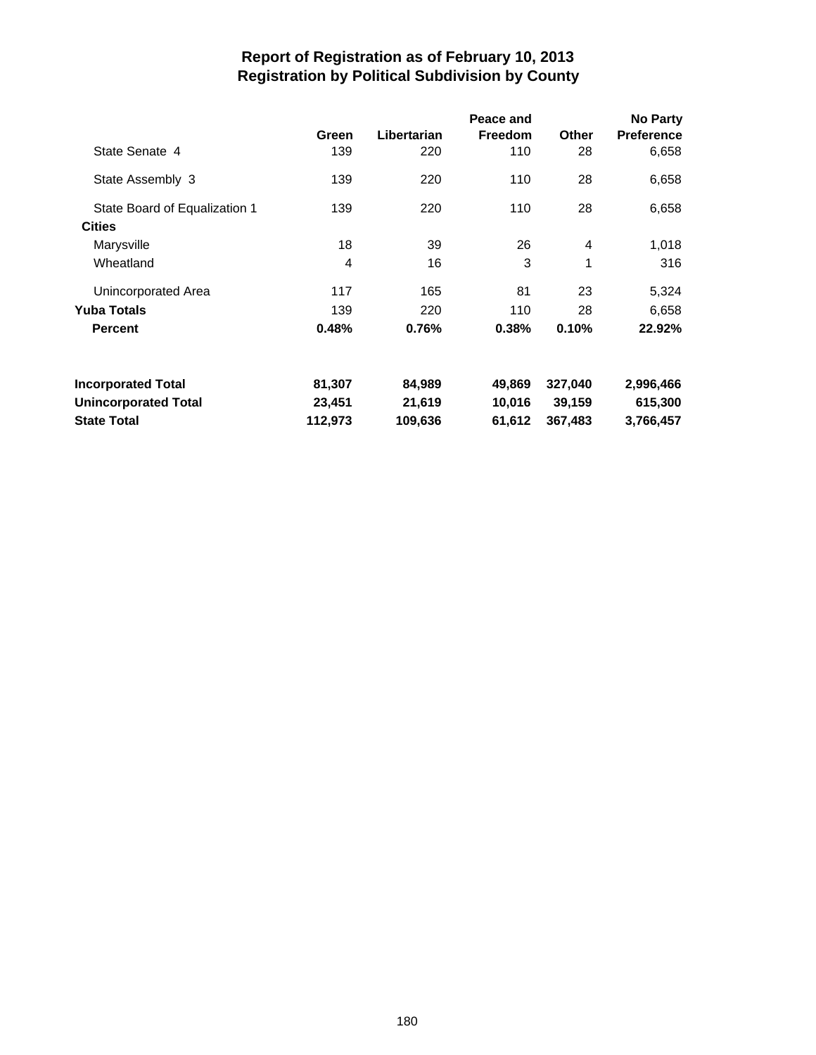# Report of Registration as of February 10, 2013
## Registration by Political Subdivision by County

| | Green | Libertarian | Peace and Freedom | Other | No Party Preference |
|---|---|---|---|---|---|
| State Senate 4 | 139 | 220 | 110 | 28 | 6,658 |
| State Assembly 3 | 139 | 220 | 110 | 28 | 6,658 |
| State Board of Equalization 1 | 139 | 220 | 110 | 28 | 6,658 |
| **Cities** | | | | | |
| Marysville | 18 | 39 | 26 | 4 | 1,018 |
| Wheatland | 4 | 16 | 3 | 1 | 316 |
| Unincorporated Area | 117 | 165 | 81 | 23 | 5,324 |
| **Yuba Totals** | 139 | 220 | 110 | 28 | 6,658 |
| **Percent** | **0.48%** | **0.76%** | **0.38%** | **0.10%** | **22.92%** |
| **Incorporated Total** | **81,307** | **84,989** | **49,869** | **327,040** | **2,996,466** |
| **Unincorporated Total** | **23,451** | **21,619** | **10,016** | **39,159** | **615,300** |
| **State Total** | **112,973** | **109,636** | **61,612** | **367,483** | **3,766,457** |